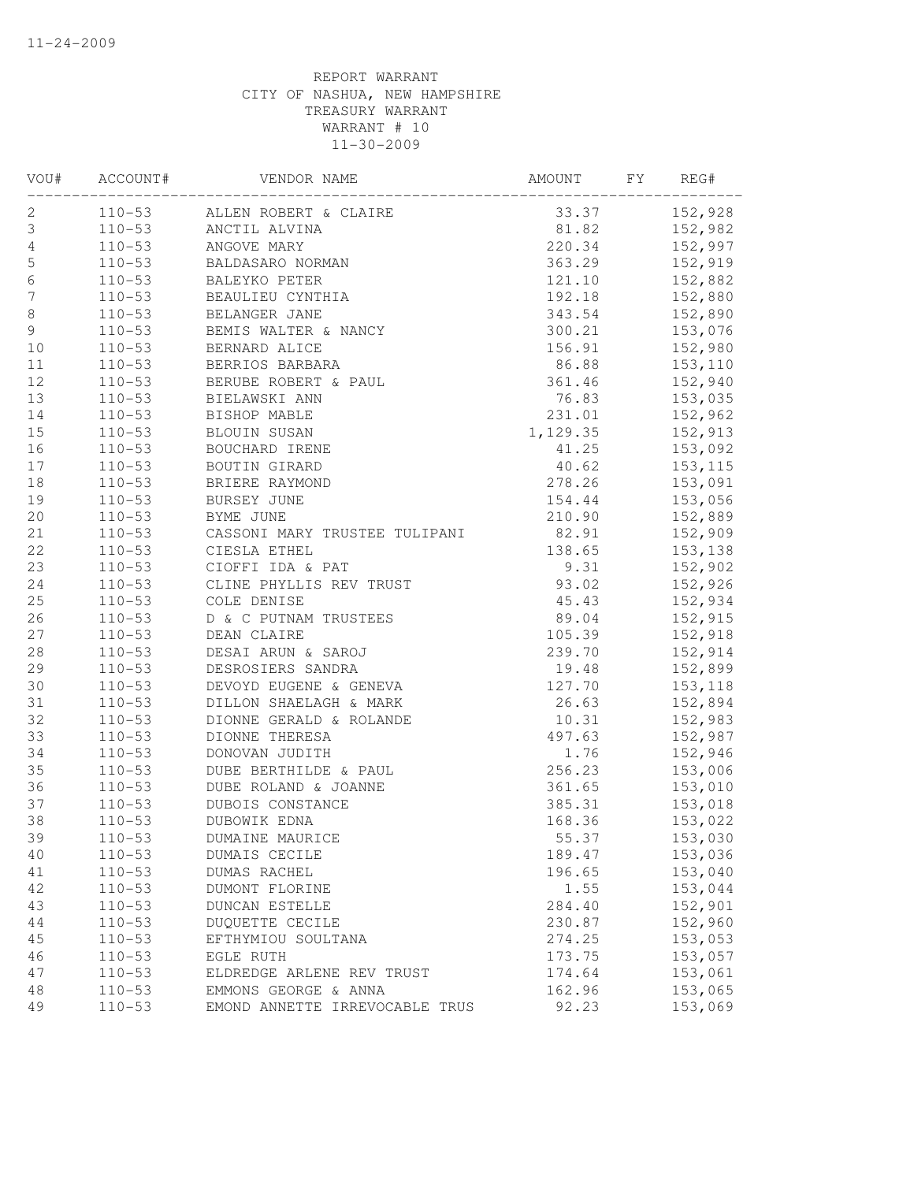11-24-2009

REPORT WARRANT
CITY OF NASHUA, NEW HAMPSHIRE
TREASURY WARRANT
WARRANT # 10
11-30-2009

| VOU# | ACCOUNT# | VENDOR NAME | AMOUNT | FY | REG# |
|---|---|---|---|---|---|
| 2 | 110-53 | ALLEN ROBERT & CLAIRE | 33.37 | | 152,928 |
| 3 | 110-53 | ANCTIL ALVINA | 81.82 | | 152,982 |
| 4 | 110-53 | ANGOVE MARY | 220.34 | | 152,997 |
| 5 | 110-53 | BALDASARO NORMAN | 363.29 | | 152,919 |
| 6 | 110-53 | BALEYKO PETER | 121.10 | | 152,882 |
| 7 | 110-53 | BEAULIEU CYNTHIA | 192.18 | | 152,880 |
| 8 | 110-53 | BELANGER JANE | 343.54 | | 152,890 |
| 9 | 110-53 | BEMIS WALTER & NANCY | 300.21 | | 153,076 |
| 10 | 110-53 | BERNARD ALICE | 156.91 | | 152,980 |
| 11 | 110-53 | BERRIOS BARBARA | 86.88 | | 153,110 |
| 12 | 110-53 | BERUBE ROBERT & PAUL | 361.46 | | 152,940 |
| 13 | 110-53 | BIELAWSKI ANN | 76.83 | | 153,035 |
| 14 | 110-53 | BISHOP MABLE | 231.01 | | 152,962 |
| 15 | 110-53 | BLOUIN SUSAN | 1,129.35 | | 152,913 |
| 16 | 110-53 | BOUCHARD IRENE | 41.25 | | 153,092 |
| 17 | 110-53 | BOUTIN GIRARD | 40.62 | | 153,115 |
| 18 | 110-53 | BRIERE RAYMOND | 278.26 | | 153,091 |
| 19 | 110-53 | BURSEY JUNE | 154.44 | | 153,056 |
| 20 | 110-53 | BYME JUNE | 210.90 | | 152,889 |
| 21 | 110-53 | CASSONI MARY TRUSTEE TULIPANI | 82.91 | | 152,909 |
| 22 | 110-53 | CIESLA ETHEL | 138.65 | | 153,138 |
| 23 | 110-53 | CIOFFI IDA & PAT | 9.31 | | 152,902 |
| 24 | 110-53 | CLINE PHYLLIS REV TRUST | 93.02 | | 152,926 |
| 25 | 110-53 | COLE DENISE | 45.43 | | 152,934 |
| 26 | 110-53 | D & C PUTNAM TRUSTEES | 89.04 | | 152,915 |
| 27 | 110-53 | DEAN CLAIRE | 105.39 | | 152,918 |
| 28 | 110-53 | DESAI ARUN & SAROJ | 239.70 | | 152,914 |
| 29 | 110-53 | DESROSIERS SANDRA | 19.48 | | 152,899 |
| 30 | 110-53 | DEVOYD EUGENE & GENEVA | 127.70 | | 153,118 |
| 31 | 110-53 | DILLON SHAELAGH & MARK | 26.63 | | 152,894 |
| 32 | 110-53 | DIONNE GERALD & ROLANDE | 10.31 | | 152,983 |
| 33 | 110-53 | DIONNE THERESA | 497.63 | | 152,987 |
| 34 | 110-53 | DONOVAN JUDITH | 1.76 | | 152,946 |
| 35 | 110-53 | DUBE BERTHILDE & PAUL | 256.23 | | 153,006 |
| 36 | 110-53 | DUBE ROLAND & JOANNE | 361.65 | | 153,010 |
| 37 | 110-53 | DUBOIS CONSTANCE | 385.31 | | 153,018 |
| 38 | 110-53 | DUBOWIK EDNA | 168.36 | | 153,022 |
| 39 | 110-53 | DUMAINE MAURICE | 55.37 | | 153,030 |
| 40 | 110-53 | DUMAIS CECILE | 189.47 | | 153,036 |
| 41 | 110-53 | DUMAS RACHEL | 196.65 | | 153,040 |
| 42 | 110-53 | DUMONT FLORINE | 1.55 | | 153,044 |
| 43 | 110-53 | DUNCAN ESTELLE | 284.40 | | 152,901 |
| 44 | 110-53 | DUQUETTE CECILE | 230.87 | | 152,960 |
| 45 | 110-53 | EFTHYMIOU SOULTANA | 274.25 | | 153,053 |
| 46 | 110-53 | EGLE RUTH | 173.75 | | 153,057 |
| 47 | 110-53 | ELDREDGE ARLENE REV TRUST | 174.64 | | 153,061 |
| 48 | 110-53 | EMMONS GEORGE & ANNA | 162.96 | | 153,065 |
| 49 | 110-53 | EMOND ANNETTE IRREVOCABLE TRUS | 92.23 | | 153,069 |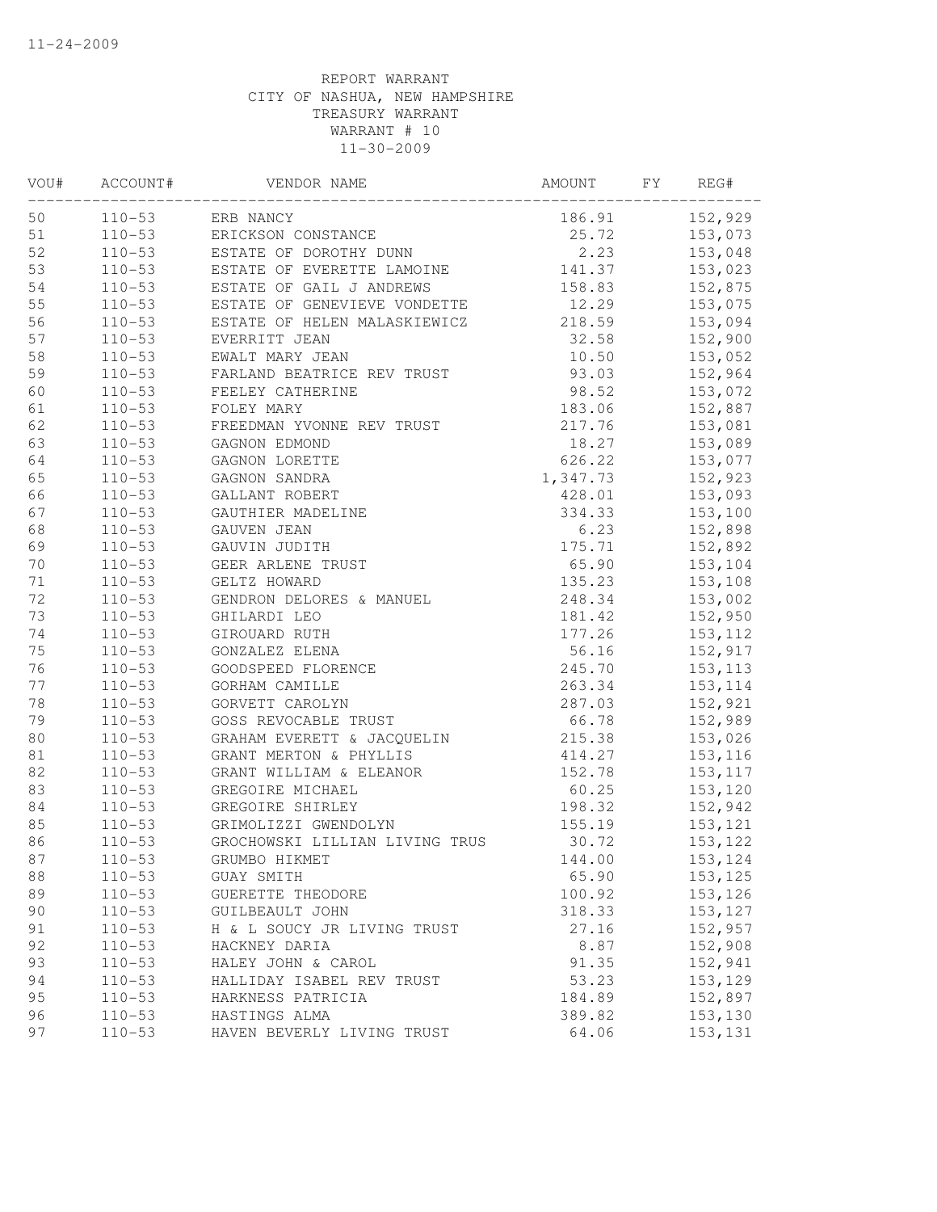REPORT WARRANT
CITY OF NASHUA, NEW HAMPSHIRE
TREASURY WARRANT
WARRANT # 10
11-30-2009

| VOU# | ACCOUNT# | VENDOR NAME | AMOUNT | FY | REG# |
|---|---|---|---|---|---|
| 50 | 110-53 | ERB NANCY | 186.91 | | 152,929 |
| 51 | 110-53 | ERICKSON CONSTANCE | 25.72 | | 153,073 |
| 52 | 110-53 | ESTATE OF DOROTHY DUNN | 2.23 | | 153,048 |
| 53 | 110-53 | ESTATE OF EVERETTE LAMOINE | 141.37 | | 153,023 |
| 54 | 110-53 | ESTATE OF GAIL J ANDREWS | 158.83 | | 152,875 |
| 55 | 110-53 | ESTATE OF GENEVIEVE VONDETTE | 12.29 | | 153,075 |
| 56 | 110-53 | ESTATE OF HELEN MALASKIEWICZ | 218.59 | | 153,094 |
| 57 | 110-53 | EVERRITT JEAN | 32.58 | | 152,900 |
| 58 | 110-53 | EWALT MARY JEAN | 10.50 | | 153,052 |
| 59 | 110-53 | FARLAND BEATRICE REV TRUST | 93.03 | | 152,964 |
| 60 | 110-53 | FEELEY CATHERINE | 98.52 | | 153,072 |
| 61 | 110-53 | FOLEY MARY | 183.06 | | 152,887 |
| 62 | 110-53 | FREEDMAN YVONNE REV TRUST | 217.76 | | 153,081 |
| 63 | 110-53 | GAGNON EDMOND | 18.27 | | 153,089 |
| 64 | 110-53 | GAGNON LORETTE | 626.22 | | 153,077 |
| 65 | 110-53 | GAGNON SANDRA | 1,347.73 | | 152,923 |
| 66 | 110-53 | GALLANT ROBERT | 428.01 | | 153,093 |
| 67 | 110-53 | GAUTHIER MADELINE | 334.33 | | 153,100 |
| 68 | 110-53 | GAUVEN JEAN | 6.23 | | 152,898 |
| 69 | 110-53 | GAUVIN JUDITH | 175.71 | | 152,892 |
| 70 | 110-53 | GEER ARLENE TRUST | 65.90 | | 153,104 |
| 71 | 110-53 | GELTZ HOWARD | 135.23 | | 153,108 |
| 72 | 110-53 | GENDRON DELORES & MANUEL | 248.34 | | 153,002 |
| 73 | 110-53 | GHILARDI LEO | 181.42 | | 152,950 |
| 74 | 110-53 | GIROUARD RUTH | 177.26 | | 153,112 |
| 75 | 110-53 | GONZALEZ ELENA | 56.16 | | 152,917 |
| 76 | 110-53 | GOODSPEED FLORENCE | 245.70 | | 153,113 |
| 77 | 110-53 | GORHAM CAMILLE | 263.34 | | 153,114 |
| 78 | 110-53 | GORVETT CAROLYN | 287.03 | | 152,921 |
| 79 | 110-53 | GOSS REVOCABLE TRUST | 66.78 | | 152,989 |
| 80 | 110-53 | GRAHAM EVERETT & JACQUELIN | 215.38 | | 153,026 |
| 81 | 110-53 | GRANT MERTON & PHYLLIS | 414.27 | | 153,116 |
| 82 | 110-53 | GRANT WILLIAM & ELEANOR | 152.78 | | 153,117 |
| 83 | 110-53 | GREGOIRE MICHAEL | 60.25 | | 153,120 |
| 84 | 110-53 | GREGOIRE SHIRLEY | 198.32 | | 152,942 |
| 85 | 110-53 | GRIMOLIZZI GWENDOLYN | 155.19 | | 153,121 |
| 86 | 110-53 | GROCHOWSKI LILLIAN LIVING TRUS | 30.72 | | 153,122 |
| 87 | 110-53 | GRUMBO HIKMET | 144.00 | | 153,124 |
| 88 | 110-53 | GUAY SMITH | 65.90 | | 153,125 |
| 89 | 110-53 | GUERETTE THEODORE | 100.92 | | 153,126 |
| 90 | 110-53 | GUILBEAULT JOHN | 318.33 | | 153,127 |
| 91 | 110-53 | H & L SOUCY JR LIVING TRUST | 27.16 | | 152,957 |
| 92 | 110-53 | HACKNEY DARIA | 8.87 | | 152,908 |
| 93 | 110-53 | HALEY JOHN & CAROL | 91.35 | | 152,941 |
| 94 | 110-53 | HALLIDAY ISABEL REV TRUST | 53.23 | | 153,129 |
| 95 | 110-53 | HARKNESS PATRICIA | 184.89 | | 152,897 |
| 96 | 110-53 | HASTINGS ALMA | 389.82 | | 153,130 |
| 97 | 110-53 | HAVEN BEVERLY LIVING TRUST | 64.06 | | 153,131 |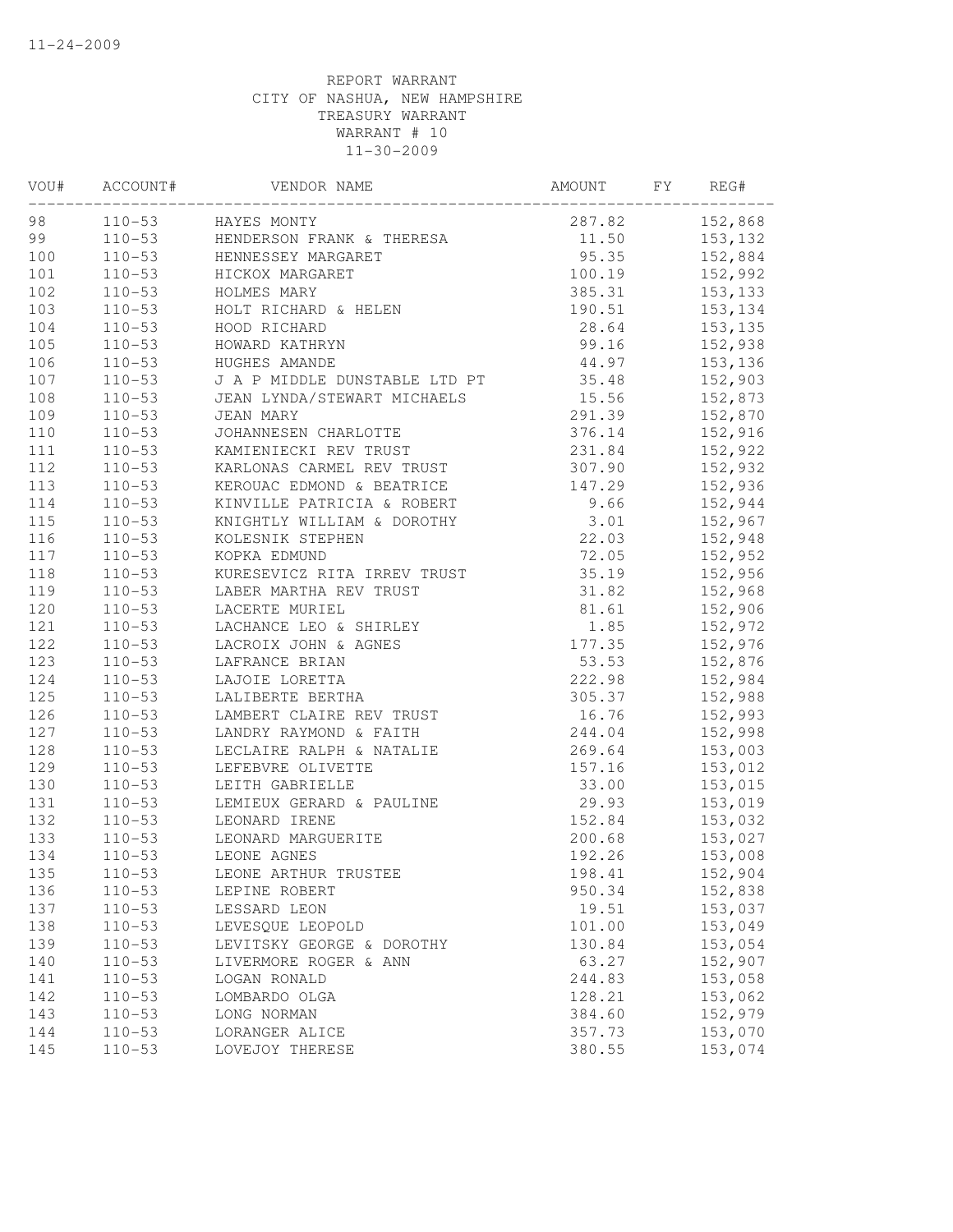11-24-2009

REPORT WARRANT
CITY OF NASHUA, NEW HAMPSHIRE
TREASURY WARRANT
WARRANT # 10
11-30-2009

| VOU# | ACCOUNT# | VENDOR NAME | AMOUNT | FY | REG# |
|---|---|---|---|---|---|
| 98 | 110-53 | HAYES MONTY | 287.82 | | 152,868 |
| 99 | 110-53 | HENDERSON FRANK & THERESA | 11.50 | | 153,132 |
| 100 | 110-53 | HENNESSEY MARGARET | 95.35 | | 152,884 |
| 101 | 110-53 | HICKOX MARGARET | 100.19 | | 152,992 |
| 102 | 110-53 | HOLMES MARY | 385.31 | | 153,133 |
| 103 | 110-53 | HOLT RICHARD & HELEN | 190.51 | | 153,134 |
| 104 | 110-53 | HOOD RICHARD | 28.64 | | 153,135 |
| 105 | 110-53 | HOWARD KATHRYN | 99.16 | | 152,938 |
| 106 | 110-53 | HUGHES AMANDE | 44.97 | | 153,136 |
| 107 | 110-53 | J A P MIDDLE DUNSTABLE LTD PT | 35.48 | | 152,903 |
| 108 | 110-53 | JEAN LYNDA/STEWART MICHAELS | 15.56 | | 152,873 |
| 109 | 110-53 | JEAN MARY | 291.39 | | 152,870 |
| 110 | 110-53 | JOHANNESEN CHARLOTTE | 376.14 | | 152,916 |
| 111 | 110-53 | KAMIENIECKI REV TRUST | 231.84 | | 152,922 |
| 112 | 110-53 | KARLONAS CARMEL REV TRUST | 307.90 | | 152,932 |
| 113 | 110-53 | KEROUAC EDMOND & BEATRICE | 147.29 | | 152,936 |
| 114 | 110-53 | KINVILLE PATRICIA & ROBERT | 9.66 | | 152,944 |
| 115 | 110-53 | KNIGHTLY WILLIAM & DOROTHY | 3.01 | | 152,967 |
| 116 | 110-53 | KOLESNIK STEPHEN | 22.03 | | 152,948 |
| 117 | 110-53 | KOPKA EDMUND | 72.05 | | 152,952 |
| 118 | 110-53 | KURESEVICZ RITA IRREV TRUST | 35.19 | | 152,956 |
| 119 | 110-53 | LABER MARTHA REV TRUST | 31.82 | | 152,968 |
| 120 | 110-53 | LACERTE MURIEL | 81.61 | | 152,906 |
| 121 | 110-53 | LACHANCE LEO & SHIRLEY | 1.85 | | 152,972 |
| 122 | 110-53 | LACROIX JOHN & AGNES | 177.35 | | 152,976 |
| 123 | 110-53 | LAFRANCE BRIAN | 53.53 | | 152,876 |
| 124 | 110-53 | LAJOIE LORETTA | 222.98 | | 152,984 |
| 125 | 110-53 | LALIBERTE BERTHA | 305.37 | | 152,988 |
| 126 | 110-53 | LAMBERT CLAIRE REV TRUST | 16.76 | | 152,993 |
| 127 | 110-53 | LANDRY RAYMOND & FAITH | 244.04 | | 152,998 |
| 128 | 110-53 | LECLAIRE RALPH & NATALIE | 269.64 | | 153,003 |
| 129 | 110-53 | LEFEBVRE OLIVETTE | 157.16 | | 153,012 |
| 130 | 110-53 | LEITH GABRIELLE | 33.00 | | 153,015 |
| 131 | 110-53 | LEMIEUX GERARD & PAULINE | 29.93 | | 153,019 |
| 132 | 110-53 | LEONARD IRENE | 152.84 | | 153,032 |
| 133 | 110-53 | LEONARD MARGUERITE | 200.68 | | 153,027 |
| 134 | 110-53 | LEONE AGNES | 192.26 | | 153,008 |
| 135 | 110-53 | LEONE ARTHUR TRUSTEE | 198.41 | | 152,904 |
| 136 | 110-53 | LEPINE ROBERT | 950.34 | | 152,838 |
| 137 | 110-53 | LESSARD LEON | 19.51 | | 153,037 |
| 138 | 110-53 | LEVESQUE LEOPOLD | 101.00 | | 153,049 |
| 139 | 110-53 | LEVITSKY GEORGE & DOROTHY | 130.84 | | 153,054 |
| 140 | 110-53 | LIVERMORE ROGER & ANN | 63.27 | | 152,907 |
| 141 | 110-53 | LOGAN RONALD | 244.83 | | 153,058 |
| 142 | 110-53 | LOMBARDO OLGA | 128.21 | | 153,062 |
| 143 | 110-53 | LONG NORMAN | 384.60 | | 152,979 |
| 144 | 110-53 | LORANGER ALICE | 357.73 | | 153,070 |
| 145 | 110-53 | LOVEJOY THERESE | 380.55 | | 153,074 |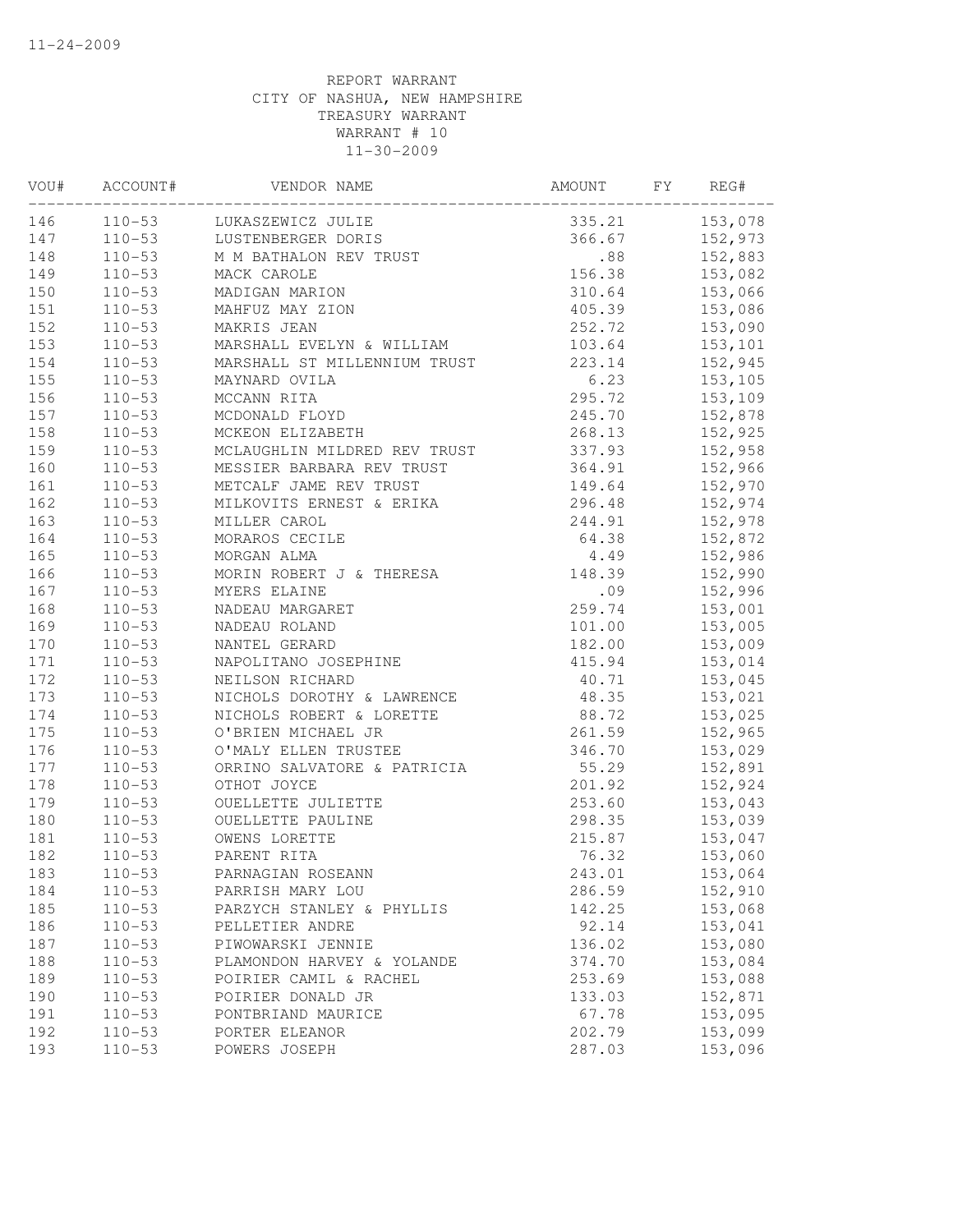11-24-2009

REPORT WARRANT
CITY OF NASHUA, NEW HAMPSHIRE
TREASURY WARRANT
WARRANT # 10
11-30-2009

| VOU# | ACCOUNT# | VENDOR NAME | AMOUNT | FY | REG# |
|---|---|---|---|---|---|
| 146 | 110-53 | LUKASZEWICZ JULIE | 335.21 | | 153,078 |
| 147 | 110-53 | LUSTENBERGER DORIS | 366.67 | | 152,973 |
| 148 | 110-53 | M M BATHALON REV TRUST | .88 | | 152,883 |
| 149 | 110-53 | MACK CAROLE | 156.38 | | 153,082 |
| 150 | 110-53 | MADIGAN MARION | 310.64 | | 153,066 |
| 151 | 110-53 | MAHFUZ MAY ZION | 405.39 | | 153,086 |
| 152 | 110-53 | MAKRIS JEAN | 252.72 | | 153,090 |
| 153 | 110-53 | MARSHALL EVELYN & WILLIAM | 103.64 | | 153,101 |
| 154 | 110-53 | MARSHALL ST MILLENNIUM TRUST | 223.14 | | 152,945 |
| 155 | 110-53 | MAYNARD OVILA | 6.23 | | 153,105 |
| 156 | 110-53 | MCCANN RITA | 295.72 | | 153,109 |
| 157 | 110-53 | MCDONALD FLOYD | 245.70 | | 152,878 |
| 158 | 110-53 | MCKEON ELIZABETH | 268.13 | | 152,925 |
| 159 | 110-53 | MCLAUGHLIN MILDRED REV TRUST | 337.93 | | 152,958 |
| 160 | 110-53 | MESSIER BARBARA REV TRUST | 364.91 | | 152,966 |
| 161 | 110-53 | METCALF JAME REV TRUST | 149.64 | | 152,970 |
| 162 | 110-53 | MILKOVITS ERNEST & ERIKA | 296.48 | | 152,974 |
| 163 | 110-53 | MILLER CAROL | 244.91 | | 152,978 |
| 164 | 110-53 | MORAROS CECILE | 64.38 | | 152,872 |
| 165 | 110-53 | MORGAN ALMA | 4.49 | | 152,986 |
| 166 | 110-53 | MORIN ROBERT J & THERESA | 148.39 | | 152,990 |
| 167 | 110-53 | MYERS ELAINE | .09 | | 152,996 |
| 168 | 110-53 | NADEAU MARGARET | 259.74 | | 153,001 |
| 169 | 110-53 | NADEAU ROLAND | 101.00 | | 153,005 |
| 170 | 110-53 | NANTEL GERARD | 182.00 | | 153,009 |
| 171 | 110-53 | NAPOLITANO JOSEPHINE | 415.94 | | 153,014 |
| 172 | 110-53 | NEILSON RICHARD | 40.71 | | 153,045 |
| 173 | 110-53 | NICHOLS DOROTHY & LAWRENCE | 48.35 | | 153,021 |
| 174 | 110-53 | NICHOLS ROBERT & LORETTE | 88.72 | | 153,025 |
| 175 | 110-53 | O'BRIEN MICHAEL JR | 261.59 | | 152,965 |
| 176 | 110-53 | O'MALY ELLEN TRUSTEE | 346.70 | | 153,029 |
| 177 | 110-53 | ORRINO SALVATORE & PATRICIA | 55.29 | | 152,891 |
| 178 | 110-53 | OTHOT JOYCE | 201.92 | | 152,924 |
| 179 | 110-53 | OUELLETTE JULIETTE | 253.60 | | 153,043 |
| 180 | 110-53 | OUELLETTE PAULINE | 298.35 | | 153,039 |
| 181 | 110-53 | OWENS LORETTE | 215.87 | | 153,047 |
| 182 | 110-53 | PARENT RITA | 76.32 | | 153,060 |
| 183 | 110-53 | PARNAGIAN ROSEANN | 243.01 | | 153,064 |
| 184 | 110-53 | PARRISH MARY LOU | 286.59 | | 152,910 |
| 185 | 110-53 | PARZYCH STANLEY & PHYLLIS | 142.25 | | 153,068 |
| 186 | 110-53 | PELLETIER ANDRE | 92.14 | | 153,041 |
| 187 | 110-53 | PIWOWARSKI JENNIE | 136.02 | | 153,080 |
| 188 | 110-53 | PLAMONDON HARVEY & YOLANDE | 374.70 | | 153,084 |
| 189 | 110-53 | POIRIER CAMIL & RACHEL | 253.69 | | 153,088 |
| 190 | 110-53 | POIRIER DONALD JR | 133.03 | | 152,871 |
| 191 | 110-53 | PONTBRIAND MAURICE | 67.78 | | 153,095 |
| 192 | 110-53 | PORTER ELEANOR | 202.79 | | 153,099 |
| 193 | 110-53 | POWERS JOSEPH | 287.03 | | 153,096 |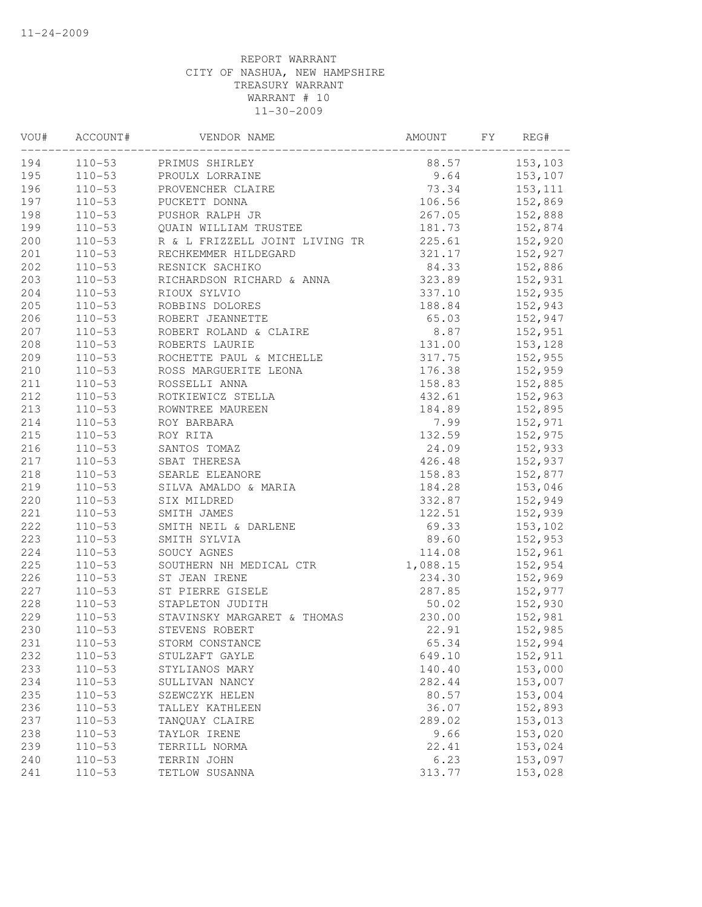11-24-2009

REPORT WARRANT
CITY OF NASHUA, NEW HAMPSHIRE
TREASURY WARRANT
WARRANT # 10
11-30-2009

| VOU# | ACCOUNT# | VENDOR NAME | AMOUNT | FY | REG# |
|---|---|---|---|---|---|
| 194 | 110-53 | PRIMUS SHIRLEY | 88.57 | | 153,103 |
| 195 | 110-53 | PROULX LORRAINE | 9.64 | | 153,107 |
| 196 | 110-53 | PROVENCHER CLAIRE | 73.34 | | 153,111 |
| 197 | 110-53 | PUCKETT DONNA | 106.56 | | 152,869 |
| 198 | 110-53 | PUSHOR RALPH JR | 267.05 | | 152,888 |
| 199 | 110-53 | QUAIN WILLIAM TRUSTEE | 181.73 | | 152,874 |
| 200 | 110-53 | R & L FRIZZELL JOINT LIVING TR | 225.61 | | 152,920 |
| 201 | 110-53 | RECHKEMMER HILDEGARD | 321.17 | | 152,927 |
| 202 | 110-53 | RESNICK SACHIKO | 84.33 | | 152,886 |
| 203 | 110-53 | RICHARDSON RICHARD & ANNA | 323.89 | | 152,931 |
| 204 | 110-53 | RIOUX SYLVIO | 337.10 | | 152,935 |
| 205 | 110-53 | ROBBINS DOLORES | 188.84 | | 152,943 |
| 206 | 110-53 | ROBERT JEANNETTE | 65.03 | | 152,947 |
| 207 | 110-53 | ROBERT ROLAND & CLAIRE | 8.87 | | 152,951 |
| 208 | 110-53 | ROBERTS LAURIE | 131.00 | | 153,128 |
| 209 | 110-53 | ROCHETTE PAUL & MICHELLE | 317.75 | | 152,955 |
| 210 | 110-53 | ROSS MARGUERITE LEONA | 176.38 | | 152,959 |
| 211 | 110-53 | ROSSELLI ANNA | 158.83 | | 152,885 |
| 212 | 110-53 | ROTKIEWICZ STELLA | 432.61 | | 152,963 |
| 213 | 110-53 | ROWNTREE MAUREEN | 184.89 | | 152,895 |
| 214 | 110-53 | ROY BARBARA | 7.99 | | 152,971 |
| 215 | 110-53 | ROY RITA | 132.59 | | 152,975 |
| 216 | 110-53 | SANTOS TOMAZ | 24.09 | | 152,933 |
| 217 | 110-53 | SBAT THERESA | 426.48 | | 152,937 |
| 218 | 110-53 | SEARLE ELEANORE | 158.83 | | 152,877 |
| 219 | 110-53 | SILVA AMALDO & MARIA | 184.28 | | 153,046 |
| 220 | 110-53 | SIX MILDRED | 332.87 | | 152,949 |
| 221 | 110-53 | SMITH JAMES | 122.51 | | 152,939 |
| 222 | 110-53 | SMITH NEIL & DARLENE | 69.33 | | 153,102 |
| 223 | 110-53 | SMITH SYLVIA | 89.60 | | 152,953 |
| 224 | 110-53 | SOUCY AGNES | 114.08 | | 152,961 |
| 225 | 110-53 | SOUTHERN NH MEDICAL CTR | 1,088.15 | | 152,954 |
| 226 | 110-53 | ST JEAN IRENE | 234.30 | | 152,969 |
| 227 | 110-53 | ST PIERRE GISELE | 287.85 | | 152,977 |
| 228 | 110-53 | STAPLETON JUDITH | 50.02 | | 152,930 |
| 229 | 110-53 | STAVINSKY MARGARET & THOMAS | 230.00 | | 152,981 |
| 230 | 110-53 | STEVENS ROBERT | 22.91 | | 152,985 |
| 231 | 110-53 | STORM CONSTANCE | 65.34 | | 152,994 |
| 232 | 110-53 | STULZAFT GAYLE | 649.10 | | 152,911 |
| 233 | 110-53 | STYLIANOS MARY | 140.40 | | 153,000 |
| 234 | 110-53 | SULLIVAN NANCY | 282.44 | | 153,007 |
| 235 | 110-53 | SZEWCZYK HELEN | 80.57 | | 153,004 |
| 236 | 110-53 | TALLEY KATHLEEN | 36.07 | | 152,893 |
| 237 | 110-53 | TANQUAY CLAIRE | 289.02 | | 153,013 |
| 238 | 110-53 | TAYLOR IRENE | 9.66 | | 153,020 |
| 239 | 110-53 | TERRILL NORMA | 22.41 | | 153,024 |
| 240 | 110-53 | TERRIN JOHN | 6.23 | | 153,097 |
| 241 | 110-53 | TETLOW SUSANNA | 313.77 | | 153,028 |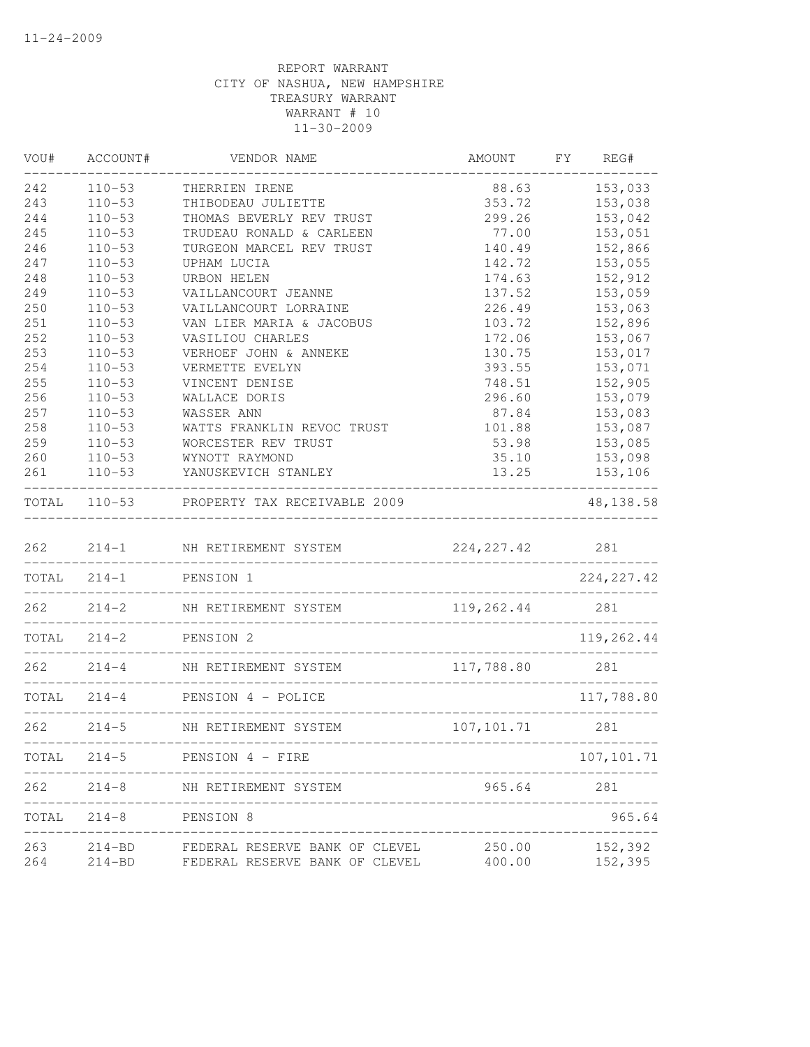11-24-2009

REPORT WARRANT
CITY OF NASHUA, NEW HAMPSHIRE
TREASURY WARRANT
WARRANT # 10
11-30-2009

| VOU# | ACCOUNT# | VENDOR NAME | AMOUNT | FY | REG# |
|---|---|---|---|---|---|
| 242 | 110-53 | THERRIEN IRENE | 88.63 | | 153,033 |
| 243 | 110-53 | THIBODEAU JULIETTE | 353.72 | | 153,038 |
| 244 | 110-53 | THOMAS BEVERLY REV TRUST | 299.26 | | 153,042 |
| 245 | 110-53 | TRUDEAU RONALD & CARLEEN | 77.00 | | 153,051 |
| 246 | 110-53 | TURGEON MARCEL REV TRUST | 140.49 | | 152,866 |
| 247 | 110-53 | UPHAM LUCIA | 142.72 | | 153,055 |
| 248 | 110-53 | URBON HELEN | 174.63 | | 152,912 |
| 249 | 110-53 | VAILLANCOURT JEANNE | 137.52 | | 153,059 |
| 250 | 110-53 | VAILLANCOURT LORRAINE | 226.49 | | 153,063 |
| 251 | 110-53 | VAN LIER MARIA & JACOBUS | 103.72 | | 152,896 |
| 252 | 110-53 | VASILIOU CHARLES | 172.06 | | 153,067 |
| 253 | 110-53 | VERHOEF JOHN & ANNEKE | 130.75 | | 153,017 |
| 254 | 110-53 | VERMETTE EVELYN | 393.55 | | 153,071 |
| 255 | 110-53 | VINCENT DENISE | 748.51 | | 152,905 |
| 256 | 110-53 | WALLACE DORIS | 296.60 | | 153,079 |
| 257 | 110-53 | WASSER ANN | 87.84 | | 153,083 |
| 258 | 110-53 | WATTS FRANKLIN REVOC TRUST | 101.88 | | 153,087 |
| 259 | 110-53 | WORCESTER REV TRUST | 53.98 | | 153,085 |
| 260 | 110-53 | WYNOTT RAYMOND | 35.10 | | 153,098 |
| 261 | 110-53 | YANUSKEVICH STANLEY | 13.25 | | 153,106 |
| TOTAL | 110-53 | PROPERTY TAX RECEIVABLE 2009 | | | 48,138.58 |
| 262 | 214-1 | NH RETIREMENT SYSTEM | 224,227.42 | | 281 |
| TOTAL | 214-1 | PENSION 1 | | | 224,227.42 |
| 262 | 214-2 | NH RETIREMENT SYSTEM | 119,262.44 | | 281 |
| TOTAL | 214-2 | PENSION 2 | | | 119,262.44 |
| 262 | 214-4 | NH RETIREMENT SYSTEM | 117,788.80 | | 281 |
| TOTAL | 214-4 | PENSION 4 - POLICE | | | 117,788.80 |
| 262 | 214-5 | NH RETIREMENT SYSTEM | 107,101.71 | | 281 |
| TOTAL | 214-5 | PENSION 4 - FIRE | | | 107,101.71 |
| 262 | 214-8 | NH RETIREMENT SYSTEM | 965.64 | | 281 |
| TOTAL | 214-8 | PENSION 8 | | | 965.64 |
| 263 | 214-BD | FEDERAL RESERVE BANK OF CLEVEL | 250.00 | | 152,392 |
| 264 | 214-BD | FEDERAL RESERVE BANK OF CLEVEL | 400.00 | | 152,395 |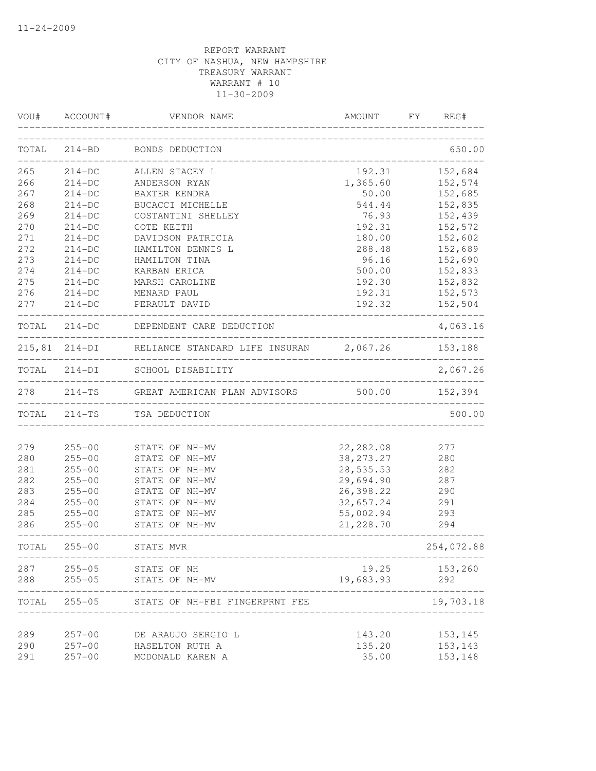11-24-2009

REPORT WARRANT
CITY OF NASHUA, NEW HAMPSHIRE
TREASURY WARRANT
WARRANT # 10
11-30-2009

| VOU# | ACCOUNT# | VENDOR NAME | AMOUNT | FY | REG# |
|---|---|---|---|---|---|
| TOTAL | 214-BD | BONDS DEDUCTION | | | 650.00 |
| 265 | 214-DC | ALLEN STACEY L | 192.31 | | 152,684 |
| 266 | 214-DC | ANDERSON RYAN | 1,365.60 | | 152,574 |
| 267 | 214-DC | BAXTER KENDRA | 50.00 | | 152,685 |
| 268 | 214-DC | BUCACCI MICHELLE | 544.44 | | 152,835 |
| 269 | 214-DC | COSTANTINI SHELLEY | 76.93 | | 152,439 |
| 270 | 214-DC | COTE KEITH | 192.31 | | 152,572 |
| 271 | 214-DC | DAVIDSON PATRICIA | 180.00 | | 152,602 |
| 272 | 214-DC | HAMILTON DENNIS L | 288.48 | | 152,689 |
| 273 | 214-DC | HAMILTON TINA | 96.16 | | 152,690 |
| 274 | 214-DC | KARBAN ERICA | 500.00 | | 152,833 |
| 275 | 214-DC | MARSH CAROLINE | 192.30 | | 152,832 |
| 276 | 214-DC | MENARD PAUL | 192.31 | | 152,573 |
| 277 | 214-DC | PERAULT DAVID | 192.32 | | 152,504 |
| TOTAL | 214-DC | DEPENDENT CARE DEDUCTION | | | 4,063.16 |
| 215,81 | 214-DI | RELIANCE STANDARD LIFE INSURAN | 2,067.26 | | 153,188 |
| TOTAL | 214-DI | SCHOOL DISABILITY | | | 2,067.26 |
| 278 | 214-TS | GREAT AMERICAN PLAN ADVISORS | 500.00 | | 152,394 |
| TOTAL | 214-TS | TSA DEDUCTION | | | 500.00 |
| 279 | 255-00 | STATE OF NH-MV | 22,282.08 | | 277 |
| 280 | 255-00 | STATE OF NH-MV | 38,273.27 | | 280 |
| 281 | 255-00 | STATE OF NH-MV | 28,535.53 | | 282 |
| 282 | 255-00 | STATE OF NH-MV | 29,694.90 | | 287 |
| 283 | 255-00 | STATE OF NH-MV | 26,398.22 | | 290 |
| 284 | 255-00 | STATE OF NH-MV | 32,657.24 | | 291 |
| 285 | 255-00 | STATE OF NH-MV | 55,002.94 | | 293 |
| 286 | 255-00 | STATE OF NH-MV | 21,228.70 | | 294 |
| TOTAL | 255-00 | STATE MVR | | | 254,072.88 |
| 287 | 255-05 | STATE OF NH | 19.25 | | 153,260 |
| 288 | 255-05 | STATE OF NH-MV | 19,683.93 | | 292 |
| TOTAL | 255-05 | STATE OF NH-FBI FINGERPRNT FEE | | | 19,703.18 |
| 289 | 257-00 | DE ARAUJO SERGIO L | 143.20 | | 153,145 |
| 290 | 257-00 | HASELTON RUTH A | 135.20 | | 153,143 |
| 291 | 257-00 | MCDONALD KAREN A | 35.00 | | 153,148 |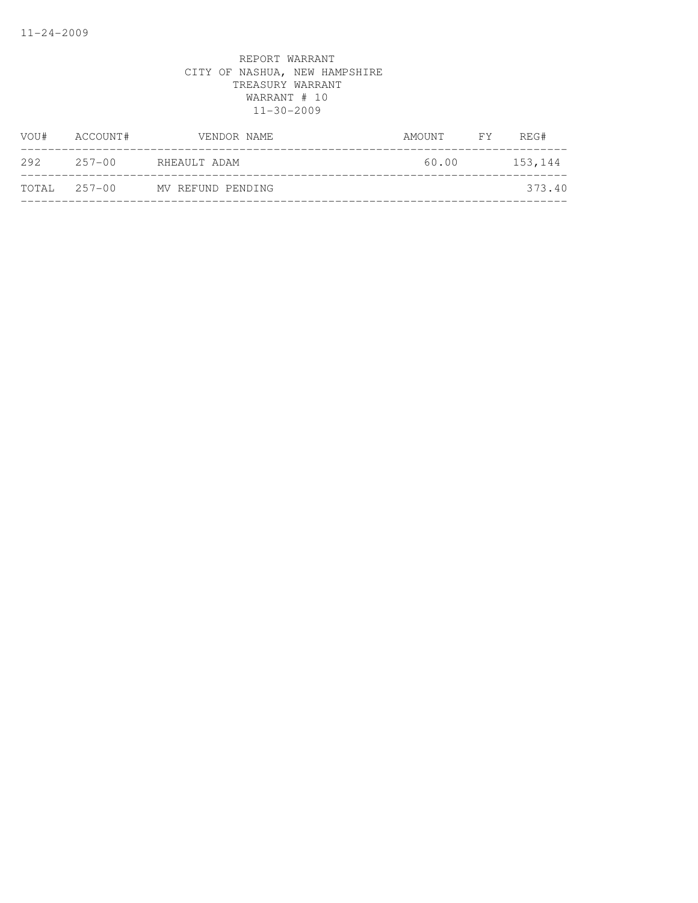REPORT WARRANT
CITY OF NASHUA, NEW HAMPSHIRE
TREASURY WARRANT
WARRANT # 10
11-30-2009

| VOU# | ACCOUNT# | VENDOR NAME | AMOUNT | FY | REG# |
|---|---|---|---|---|---|
| 292 | 257-00 | RHEAULT ADAM | 60.00 | | 153,144 |
| TOTAL | 257-00 | MV REFUND PENDING | | | 373.40 |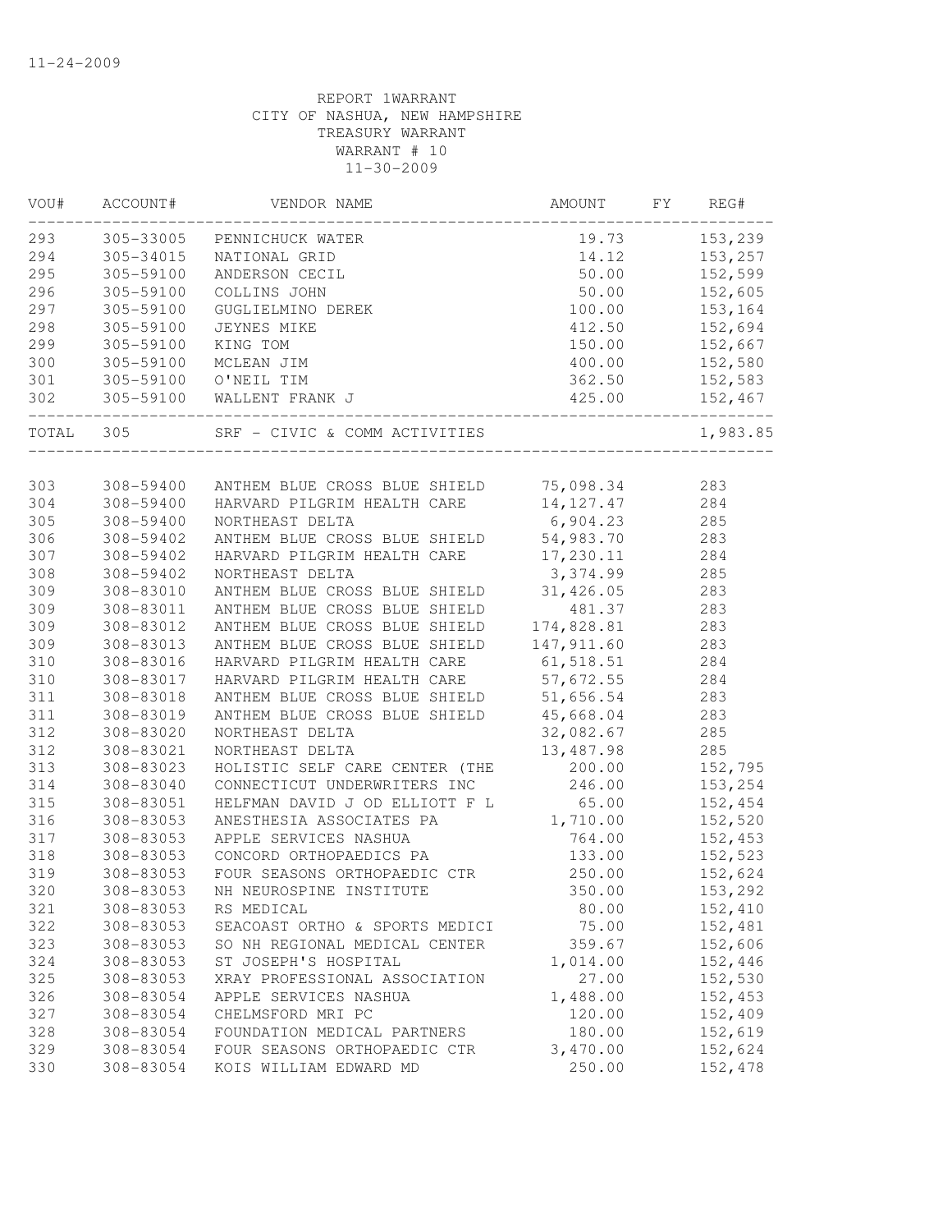11-24-2009

REPORT 1WARRANT
CITY OF NASHUA, NEW HAMPSHIRE
TREASURY WARRANT
WARRANT # 10
11-30-2009

| VOU# | ACCOUNT# | VENDOR NAME | AMOUNT | FY | REG# |
|---|---|---|---|---|---|
| 293 | 305-33005 | PENNICHUCK WATER | 19.73 | | 153,239 |
| 294 | 305-34015 | NATIONAL GRID | 14.12 | | 153,257 |
| 295 | 305-59100 | ANDERSON CECIL | 50.00 | | 152,599 |
| 296 | 305-59100 | COLLINS JOHN | 50.00 | | 152,605 |
| 297 | 305-59100 | GUGLIELMINO DEREK | 100.00 | | 153,164 |
| 298 | 305-59100 | JEYNES MIKE | 412.50 | | 152,694 |
| 299 | 305-59100 | KING TOM | 150.00 | | 152,667 |
| 300 | 305-59100 | MCLEAN JIM | 400.00 | | 152,580 |
| 301 | 305-59100 | O'NEIL TIM | 362.50 | | 152,583 |
| 302 | 305-59100 | WALLENT FRANK J | 425.00 | | 152,467 |
| TOTAL | 305 | SRF - CIVIC & COMM ACTIVITIES | | | 1,983.85 |
| 303 | 308-59400 | ANTHEM BLUE CROSS BLUE SHIELD | 75,098.34 | | 283 |
| 304 | 308-59400 | HARVARD PILGRIM HEALTH CARE | 14,127.47 | | 284 |
| 305 | 308-59400 | NORTHEAST DELTA | 6,904.23 | | 285 |
| 306 | 308-59402 | ANTHEM BLUE CROSS BLUE SHIELD | 54,983.70 | | 283 |
| 307 | 308-59402 | HARVARD PILGRIM HEALTH CARE | 17,230.11 | | 284 |
| 308 | 308-59402 | NORTHEAST DELTA | 3,374.99 | | 285 |
| 309 | 308-83010 | ANTHEM BLUE CROSS BLUE SHIELD | 31,426.05 | | 283 |
| 309 | 308-83011 | ANTHEM BLUE CROSS BLUE SHIELD | 481.37 | | 283 |
| 309 | 308-83012 | ANTHEM BLUE CROSS BLUE SHIELD | 174,828.81 | | 283 |
| 309 | 308-83013 | ANTHEM BLUE CROSS BLUE SHIELD | 147,911.60 | | 283 |
| 310 | 308-83016 | HARVARD PILGRIM HEALTH CARE | 61,518.51 | | 284 |
| 310 | 308-83017 | HARVARD PILGRIM HEALTH CARE | 57,672.55 | | 284 |
| 311 | 308-83018 | ANTHEM BLUE CROSS BLUE SHIELD | 51,656.54 | | 283 |
| 311 | 308-83019 | ANTHEM BLUE CROSS BLUE SHIELD | 45,668.04 | | 283 |
| 312 | 308-83020 | NORTHEAST DELTA | 32,082.67 | | 285 |
| 312 | 308-83021 | NORTHEAST DELTA | 13,487.98 | | 285 |
| 313 | 308-83023 | HOLISTIC SELF CARE CENTER (THE | 200.00 | | 152,795 |
| 314 | 308-83040 | CONNECTICUT UNDERWRITERS INC | 246.00 | | 153,254 |
| 315 | 308-83051 | HELFMAN DAVID J OD ELLIOTT F L | 65.00 | | 152,454 |
| 316 | 308-83053 | ANESTHESIA ASSOCIATES PA | 1,710.00 | | 152,520 |
| 317 | 308-83053 | APPLE SERVICES NASHUA | 764.00 | | 152,453 |
| 318 | 308-83053 | CONCORD ORTHOPAEDICS PA | 133.00 | | 152,523 |
| 319 | 308-83053 | FOUR SEASONS ORTHOPAEDIC CTR | 250.00 | | 152,624 |
| 320 | 308-83053 | NH NEUROSPINE INSTITUTE | 350.00 | | 153,292 |
| 321 | 308-83053 | RS MEDICAL | 80.00 | | 152,410 |
| 322 | 308-83053 | SEACOAST ORTHO & SPORTS MEDICI | 75.00 | | 152,481 |
| 323 | 308-83053 | SO NH REGIONAL MEDICAL CENTER | 359.67 | | 152,606 |
| 324 | 308-83053 | ST JOSEPH'S HOSPITAL | 1,014.00 | | 152,446 |
| 325 | 308-83053 | XRAY PROFESSIONAL ASSOCIATION | 27.00 | | 152,530 |
| 326 | 308-83054 | APPLE SERVICES NASHUA | 1,488.00 | | 152,453 |
| 327 | 308-83054 | CHELMSFORD MRI PC | 120.00 | | 152,409 |
| 328 | 308-83054 | FOUNDATION MEDICAL PARTNERS | 180.00 | | 152,619 |
| 329 | 308-83054 | FOUR SEASONS ORTHOPAEDIC CTR | 3,470.00 | | 152,624 |
| 330 | 308-83054 | KOIS WILLIAM EDWARD MD | 250.00 | | 152,478 |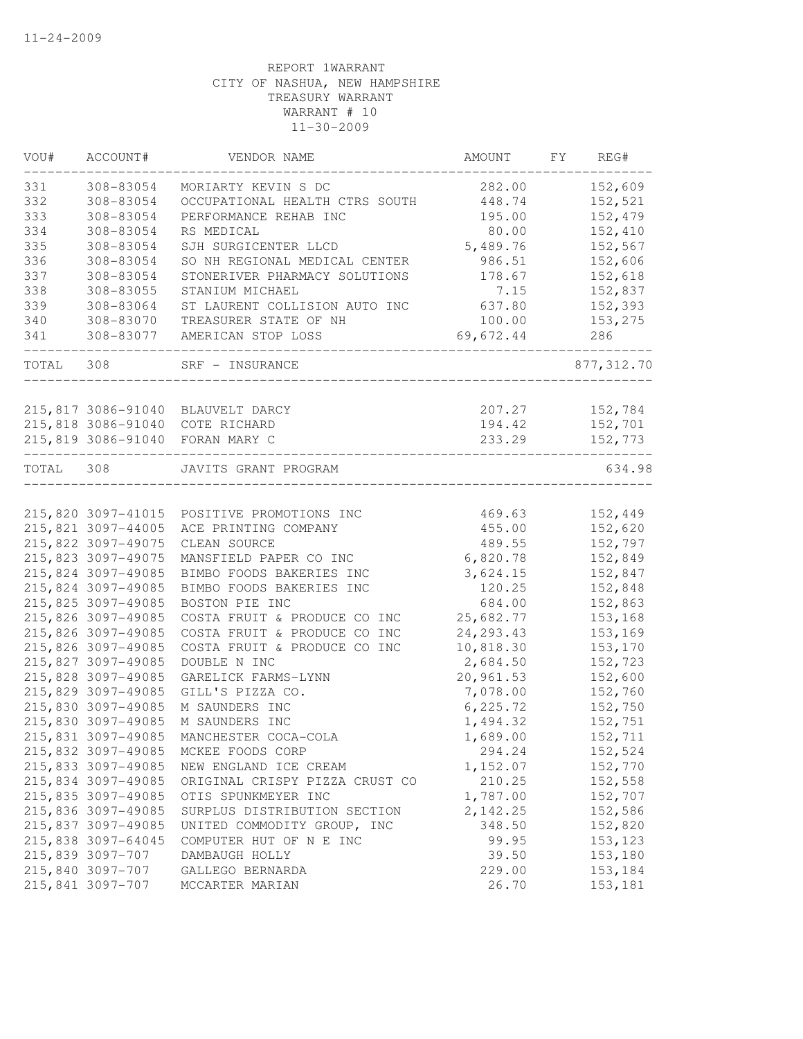11-24-2009

REPORT 1WARRANT
CITY OF NASHUA, NEW HAMPSHIRE
TREASURY WARRANT
WARRANT # 10
11-30-2009

| VOU# | ACCOUNT# | VENDOR NAME | AMOUNT | FY | REG# |
|---|---|---|---|---|---|
| 331 | 308-83054 | MORIARTY KEVIN S DC | 282.00 | | 152,609 |
| 332 | 308-83054 | OCCUPATIONAL HEALTH CTRS SOUTH | 448.74 | | 152,521 |
| 333 | 308-83054 | PERFORMANCE REHAB INC | 195.00 | | 152,479 |
| 334 | 308-83054 | RS MEDICAL | 80.00 | | 152,410 |
| 335 | 308-83054 | SJH SURGICENTER LLCD | 5,489.76 | | 152,567 |
| 336 | 308-83054 | SO NH REGIONAL MEDICAL CENTER | 986.51 | | 152,606 |
| 337 | 308-83054 | STONERIVER PHARMACY SOLUTIONS | 178.67 | | 152,618 |
| 338 | 308-83055 | STANIUM MICHAEL | 7.15 | | 152,837 |
| 339 | 308-83064 | ST LAURENT COLLISION AUTO INC | 637.80 | | 152,393 |
| 340 | 308-83070 | TREASURER STATE OF NH | 100.00 | | 153,275 |
| 341 | 308-83077 | AMERICAN STOP LOSS | 69,672.44 | | 286 |
| TOTAL | 308 | SRF - INSURANCE | | | 877,312.70 |
| 215,817 | 3086-91040 | BLAUVELT DARCY | 207.27 | | 152,784 |
| 215,818 | 3086-91040 | COTE RICHARD | 194.42 | | 152,701 |
| 215,819 | 3086-91040 | FORAN MARY C | 233.29 | | 152,773 |
| TOTAL | 308 | JAVITS GRANT PROGRAM | | | 634.98 |
| 215,820 | 3097-41015 | POSITIVE PROMOTIONS INC | 469.63 | | 152,449 |
| 215,821 | 3097-44005 | ACE PRINTING COMPANY | 455.00 | | 152,620 |
| 215,822 | 3097-49075 | CLEAN SOURCE | 489.55 | | 152,797 |
| 215,823 | 3097-49075 | MANSFIELD PAPER CO INC | 6,820.78 | | 152,849 |
| 215,824 | 3097-49085 | BIMBO FOODS BAKERIES INC | 3,624.15 | | 152,847 |
| 215,824 | 3097-49085 | BIMBO FOODS BAKERIES INC | 120.25 | | 152,848 |
| 215,825 | 3097-49085 | BOSTON PIE INC | 684.00 | | 152,863 |
| 215,826 | 3097-49085 | COSTA FRUIT & PRODUCE CO INC | 25,682.77 | | 153,168 |
| 215,826 | 3097-49085 | COSTA FRUIT & PRODUCE CO INC | 24,293.43 | | 153,169 |
| 215,826 | 3097-49085 | COSTA FRUIT & PRODUCE CO INC | 10,818.30 | | 153,170 |
| 215,827 | 3097-49085 | DOUBLE N INC | 2,684.50 | | 152,723 |
| 215,828 | 3097-49085 | GARELICK FARMS-LYNN | 20,961.53 | | 152,600 |
| 215,829 | 3097-49085 | GILL'S PIZZA CO. | 7,078.00 | | 152,760 |
| 215,830 | 3097-49085 | M SAUNDERS INC | 6,225.72 | | 152,750 |
| 215,830 | 3097-49085 | M SAUNDERS INC | 1,494.32 | | 152,751 |
| 215,831 | 3097-49085 | MANCHESTER COCA-COLA | 1,689.00 | | 152,711 |
| 215,832 | 3097-49085 | MCKEE FOODS CORP | 294.24 | | 152,524 |
| 215,833 | 3097-49085 | NEW ENGLAND ICE CREAM | 1,152.07 | | 152,770 |
| 215,834 | 3097-49085 | ORIGINAL CRISPY PIZZA CRUST CO | 210.25 | | 152,558 |
| 215,835 | 3097-49085 | OTIS SPUNKMEYER INC | 1,787.00 | | 152,707 |
| 215,836 | 3097-49085 | SURPLUS DISTRIBUTION SECTION | 2,142.25 | | 152,586 |
| 215,837 | 3097-49085 | UNITED COMMODITY GROUP, INC | 348.50 | | 152,820 |
| 215,838 | 3097-64045 | COMPUTER HUT OF N E INC | 99.95 | | 153,123 |
| 215,839 | 3097-707 | DAMBAUGH HOLLY | 39.50 | | 153,180 |
| 215,840 | 3097-707 | GALLEGO BERNARDA | 229.00 | | 153,184 |
| 215,841 | 3097-707 | MCCARTER MARIAN | 26.70 | | 153,181 |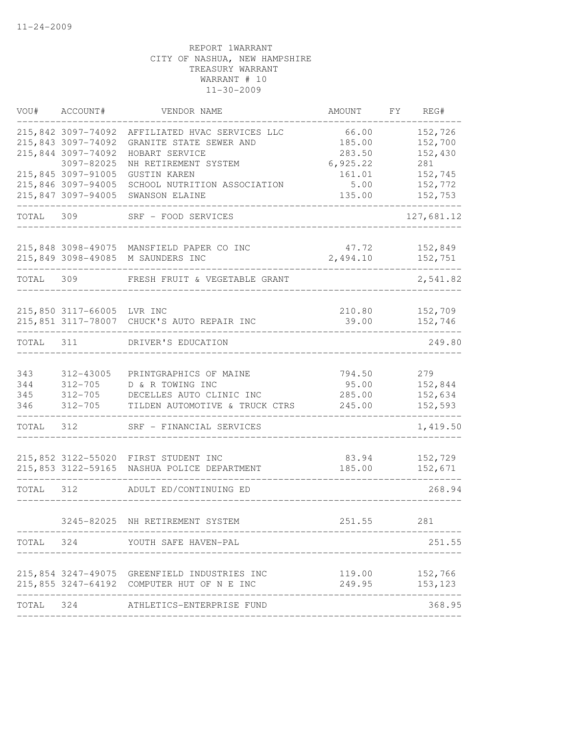11-24-2009

REPORT 1WARRANT
CITY OF NASHUA, NEW HAMPSHIRE
TREASURY WARRANT
WARRANT # 10
11-30-2009

| VOU# | ACCOUNT# | VENDOR NAME | AMOUNT | FY | REG# |
|---|---|---|---|---|---|
| 215,842 | 3097-74092 | AFFILIATED HVAC SERVICES LLC | 66.00 | | 152,726 |
| 215,843 | 3097-74092 | GRANITE STATE SEWER AND | 185.00 | | 152,700 |
| 215,844 | 3097-74092 | HOBART SERVICE | 283.50 | | 152,430 |
| | 3097-82025 | NH RETIREMENT SYSTEM | 6,925.22 | | 281 |
| 215,845 | 3097-91005 | GUSTIN KAREN | 161.01 | | 152,745 |
| 215,846 | 3097-94005 | SCHOOL NUTRITION ASSOCIATION | 5.00 | | 152,772 |
| 215,847 | 3097-94005 | SWANSON ELAINE | 135.00 | | 152,753 |
| TOTAL | 309 | SRF - FOOD SERVICES | | | 127,681.12 |
| 215,848 | 3098-49075 | MANSFIELD PAPER CO INC | 47.72 | | 152,849 |
| 215,849 | 3098-49085 | M SAUNDERS INC | 2,494.10 | | 152,751 |
| TOTAL | 309 | FRESH FRUIT & VEGETABLE GRANT | | | 2,541.82 |
| 215,850 | 3117-66005 | LVR INC | 210.80 | | 152,709 |
| 215,851 | 3117-78007 | CHUCK'S AUTO REPAIR INC | 39.00 | | 152,746 |
| TOTAL | 311 | DRIVER'S EDUCATION | | | 249.80 |
| 343 | 312-43005 | PRINTGRAPHICS OF MAINE | 794.50 | | 279 |
| 344 | 312-705 | D & R TOWING INC | 95.00 | | 152,844 |
| 345 | 312-705 | DECELLES AUTO CLINIC INC | 285.00 | | 152,634 |
| 346 | 312-705 | TILDEN AUTOMOTIVE & TRUCK CTRS | 245.00 | | 152,593 |
| TOTAL | 312 | SRF - FINANCIAL SERVICES | | | 1,419.50 |
| 215,852 | 3122-55020 | FIRST STUDENT INC | 83.94 | | 152,729 |
| 215,853 | 3122-59165 | NASHUA POLICE DEPARTMENT | 185.00 | | 152,671 |
| TOTAL | 312 | ADULT ED/CONTINUING ED | | | 268.94 |
| | 3245-82025 | NH RETIREMENT SYSTEM | 251.55 | | 281 |
| TOTAL | 324 | YOUTH SAFE HAVEN-PAL | | | 251.55 |
| 215,854 | 3247-49075 | GREENFIELD INDUSTRIES INC | 119.00 | | 152,766 |
| 215,855 | 3247-64192 | COMPUTER HUT OF N E INC | 249.95 | | 153,123 |
| TOTAL | 324 | ATHLETICS-ENTERPRISE FUND | | | 368.95 |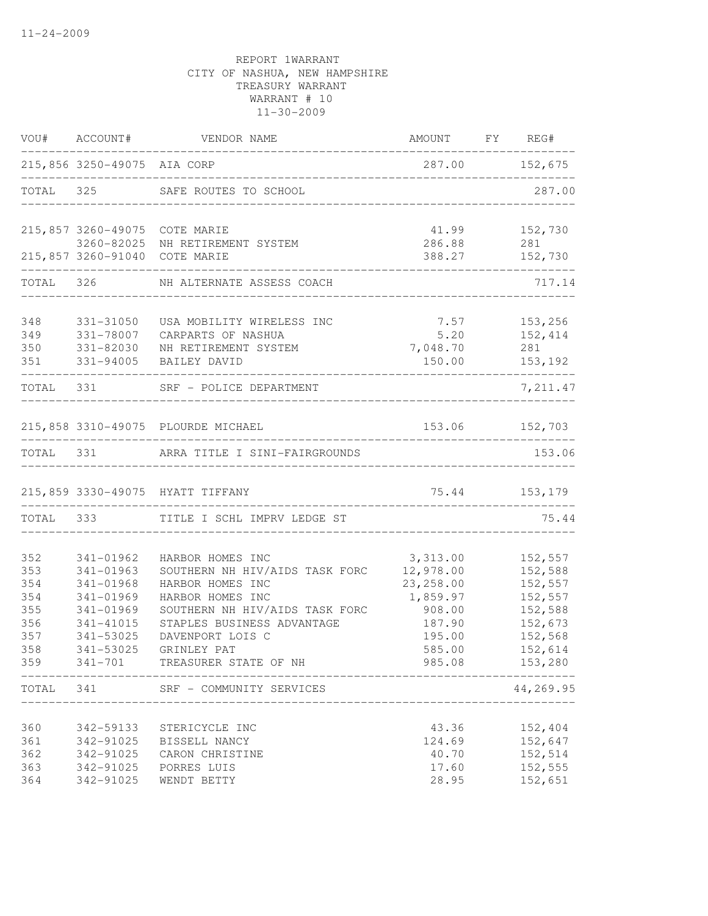11-24-2009

REPORT 1WARRANT
CITY OF NASHUA, NEW HAMPSHIRE
TREASURY WARRANT
WARRANT # 10
11-30-2009

| VOU# | ACCOUNT# | VENDOR NAME | AMOUNT | FY | REG# |
|---|---|---|---|---|---|
| 215,856 | 3250-49075 | AIA CORP | 287.00 | | 152,675 |
| TOTAL | 325 | SAFE ROUTES TO SCHOOL | | | 287.00 |
| 215,857 | 3260-49075 | COTE MARIE | 41.99 | | 152,730 |
| | 3260-82025 | NH RETIREMENT SYSTEM | 286.88 | | 281 |
| 215,857 | 3260-91040 | COTE MARIE | 388.27 | | 152,730 |
| TOTAL | 326 | NH ALTERNATE ASSESS COACH | | | 717.14 |
| 348 | 331-31050 | USA MOBILITY WIRELESS INC | 7.57 | | 153,256 |
| 349 | 331-78007 | CARPARTS OF NASHUA | 5.20 | | 152,414 |
| 350 | 331-82030 | NH RETIREMENT SYSTEM | 7,048.70 | | 281 |
| 351 | 331-94005 | BAILEY DAVID | 150.00 | | 153,192 |
| TOTAL | 331 | SRF - POLICE DEPARTMENT | | | 7,211.47 |
| 215,858 | 3310-49075 | PLOURDE MICHAEL | 153.06 | | 152,703 |
| TOTAL | 331 | ARRA TITLE I SINI-FAIRGROUNDS | | | 153.06 |
| 215,859 | 3330-49075 | HYATT TIFFANY | 75.44 | | 153,179 |
| TOTAL | 333 | TITLE I SCHL IMPRV LEDGE ST | | | 75.44 |
| 352 | 341-01962 | HARBOR HOMES INC | 3,313.00 | | 152,557 |
| 353 | 341-01963 | SOUTHERN NH HIV/AIDS TASK FORC | 12,978.00 | | 152,588 |
| 354 | 341-01968 | HARBOR HOMES INC | 23,258.00 | | 152,557 |
| 354 | 341-01969 | HARBOR HOMES INC | 1,859.97 | | 152,557 |
| 355 | 341-01969 | SOUTHERN NH HIV/AIDS TASK FORC | 908.00 | | 152,588 |
| 356 | 341-41015 | STAPLES BUSINESS ADVANTAGE | 187.90 | | 152,673 |
| 357 | 341-53025 | DAVENPORT LOIS C | 195.00 | | 152,568 |
| 358 | 341-53025 | GRINLEY PAT | 585.00 | | 152,614 |
| 359 | 341-701 | TREASURER STATE OF NH | 985.08 | | 153,280 |
| TOTAL | 341 | SRF - COMMUNITY SERVICES | | | 44,269.95 |
| 360 | 342-59133 | STERICYCLE INC | 43.36 | | 152,404 |
| 361 | 342-91025 | BISSELL NANCY | 124.69 | | 152,647 |
| 362 | 342-91025 | CARON CHRISTINE | 40.70 | | 152,514 |
| 363 | 342-91025 | PORRES LUIS | 17.60 | | 152,555 |
| 364 | 342-91025 | WENDT BETTY | 28.95 | | 152,651 |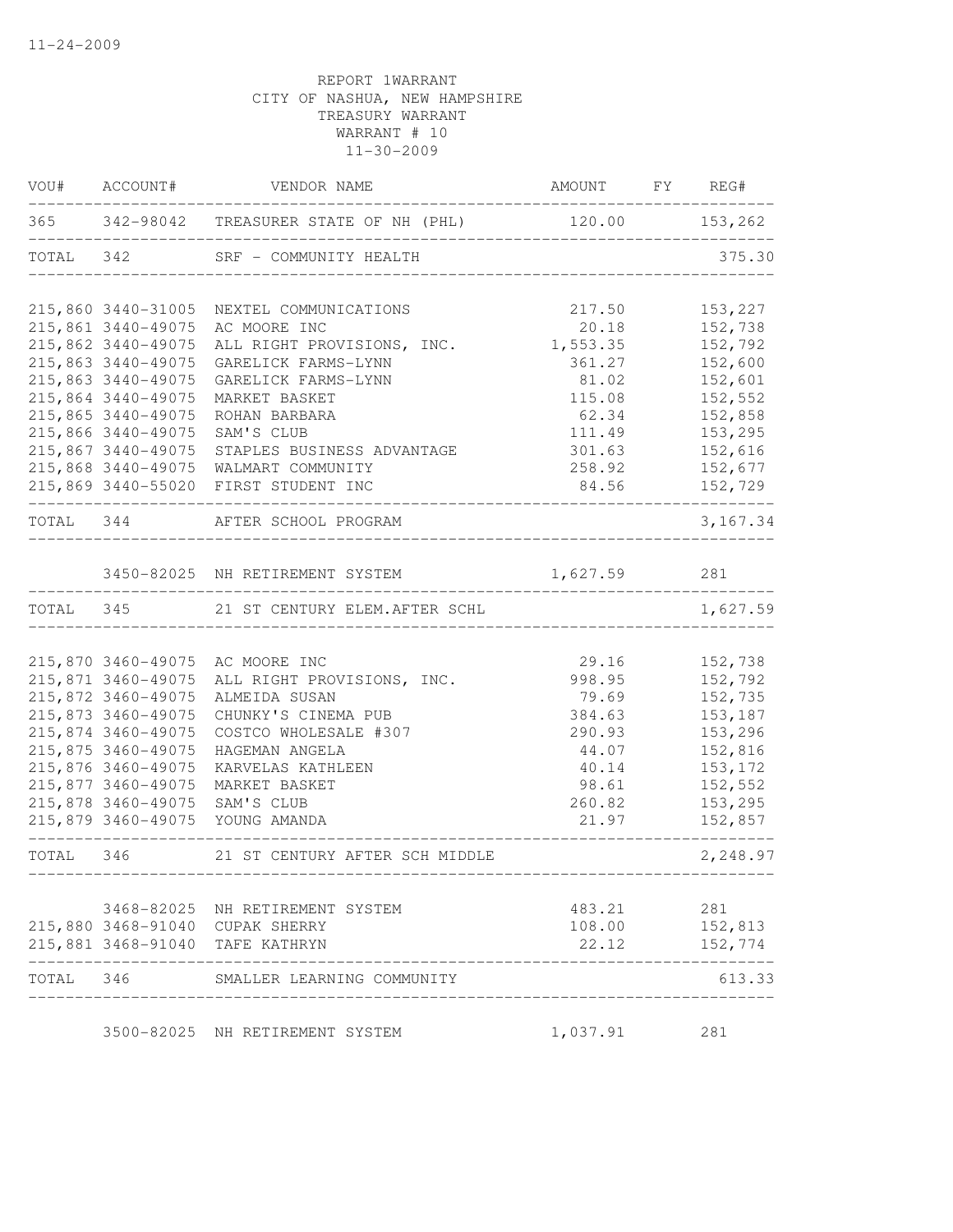11-24-2009

REPORT 1WARRANT
CITY OF NASHUA, NEW HAMPSHIRE
TREASURY WARRANT
WARRANT # 10
11-30-2009

| VOU# | ACCOUNT# | VENDOR NAME | AMOUNT | FY | REG# |
|---|---|---|---|---|---|
| 365 | 342-98042 | TREASURER STATE OF NH (PHL) | 120.00 | | 153,262 |
| TOTAL | 342 | SRF - COMMUNITY HEALTH | | | 375.30 |
| 215,860 | 3440-31005 | NEXTEL COMMUNICATIONS | 217.50 | | 153,227 |
| 215,861 | 3440-49075 | AC MOORE INC | 20.18 | | 152,738 |
| 215,862 | 3440-49075 | ALL RIGHT PROVISIONS, INC. | 1,553.35 | | 152,792 |
| 215,863 | 3440-49075 | GARELICK FARMS-LYNN | 361.27 | | 152,600 |
| 215,863 | 3440-49075 | GARELICK FARMS-LYNN | 81.02 | | 152,601 |
| 215,864 | 3440-49075 | MARKET BASKET | 115.08 | | 152,552 |
| 215,865 | 3440-49075 | ROHAN BARBARA | 62.34 | | 152,858 |
| 215,866 | 3440-49075 | SAM'S CLUB | 111.49 | | 153,295 |
| 215,867 | 3440-49075 | STAPLES BUSINESS ADVANTAGE | 301.63 | | 152,616 |
| 215,868 | 3440-49075 | WALMART COMMUNITY | 258.92 | | 152,677 |
| 215,869 | 3440-55020 | FIRST STUDENT INC | 84.56 | | 152,729 |
| TOTAL | 344 | AFTER SCHOOL PROGRAM | | | 3,167.34 |
| | 3450-82025 | NH RETIREMENT SYSTEM | 1,627.59 | | 281 |
| TOTAL | 345 | 21 ST CENTURY ELEM.AFTER SCHL | | | 1,627.59 |
| 215,870 | 3460-49075 | AC MOORE INC | 29.16 | | 152,738 |
| 215,871 | 3460-49075 | ALL RIGHT PROVISIONS, INC. | 998.95 | | 152,792 |
| 215,872 | 3460-49075 | ALMEIDA SUSAN | 79.69 | | 152,735 |
| 215,873 | 3460-49075 | CHUNKY'S CINEMA PUB | 384.63 | | 153,187 |
| 215,874 | 3460-49075 | COSTCO WHOLESALE #307 | 290.93 | | 153,296 |
| 215,875 | 3460-49075 | HAGEMAN ANGELA | 44.07 | | 152,816 |
| 215,876 | 3460-49075 | KARVELAS KATHLEEN | 40.14 | | 153,172 |
| 215,877 | 3460-49075 | MARKET BASKET | 98.61 | | 152,552 |
| 215,878 | 3460-49075 | SAM'S CLUB | 260.82 | | 153,295 |
| 215,879 | 3460-49075 | YOUNG AMANDA | 21.97 | | 152,857 |
| TOTAL | 346 | 21 ST CENTURY AFTER SCH MIDDLE | | | 2,248.97 |
| | 3468-82025 | NH RETIREMENT SYSTEM | 483.21 | | 281 |
| 215,880 | 3468-91040 | CUPAK SHERRY | 108.00 | | 152,813 |
| 215,881 | 3468-91040 | TAFE KATHRYN | 22.12 | | 152,774 |
| TOTAL | 346 | SMALLER LEARNING COMMUNITY | | | 613.33 |
| | 3500-82025 | NH RETIREMENT SYSTEM | 1,037.91 | | 281 |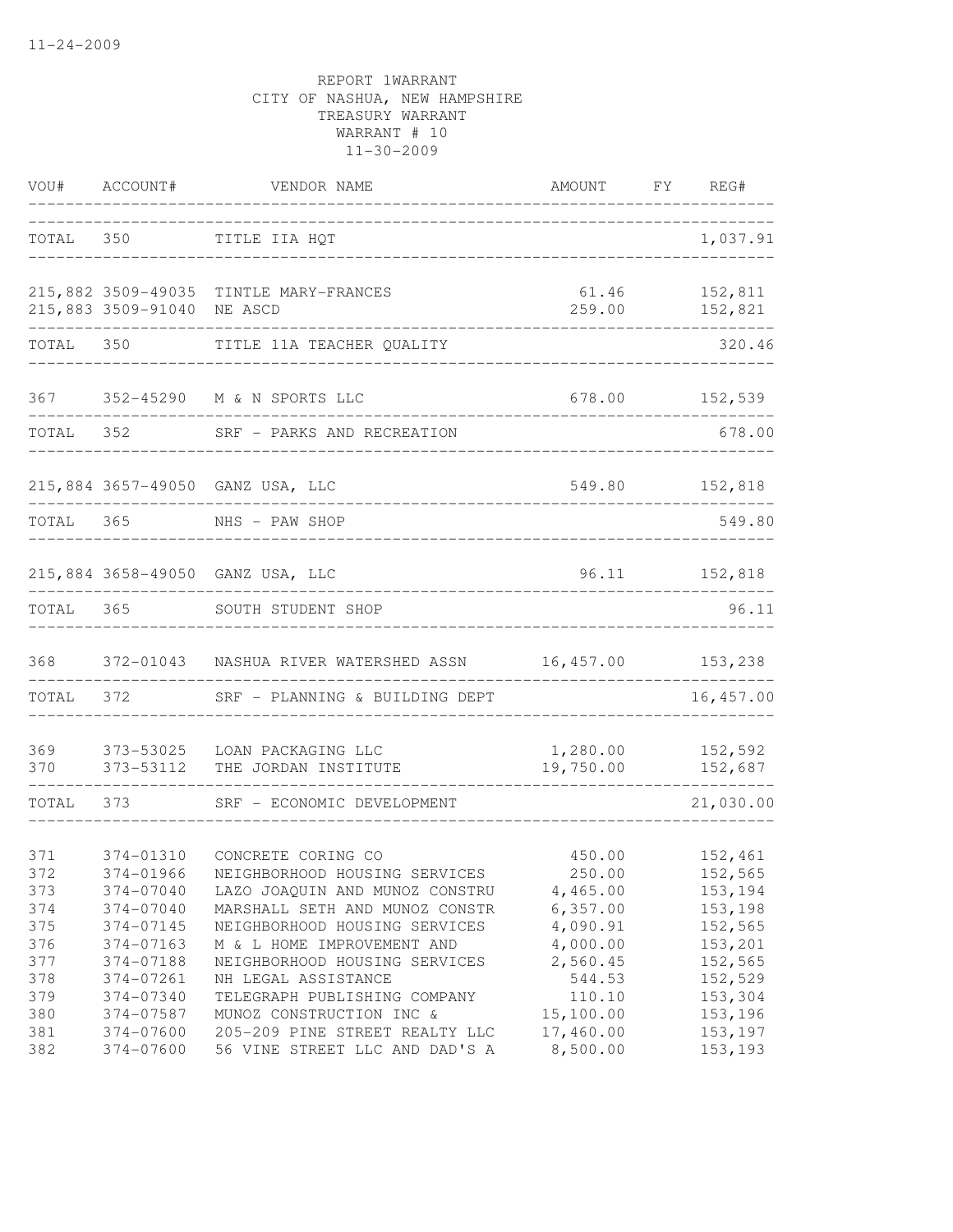11-24-2009

REPORT 1WARRANT
CITY OF NASHUA, NEW HAMPSHIRE
TREASURY WARRANT
WARRANT # 10
11-30-2009

| VOU# | ACCOUNT# | VENDOR NAME | AMOUNT | FY | REG# |
|---|---|---|---|---|---|
| TOTAL | 350 | TITLE IIA HQT | | | 1,037.91 |
| 215,882 | 3509-49035 | TINTLE MARY-FRANCES | 61.46 | | 152,811 |
| 215,883 | 3509-91040 | NE ASCD | 259.00 | | 152,821 |
| TOTAL | 350 | TITLE 11A TEACHER QUALITY | | | 320.46 |
| 367 | 352-45290 | M & N SPORTS LLC | 678.00 | | 152,539 |
| TOTAL | 352 | SRF - PARKS AND RECREATION | | | 678.00 |
| 215,884 | 3657-49050 | GANZ USA, LLC | 549.80 | | 152,818 |
| TOTAL | 365 | NHS - PAW SHOP | | | 549.80 |
| 215,884 | 3658-49050 | GANZ USA, LLC | 96.11 | | 152,818 |
| TOTAL | 365 | SOUTH STUDENT SHOP | | | 96.11 |
| 368 | 372-01043 | NASHUA RIVER WATERSHED ASSN | 16,457.00 | | 153,238 |
| TOTAL | 372 | SRF - PLANNING & BUILDING DEPT | | | 16,457.00 |
| 369 | 373-53025 | LOAN PACKAGING LLC | 1,280.00 | | 152,592 |
| 370 | 373-53112 | THE JORDAN INSTITUTE | 19,750.00 | | 152,687 |
| TOTAL | 373 | SRF - ECONOMIC DEVELOPMENT | | | 21,030.00 |
| 371 | 374-01310 | CONCRETE CORING CO | 450.00 | | 152,461 |
| 372 | 374-01966 | NEIGHBORHOOD HOUSING SERVICES | 250.00 | | 152,565 |
| 373 | 374-07040 | LAZO JOAQUIN AND MUNOZ CONSTRU | 4,465.00 | | 153,194 |
| 374 | 374-07040 | MARSHALL SETH AND MUNOZ CONSTR | 6,357.00 | | 153,198 |
| 375 | 374-07145 | NEIGHBORHOOD HOUSING SERVICES | 4,090.91 | | 152,565 |
| 376 | 374-07163 | M & L HOME IMPROVEMENT AND | 4,000.00 | | 153,201 |
| 377 | 374-07188 | NEIGHBORHOOD HOUSING SERVICES | 2,560.45 | | 152,565 |
| 378 | 374-07261 | NH LEGAL ASSISTANCE | 544.53 | | 152,529 |
| 379 | 374-07340 | TELEGRAPH PUBLISHING COMPANY | 110.10 | | 153,304 |
| 380 | 374-07587 | MUNOZ CONSTRUCTION INC & | 15,100.00 | | 153,196 |
| 381 | 374-07600 | 205-209 PINE STREET REALTY LLC | 17,460.00 | | 153,197 |
| 382 | 374-07600 | 56 VINE STREET LLC AND DAD'S A | 8,500.00 | | 153,193 |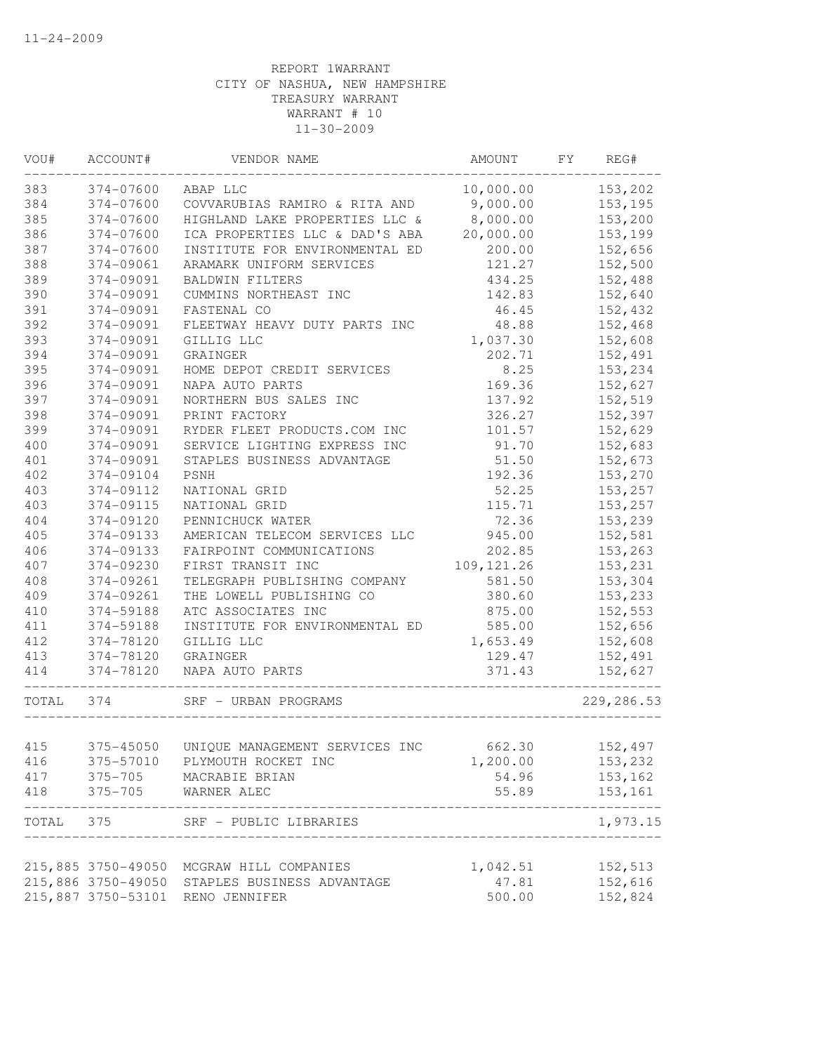11-24-2009

REPORT 1WARRANT
CITY OF NASHUA, NEW HAMPSHIRE
TREASURY WARRANT
WARRANT # 10
11-30-2009

| VOU# | ACCOUNT# | VENDOR NAME | AMOUNT | FY | REG# |
|---|---|---|---|---|---|
| 383 | 374-07600 | ABAP LLC | 10,000.00 | | 153,202 |
| 384 | 374-07600 | COVVARUBIAS RAMIRO & RITA AND | 9,000.00 | | 153,195 |
| 385 | 374-07600 | HIGHLAND LAKE PROPERTIES LLC & | 8,000.00 | | 153,200 |
| 386 | 374-07600 | ICA PROPERTIES LLC & DAD'S ABA | 20,000.00 | | 153,199 |
| 387 | 374-07600 | INSTITUTE FOR ENVIRONMENTAL ED | 200.00 | | 152,656 |
| 388 | 374-09061 | ARAMARK UNIFORM SERVICES | 121.27 | | 152,500 |
| 389 | 374-09091 | BALDWIN FILTERS | 434.25 | | 152,488 |
| 390 | 374-09091 | CUMMINS NORTHEAST INC | 142.83 | | 152,640 |
| 391 | 374-09091 | FASTENAL CO | 46.45 | | 152,432 |
| 392 | 374-09091 | FLEETWAY HEAVY DUTY PARTS INC | 48.88 | | 152,468 |
| 393 | 374-09091 | GILLIG LLC | 1,037.30 | | 152,608 |
| 394 | 374-09091 | GRAINGER | 202.71 | | 152,491 |
| 395 | 374-09091 | HOME DEPOT CREDIT SERVICES | 8.25 | | 153,234 |
| 396 | 374-09091 | NAPA AUTO PARTS | 169.36 | | 152,627 |
| 397 | 374-09091 | NORTHERN BUS SALES INC | 137.92 | | 152,519 |
| 398 | 374-09091 | PRINT FACTORY | 326.27 | | 152,397 |
| 399 | 374-09091 | RYDER FLEET PRODUCTS.COM INC | 101.57 | | 152,629 |
| 400 | 374-09091 | SERVICE LIGHTING EXPRESS INC | 91.70 | | 152,683 |
| 401 | 374-09091 | STAPLES BUSINESS ADVANTAGE | 51.50 | | 152,673 |
| 402 | 374-09104 | PSNH | 192.36 | | 153,270 |
| 403 | 374-09112 | NATIONAL GRID | 52.25 | | 153,257 |
| 403 | 374-09115 | NATIONAL GRID | 115.71 | | 153,257 |
| 404 | 374-09120 | PENNICHUCK WATER | 72.36 | | 153,239 |
| 405 | 374-09133 | AMERICAN TELECOM SERVICES LLC | 945.00 | | 152,581 |
| 406 | 374-09133 | FAIRPOINT COMMUNICATIONS | 202.85 | | 153,263 |
| 407 | 374-09230 | FIRST TRANSIT INC | 109,121.26 | | 153,231 |
| 408 | 374-09261 | TELEGRAPH PUBLISHING COMPANY | 581.50 | | 153,304 |
| 409 | 374-09261 | THE LOWELL PUBLISHING CO | 380.60 | | 153,233 |
| 410 | 374-59188 | ATC ASSOCIATES INC | 875.00 | | 152,553 |
| 411 | 374-59188 | INSTITUTE FOR ENVIRONMENTAL ED | 585.00 | | 152,656 |
| 412 | 374-78120 | GILLIG LLC | 1,653.49 | | 152,608 |
| 413 | 374-78120 | GRAINGER | 129.47 | | 152,491 |
| 414 | 374-78120 | NAPA AUTO PARTS | 371.43 | | 152,627 |
| TOTAL | 374 | SRF - URBAN PROGRAMS | | | 229,286.53 |
| 415 | 375-45050 | UNIQUE MANAGEMENT SERVICES INC | 662.30 | | 152,497 |
| 416 | 375-57010 | PLYMOUTH ROCKET INC | 1,200.00 | | 153,232 |
| 417 | 375-705 | MACRABIE BRIAN | 54.96 | | 153,162 |
| 418 | 375-705 | WARNER ALEC | 55.89 | | 153,161 |
| TOTAL | 375 | SRF - PUBLIC LIBRARIES | | | 1,973.15 |
| 215,885 | 3750-49050 | MCGRAW HILL COMPANIES | 1,042.51 | | 152,513 |
| 215,886 | 3750-49050 | STAPLES BUSINESS ADVANTAGE | 47.81 | | 152,616 |
| 215,887 | 3750-53101 | RENO JENNIFER | 500.00 | | 152,824 |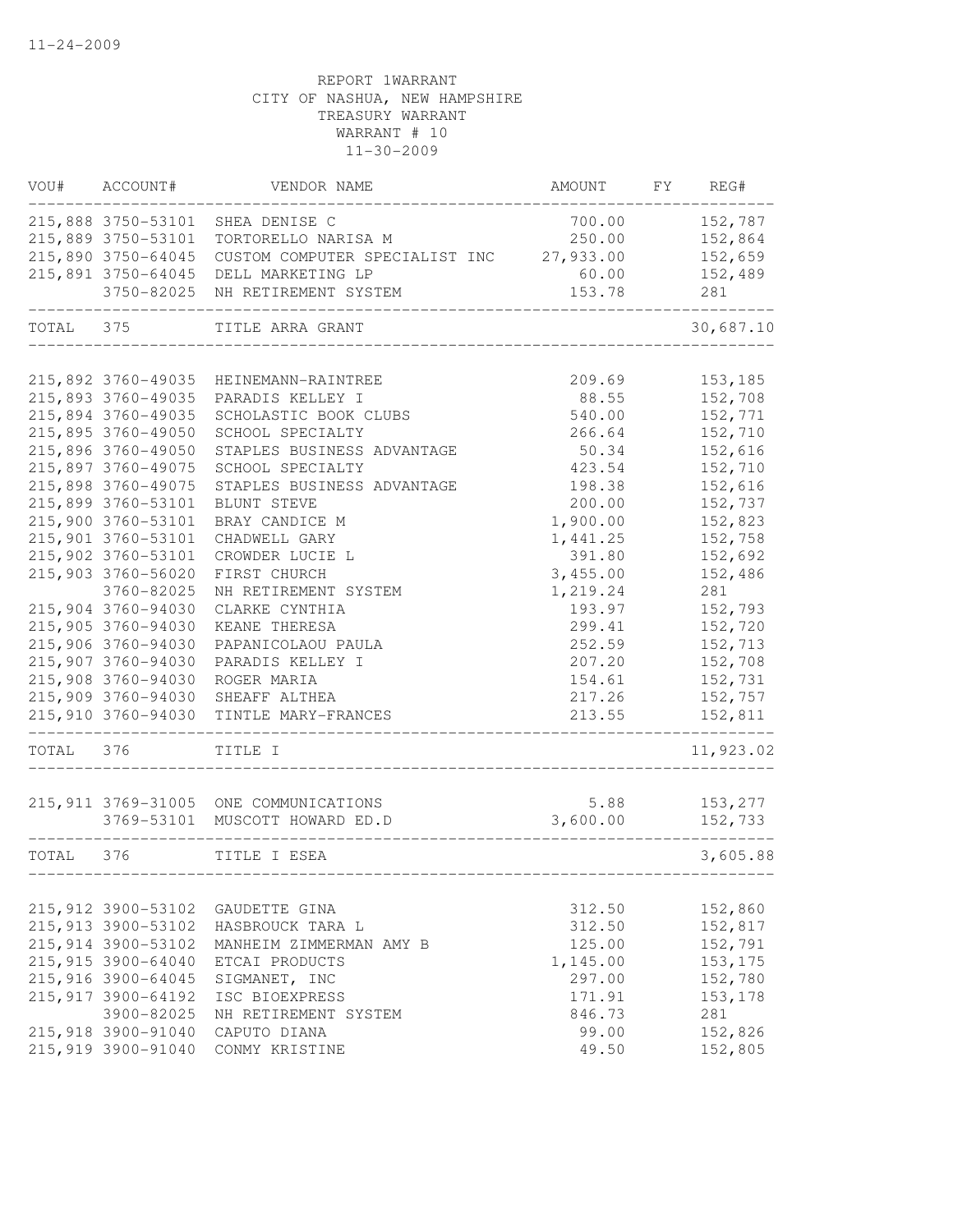11-24-2009

REPORT 1WARRANT
CITY OF NASHUA, NEW HAMPSHIRE
TREASURY WARRANT
WARRANT # 10
11-30-2009

| VOU# | ACCOUNT# | VENDOR NAME | AMOUNT | FY | REG# |
|---|---|---|---|---|---|
| 215,888 | 3750-53101 | SHEA DENISE C | 700.00 | | 152,787 |
| 215,889 | 3750-53101 | TORTORELLO NARISA M | 250.00 | | 152,864 |
| 215,890 | 3750-64045 | CUSTOM COMPUTER SPECIALIST INC | 27,933.00 | | 152,659 |
| 215,891 | 3750-64045 | DELL MARKETING LP | 60.00 | | 152,489 |
| | 3750-82025 | NH RETIREMENT SYSTEM | 153.78 | | 281 |
| TOTAL | 375 | TITLE ARRA GRANT | | | 30,687.10 |
| 215,892 | 3760-49035 | HEINEMANN-RAINTREE | 209.69 | | 153,185 |
| 215,893 | 3760-49035 | PARADIS KELLEY I | 88.55 | | 152,708 |
| 215,894 | 3760-49035 | SCHOLASTIC BOOK CLUBS | 540.00 | | 152,771 |
| 215,895 | 3760-49050 | SCHOOL SPECIALTY | 266.64 | | 152,710 |
| 215,896 | 3760-49050 | STAPLES BUSINESS ADVANTAGE | 50.34 | | 152,616 |
| 215,897 | 3760-49075 | SCHOOL SPECIALTY | 423.54 | | 152,710 |
| 215,898 | 3760-49075 | STAPLES BUSINESS ADVANTAGE | 198.38 | | 152,616 |
| 215,899 | 3760-53101 | BLUNT STEVE | 200.00 | | 152,737 |
| 215,900 | 3760-53101 | BRAY CANDICE M | 1,900.00 | | 152,823 |
| 215,901 | 3760-53101 | CHADWELL GARY | 1,441.25 | | 152,758 |
| 215,902 | 3760-53101 | CROWDER LUCIE L | 391.80 | | 152,692 |
| 215,903 | 3760-56020 | FIRST CHURCH | 3,455.00 | | 152,486 |
| | 3760-82025 | NH RETIREMENT SYSTEM | 1,219.24 | | 281 |
| 215,904 | 3760-94030 | CLARKE CYNTHIA | 193.97 | | 152,793 |
| 215,905 | 3760-94030 | KEANE THERESA | 299.41 | | 152,720 |
| 215,906 | 3760-94030 | PAPANICOLAOU PAULA | 252.59 | | 152,713 |
| 215,907 | 3760-94030 | PARADIS KELLEY I | 207.20 | | 152,708 |
| 215,908 | 3760-94030 | ROGER MARIA | 154.61 | | 152,731 |
| 215,909 | 3760-94030 | SHEAFF ALTHEA | 217.26 | | 152,757 |
| 215,910 | 3760-94030 | TINTLE MARY-FRANCES | 213.55 | | 152,811 |
| TOTAL | 376 | TITLE I | | | 11,923.02 |
| 215,911 | 3769-31005 | ONE COMMUNICATIONS | 5.88 | | 153,277 |
| | 3769-53101 | MUSCOTT HOWARD ED.D | 3,600.00 | | 152,733 |
| TOTAL | 376 | TITLE I ESEA | | | 3,605.88 |
| 215,912 | 3900-53102 | GAUDETTE GINA | 312.50 | | 152,860 |
| 215,913 | 3900-53102 | HASBROUCK TARA L | 312.50 | | 152,817 |
| 215,914 | 3900-53102 | MANHEIM ZIMMERMAN AMY B | 125.00 | | 152,791 |
| 215,915 | 3900-64040 | ETCAI PRODUCTS | 1,145.00 | | 153,175 |
| 215,916 | 3900-64045 | SIGMANET, INC | 297.00 | | 152,780 |
| 215,917 | 3900-64192 | ISC BIOEXPRESS | 171.91 | | 153,178 |
| | 3900-82025 | NH RETIREMENT SYSTEM | 846.73 | | 281 |
| 215,918 | 3900-91040 | CAPUTO DIANA | 99.00 | | 152,826 |
| 215,919 | 3900-91040 | CONMY KRISTINE | 49.50 | | 152,805 |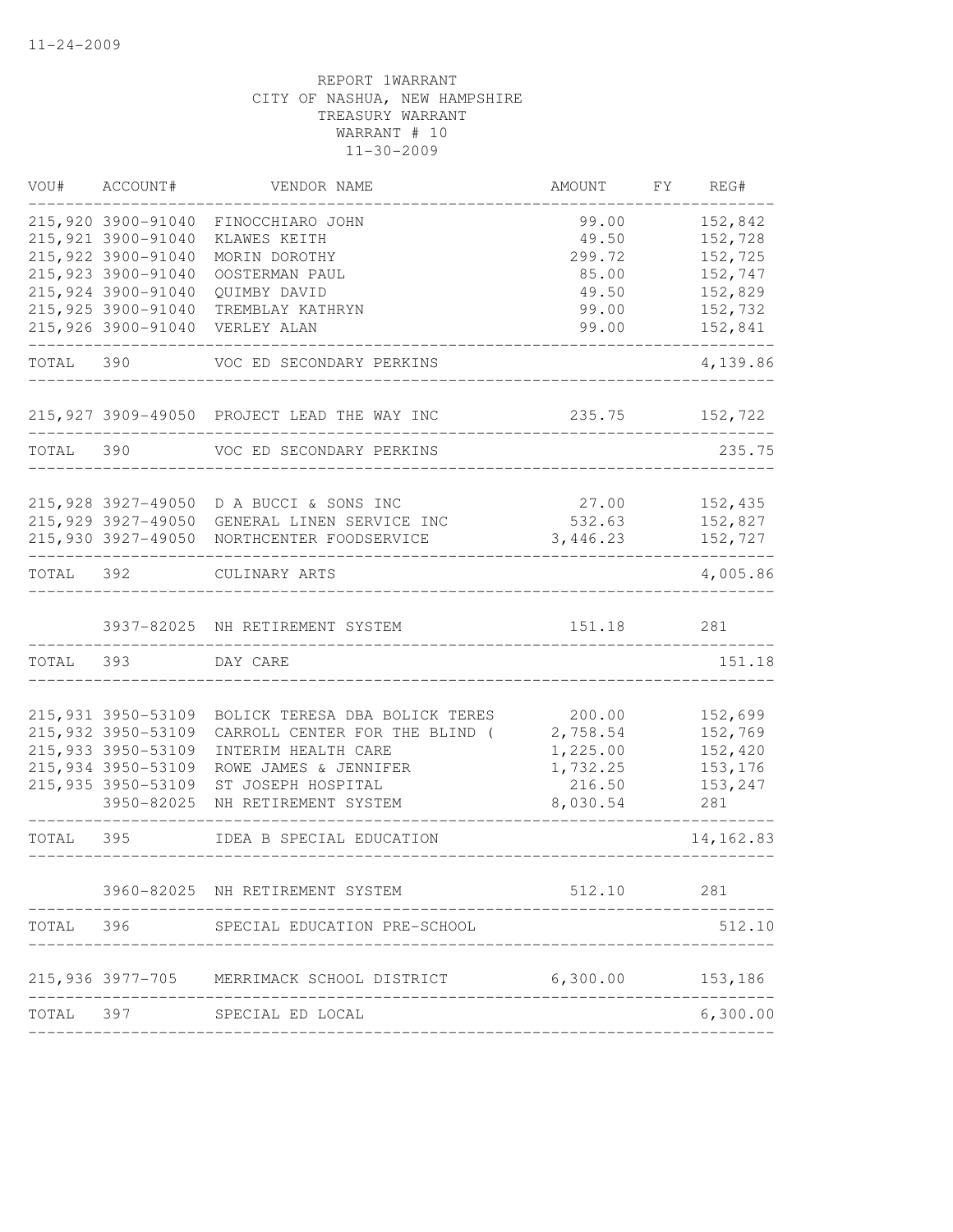REPORT 1WARRANT
CITY OF NASHUA, NEW HAMPSHIRE
TREASURY WARRANT
WARRANT # 10
11-30-2009

| VOU# | ACCOUNT# | VENDOR NAME | AMOUNT | FY | REG# |
|---|---|---|---|---|---|
| 215,920 | 3900-91040 | FINOCCHIARO JOHN | 99.00 | | 152,842 |
| 215,921 | 3900-91040 | KLAWES KEITH | 49.50 | | 152,728 |
| 215,922 | 3900-91040 | MORIN DOROTHY | 299.72 | | 152,725 |
| 215,923 | 3900-91040 | OOSTERMAN PAUL | 85.00 | | 152,747 |
| 215,924 | 3900-91040 | QUIMBY DAVID | 49.50 | | 152,829 |
| 215,925 | 3900-91040 | TREMBLAY KATHRYN | 99.00 | | 152,732 |
| 215,926 | 3900-91040 | VERLEY ALAN | 99.00 | | 152,841 |
| TOTAL | 390 | VOC ED SECONDARY PERKINS | | | 4,139.86 |
| 215,927 | 3909-49050 | PROJECT LEAD THE WAY INC | 235.75 | | 152,722 |
| TOTAL | 390 | VOC ED SECONDARY PERKINS | | | 235.75 |
| 215,928 | 3927-49050 | D A BUCCI & SONS INC | 27.00 | | 152,435 |
| 215,929 | 3927-49050 | GENERAL LINEN SERVICE INC | 532.63 | | 152,827 |
| 215,930 | 3927-49050 | NORTHCENTER FOODSERVICE | 3,446.23 | | 152,727 |
| TOTAL | 392 | CULINARY ARTS | | | 4,005.86 |
| | 3937-82025 | NH RETIREMENT SYSTEM | 151.18 | | 281 |
| TOTAL | 393 | DAY CARE | | | 151.18 |
| 215,931 | 3950-53109 | BOLICK TERESA DBA BOLICK TERES | 200.00 | | 152,699 |
| 215,932 | 3950-53109 | CARROLL CENTER FOR THE BLIND ( | 2,758.54 | | 152,769 |
| 215,933 | 3950-53109 | INTERIM HEALTH CARE | 1,225.00 | | 152,420 |
| 215,934 | 3950-53109 | ROWE JAMES & JENNIFER | 1,732.25 | | 153,176 |
| 215,935 | 3950-53109 | ST JOSEPH HOSPITAL | 216.50 | | 153,247 |
| | 3950-82025 | NH RETIREMENT SYSTEM | 8,030.54 | | 281 |
| TOTAL | 395 | IDEA B SPECIAL EDUCATION | | | 14,162.83 |
| | 3960-82025 | NH RETIREMENT SYSTEM | 512.10 | | 281 |
| TOTAL | 396 | SPECIAL EDUCATION PRE-SCHOOL | | | 512.10 |
| 215,936 | 3977-705 | MERRIMACK SCHOOL DISTRICT | 6,300.00 | | 153,186 |
| TOTAL | 397 | SPECIAL ED LOCAL | | | 6,300.00 |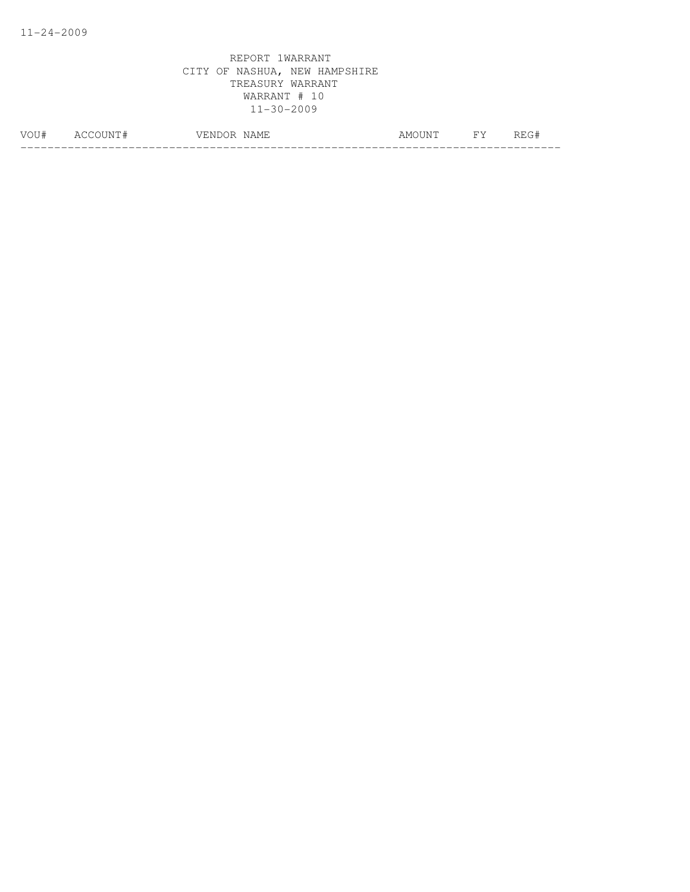11-24-2009

REPORT 1WARRANT
CITY OF NASHUA, NEW HAMPSHIRE
TREASURY WARRANT
WARRANT # 10
11-30-2009

| VOU# | ACCOUNT# | VENDOR NAME | AMOUNT | FY | REG# |
| --- | --- | --- | --- | --- | --- |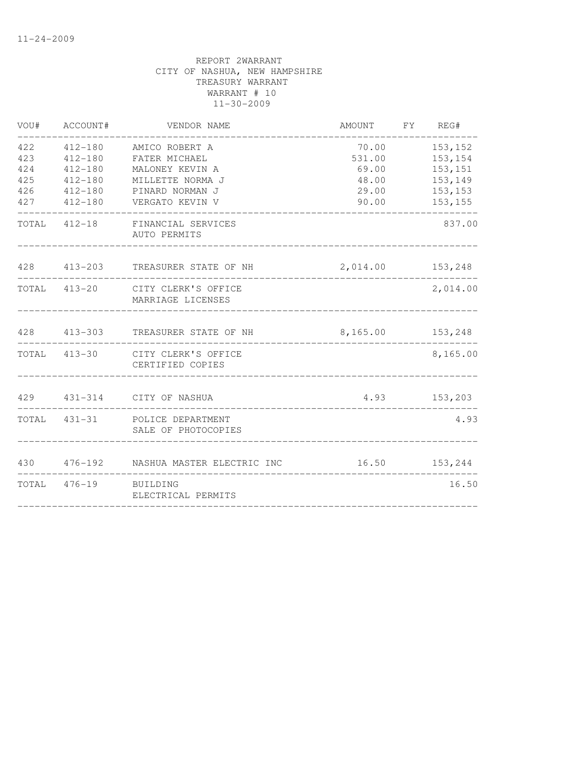11-24-2009

REPORT 2WARRANT
CITY OF NASHUA, NEW HAMPSHIRE
TREASURY WARRANT
WARRANT # 10
11-30-2009

| VOU# | ACCOUNT# | VENDOR NAME | AMOUNT | FY | REG# |
|---|---|---|---|---|---|
| 422 | 412-180 | AMICO ROBERT A | 70.00 | | 153,152 |
| 423 | 412-180 | FATER MICHAEL | 531.00 | | 153,154 |
| 424 | 412-180 | MALONEY KEVIN A | 69.00 | | 153,151 |
| 425 | 412-180 | MILLETTE NORMA J | 48.00 | | 153,149 |
| 426 | 412-180 | PINARD NORMAN J | 29.00 | | 153,153 |
| 427 | 412-180 | VERGATO KEVIN V | 90.00 | | 153,155 |
| TOTAL | 412-18 | FINANCIAL SERVICES AUTO PERMITS | | | 837.00 |
| 428 | 413-203 | TREASURER STATE OF NH | 2,014.00 | | 153,248 |
| TOTAL | 413-20 | CITY CLERK'S OFFICE MARRIAGE LICENSES | | | 2,014.00 |
| 428 | 413-303 | TREASURER STATE OF NH | 8,165.00 | | 153,248 |
| TOTAL | 413-30 | CITY CLERK'S OFFICE CERTIFIED COPIES | | | 8,165.00 |
| 429 | 431-314 | CITY OF NASHUA | 4.93 | | 153,203 |
| TOTAL | 431-31 | POLICE DEPARTMENT SALE OF PHOTOCOPIES | | | 4.93 |
| 430 | 476-192 | NASHUA MASTER ELECTRIC INC | 16.50 | | 153,244 |
| TOTAL | 476-19 | BUILDING ELECTRICAL PERMITS | | | 16.50 |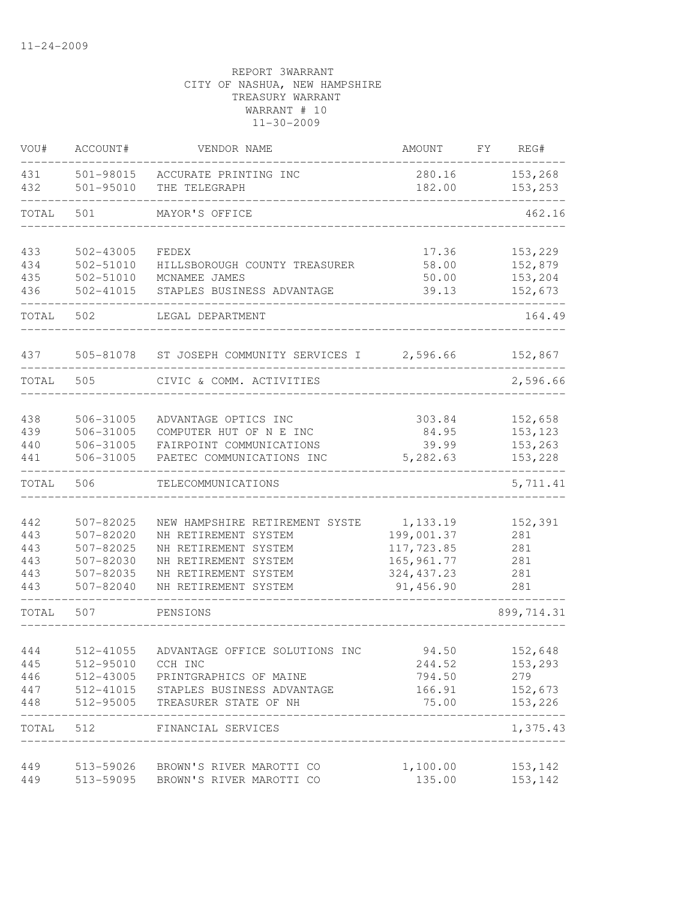11-24-2009

REPORT 3WARRANT
CITY OF NASHUA, NEW HAMPSHIRE
TREASURY WARRANT
WARRANT # 10
11-30-2009

| VOU# | ACCOUNT# | VENDOR NAME | AMOUNT | FY | REG# |
|---|---|---|---|---|---|
| 431 | 501-98015 | ACCURATE PRINTING INC | 280.16 | | 153,268 |
| 432 | 501-95010 | THE TELEGRAPH | 182.00 | | 153,253 |
| TOTAL | 501 | MAYOR'S OFFICE | | | 462.16 |
| 433 | 502-43005 | FEDEX | 17.36 | | 153,229 |
| 434 | 502-51010 | HILLSBOROUGH COUNTY TREASURER | 58.00 | | 152,879 |
| 435 | 502-51010 | MCNAMEE JAMES | 50.00 | | 153,204 |
| 436 | 502-41015 | STAPLES BUSINESS ADVANTAGE | 39.13 | | 152,673 |
| TOTAL | 502 | LEGAL DEPARTMENT | | | 164.49 |
| 437 | 505-81078 | ST JOSEPH COMMUNITY SERVICES I | 2,596.66 | | 152,867 |
| TOTAL | 505 | CIVIC & COMM. ACTIVITIES | | | 2,596.66 |
| 438 | 506-31005 | ADVANTAGE OPTICS INC | 303.84 | | 152,658 |
| 439 | 506-31005 | COMPUTER HUT OF N E INC | 84.95 | | 153,123 |
| 440 | 506-31005 | FAIRPOINT COMMUNICATIONS | 39.99 | | 153,263 |
| 441 | 506-31005 | PAETEC COMMUNICATIONS INC | 5,282.63 | | 153,228 |
| TOTAL | 506 | TELECOMMUNICATIONS | | | 5,711.41 |
| 442 | 507-82025 | NEW HAMPSHIRE RETIREMENT SYSTE | 1,133.19 | | 152,391 |
| 443 | 507-82020 | NH RETIREMENT SYSTEM | 199,001.37 | | 281 |
| 443 | 507-82025 | NH RETIREMENT SYSTEM | 117,723.85 | | 281 |
| 443 | 507-82030 | NH RETIREMENT SYSTEM | 165,961.77 | | 281 |
| 443 | 507-82035 | NH RETIREMENT SYSTEM | 324,437.23 | | 281 |
| 443 | 507-82040 | NH RETIREMENT SYSTEM | 91,456.90 | | 281 |
| TOTAL | 507 | PENSIONS | | | 899,714.31 |
| 444 | 512-41055 | ADVANTAGE OFFICE SOLUTIONS INC | 94.50 | | 152,648 |
| 445 | 512-95010 | CCH INC | 244.52 | | 153,293 |
| 446 | 512-43005 | PRINTGRAPHICS OF MAINE | 794.50 | | 279 |
| 447 | 512-41015 | STAPLES BUSINESS ADVANTAGE | 166.91 | | 152,673 |
| 448 | 512-95005 | TREASURER STATE OF NH | 75.00 | | 153,226 |
| TOTAL | 512 | FINANCIAL SERVICES | | | 1,375.43 |
| 449 | 513-59026 | BROWN'S RIVER MAROTTI CO | 1,100.00 | | 153,142 |
| 449 | 513-59095 | BROWN'S RIVER MAROTTI CO | 135.00 | | 153,142 |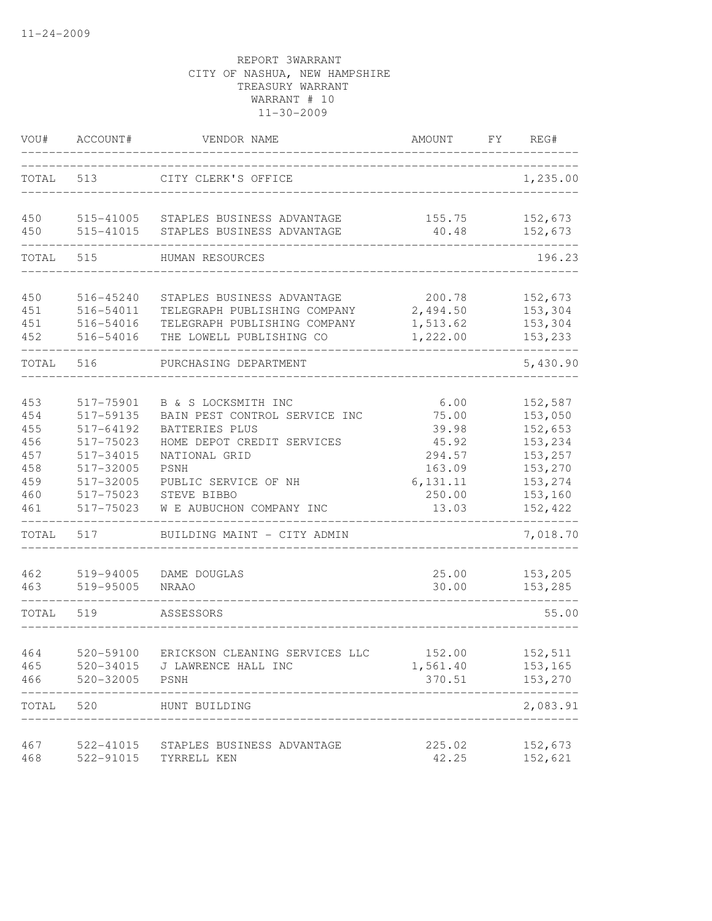11-24-2009

REPORT 3WARRANT
CITY OF NASHUA, NEW HAMPSHIRE
TREASURY WARRANT
WARRANT # 10
11-30-2009

| VOU# | ACCOUNT# | VENDOR NAME | AMOUNT | FY | REG# |
|---|---|---|---|---|---|
| TOTAL | 513 | CITY CLERK'S OFFICE | | | 1,235.00 |
| 450 | 515-41005 | STAPLES BUSINESS ADVANTAGE | 155.75 | | 152,673 |
| 450 | 515-41015 | STAPLES BUSINESS ADVANTAGE | 40.48 | | 152,673 |
| TOTAL | 515 | HUMAN RESOURCES | | | 196.23 |
| 450 | 516-45240 | STAPLES BUSINESS ADVANTAGE | 200.78 | | 152,673 |
| 451 | 516-54011 | TELEGRAPH PUBLISHING COMPANY | 2,494.50 | | 153,304 |
| 451 | 516-54016 | TELEGRAPH PUBLISHING COMPANY | 1,513.62 | | 153,304 |
| 452 | 516-54016 | THE LOWELL PUBLISHING CO | 1,222.00 | | 153,233 |
| TOTAL | 516 | PURCHASING DEPARTMENT | | | 5,430.90 |
| 453 | 517-75901 | B & S LOCKSMITH INC | 6.00 | | 152,587 |
| 454 | 517-59135 | BAIN PEST CONTROL SERVICE INC | 75.00 | | 153,050 |
| 455 | 517-64192 | BATTERIES PLUS | 39.98 | | 152,653 |
| 456 | 517-75023 | HOME DEPOT CREDIT SERVICES | 45.92 | | 153,234 |
| 457 | 517-34015 | NATIONAL GRID | 294.57 | | 153,257 |
| 458 | 517-32005 | PSNH | 163.09 | | 153,270 |
| 459 | 517-32005 | PUBLIC SERVICE OF NH | 6,131.11 | | 153,274 |
| 460 | 517-75023 | STEVE BIBBO | 250.00 | | 153,160 |
| 461 | 517-75023 | W E AUBUCHON COMPANY INC | 13.03 | | 152,422 |
| TOTAL | 517 | BUILDING MAINT - CITY ADMIN | | | 7,018.70 |
| 462 | 519-94005 | DAME DOUGLAS | 25.00 | | 153,205 |
| 463 | 519-95005 | NRAAO | 30.00 | | 153,285 |
| TOTAL | 519 | ASSESSORS | | | 55.00 |
| 464 | 520-59100 | ERICKSON CLEANING SERVICES LLC | 152.00 | | 152,511 |
| 465 | 520-34015 | J LAWRENCE HALL INC | 1,561.40 | | 153,165 |
| 466 | 520-32005 | PSNH | 370.51 | | 153,270 |
| TOTAL | 520 | HUNT BUILDING | | | 2,083.91 |
| 467 | 522-41015 | STAPLES BUSINESS ADVANTAGE | 225.02 | | 152,673 |
| 468 | 522-91015 | TYRRELL KEN | 42.25 | | 152,621 |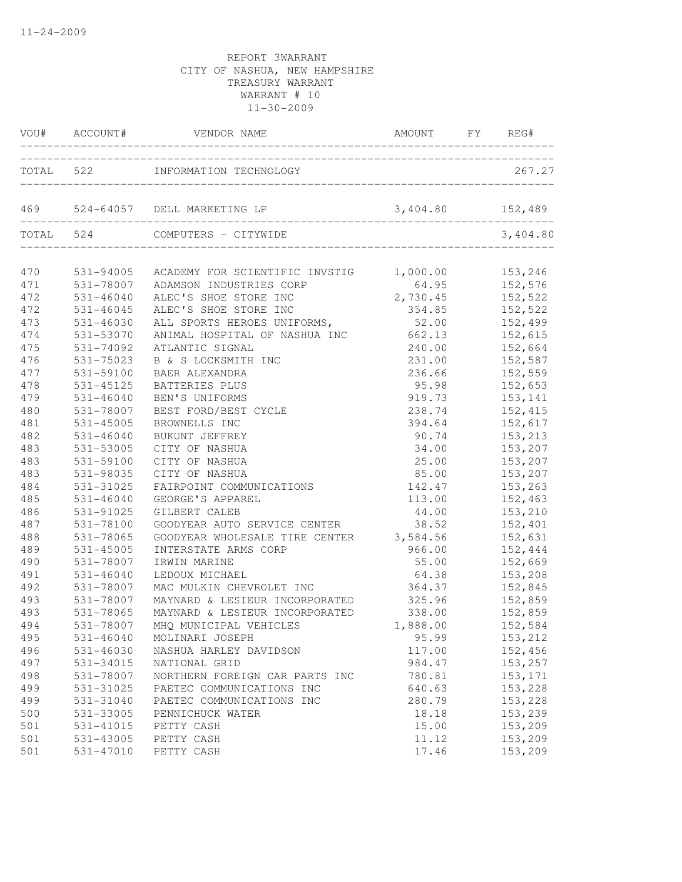REPORT 3WARRANT
CITY OF NASHUA, NEW HAMPSHIRE
TREASURY WARRANT
WARRANT # 10
11-30-2009

| VOU# | ACCOUNT# | VENDOR NAME | AMOUNT | FY | REG# |
|---|---|---|---|---|---|
| TOTAL | 522 | INFORMATION TECHNOLOGY | | | 267.27 |
| 469 | 524-64057 | DELL MARKETING LP | 3,404.80 | | 152,489 |
| TOTAL | 524 | COMPUTERS - CITYWIDE | | | 3,404.80 |
| 470 | 531-94005 | ACADEMY FOR SCIENTIFIC INVSTIG | 1,000.00 | | 153,246 |
| 471 | 531-78007 | ADAMSON INDUSTRIES CORP | 64.95 | | 152,576 |
| 472 | 531-46040 | ALEC'S SHOE STORE INC | 2,730.45 | | 152,522 |
| 472 | 531-46045 | ALEC'S SHOE STORE INC | 354.85 | | 152,522 |
| 473 | 531-46030 | ALL SPORTS HEROES UNIFORMS, | 52.00 | | 152,499 |
| 474 | 531-53070 | ANIMAL HOSPITAL OF NASHUA INC | 662.13 | | 152,615 |
| 475 | 531-74092 | ATLANTIC SIGNAL | 240.00 | | 152,664 |
| 476 | 531-75023 | B & S LOCKSMITH INC | 231.00 | | 152,587 |
| 477 | 531-59100 | BAER ALEXANDRA | 236.66 | | 152,559 |
| 478 | 531-45125 | BATTERIES PLUS | 95.98 | | 152,653 |
| 479 | 531-46040 | BEN'S UNIFORMS | 919.73 | | 153,141 |
| 480 | 531-78007 | BEST FORD/BEST CYCLE | 238.74 | | 152,415 |
| 481 | 531-45005 | BROWNELLS INC | 394.64 | | 152,617 |
| 482 | 531-46040 | BUKUNT JEFFREY | 90.74 | | 153,213 |
| 483 | 531-53005 | CITY OF NASHUA | 34.00 | | 153,207 |
| 483 | 531-59100 | CITY OF NASHUA | 25.00 | | 153,207 |
| 483 | 531-98035 | CITY OF NASHUA | 85.00 | | 153,207 |
| 484 | 531-31025 | FAIRPOINT COMMUNICATIONS | 142.47 | | 153,263 |
| 485 | 531-46040 | GEORGE'S APPAREL | 113.00 | | 152,463 |
| 486 | 531-91025 | GILBERT CALEB | 44.00 | | 153,210 |
| 487 | 531-78100 | GOODYEAR AUTO SERVICE CENTER | 38.52 | | 152,401 |
| 488 | 531-78065 | GOODYEAR WHOLESALE TIRE CENTER | 3,584.56 | | 152,631 |
| 489 | 531-45005 | INTERSTATE ARMS CORP | 966.00 | | 152,444 |
| 490 | 531-78007 | IRWIN MARINE | 55.00 | | 152,669 |
| 491 | 531-46040 | LEDOUX MICHAEL | 64.38 | | 153,208 |
| 492 | 531-78007 | MAC MULKIN CHEVROLET INC | 364.37 | | 152,845 |
| 493 | 531-78007 | MAYNARD & LESIEUR INCORPORATED | 325.96 | | 152,859 |
| 493 | 531-78065 | MAYNARD & LESIEUR INCORPORATED | 338.00 | | 152,859 |
| 494 | 531-78007 | MHQ MUNICIPAL VEHICLES | 1,888.00 | | 152,584 |
| 495 | 531-46040 | MOLINARI JOSEPH | 95.99 | | 153,212 |
| 496 | 531-46030 | NASHUA HARLEY DAVIDSON | 117.00 | | 152,456 |
| 497 | 531-34015 | NATIONAL GRID | 984.47 | | 153,257 |
| 498 | 531-78007 | NORTHERN FOREIGN CAR PARTS INC | 780.81 | | 153,171 |
| 499 | 531-31025 | PAETEC COMMUNICATIONS INC | 640.63 | | 153,228 |
| 499 | 531-31040 | PAETEC COMMUNICATIONS INC | 280.79 | | 153,228 |
| 500 | 531-33005 | PENNICHUCK WATER | 18.18 | | 153,239 |
| 501 | 531-41015 | PETTY CASH | 15.00 | | 153,209 |
| 501 | 531-43005 | PETTY CASH | 11.12 | | 153,209 |
| 501 | 531-47010 | PETTY CASH | 17.46 | | 153,209 |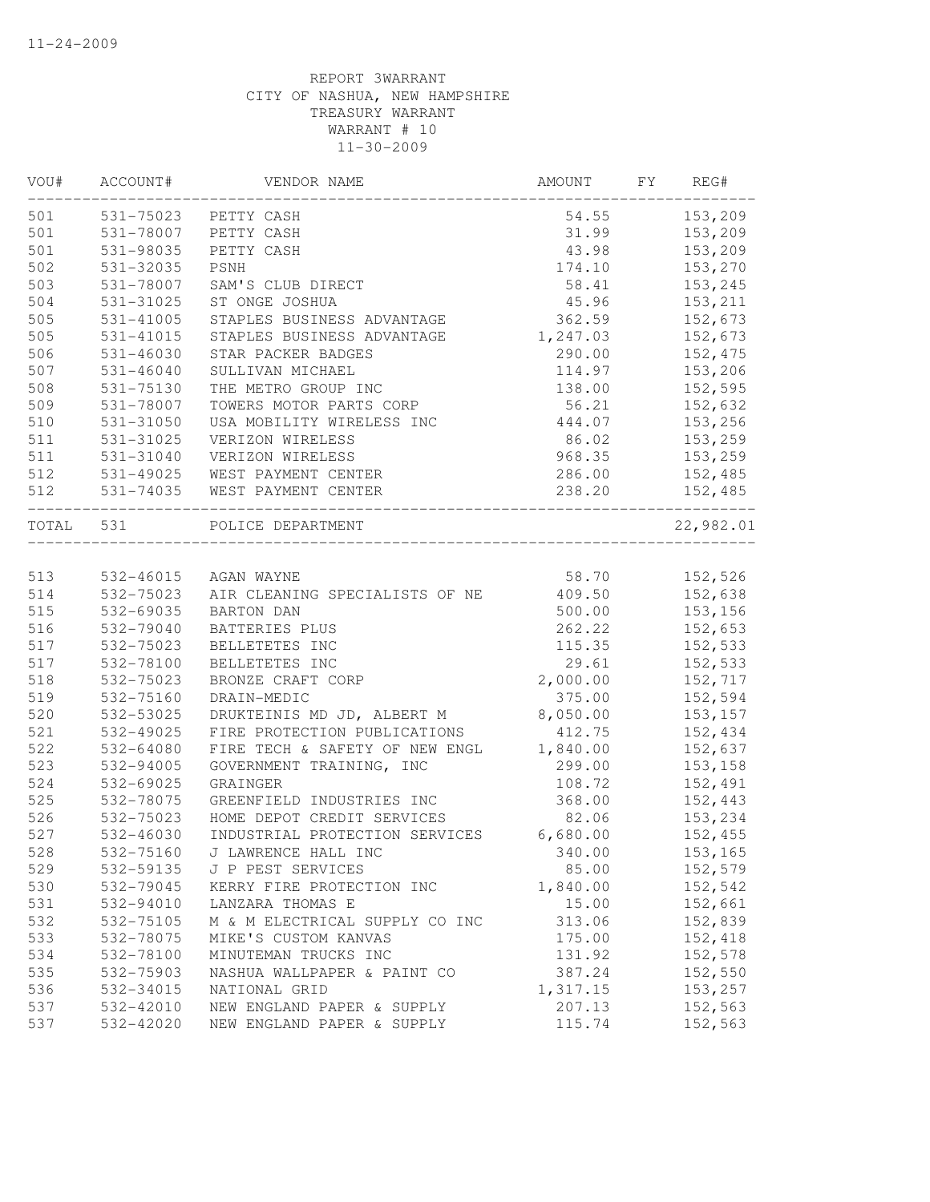11-24-2009

REPORT 3WARRANT
CITY OF NASHUA, NEW HAMPSHIRE
TREASURY WARRANT
WARRANT # 10
11-30-2009

| VOU# | ACCOUNT# | VENDOR NAME | AMOUNT | FY | REG# |
|---|---|---|---|---|---|
| 501 | 531-75023 | PETTY CASH | 54.55 | | 153,209 |
| 501 | 531-78007 | PETTY CASH | 31.99 | | 153,209 |
| 501 | 531-98035 | PETTY CASH | 43.98 | | 153,209 |
| 502 | 531-32035 | PSNH | 174.10 | | 153,270 |
| 503 | 531-78007 | SAM'S CLUB DIRECT | 58.41 | | 153,245 |
| 504 | 531-31025 | ST ONGE JOSHUA | 45.96 | | 153,211 |
| 505 | 531-41005 | STAPLES BUSINESS ADVANTAGE | 362.59 | | 152,673 |
| 505 | 531-41015 | STAPLES BUSINESS ADVANTAGE | 1,247.03 | | 152,673 |
| 506 | 531-46030 | STAR PACKER BADGES | 290.00 | | 152,475 |
| 507 | 531-46040 | SULLIVAN MICHAEL | 114.97 | | 153,206 |
| 508 | 531-75130 | THE METRO GROUP INC | 138.00 | | 152,595 |
| 509 | 531-78007 | TOWERS MOTOR PARTS CORP | 56.21 | | 152,632 |
| 510 | 531-31050 | USA MOBILITY WIRELESS INC | 444.07 | | 153,256 |
| 511 | 531-31025 | VERIZON WIRELESS | 86.02 | | 153,259 |
| 511 | 531-31040 | VERIZON WIRELESS | 968.35 | | 153,259 |
| 512 | 531-49025 | WEST PAYMENT CENTER | 286.00 | | 152,485 |
| 512 | 531-74035 | WEST PAYMENT CENTER | 238.20 | | 152,485 |
| TOTAL | 531 | POLICE DEPARTMENT | | | 22,982.01 |

| VOU# | ACCOUNT# | VENDOR NAME | AMOUNT | FY | REG# |
|---|---|---|---|---|---|
| 513 | 532-46015 | AGAN WAYNE | 58.70 | | 152,526 |
| 514 | 532-75023 | AIR CLEANING SPECIALISTS OF NE | 409.50 | | 152,638 |
| 515 | 532-69035 | BARTON DAN | 500.00 | | 153,156 |
| 516 | 532-79040 | BATTERIES PLUS | 262.22 | | 152,653 |
| 517 | 532-75023 | BELLETETES INC | 115.35 | | 152,533 |
| 517 | 532-78100 | BELLETETES INC | 29.61 | | 152,533 |
| 518 | 532-75023 | BRONZE CRAFT CORP | 2,000.00 | | 152,717 |
| 519 | 532-75160 | DRAIN-MEDIC | 375.00 | | 152,594 |
| 520 | 532-53025 | DRUKTEINIS MD JD, ALBERT M | 8,050.00 | | 153,157 |
| 521 | 532-49025 | FIRE PROTECTION PUBLICATIONS | 412.75 | | 152,434 |
| 522 | 532-64080 | FIRE TECH & SAFETY OF NEW ENGL | 1,840.00 | | 152,637 |
| 523 | 532-94005 | GOVERNMENT TRAINING, INC | 299.00 | | 153,158 |
| 524 | 532-69025 | GRAINGER | 108.72 | | 152,491 |
| 525 | 532-78075 | GREENFIELD INDUSTRIES INC | 368.00 | | 152,443 |
| 526 | 532-75023 | HOME DEPOT CREDIT SERVICES | 82.06 | | 153,234 |
| 527 | 532-46030 | INDUSTRIAL PROTECTION SERVICES | 6,680.00 | | 152,455 |
| 528 | 532-75160 | J LAWRENCE HALL INC | 340.00 | | 153,165 |
| 529 | 532-59135 | J P PEST SERVICES | 85.00 | | 152,579 |
| 530 | 532-79045 | KERRY FIRE PROTECTION INC | 1,840.00 | | 152,542 |
| 531 | 532-94010 | LANZARA THOMAS E | 15.00 | | 152,661 |
| 532 | 532-75105 | M & M ELECTRICAL SUPPLY CO INC | 313.06 | | 152,839 |
| 533 | 532-78075 | MIKE'S CUSTOM KANVAS | 175.00 | | 152,418 |
| 534 | 532-78100 | MINUTEMAN TRUCKS INC | 131.92 | | 152,578 |
| 535 | 532-75903 | NASHUA WALLPAPER & PAINT CO | 387.24 | | 152,550 |
| 536 | 532-34015 | NATIONAL GRID | 1,317.15 | | 153,257 |
| 537 | 532-42010 | NEW ENGLAND PAPER & SUPPLY | 207.13 | | 152,563 |
| 537 | 532-42020 | NEW ENGLAND PAPER & SUPPLY | 115.74 | | 152,563 |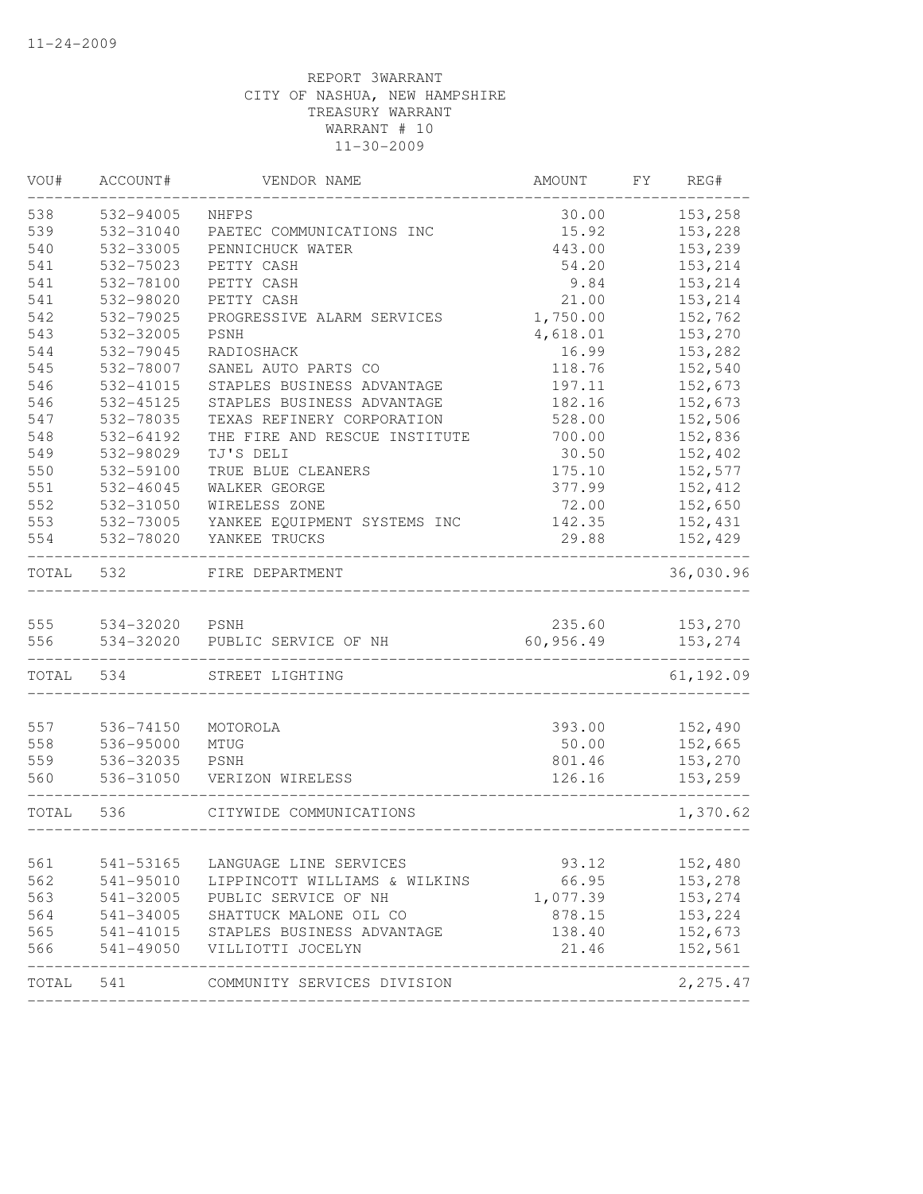11-24-2009

REPORT 3WARRANT
CITY OF NASHUA, NEW HAMPSHIRE
TREASURY WARRANT
WARRANT # 10
11-30-2009

| VOU# | ACCOUNT# | VENDOR NAME | AMOUNT | FY | REG# |
|---|---|---|---|---|---|
| 538 | 532-94005 | NHFPS | 30.00 | | 153,258 |
| 539 | 532-31040 | PAETEC COMMUNICATIONS INC | 15.92 | | 153,228 |
| 540 | 532-33005 | PENNICHUCK WATER | 443.00 | | 153,239 |
| 541 | 532-75023 | PETTY CASH | 54.20 | | 153,214 |
| 541 | 532-78100 | PETTY CASH | 9.84 | | 153,214 |
| 541 | 532-98020 | PETTY CASH | 21.00 | | 153,214 |
| 542 | 532-79025 | PROGRESSIVE ALARM SERVICES | 1,750.00 | | 152,762 |
| 543 | 532-32005 | PSNH | 4,618.01 | | 153,270 |
| 544 | 532-79045 | RADIOSHACK | 16.99 | | 153,282 |
| 545 | 532-78007 | SANEL AUTO PARTS CO | 118.76 | | 152,540 |
| 546 | 532-41015 | STAPLES BUSINESS ADVANTAGE | 197.11 | | 152,673 |
| 546 | 532-45125 | STAPLES BUSINESS ADVANTAGE | 182.16 | | 152,673 |
| 547 | 532-78035 | TEXAS REFINERY CORPORATION | 528.00 | | 152,506 |
| 548 | 532-64192 | THE FIRE AND RESCUE INSTITUTE | 700.00 | | 152,836 |
| 549 | 532-98029 | TJ'S DELI | 30.50 | | 152,402 |
| 550 | 532-59100 | TRUE BLUE CLEANERS | 175.10 | | 152,577 |
| 551 | 532-46045 | WALKER GEORGE | 377.99 | | 152,412 |
| 552 | 532-31050 | WIRELESS ZONE | 72.00 | | 152,650 |
| 553 | 532-73005 | YANKEE EQUIPMENT SYSTEMS INC | 142.35 | | 152,431 |
| 554 | 532-78020 | YANKEE TRUCKS | 29.88 | | 152,429 |
| TOTAL | 532 | FIRE DEPARTMENT | | | 36,030.96 |
| 555 | 534-32020 | PSNH | 235.60 | | 153,270 |
| 556 | 534-32020 | PUBLIC SERVICE OF NH | 60,956.49 | | 153,274 |
| TOTAL | 534 | STREET LIGHTING | | | 61,192.09 |
| 557 | 536-74150 | MOTOROLA | 393.00 | | 152,490 |
| 558 | 536-95000 | MTUG | 50.00 | | 152,665 |
| 559 | 536-32035 | PSNH | 801.46 | | 153,270 |
| 560 | 536-31050 | VERIZON WIRELESS | 126.16 | | 153,259 |
| TOTAL | 536 | CITYWIDE COMMUNICATIONS | | | 1,370.62 |
| 561 | 541-53165 | LANGUAGE LINE SERVICES | 93.12 | | 152,480 |
| 562 | 541-95010 | LIPPINCOTT WILLIAMS & WILKINS | 66.95 | | 153,278 |
| 563 | 541-32005 | PUBLIC SERVICE OF NH | 1,077.39 | | 153,274 |
| 564 | 541-34005 | SHATTUCK MALONE OIL CO | 878.15 | | 153,224 |
| 565 | 541-41015 | STAPLES BUSINESS ADVANTAGE | 138.40 | | 152,673 |
| 566 | 541-49050 | VILLIOTTI JOCELYN | 21.46 | | 152,561 |
| TOTAL | 541 | COMMUNITY SERVICES DIVISION | | | 2,275.47 |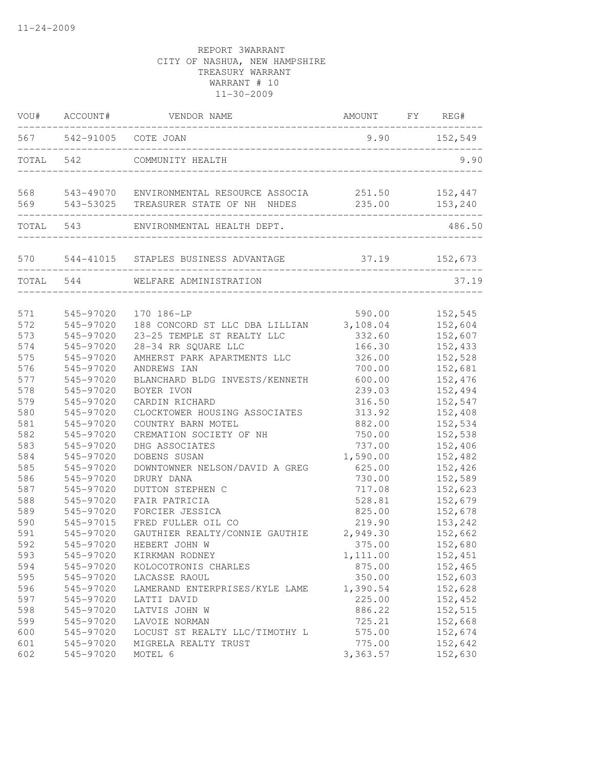11-24-2009

REPORT 3WARRANT
CITY OF NASHUA, NEW HAMPSHIRE
TREASURY WARRANT
WARRANT # 10
11-30-2009

| VOU# | ACCOUNT# | VENDOR NAME | AMOUNT | FY | REG# |
|---|---|---|---|---|---|
| 567 | 542-91005 | COTE JOAN | 9.90 | | 152,549 |
| TOTAL | 542 | COMMUNITY HEALTH | | | 9.90 |
| 568 | 543-49070 | ENVIRONMENTAL RESOURCE ASSOCIA | 251.50 | | 152,447 |
| 569 | 543-53025 | TREASURER STATE OF NH NHDES | 235.00 | | 153,240 |
| TOTAL | 543 | ENVIRONMENTAL HEALTH DEPT. | | | 486.50 |
| 570 | 544-41015 | STAPLES BUSINESS ADVANTAGE | 37.19 | | 152,673 |
| TOTAL | 544 | WELFARE ADMINISTRATION | | | 37.19 |
| 571 | 545-97020 | 170 186-LP | 590.00 | | 152,545 |
| 572 | 545-97020 | 188 CONCORD ST LLC DBA LILLIAN | 3,108.04 | | 152,604 |
| 573 | 545-97020 | 23-25 TEMPLE ST REALTY LLC | 332.60 | | 152,607 |
| 574 | 545-97020 | 28-34 RR SQUARE LLC | 166.30 | | 152,433 |
| 575 | 545-97020 | AMHERST PARK APARTMENTS LLC | 326.00 | | 152,528 |
| 576 | 545-97020 | ANDREWS IAN | 700.00 | | 152,681 |
| 577 | 545-97020 | BLANCHARD BLDG INVESTS/KENNETH | 600.00 | | 152,476 |
| 578 | 545-97020 | BOYER IVON | 239.03 | | 152,494 |
| 579 | 545-97020 | CARDIN RICHARD | 316.50 | | 152,547 |
| 580 | 545-97020 | CLOCKTOWER HOUSING ASSOCIATES | 313.92 | | 152,408 |
| 581 | 545-97020 | COUNTRY BARN MOTEL | 882.00 | | 152,534 |
| 582 | 545-97020 | CREMATION SOCIETY OF NH | 750.00 | | 152,538 |
| 583 | 545-97020 | DHG ASSOCIATES | 737.00 | | 152,406 |
| 584 | 545-97020 | DOBENS SUSAN | 1,590.00 | | 152,482 |
| 585 | 545-97020 | DOWNTOWNER NELSON/DAVID A GREG | 625.00 | | 152,426 |
| 586 | 545-97020 | DRURY DANA | 730.00 | | 152,589 |
| 587 | 545-97020 | DUTTON STEPHEN C | 717.08 | | 152,623 |
| 588 | 545-97020 | FAIR PATRICIA | 528.81 | | 152,679 |
| 589 | 545-97020 | FORCIER JESSICA | 825.00 | | 152,678 |
| 590 | 545-97015 | FRED FULLER OIL CO | 219.90 | | 153,242 |
| 591 | 545-97020 | GAUTHIER REALTY/CONNIE GAUTHIE | 2,949.30 | | 152,662 |
| 592 | 545-97020 | HEBERT JOHN W | 375.00 | | 152,680 |
| 593 | 545-97020 | KIRKMAN RODNEY | 1,111.00 | | 152,451 |
| 594 | 545-97020 | KOLOCOTRONIS CHARLES | 875.00 | | 152,465 |
| 595 | 545-97020 | LACASSE RAOUL | 350.00 | | 152,603 |
| 596 | 545-97020 | LAMERAND ENTERPRISES/KYLE LAME | 1,390.54 | | 152,628 |
| 597 | 545-97020 | LATTI DAVID | 225.00 | | 152,452 |
| 598 | 545-97020 | LATVIS JOHN W | 886.22 | | 152,515 |
| 599 | 545-97020 | LAVOIE NORMAN | 725.21 | | 152,668 |
| 600 | 545-97020 | LOCUST ST REALTY LLC/TIMOTHY L | 575.00 | | 152,674 |
| 601 | 545-97020 | MIGRELA REALTY TRUST | 775.00 | | 152,642 |
| 602 | 545-97020 | MOTEL 6 | 3,363.57 | | 152,630 |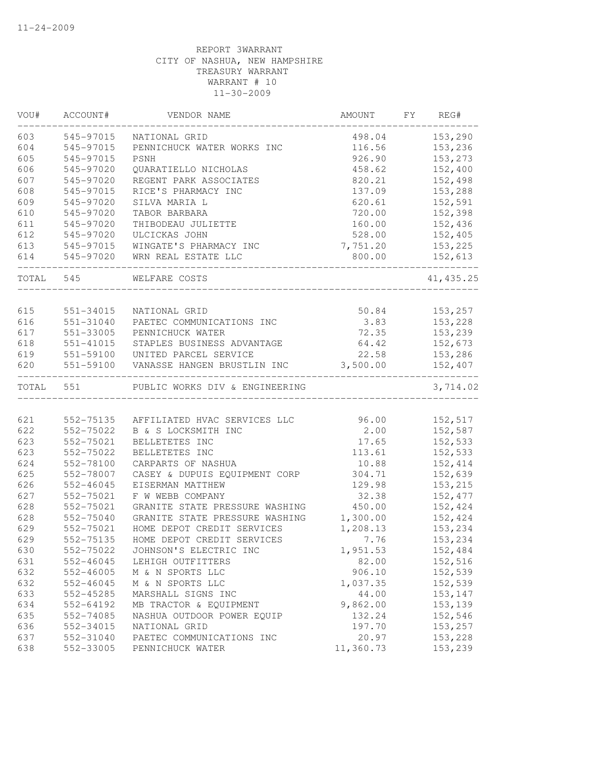11-24-2009

REPORT 3WARRANT
CITY OF NASHUA, NEW HAMPSHIRE
TREASURY WARRANT
WARRANT # 10
11-30-2009

| VOU# | ACCOUNT# | VENDOR NAME | AMOUNT | FY | REG# |
|---|---|---|---|---|---|
| 603 | 545-97015 | NATIONAL GRID | 498.04 | | 153,290 |
| 604 | 545-97015 | PENNICHUCK WATER WORKS INC | 116.56 | | 153,236 |
| 605 | 545-97015 | PSNH | 926.90 | | 153,273 |
| 606 | 545-97020 | QUARATIELLO NICHOLAS | 458.62 | | 152,400 |
| 607 | 545-97020 | REGENT PARK ASSOCIATES | 820.21 | | 152,498 |
| 608 | 545-97015 | RICE'S PHARMACY INC | 137.09 | | 153,288 |
| 609 | 545-97020 | SILVA MARIA L | 620.61 | | 152,591 |
| 610 | 545-97020 | TABOR BARBARA | 720.00 | | 152,398 |
| 611 | 545-97020 | THIBODEAU JULIETTE | 160.00 | | 152,436 |
| 612 | 545-97020 | ULCICKAS JOHN | 528.00 | | 152,405 |
| 613 | 545-97015 | WINGATE'S PHARMACY INC | 7,751.20 | | 153,225 |
| 614 | 545-97020 | WRN REAL ESTATE LLC | 800.00 | | 152,613 |
| TOTAL | 545 | WELFARE COSTS | | | 41,435.25 |
| 615 | 551-34015 | NATIONAL GRID | 50.84 | | 153,257 |
| 616 | 551-31040 | PAETEC COMMUNICATIONS INC | 3.83 | | 153,228 |
| 617 | 551-33005 | PENNICHUCK WATER | 72.35 | | 153,239 |
| 618 | 551-41015 | STAPLES BUSINESS ADVANTAGE | 64.42 | | 152,673 |
| 619 | 551-59100 | UNITED PARCEL SERVICE | 22.58 | | 153,286 |
| 620 | 551-59100 | VANASSE HANGEN BRUSTLIN INC | 3,500.00 | | 152,407 |
| TOTAL | 551 | PUBLIC WORKS DIV & ENGINEERING | | | 3,714.02 |
| 621 | 552-75135 | AFFILIATED HVAC SERVICES LLC | 96.00 | | 152,517 |
| 622 | 552-75022 | B & S LOCKSMITH INC | 2.00 | | 152,587 |
| 623 | 552-75021 | BELLETETES INC | 17.65 | | 152,533 |
| 623 | 552-75022 | BELLETETES INC | 113.61 | | 152,533 |
| 624 | 552-78100 | CARPARTS OF NASHUA | 10.88 | | 152,414 |
| 625 | 552-78007 | CASEY & DUPUIS EQUIPMENT CORP | 304.71 | | 152,639 |
| 626 | 552-46045 | EISERMAN MATTHEW | 129.98 | | 153,215 |
| 627 | 552-75021 | F W WEBB COMPANY | 32.38 | | 152,477 |
| 628 | 552-75021 | GRANITE STATE PRESSURE WASHING | 450.00 | | 152,424 |
| 628 | 552-75040 | GRANITE STATE PRESSURE WASHING | 1,300.00 | | 152,424 |
| 629 | 552-75021 | HOME DEPOT CREDIT SERVICES | 1,208.13 | | 153,234 |
| 629 | 552-75135 | HOME DEPOT CREDIT SERVICES | 7.76 | | 153,234 |
| 630 | 552-75022 | JOHNSON'S ELECTRIC INC | 1,951.53 | | 152,484 |
| 631 | 552-46045 | LEHIGH OUTFITTERS | 82.00 | | 152,516 |
| 632 | 552-46005 | M & N SPORTS LLC | 906.10 | | 152,539 |
| 632 | 552-46045 | M & N SPORTS LLC | 1,037.35 | | 152,539 |
| 633 | 552-45285 | MARSHALL SIGNS INC | 44.00 | | 153,147 |
| 634 | 552-64192 | MB TRACTOR & EQUIPMENT | 9,862.00 | | 153,139 |
| 635 | 552-74085 | NASHUA OUTDOOR POWER EQUIP | 132.24 | | 152,546 |
| 636 | 552-34015 | NATIONAL GRID | 197.70 | | 153,257 |
| 637 | 552-31040 | PAETEC COMMUNICATIONS INC | 20.97 | | 153,228 |
| 638 | 552-33005 | PENNICHUCK WATER | 11,360.73 | | 153,239 |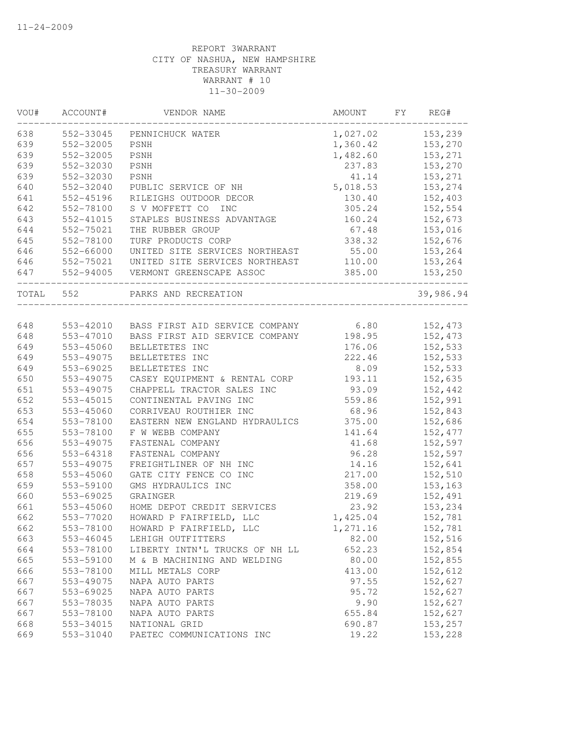11-24-2009

REPORT 3WARRANT
CITY OF NASHUA, NEW HAMPSHIRE
TREASURY WARRANT
WARRANT # 10
11-30-2009

| VOU# | ACCOUNT# | VENDOR NAME | AMOUNT | FY | REG# |
|---|---|---|---|---|---|
| 638 | 552-33045 | PENNICHUCK WATER | 1,027.02 | | 153,239 |
| 639 | 552-32005 | PSNH | 1,360.42 | | 153,270 |
| 639 | 552-32005 | PSNH | 1,482.60 | | 153,271 |
| 639 | 552-32030 | PSNH | 237.83 | | 153,270 |
| 639 | 552-32030 | PSNH | 41.14 | | 153,271 |
| 640 | 552-32040 | PUBLIC SERVICE OF NH | 5,018.53 | | 153,274 |
| 641 | 552-45196 | RILEIGHS OUTDOOR DECOR | 130.40 | | 152,403 |
| 642 | 552-78100 | S V MOFFETT CO INC | 305.24 | | 152,554 |
| 643 | 552-41015 | STAPLES BUSINESS ADVANTAGE | 160.24 | | 152,673 |
| 644 | 552-75021 | THE RUBBER GROUP | 67.48 | | 153,016 |
| 645 | 552-78100 | TURF PRODUCTS CORP | 338.32 | | 152,676 |
| 646 | 552-66000 | UNITED SITE SERVICES NORTHEAST | 55.00 | | 153,264 |
| 646 | 552-75021 | UNITED SITE SERVICES NORTHEAST | 110.00 | | 153,264 |
| 647 | 552-94005 | VERMONT GREENSCAPE ASSOC | 385.00 | | 153,250 |
| TOTAL | 552 | PARKS AND RECREATION | | | 39,986.94 |
| 648 | 553-42010 | BASS FIRST AID SERVICE COMPANY | 6.80 | | 152,473 |
| 648 | 553-47010 | BASS FIRST AID SERVICE COMPANY | 198.95 | | 152,473 |
| 649 | 553-45060 | BELLETETES INC | 176.06 | | 152,533 |
| 649 | 553-49075 | BELLETETES INC | 222.46 | | 152,533 |
| 649 | 553-69025 | BELLETETES INC | 8.09 | | 152,533 |
| 650 | 553-49075 | CASEY EQUIPMENT & RENTAL CORP | 193.11 | | 152,635 |
| 651 | 553-49075 | CHAPPELL TRACTOR SALES INC | 93.09 | | 152,442 |
| 652 | 553-45015 | CONTINENTAL PAVING INC | 559.86 | | 152,991 |
| 653 | 553-45060 | CORRIVEAU ROUTHIER INC | 68.96 | | 152,843 |
| 654 | 553-78100 | EASTERN NEW ENGLAND HYDRAULICS | 375.00 | | 152,686 |
| 655 | 553-78100 | F W WEBB COMPANY | 141.64 | | 152,477 |
| 656 | 553-49075 | FASTENAL COMPANY | 41.68 | | 152,597 |
| 656 | 553-64318 | FASTENAL COMPANY | 96.28 | | 152,597 |
| 657 | 553-49075 | FREIGHTLINER OF NH INC | 14.16 | | 152,641 |
| 658 | 553-45060 | GATE CITY FENCE CO INC | 217.00 | | 152,510 |
| 659 | 553-59100 | GMS HYDRAULICS INC | 358.00 | | 153,163 |
| 660 | 553-69025 | GRAINGER | 219.69 | | 152,491 |
| 661 | 553-45060 | HOME DEPOT CREDIT SERVICES | 23.92 | | 153,234 |
| 662 | 553-77020 | HOWARD P FAIRFIELD, LLC | 1,425.04 | | 152,781 |
| 662 | 553-78100 | HOWARD P FAIRFIELD, LLC | 1,271.16 | | 152,781 |
| 663 | 553-46045 | LEHIGH OUTFITTERS | 82.00 | | 152,516 |
| 664 | 553-78100 | LIBERTY INTN'L TRUCKS OF NH LL | 652.23 | | 152,854 |
| 665 | 553-59100 | M & B MACHINING AND WELDING | 80.00 | | 152,855 |
| 666 | 553-78100 | MILL METALS CORP | 413.00 | | 152,612 |
| 667 | 553-49075 | NAPA AUTO PARTS | 97.55 | | 152,627 |
| 667 | 553-69025 | NAPA AUTO PARTS | 95.72 | | 152,627 |
| 667 | 553-78035 | NAPA AUTO PARTS | 9.90 | | 152,627 |
| 667 | 553-78100 | NAPA AUTO PARTS | 655.84 | | 152,627 |
| 668 | 553-34015 | NATIONAL GRID | 690.87 | | 153,257 |
| 669 | 553-31040 | PAETEC COMMUNICATIONS INC | 19.22 | | 153,228 |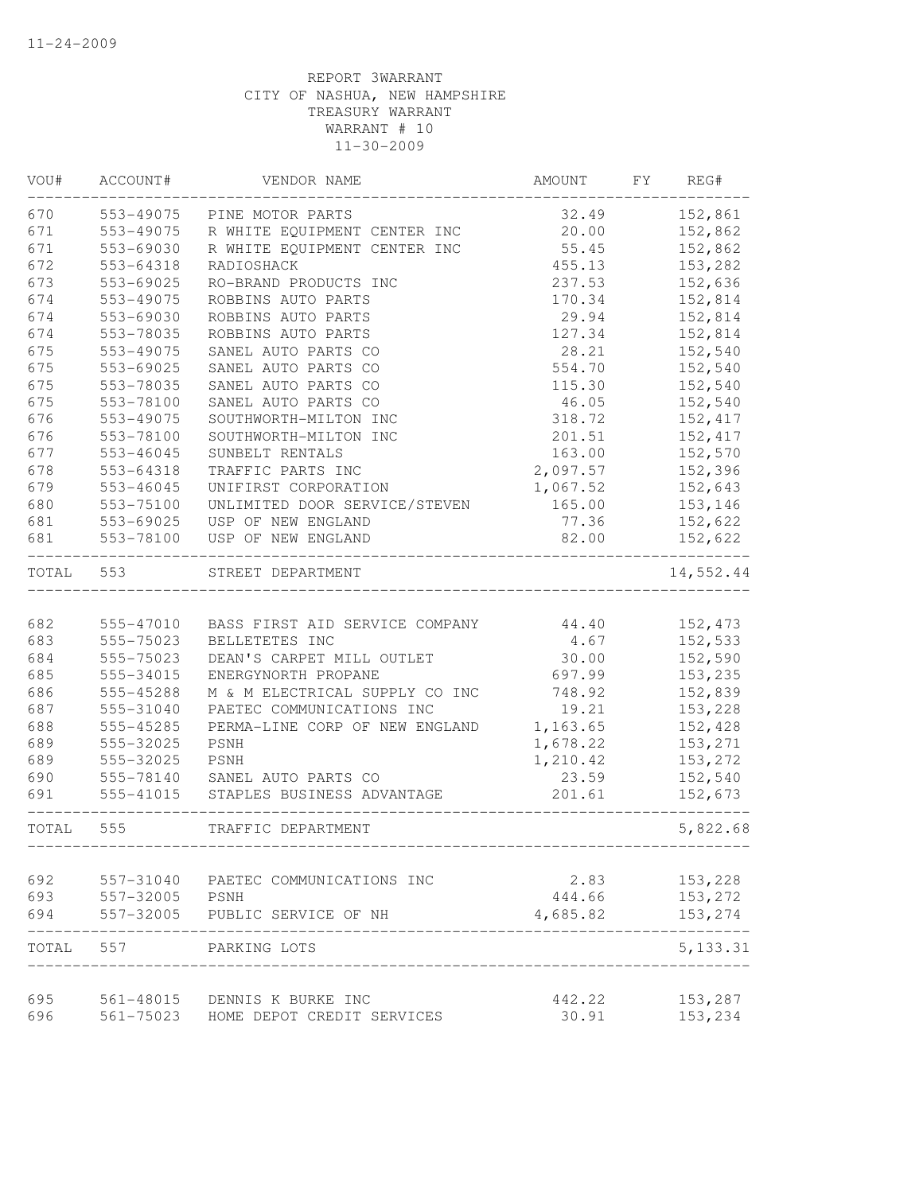11-24-2009

REPORT 3WARRANT
CITY OF NASHUA, NEW HAMPSHIRE
TREASURY WARRANT
WARRANT # 10
11-30-2009

| VOU# | ACCOUNT# | VENDOR NAME | AMOUNT | FY | REG# |
|---|---|---|---|---|---|
| 670 | 553-49075 | PINE MOTOR PARTS | 32.49 | | 152,861 |
| 671 | 553-49075 | R WHITE EQUIPMENT CENTER INC | 20.00 | | 152,862 |
| 671 | 553-69030 | R WHITE EQUIPMENT CENTER INC | 55.45 | | 152,862 |
| 672 | 553-64318 | RADIOSHACK | 455.13 | | 153,282 |
| 673 | 553-69025 | RO-BRAND PRODUCTS INC | 237.53 | | 152,636 |
| 674 | 553-49075 | ROBBINS AUTO PARTS | 170.34 | | 152,814 |
| 674 | 553-69030 | ROBBINS AUTO PARTS | 29.94 | | 152,814 |
| 674 | 553-78035 | ROBBINS AUTO PARTS | 127.34 | | 152,814 |
| 675 | 553-49075 | SANEL AUTO PARTS CO | 28.21 | | 152,540 |
| 675 | 553-69025 | SANEL AUTO PARTS CO | 554.70 | | 152,540 |
| 675 | 553-78035 | SANEL AUTO PARTS CO | 115.30 | | 152,540 |
| 675 | 553-78100 | SANEL AUTO PARTS CO | 46.05 | | 152,540 |
| 676 | 553-49075 | SOUTHWORTH-MILTON INC | 318.72 | | 152,417 |
| 676 | 553-78100 | SOUTHWORTH-MILTON INC | 201.51 | | 152,417 |
| 677 | 553-46045 | SUNBELT RENTALS | 163.00 | | 152,570 |
| 678 | 553-64318 | TRAFFIC PARTS INC | 2,097.57 | | 152,396 |
| 679 | 553-46045 | UNIFIRST CORPORATION | 1,067.52 | | 152,643 |
| 680 | 553-75100 | UNLIMITED DOOR SERVICE/STEVEN | 165.00 | | 153,146 |
| 681 | 553-69025 | USP OF NEW ENGLAND | 77.36 | | 152,622 |
| 681 | 553-78100 | USP OF NEW ENGLAND | 82.00 | | 152,622 |
| TOTAL | 553 | STREET DEPARTMENT | | | 14,552.44 |
| 682 | 555-47010 | BASS FIRST AID SERVICE COMPANY | 44.40 | | 152,473 |
| 683 | 555-75023 | BELLETETES INC | 4.67 | | 152,533 |
| 684 | 555-75023 | DEAN'S CARPET MILL OUTLET | 30.00 | | 152,590 |
| 685 | 555-34015 | ENERGYNORTH PROPANE | 697.99 | | 153,235 |
| 686 | 555-45288 | M & M ELECTRICAL SUPPLY CO INC | 748.92 | | 152,839 |
| 687 | 555-31040 | PAETEC COMMUNICATIONS INC | 19.21 | | 153,228 |
| 688 | 555-45285 | PERMA-LINE CORP OF NEW ENGLAND | 1,163.65 | | 152,428 |
| 689 | 555-32025 | PSNH | 1,678.22 | | 153,271 |
| 689 | 555-32025 | PSNH | 1,210.42 | | 153,272 |
| 690 | 555-78140 | SANEL AUTO PARTS CO | 23.59 | | 152,540 |
| 691 | 555-41015 | STAPLES BUSINESS ADVANTAGE | 201.61 | | 152,673 |
| TOTAL | 555 | TRAFFIC DEPARTMENT | | | 5,822.68 |
| 692 | 557-31040 | PAETEC COMMUNICATIONS INC | 2.83 | | 153,228 |
| 693 | 557-32005 | PSNH | 444.66 | | 153,272 |
| 694 | 557-32005 | PUBLIC SERVICE OF NH | 4,685.82 | | 153,274 |
| TOTAL | 557 | PARKING LOTS | | | 5,133.31 |
| 695 | 561-48015 | DENNIS K BURKE INC | 442.22 | | 153,287 |
| 696 | 561-75023 | HOME DEPOT CREDIT SERVICES | 30.91 | | 153,234 |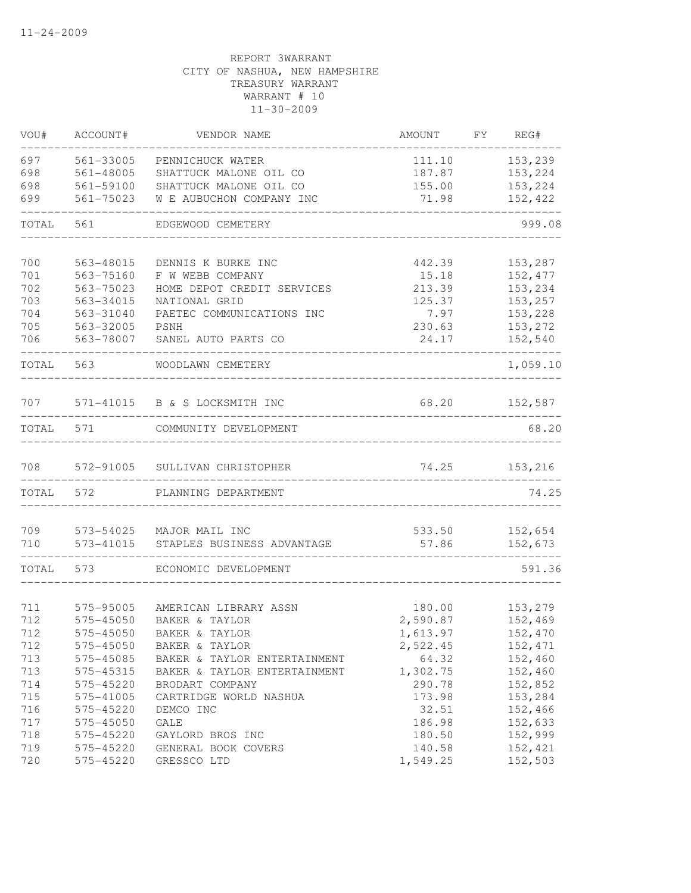11-24-2009

REPORT 3WARRANT
CITY OF NASHUA, NEW HAMPSHIRE
TREASURY WARRANT
WARRANT # 10
11-30-2009

| VOU# | ACCOUNT# | VENDOR NAME | AMOUNT | FY | REG# |
|---|---|---|---|---|---|
| 697 | 561-33005 | PENNICHUCK WATER | 111.10 | | 153,239 |
| 698 | 561-48005 | SHATTUCK MALONE OIL CO | 187.87 | | 153,224 |
| 698 | 561-59100 | SHATTUCK MALONE OIL CO | 155.00 | | 153,224 |
| 699 | 561-75023 | W E AUBUCHON COMPANY INC | 71.98 | | 152,422 |
| TOTAL | 561 | EDGEWOOD CEMETERY | | | 999.08 |
| 700 | 563-48015 | DENNIS K BURKE INC | 442.39 | | 153,287 |
| 701 | 563-75160 | F W WEBB COMPANY | 15.18 | | 152,477 |
| 702 | 563-75023 | HOME DEPOT CREDIT SERVICES | 213.39 | | 153,234 |
| 703 | 563-34015 | NATIONAL GRID | 125.37 | | 153,257 |
| 704 | 563-31040 | PAETEC COMMUNICATIONS INC | 7.97 | | 153,228 |
| 705 | 563-32005 | PSNH | 230.63 | | 153,272 |
| 706 | 563-78007 | SANEL AUTO PARTS CO | 24.17 | | 152,540 |
| TOTAL | 563 | WOODLAWN CEMETERY | | | 1,059.10 |
| 707 | 571-41015 | B & S LOCKSMITH INC | 68.20 | | 152,587 |
| TOTAL | 571 | COMMUNITY DEVELOPMENT | | | 68.20 |
| 708 | 572-91005 | SULLIVAN CHRISTOPHER | 74.25 | | 153,216 |
| TOTAL | 572 | PLANNING DEPARTMENT | | | 74.25 |
| 709 | 573-54025 | MAJOR MAIL INC | 533.50 | | 152,654 |
| 710 | 573-41015 | STAPLES BUSINESS ADVANTAGE | 57.86 | | 152,673 |
| TOTAL | 573 | ECONOMIC DEVELOPMENT | | | 591.36 |
| 711 | 575-95005 | AMERICAN LIBRARY ASSN | 180.00 | | 153,279 |
| 712 | 575-45050 | BAKER & TAYLOR | 2,590.87 | | 152,469 |
| 712 | 575-45050 | BAKER & TAYLOR | 1,613.97 | | 152,470 |
| 712 | 575-45050 | BAKER & TAYLOR | 2,522.45 | | 152,471 |
| 713 | 575-45085 | BAKER & TAYLOR ENTERTAINMENT | 64.32 | | 152,460 |
| 713 | 575-45315 | BAKER & TAYLOR ENTERTAINMENT | 1,302.75 | | 152,460 |
| 714 | 575-45220 | BRODART COMPANY | 290.78 | | 152,852 |
| 715 | 575-41005 | CARTRIDGE WORLD NASHUA | 173.98 | | 153,284 |
| 716 | 575-45220 | DEMCO INC | 32.51 | | 152,466 |
| 717 | 575-45050 | GALE | 186.98 | | 152,633 |
| 718 | 575-45220 | GAYLORD BROS INC | 180.50 | | 152,999 |
| 719 | 575-45220 | GENERAL BOOK COVERS | 140.58 | | 152,421 |
| 720 | 575-45220 | GRESSCO LTD | 1,549.25 | | 152,503 |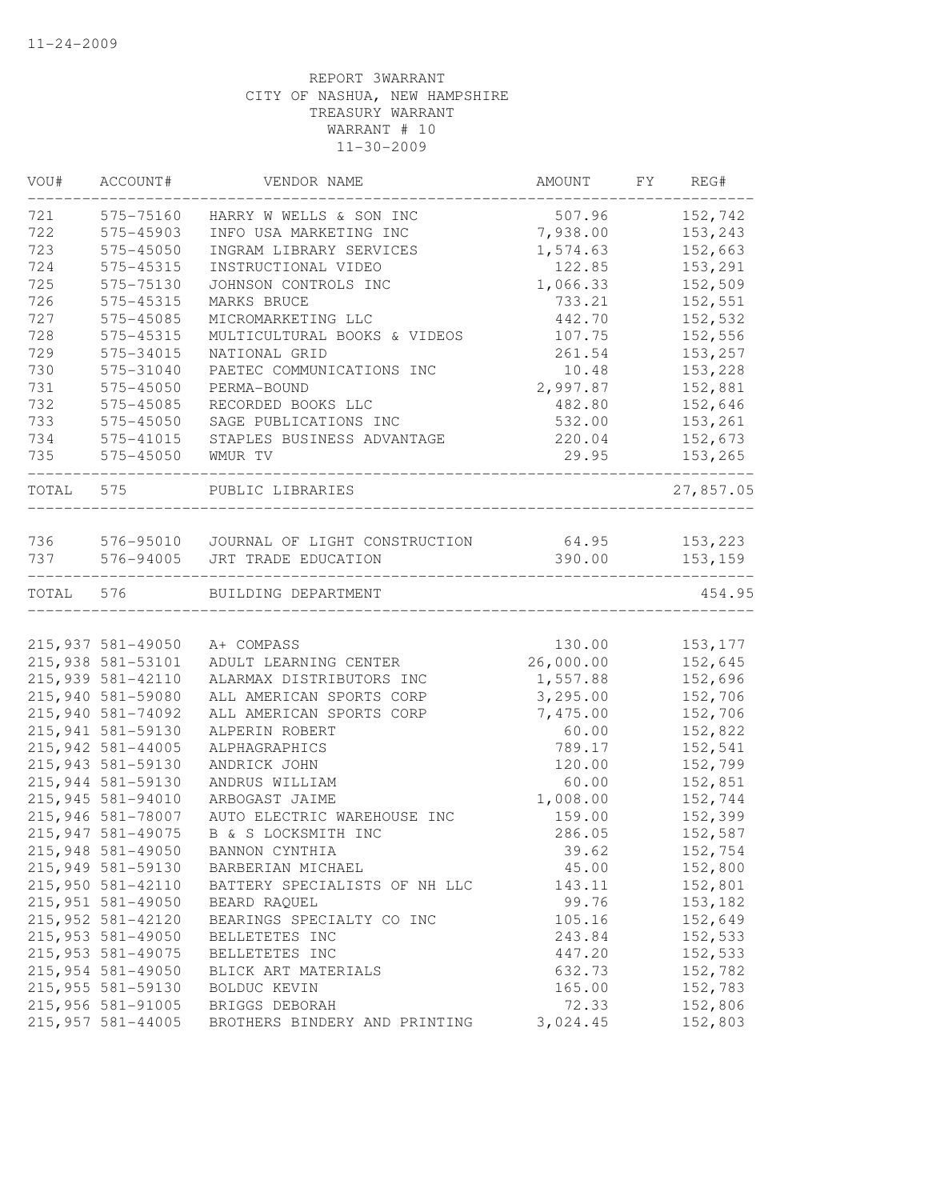11-24-2009

REPORT 3WARRANT
CITY OF NASHUA, NEW HAMPSHIRE
TREASURY WARRANT
WARRANT # 10
11-30-2009

| VOU# | ACCOUNT# | VENDOR NAME | AMOUNT | FY | REG# |
|---|---|---|---|---|---|
| 721 | 575-75160 | HARRY W WELLS & SON INC | 507.96 | | 152,742 |
| 722 | 575-45903 | INFO USA MARKETING INC | 7,938.00 | | 153,243 |
| 723 | 575-45050 | INGRAM LIBRARY SERVICES | 1,574.63 | | 152,663 |
| 724 | 575-45315 | INSTRUCTIONAL VIDEO | 122.85 | | 153,291 |
| 725 | 575-75130 | JOHNSON CONTROLS INC | 1,066.33 | | 152,509 |
| 726 | 575-45315 | MARKS BRUCE | 733.21 | | 152,551 |
| 727 | 575-45085 | MICROMARKETING LLC | 442.70 | | 152,532 |
| 728 | 575-45315 | MULTICULTURAL BOOKS & VIDEOS | 107.75 | | 152,556 |
| 729 | 575-34015 | NATIONAL GRID | 261.54 | | 153,257 |
| 730 | 575-31040 | PAETEC COMMUNICATIONS INC | 10.48 | | 153,228 |
| 731 | 575-45050 | PERMA-BOUND | 2,997.87 | | 152,881 |
| 732 | 575-45085 | RECORDED BOOKS LLC | 482.80 | | 152,646 |
| 733 | 575-45050 | SAGE PUBLICATIONS INC | 532.00 | | 153,261 |
| 734 | 575-41015 | STAPLES BUSINESS ADVANTAGE | 220.04 | | 152,673 |
| 735 | 575-45050 | WMUR TV | 29.95 | | 153,265 |
| TOTAL | 575 | PUBLIC LIBRARIES | | | 27,857.05 |
| 736 | 576-95010 | JOURNAL OF LIGHT CONSTRUCTION | 64.95 | | 153,223 |
| 737 | 576-94005 | JRT TRADE EDUCATION | 390.00 | | 153,159 |
| TOTAL | 576 | BUILDING DEPARTMENT | | | 454.95 |
| 215,937 | 581-49050 | A+ COMPASS | 130.00 | | 153,177 |
| 215,938 | 581-53101 | ADULT LEARNING CENTER | 26,000.00 | | 152,645 |
| 215,939 | 581-42110 | ALARMAX DISTRIBUTORS INC | 1,557.88 | | 152,696 |
| 215,940 | 581-59080 | ALL AMERICAN SPORTS CORP | 3,295.00 | | 152,706 |
| 215,940 | 581-74092 | ALL AMERICAN SPORTS CORP | 7,475.00 | | 152,706 |
| 215,941 | 581-59130 | ALPERIN ROBERT | 60.00 | | 152,822 |
| 215,942 | 581-44005 | ALPHAGRAPHICS | 789.17 | | 152,541 |
| 215,943 | 581-59130 | ANDRICK JOHN | 120.00 | | 152,799 |
| 215,944 | 581-59130 | ANDRUS WILLIAM | 60.00 | | 152,851 |
| 215,945 | 581-94010 | ARBOGAST JAIME | 1,008.00 | | 152,744 |
| 215,946 | 581-78007 | AUTO ELECTRIC WAREHOUSE INC | 159.00 | | 152,399 |
| 215,947 | 581-49075 | B & S LOCKSMITH INC | 286.05 | | 152,587 |
| 215,948 | 581-49050 | BANNON CYNTHIA | 39.62 | | 152,754 |
| 215,949 | 581-59130 | BARBERIAN MICHAEL | 45.00 | | 152,800 |
| 215,950 | 581-42110 | BATTERY SPECIALISTS OF NH LLC | 143.11 | | 152,801 |
| 215,951 | 581-49050 | BEARD RAQUEL | 99.76 | | 153,182 |
| 215,952 | 581-42120 | BEARINGS SPECIALTY CO INC | 105.16 | | 152,649 |
| 215,953 | 581-49050 | BELLETETES INC | 243.84 | | 152,533 |
| 215,953 | 581-49075 | BELLETETES INC | 447.20 | | 152,533 |
| 215,954 | 581-49050 | BLICK ART MATERIALS | 632.73 | | 152,782 |
| 215,955 | 581-59130 | BOLDUC KEVIN | 165.00 | | 152,783 |
| 215,956 | 581-91005 | BRIGGS DEBORAH | 72.33 | | 152,806 |
| 215,957 | 581-44005 | BROTHERS BINDERY AND PRINTING | 3,024.45 | | 152,803 |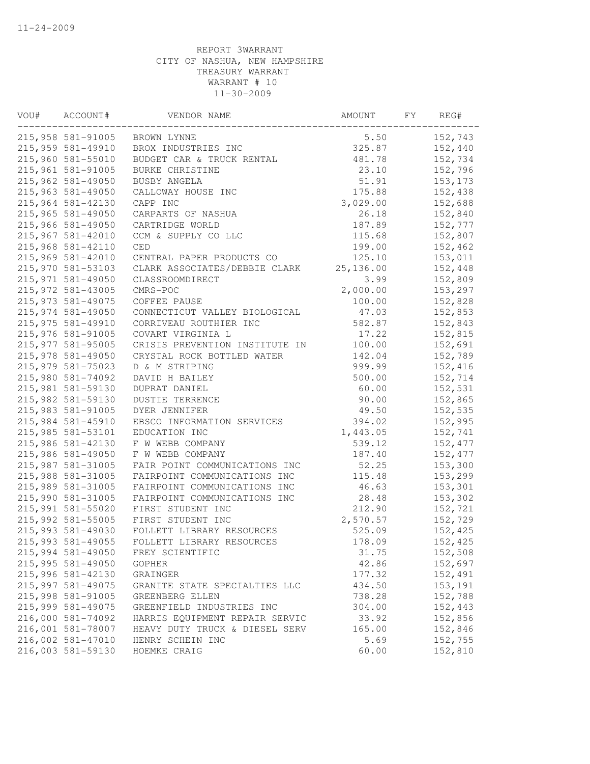11-24-2009

REPORT 3WARRANT
CITY OF NASHUA, NEW HAMPSHIRE
TREASURY WARRANT
WARRANT # 10
11-30-2009

| VOU# | ACCOUNT# | VENDOR NAME | AMOUNT | FY | REG# |
|---|---|---|---|---|---|
| 215,958 | 581-91005 | BROWN LYNNE | 5.50 | | 152,743 |
| 215,959 | 581-49910 | BROX INDUSTRIES INC | 325.87 | | 152,440 |
| 215,960 | 581-55010 | BUDGET CAR & TRUCK RENTAL | 481.78 | | 152,734 |
| 215,961 | 581-91005 | BURKE CHRISTINE | 23.10 | | 152,796 |
| 215,962 | 581-49050 | BUSBY ANGELA | 51.91 | | 153,173 |
| 215,963 | 581-49050 | CALLOWAY HOUSE INC | 175.88 | | 152,438 |
| 215,964 | 581-42130 | CAPP INC | 3,029.00 | | 152,688 |
| 215,965 | 581-49050 | CARPARTS OF NASHUA | 26.18 | | 152,840 |
| 215,966 | 581-49050 | CARTRIDGE WORLD | 187.89 | | 152,777 |
| 215,967 | 581-42010 | CCM & SUPPLY CO LLC | 115.68 | | 152,807 |
| 215,968 | 581-42110 | CED | 199.00 | | 152,462 |
| 215,969 | 581-42010 | CENTRAL PAPER PRODUCTS CO | 125.10 | | 153,011 |
| 215,970 | 581-53103 | CLARK ASSOCIATES/DEBBIE CLARK | 25,136.00 | | 152,448 |
| 215,971 | 581-49050 | CLASSROOMDIRECT | 3.99 | | 152,809 |
| 215,972 | 581-43005 | CMRS-POC | 2,000.00 | | 153,297 |
| 215,973 | 581-49075 | COFFEE PAUSE | 100.00 | | 152,828 |
| 215,974 | 581-49050 | CONNECTICUT VALLEY BIOLOGICAL | 47.03 | | 152,853 |
| 215,975 | 581-49910 | CORRIVEAU ROUTHIER INC | 582.87 | | 152,843 |
| 215,976 | 581-91005 | COVART VIRGINIA L | 17.22 | | 152,815 |
| 215,977 | 581-95005 | CRISIS PREVENTION INSTITUTE IN | 100.00 | | 152,691 |
| 215,978 | 581-49050 | CRYSTAL ROCK BOTTLED WATER | 142.04 | | 152,789 |
| 215,979 | 581-75023 | D & M STRIPING | 999.99 | | 152,416 |
| 215,980 | 581-74092 | DAVID H BAILEY | 500.00 | | 152,714 |
| 215,981 | 581-59130 | DUPRAT DANIEL | 60.00 | | 152,531 |
| 215,982 | 581-59130 | DUSTIE TERRENCE | 90.00 | | 152,865 |
| 215,983 | 581-91005 | DYER JENNIFER | 49.50 | | 152,535 |
| 215,984 | 581-45910 | EBSCO INFORMATION SERVICES | 394.02 | | 152,995 |
| 215,985 | 581-53101 | EDUCATION INC | 1,443.05 | | 152,741 |
| 215,986 | 581-42130 | F W WEBB COMPANY | 539.12 | | 152,477 |
| 215,986 | 581-49050 | F W WEBB COMPANY | 187.40 | | 152,477 |
| 215,987 | 581-31005 | FAIR POINT COMMUNICATIONS INC | 52.25 | | 153,300 |
| 215,988 | 581-31005 | FAIRPOINT COMMUNICATIONS INC | 115.48 | | 153,299 |
| 215,989 | 581-31005 | FAIRPOINT COMMUNICATIONS INC | 46.63 | | 153,301 |
| 215,990 | 581-31005 | FAIRPOINT COMMUNICATIONS INC | 28.48 | | 153,302 |
| 215,991 | 581-55020 | FIRST STUDENT INC | 212.90 | | 152,721 |
| 215,992 | 581-55005 | FIRST STUDENT INC | 2,570.57 | | 152,729 |
| 215,993 | 581-49030 | FOLLETT LIBRARY RESOURCES | 525.09 | | 152,425 |
| 215,993 | 581-49055 | FOLLETT LIBRARY RESOURCES | 178.09 | | 152,425 |
| 215,994 | 581-49050 | FREY SCIENTIFIC | 31.75 | | 152,508 |
| 215,995 | 581-49050 | GOPHER | 42.86 | | 152,697 |
| 215,996 | 581-42130 | GRAINGER | 177.32 | | 152,491 |
| 215,997 | 581-49075 | GRANITE STATE SPECIALTIES LLC | 434.50 | | 153,191 |
| 215,998 | 581-91005 | GREENBERG ELLEN | 738.28 | | 152,788 |
| 215,999 | 581-49075 | GREENFIELD INDUSTRIES INC | 304.00 | | 152,443 |
| 216,000 | 581-74092 | HARRIS EQUIPMENT REPAIR SERVIC | 33.92 | | 152,856 |
| 216,001 | 581-78007 | HEAVY DUTY TRUCK & DIESEL SERV | 165.00 | | 152,846 |
| 216,002 | 581-47010 | HENRY SCHEIN INC | 5.69 | | 152,755 |
| 216,003 | 581-59130 | HOEMKE CRAIG | 60.00 | | 152,810 |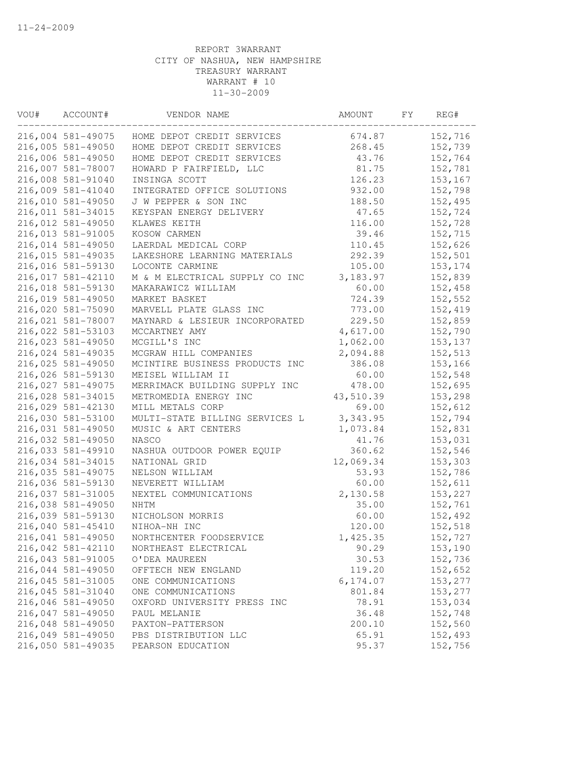11-24-2009

REPORT 3WARRANT
CITY OF NASHUA, NEW HAMPSHIRE
TREASURY WARRANT
WARRANT # 10
11-30-2009

| VOU# | ACCOUNT# | VENDOR NAME | AMOUNT | FY | REG# |
|---|---|---|---|---|---|
| 216,004 | 581-49075 | HOME DEPOT CREDIT SERVICES | 674.87 | | 152,716 |
| 216,005 | 581-49050 | HOME DEPOT CREDIT SERVICES | 268.45 | | 152,739 |
| 216,006 | 581-49050 | HOME DEPOT CREDIT SERVICES | 43.76 | | 152,764 |
| 216,007 | 581-78007 | HOWARD P FAIRFIELD, LLC | 81.75 | | 152,781 |
| 216,008 | 581-91040 | INSINGA SCOTT | 126.23 | | 153,167 |
| 216,009 | 581-41040 | INTEGRATED OFFICE SOLUTIONS | 932.00 | | 152,798 |
| 216,010 | 581-49050 | J W PEPPER & SON INC | 188.50 | | 152,495 |
| 216,011 | 581-34015 | KEYSPAN ENERGY DELIVERY | 47.65 | | 152,724 |
| 216,012 | 581-49050 | KLAWES KEITH | 116.00 | | 152,728 |
| 216,013 | 581-91005 | KOSOW CARMEN | 39.46 | | 152,715 |
| 216,014 | 581-49050 | LAERDAL MEDICAL CORP | 110.45 | | 152,626 |
| 216,015 | 581-49035 | LAKESHORE LEARNING MATERIALS | 292.39 | | 152,501 |
| 216,016 | 581-59130 | LOCONTE CARMINE | 105.00 | | 153,174 |
| 216,017 | 581-42110 | M & M ELECTRICAL SUPPLY CO INC | 3,183.97 | | 152,839 |
| 216,018 | 581-59130 | MAKARAWICZ WILLIAM | 60.00 | | 152,458 |
| 216,019 | 581-49050 | MARKET BASKET | 724.39 | | 152,552 |
| 216,020 | 581-75090 | MARVELL PLATE GLASS INC | 773.00 | | 152,419 |
| 216,021 | 581-78007 | MAYNARD & LESIEUR INCORPORATED | 229.50 | | 152,859 |
| 216,022 | 581-53103 | MCCARTNEY AMY | 4,617.00 | | 152,790 |
| 216,023 | 581-49050 | MCGILL'S INC | 1,062.00 | | 153,137 |
| 216,024 | 581-49035 | MCGRAW HILL COMPANIES | 2,094.88 | | 152,513 |
| 216,025 | 581-49050 | MCINTIRE BUSINESS PRODUCTS INC | 386.08 | | 153,166 |
| 216,026 | 581-59130 | MEISEL WILLIAM II | 60.00 | | 152,548 |
| 216,027 | 581-49075 | MERRIMACK BUILDING SUPPLY INC | 478.00 | | 152,695 |
| 216,028 | 581-34015 | METROMEDIA ENERGY INC | 43,510.39 | | 153,298 |
| 216,029 | 581-42130 | MILL METALS CORP | 69.00 | | 152,612 |
| 216,030 | 581-53100 | MULTI-STATE BILLING SERVICES L | 3,343.95 | | 152,794 |
| 216,031 | 581-49050 | MUSIC & ART CENTERS | 1,073.84 | | 152,831 |
| 216,032 | 581-49050 | NASCO | 41.76 | | 153,031 |
| 216,033 | 581-49910 | NASHUA OUTDOOR POWER EQUIP | 360.62 | | 152,546 |
| 216,034 | 581-34015 | NATIONAL GRID | 12,069.34 | | 153,303 |
| 216,035 | 581-49075 | NELSON WILLIAM | 53.93 | | 152,786 |
| 216,036 | 581-59130 | NEVERETT WILLIAM | 60.00 | | 152,611 |
| 216,037 | 581-31005 | NEXTEL COMMUNICATIONS | 2,130.58 | | 153,227 |
| 216,038 | 581-49050 | NHTM | 35.00 | | 152,761 |
| 216,039 | 581-59130 | NICHOLSON MORRIS | 60.00 | | 152,492 |
| 216,040 | 581-45410 | NIHOA-NH INC | 120.00 | | 152,518 |
| 216,041 | 581-49050 | NORTHCENTER FOODSERVICE | 1,425.35 | | 152,727 |
| 216,042 | 581-42110 | NORTHEAST ELECTRICAL | 90.29 | | 153,190 |
| 216,043 | 581-91005 | O'DEA MAUREEN | 30.53 | | 152,736 |
| 216,044 | 581-49050 | OFFTECH NEW ENGLAND | 119.20 | | 152,652 |
| 216,045 | 581-31005 | ONE COMMUNICATIONS | 6,174.07 | | 153,277 |
| 216,045 | 581-31040 | ONE COMMUNICATIONS | 801.84 | | 153,277 |
| 216,046 | 581-49050 | OXFORD UNIVERSITY PRESS INC | 78.91 | | 153,034 |
| 216,047 | 581-49050 | PAUL MELANIE | 36.48 | | 152,748 |
| 216,048 | 581-49050 | PAXTON-PATTERSON | 200.10 | | 152,560 |
| 216,049 | 581-49050 | PBS DISTRIBUTION LLC | 65.91 | | 152,493 |
| 216,050 | 581-49035 | PEARSON EDUCATION | 95.37 | | 152,756 |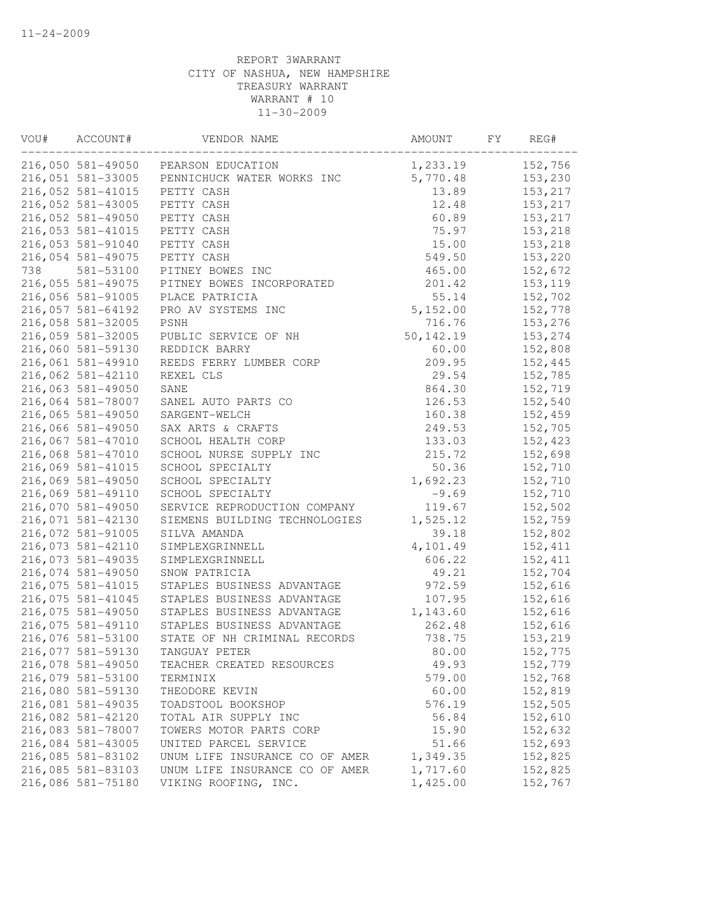11-24-2009

REPORT 3WARRANT
CITY OF NASHUA, NEW HAMPSHIRE
TREASURY WARRANT
WARRANT # 10
11-30-2009

| VOU# | ACCOUNT# | VENDOR NAME | AMOUNT | FY | REG# |
|---|---|---|---|---|---|
| 216,050 | 581-49050 | PEARSON EDUCATION | 1,233.19 | | 152,756 |
| 216,051 | 581-33005 | PENNICHUCK WATER WORKS INC | 5,770.48 | | 153,230 |
| 216,052 | 581-41015 | PETTY CASH | 13.89 | | 153,217 |
| 216,052 | 581-43005 | PETTY CASH | 12.48 | | 153,217 |
| 216,052 | 581-49050 | PETTY CASH | 60.89 | | 153,217 |
| 216,053 | 581-41015 | PETTY CASH | 75.97 | | 153,218 |
| 216,053 | 581-91040 | PETTY CASH | 15.00 | | 153,218 |
| 216,054 | 581-49075 | PETTY CASH | 549.50 | | 153,220 |
| 738 | 581-53100 | PITNEY BOWES INC | 465.00 | | 152,672 |
| 216,055 | 581-49075 | PITNEY BOWES INCORPORATED | 201.42 | | 153,119 |
| 216,056 | 581-91005 | PLACE PATRICIA | 55.14 | | 152,702 |
| 216,057 | 581-64192 | PRO AV SYSTEMS INC | 5,152.00 | | 152,778 |
| 216,058 | 581-32005 | PSNH | 716.76 | | 153,276 |
| 216,059 | 581-32005 | PUBLIC SERVICE OF NH | 50,142.19 | | 153,274 |
| 216,060 | 581-59130 | REDDICK BARRY | 60.00 | | 152,808 |
| 216,061 | 581-49910 | REEDS FERRY LUMBER CORP | 209.95 | | 152,445 |
| 216,062 | 581-42110 | REXEL CLS | 29.54 | | 152,785 |
| 216,063 | 581-49050 | SANE | 864.30 | | 152,719 |
| 216,064 | 581-78007 | SANEL AUTO PARTS CO | 126.53 | | 152,540 |
| 216,065 | 581-49050 | SARGENT-WELCH | 160.38 | | 152,459 |
| 216,066 | 581-49050 | SAX ARTS & CRAFTS | 249.53 | | 152,705 |
| 216,067 | 581-47010 | SCHOOL HEALTH CORP | 133.03 | | 152,423 |
| 216,068 | 581-47010 | SCHOOL NURSE SUPPLY INC | 215.72 | | 152,698 |
| 216,069 | 581-41015 | SCHOOL SPECIALTY | 50.36 | | 152,710 |
| 216,069 | 581-49050 | SCHOOL SPECIALTY | 1,692.23 | | 152,710 |
| 216,069 | 581-49110 | SCHOOL SPECIALTY | -9.69 | | 152,710 |
| 216,070 | 581-49050 | SERVICE REPRODUCTION COMPANY | 119.67 | | 152,502 |
| 216,071 | 581-42130 | SIEMENS BUILDING TECHNOLOGIES | 1,525.12 | | 152,759 |
| 216,072 | 581-91005 | SILVA AMANDA | 39.18 | | 152,802 |
| 216,073 | 581-42110 | SIMPLEXGRINNELL | 4,101.49 | | 152,411 |
| 216,073 | 581-49035 | SIMPLEXGRINNELL | 606.22 | | 152,411 |
| 216,074 | 581-49050 | SNOW PATRICIA | 49.21 | | 152,704 |
| 216,075 | 581-41015 | STAPLES BUSINESS ADVANTAGE | 972.59 | | 152,616 |
| 216,075 | 581-41045 | STAPLES BUSINESS ADVANTAGE | 107.95 | | 152,616 |
| 216,075 | 581-49050 | STAPLES BUSINESS ADVANTAGE | 1,143.60 | | 152,616 |
| 216,075 | 581-49110 | STAPLES BUSINESS ADVANTAGE | 262.48 | | 152,616 |
| 216,076 | 581-53100 | STATE OF NH CRIMINAL RECORDS | 738.75 | | 153,219 |
| 216,077 | 581-59130 | TANGUAY PETER | 80.00 | | 152,775 |
| 216,078 | 581-49050 | TEACHER CREATED RESOURCES | 49.93 | | 152,779 |
| 216,079 | 581-53100 | TERMINIX | 579.00 | | 152,768 |
| 216,080 | 581-59130 | THEODORE KEVIN | 60.00 | | 152,819 |
| 216,081 | 581-49035 | TOADSTOOL BOOKSHOP | 576.19 | | 152,505 |
| 216,082 | 581-42120 | TOTAL AIR SUPPLY INC | 56.84 | | 152,610 |
| 216,083 | 581-78007 | TOWERS MOTOR PARTS CORP | 15.90 | | 152,632 |
| 216,084 | 581-43005 | UNITED PARCEL SERVICE | 51.66 | | 152,693 |
| 216,085 | 581-83102 | UNUM LIFE INSURANCE CO OF AMER | 1,349.35 | | 152,825 |
| 216,085 | 581-83103 | UNUM LIFE INSURANCE CO OF AMER | 1,717.60 | | 152,825 |
| 216,086 | 581-75180 | VIKING ROOFING, INC. | 1,425.00 | | 152,767 |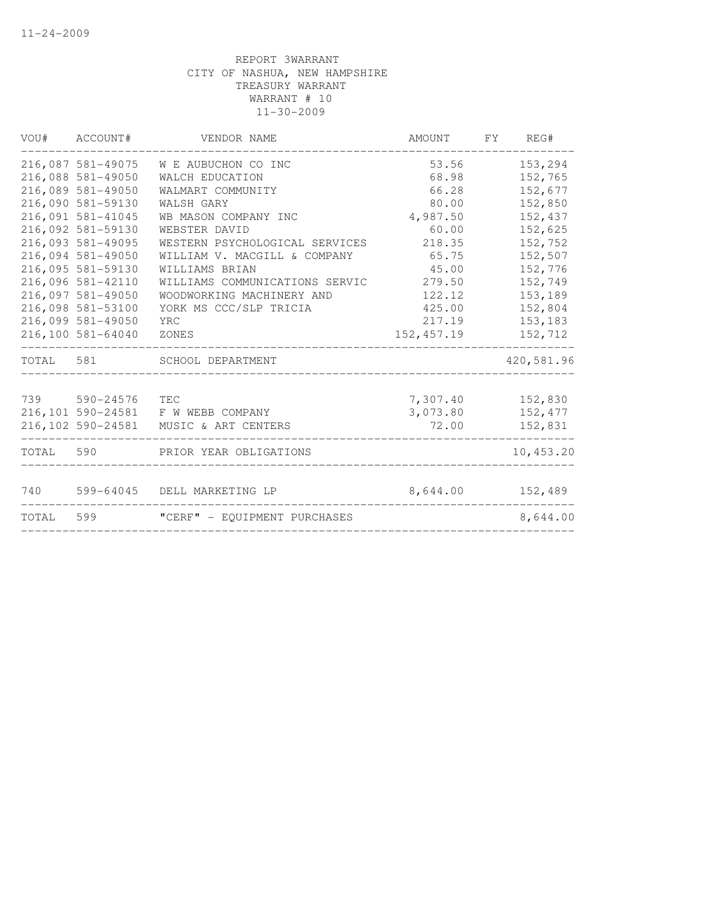11-24-2009

REPORT 3WARRANT
CITY OF NASHUA, NEW HAMPSHIRE
TREASURY WARRANT
WARRANT # 10
11-30-2009

| VOU# | ACCOUNT# | VENDOR NAME | AMOUNT | FY | REG# |
|---|---|---|---|---|---|
| 216,087 | 581-49075 | W E AUBUCHON CO INC | 53.56 | | 153,294 |
| 216,088 | 581-49050 | WALCH EDUCATION | 68.98 | | 152,765 |
| 216,089 | 581-49050 | WALMART COMMUNITY | 66.28 | | 152,677 |
| 216,090 | 581-59130 | WALSH GARY | 80.00 | | 152,850 |
| 216,091 | 581-41045 | WB MASON COMPANY INC | 4,987.50 | | 152,437 |
| 216,092 | 581-59130 | WEBSTER DAVID | 60.00 | | 152,625 |
| 216,093 | 581-49095 | WESTERN PSYCHOLOGICAL SERVICES | 218.35 | | 152,752 |
| 216,094 | 581-49050 | WILLIAM V. MACGILL & COMPANY | 65.75 | | 152,507 |
| 216,095 | 581-59130 | WILLIAMS BRIAN | 45.00 | | 152,776 |
| 216,096 | 581-42110 | WILLIAMS COMMUNICATIONS SERVIC | 279.50 | | 152,749 |
| 216,097 | 581-49050 | WOODWORKING MACHINERY AND | 122.12 | | 153,189 |
| 216,098 | 581-53100 | YORK MS CCC/SLP TRICIA | 425.00 | | 152,804 |
| 216,099 | 581-49050 | YRC | 217.19 | | 153,183 |
| 216,100 | 581-64040 | ZONES | 152,457.19 | | 152,712 |
| TOTAL | 581 | SCHOOL DEPARTMENT | | | 420,581.96 |
| 739 | 590-24576 | TEC | 7,307.40 | | 152,830 |
| 216,101 | 590-24581 | F W WEBB COMPANY | 3,073.80 | | 152,477 |
| 216,102 | 590-24581 | MUSIC & ART CENTERS | 72.00 | | 152,831 |
| TOTAL | 590 | PRIOR YEAR OBLIGATIONS | | | 10,453.20 |
| 740 | 599-64045 | DELL MARKETING LP | 8,644.00 | | 152,489 |
| TOTAL | 599 | "CERF" - EQUIPMENT PURCHASES | | | 8,644.00 |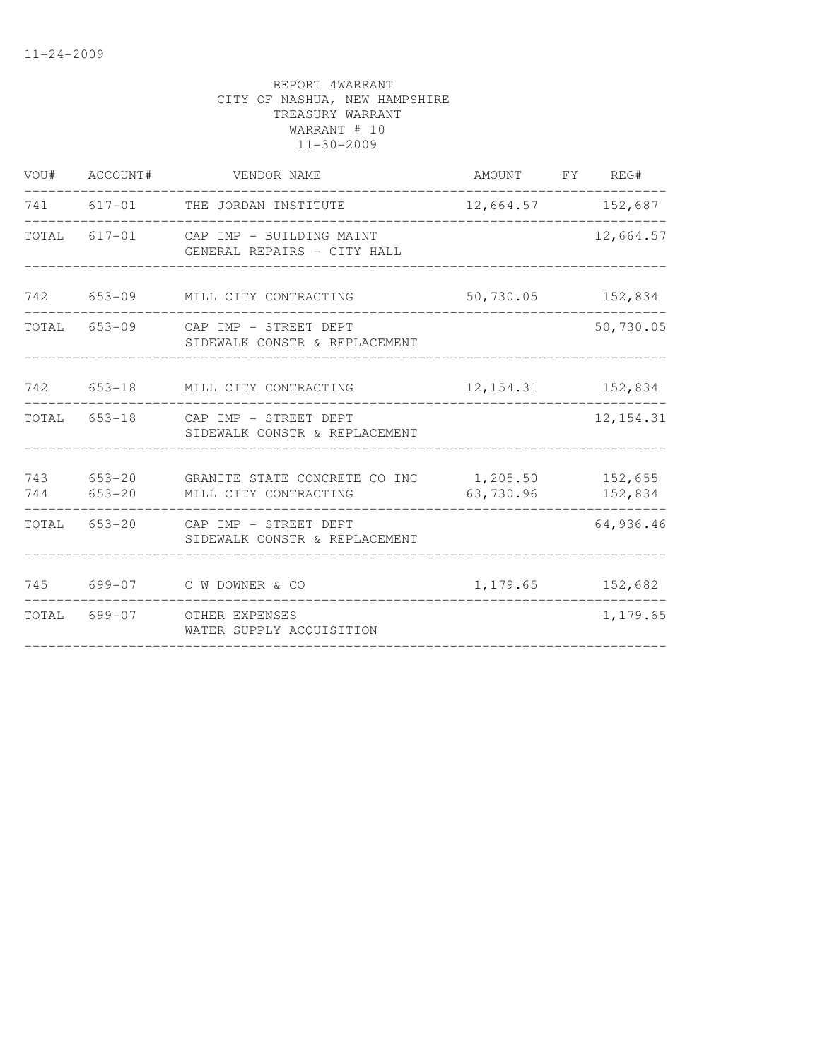REPORT 4WARRANT
CITY OF NASHUA, NEW HAMPSHIRE
TREASURY WARRANT
WARRANT # 10
11-30-2009

| VOU# | ACCOUNT# | VENDOR NAME | AMOUNT | FY | REG# |
|---|---|---|---|---|---|
| 741 | 617-01 | THE JORDAN INSTITUTE | 12,664.57 | | 152,687 |
| TOTAL | 617-01 | CAP IMP - BUILDING MAINT<br>GENERAL REPAIRS - CITY HALL | | | 12,664.57 |
| 742 | 653-09 | MILL CITY CONTRACTING | 50,730.05 | | 152,834 |
| TOTAL | 653-09 | CAP IMP - STREET DEPT<br>SIDEWALK CONSTR & REPLACEMENT | | | 50,730.05 |
| 742 | 653-18 | MILL CITY CONTRACTING | 12,154.31 | | 152,834 |
| TOTAL | 653-18 | CAP IMP - STREET DEPT<br>SIDEWALK CONSTR & REPLACEMENT | | | 12,154.31 |
| 743 | 653-20 | GRANITE STATE CONCRETE CO INC | 1,205.50 | | 152,655 |
| 744 | 653-20 | MILL CITY CONTRACTING | 63,730.96 | | 152,834 |
| TOTAL | 653-20 | CAP IMP - STREET DEPT<br>SIDEWALK CONSTR & REPLACEMENT | | | 64,936.46 |
| 745 | 699-07 | C W DOWNER & CO | 1,179.65 | | 152,682 |
| TOTAL | 699-07 | OTHER EXPENSES<br>WATER SUPPLY ACQUISITION | | | 1,179.65 |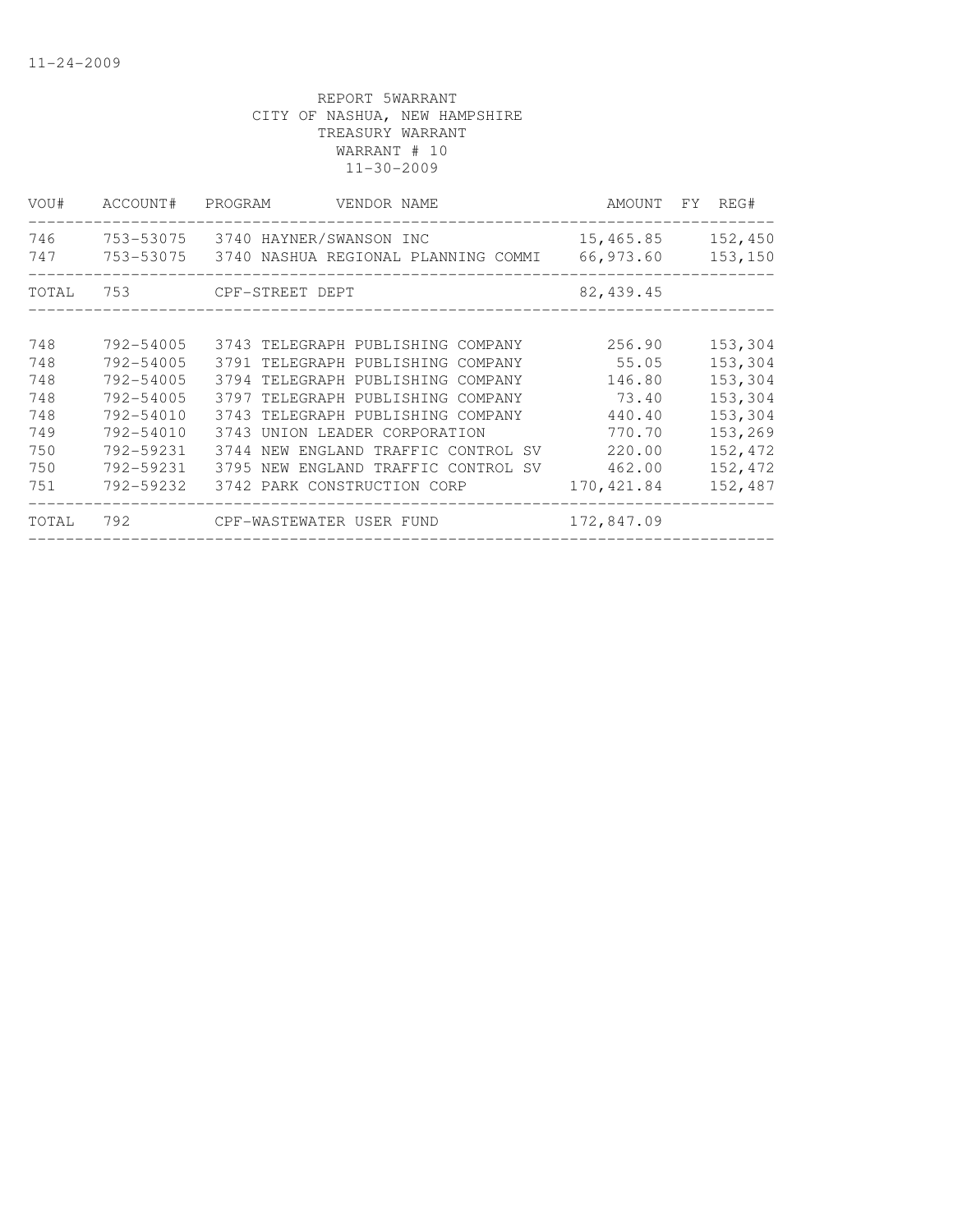11-24-2009

REPORT 5WARRANT
CITY OF NASHUA, NEW HAMPSHIRE
TREASURY WARRANT
WARRANT # 10
11-30-2009

| VOU# | ACCOUNT# | PROGRAM | VENDOR NAME | AMOUNT | FY | REG# |
|---|---|---|---|---|---|---|
| 746 | 753-53075 | 3740 | HAYNER/SWANSON INC | 15,465.85 | | 152,450 |
| 747 | 753-53075 | 3740 | NASHUA REGIONAL PLANNING COMMI | 66,973.60 | | 153,150 |
| TOTAL | 753 | | CPF-STREET DEPT | 82,439.45 | | |
| 748 | 792-54005 | 3743 | TELEGRAPH PUBLISHING COMPANY | 256.90 | | 153,304 |
| 748 | 792-54005 | 3791 | TELEGRAPH PUBLISHING COMPANY | 55.05 | | 153,304 |
| 748 | 792-54005 | 3794 | TELEGRAPH PUBLISHING COMPANY | 146.80 | | 153,304 |
| 748 | 792-54005 | 3797 | TELEGRAPH PUBLISHING COMPANY | 73.40 | | 153,304 |
| 748 | 792-54010 | 3743 | TELEGRAPH PUBLISHING COMPANY | 440.40 | | 153,304 |
| 749 | 792-54010 | 3743 | UNION LEADER CORPORATION | 770.70 | | 153,269 |
| 750 | 792-59231 | 3744 | NEW ENGLAND TRAFFIC CONTROL SV | 220.00 | | 152,472 |
| 750 | 792-59231 | 3795 | NEW ENGLAND TRAFFIC CONTROL SV | 462.00 | | 152,472 |
| 751 | 792-59232 | 3742 | PARK CONSTRUCTION CORP | 170,421.84 | | 152,487 |
| TOTAL | 792 | | CPF-WASTEWATER USER FUND | 172,847.09 | | |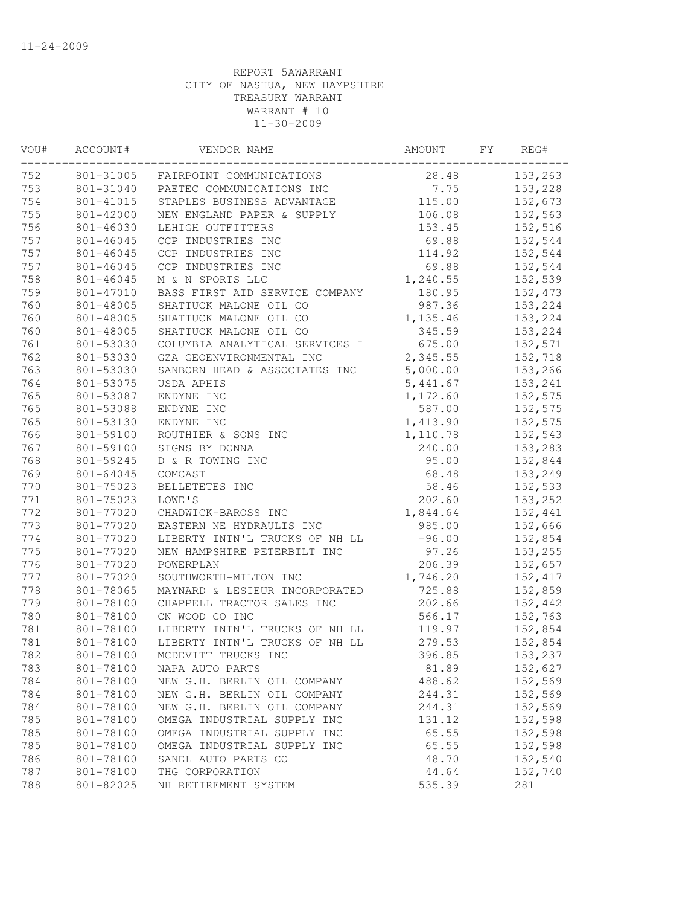11-24-2009

REPORT 5AWARRANT
CITY OF NASHUA, NEW HAMPSHIRE
TREASURY WARRANT
WARRANT # 10
11-30-2009

| VOU# | ACCOUNT# | VENDOR NAME | AMOUNT | FY | REG# |
|---|---|---|---|---|---|
| 752 | 801-31005 | FAIRPOINT COMMUNICATIONS | 28.48 | | 153,263 |
| 753 | 801-31040 | PAETEC COMMUNICATIONS INC | 7.75 | | 153,228 |
| 754 | 801-41015 | STAPLES BUSINESS ADVANTAGE | 115.00 | | 152,673 |
| 755 | 801-42000 | NEW ENGLAND PAPER & SUPPLY | 106.08 | | 152,563 |
| 756 | 801-46030 | LEHIGH OUTFITTERS | 153.45 | | 152,516 |
| 757 | 801-46045 | CCP INDUSTRIES INC | 69.88 | | 152,544 |
| 757 | 801-46045 | CCP INDUSTRIES INC | 114.92 | | 152,544 |
| 757 | 801-46045 | CCP INDUSTRIES INC | 69.88 | | 152,544 |
| 758 | 801-46045 | M & N SPORTS LLC | 1,240.55 | | 152,539 |
| 759 | 801-47010 | BASS FIRST AID SERVICE COMPANY | 180.95 | | 152,473 |
| 760 | 801-48005 | SHATTUCK MALONE OIL CO | 987.36 | | 153,224 |
| 760 | 801-48005 | SHATTUCK MALONE OIL CO | 1,135.46 | | 153,224 |
| 760 | 801-48005 | SHATTUCK MALONE OIL CO | 345.59 | | 153,224 |
| 761 | 801-53030 | COLUMBIA ANALYTICAL SERVICES I | 675.00 | | 152,571 |
| 762 | 801-53030 | GZA GEOENVIRONMENTAL INC | 2,345.55 | | 152,718 |
| 763 | 801-53030 | SANBORN HEAD & ASSOCIATES INC | 5,000.00 | | 153,266 |
| 764 | 801-53075 | USDA APHIS | 5,441.67 | | 153,241 |
| 765 | 801-53087 | ENDYNE INC | 1,172.60 | | 152,575 |
| 765 | 801-53088 | ENDYNE INC | 587.00 | | 152,575 |
| 765 | 801-53130 | ENDYNE INC | 1,413.90 | | 152,575 |
| 766 | 801-59100 | ROUTHIER & SONS INC | 1,110.78 | | 152,543 |
| 767 | 801-59100 | SIGNS BY DONNA | 240.00 | | 153,283 |
| 768 | 801-59245 | D & R TOWING INC | 95.00 | | 152,844 |
| 769 | 801-64045 | COMCAST | 68.48 | | 153,249 |
| 770 | 801-75023 | BELLETETES INC | 58.46 | | 152,533 |
| 771 | 801-75023 | LOWE'S | 202.60 | | 153,252 |
| 772 | 801-77020 | CHADWICK-BAROSS INC | 1,844.64 | | 152,441 |
| 773 | 801-77020 | EASTERN NE HYDRAULIS INC | 985.00 | | 152,666 |
| 774 | 801-77020 | LIBERTY INTN'L TRUCKS OF NH LL | -96.00 | | 152,854 |
| 775 | 801-77020 | NEW HAMPSHIRE PETERBILT INC | 97.26 | | 153,255 |
| 776 | 801-77020 | POWERPLAN | 206.39 | | 152,657 |
| 777 | 801-77020 | SOUTHWORTH-MILTON INC | 1,746.20 | | 152,417 |
| 778 | 801-78065 | MAYNARD & LESIEUR INCORPORATED | 725.88 | | 152,859 |
| 779 | 801-78100 | CHAPPELL TRACTOR SALES INC | 202.66 | | 152,442 |
| 780 | 801-78100 | CN WOOD CO INC | 566.17 | | 152,763 |
| 781 | 801-78100 | LIBERTY INTN'L TRUCKS OF NH LL | 119.97 | | 152,854 |
| 781 | 801-78100 | LIBERTY INTN'L TRUCKS OF NH LL | 279.53 | | 152,854 |
| 782 | 801-78100 | MCDEVITT TRUCKS INC | 396.85 | | 153,237 |
| 783 | 801-78100 | NAPA AUTO PARTS | 81.89 | | 152,627 |
| 784 | 801-78100 | NEW G.H. BERLIN OIL COMPANY | 488.62 | | 152,569 |
| 784 | 801-78100 | NEW G.H. BERLIN OIL COMPANY | 244.31 | | 152,569 |
| 784 | 801-78100 | NEW G.H. BERLIN OIL COMPANY | 244.31 | | 152,569 |
| 785 | 801-78100 | OMEGA INDUSTRIAL SUPPLY INC | 131.12 | | 152,598 |
| 785 | 801-78100 | OMEGA INDUSTRIAL SUPPLY INC | 65.55 | | 152,598 |
| 785 | 801-78100 | OMEGA INDUSTRIAL SUPPLY INC | 65.55 | | 152,598 |
| 786 | 801-78100 | SANEL AUTO PARTS CO | 48.70 | | 152,540 |
| 787 | 801-78100 | THG CORPORATION | 44.64 | | 152,740 |
| 788 | 801-82025 | NH RETIREMENT SYSTEM | 535.39 | | 281 |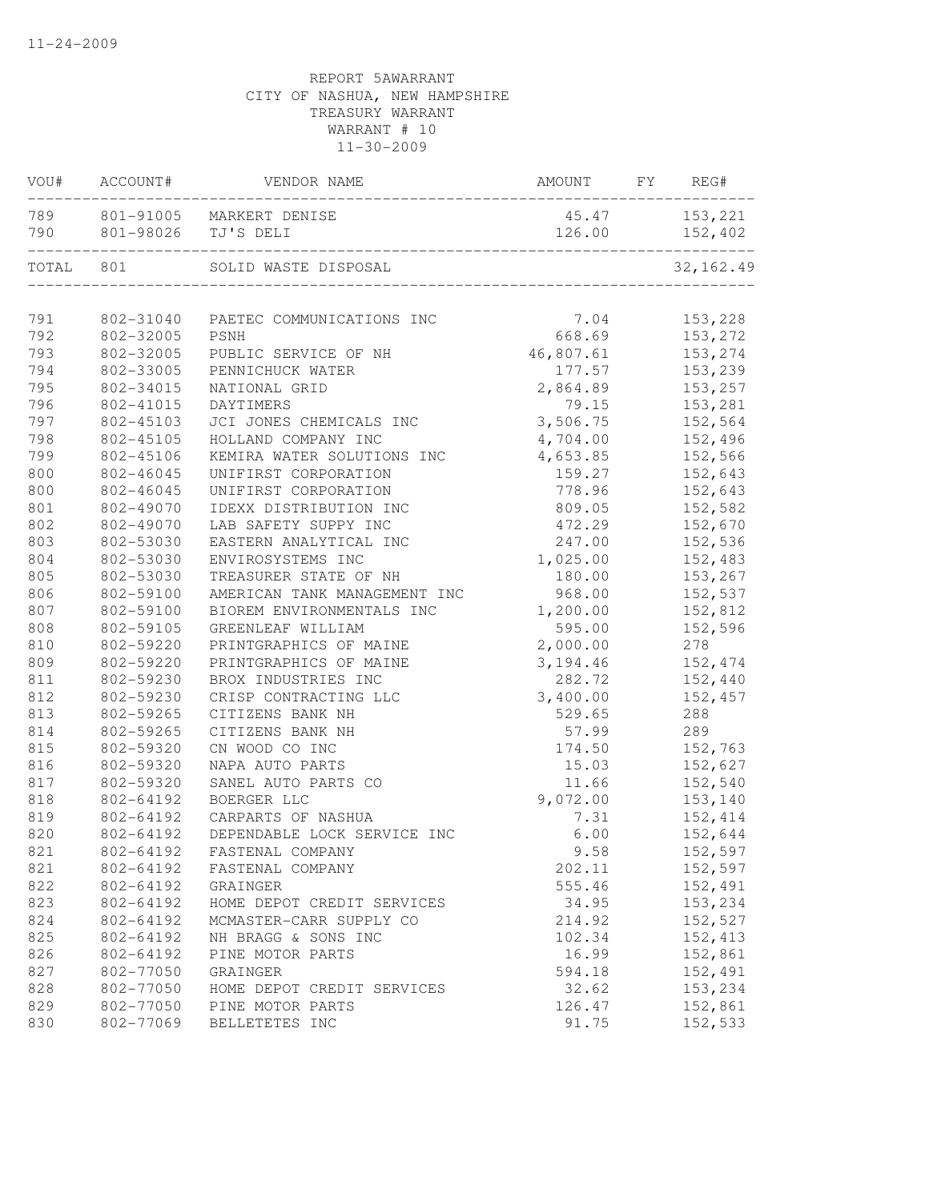11-24-2009

REPORT 5AWARRANT
CITY OF NASHUA, NEW HAMPSHIRE
TREASURY WARRANT
WARRANT # 10
11-30-2009

| VOU# | ACCOUNT# | VENDOR NAME | AMOUNT | FY | REG# |
|---|---|---|---|---|---|
| 789 | 801-91005 | MARKERT DENISE | 45.47 | | 153,221 |
| 790 | 801-98026 | TJ'S DELI | 126.00 | | 152,402 |
| TOTAL | 801 | SOLID WASTE DISPOSAL | | | 32,162.49 |
| 791 | 802-31040 | PAETEC COMMUNICATIONS INC | 7.04 | | 153,228 |
| 792 | 802-32005 | PSNH | 668.69 | | 153,272 |
| 793 | 802-32005 | PUBLIC SERVICE OF NH | 46,807.61 | | 153,274 |
| 794 | 802-33005 | PENNICHUCK WATER | 177.57 | | 153,239 |
| 795 | 802-34015 | NATIONAL GRID | 2,864.89 | | 153,257 |
| 796 | 802-41015 | DAYTIMERS | 79.15 | | 153,281 |
| 797 | 802-45103 | JCI JONES CHEMICALS INC | 3,506.75 | | 152,564 |
| 798 | 802-45105 | HOLLAND COMPANY INC | 4,704.00 | | 152,496 |
| 799 | 802-45106 | KEMIRA WATER SOLUTIONS INC | 4,653.85 | | 152,566 |
| 800 | 802-46045 | UNIFIRST CORPORATION | 159.27 | | 152,643 |
| 800 | 802-46045 | UNIFIRST CORPORATION | 778.96 | | 152,643 |
| 801 | 802-49070 | IDEXX DISTRIBUTION INC | 809.05 | | 152,582 |
| 802 | 802-49070 | LAB SAFETY SUPPY INC | 472.29 | | 152,670 |
| 803 | 802-53030 | EASTERN ANALYTICAL INC | 247.00 | | 152,536 |
| 804 | 802-53030 | ENVIROSYSTEMS INC | 1,025.00 | | 152,483 |
| 805 | 802-53030 | TREASURER STATE OF NH | 180.00 | | 153,267 |
| 806 | 802-59100 | AMERICAN TANK MANAGEMENT INC | 968.00 | | 152,537 |
| 807 | 802-59100 | BIOREM ENVIRONMENTALS INC | 1,200.00 | | 152,812 |
| 808 | 802-59105 | GREENLEAF WILLIAM | 595.00 | | 152,596 |
| 810 | 802-59220 | PRINTGRAPHICS OF MAINE | 2,000.00 | | 278 |
| 809 | 802-59220 | PRINTGRAPHICS OF MAINE | 3,194.46 | | 152,474 |
| 811 | 802-59230 | BROX INDUSTRIES INC | 282.72 | | 152,440 |
| 812 | 802-59230 | CRISP CONTRACTING LLC | 3,400.00 | | 152,457 |
| 813 | 802-59265 | CITIZENS BANK NH | 529.65 | | 288 |
| 814 | 802-59265 | CITIZENS BANK NH | 57.99 | | 289 |
| 815 | 802-59320 | CN WOOD CO INC | 174.50 | | 152,763 |
| 816 | 802-59320 | NAPA AUTO PARTS | 15.03 | | 152,627 |
| 817 | 802-59320 | SANEL AUTO PARTS CO | 11.66 | | 152,540 |
| 818 | 802-64192 | BOERGER LLC | 9,072.00 | | 153,140 |
| 819 | 802-64192 | CARPARTS OF NASHUA | 7.31 | | 152,414 |
| 820 | 802-64192 | DEPENDABLE LOCK SERVICE INC | 6.00 | | 152,644 |
| 821 | 802-64192 | FASTENAL COMPANY | 9.58 | | 152,597 |
| 821 | 802-64192 | FASTENAL COMPANY | 202.11 | | 152,597 |
| 822 | 802-64192 | GRAINGER | 555.46 | | 152,491 |
| 823 | 802-64192 | HOME DEPOT CREDIT SERVICES | 34.95 | | 153,234 |
| 824 | 802-64192 | MCMASTER-CARR SUPPLY CO | 214.92 | | 152,527 |
| 825 | 802-64192 | NH BRAGG & SONS INC | 102.34 | | 152,413 |
| 826 | 802-64192 | PINE MOTOR PARTS | 16.99 | | 152,861 |
| 827 | 802-77050 | GRAINGER | 594.18 | | 152,491 |
| 828 | 802-77050 | HOME DEPOT CREDIT SERVICES | 32.62 | | 153,234 |
| 829 | 802-77050 | PINE MOTOR PARTS | 126.47 | | 152,861 |
| 830 | 802-77069 | BELLETETES INC | 91.75 | | 152,533 |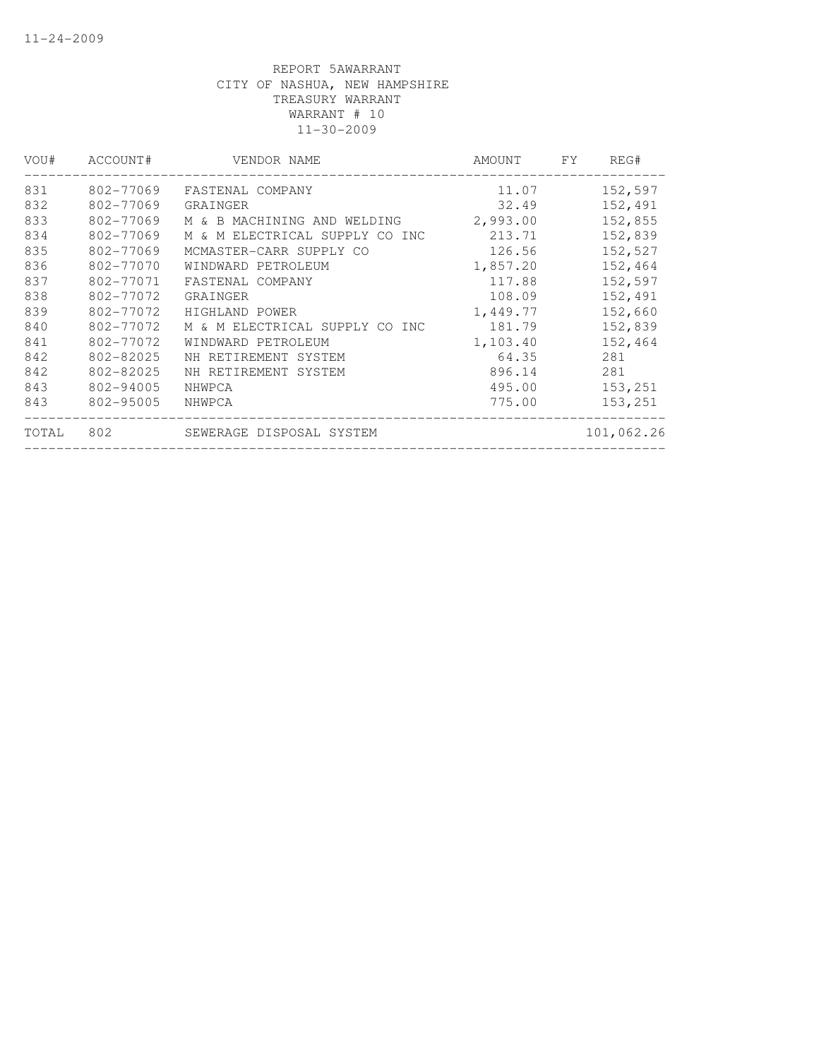11-24-2009

REPORT 5AWARRANT
CITY OF NASHUA, NEW HAMPSHIRE
TREASURY WARRANT
WARRANT # 10
11-30-2009

| VOU# | ACCOUNT# | VENDOR NAME | AMOUNT | FY | REG# |
|---|---|---|---|---|---|
| 831 | 802-77069 | FASTENAL COMPANY | 11.07 | | 152,597 |
| 832 | 802-77069 | GRAINGER | 32.49 | | 152,491 |
| 833 | 802-77069 | M & B MACHINING AND WELDING | 2,993.00 | | 152,855 |
| 834 | 802-77069 | M & M ELECTRICAL SUPPLY CO INC | 213.71 | | 152,839 |
| 835 | 802-77069 | MCMASTER-CARR SUPPLY CO | 126.56 | | 152,527 |
| 836 | 802-77070 | WINDWARD PETROLEUM | 1,857.20 | | 152,464 |
| 837 | 802-77071 | FASTENAL COMPANY | 117.88 | | 152,597 |
| 838 | 802-77072 | GRAINGER | 108.09 | | 152,491 |
| 839 | 802-77072 | HIGHLAND POWER | 1,449.77 | | 152,660 |
| 840 | 802-77072 | M & M ELECTRICAL SUPPLY CO INC | 181.79 | | 152,839 |
| 841 | 802-77072 | WINDWARD PETROLEUM | 1,103.40 | | 152,464 |
| 842 | 802-82025 | NH RETIREMENT SYSTEM | 64.35 | | 281 |
| 842 | 802-82025 | NH RETIREMENT SYSTEM | 896.14 | | 281 |
| 843 | 802-94005 | NHWPCA | 495.00 | | 153,251 |
| 843 | 802-95005 | NHWPCA | 775.00 | | 153,251 |
| TOTAL | 802 | SEWERAGE DISPOSAL SYSTEM | | | 101,062.26 |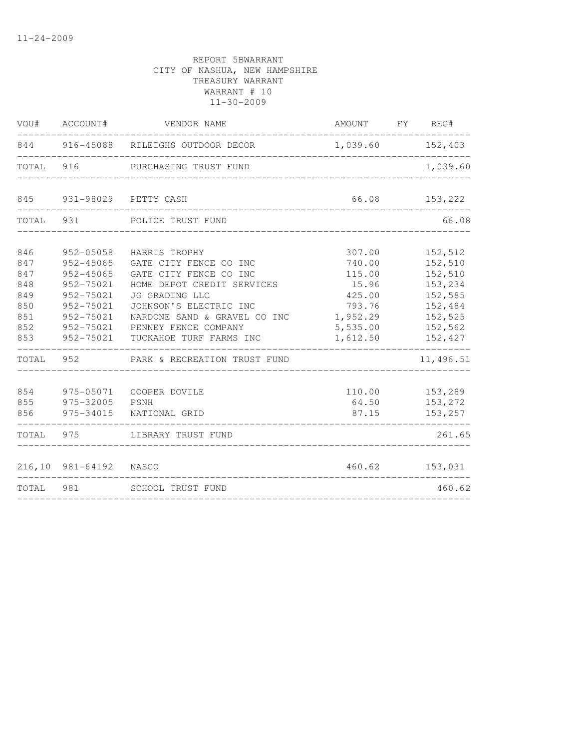11-24-2009

REPORT 5BWARRANT
CITY OF NASHUA, NEW HAMPSHIRE
TREASURY WARRANT
WARRANT # 10
11-30-2009

| VOU# | ACCOUNT# | VENDOR NAME | AMOUNT | FY | REG# |
|---|---|---|---|---|---|
| 844 | 916-45088 | RILEIGHS OUTDOOR DECOR | 1,039.60 | | 152,403 |
| TOTAL | 916 | PURCHASING TRUST FUND | | | 1,039.60 |
| 845 | 931-98029 | PETTY CASH | 66.08 | | 153,222 |
| TOTAL | 931 | POLICE TRUST FUND | | | 66.08 |
| 846 | 952-05058 | HARRIS TROPHY | 307.00 | | 152,512 |
| 847 | 952-45065 | GATE CITY FENCE CO INC | 740.00 | | 152,510 |
| 847 | 952-45065 | GATE CITY FENCE CO INC | 115.00 | | 152,510 |
| 848 | 952-75021 | HOME DEPOT CREDIT SERVICES | 15.96 | | 153,234 |
| 849 | 952-75021 | JG GRADING LLC | 425.00 | | 152,585 |
| 850 | 952-75021 | JOHNSON'S ELECTRIC INC | 793.76 | | 152,484 |
| 851 | 952-75021 | NARDONE SAND & GRAVEL CO INC | 1,952.29 | | 152,525 |
| 852 | 952-75021 | PENNEY FENCE COMPANY | 5,535.00 | | 152,562 |
| 853 | 952-75021 | TUCKAHOE TURF FARMS INC | 1,612.50 | | 152,427 |
| TOTAL | 952 | PARK & RECREATION TRUST FUND | | | 11,496.51 |
| 854 | 975-05071 | COOPER DOVILE | 110.00 | | 153,289 |
| 855 | 975-32005 | PSNH | 64.50 | | 153,272 |
| 856 | 975-34015 | NATIONAL GRID | 87.15 | | 153,257 |
| TOTAL | 975 | LIBRARY TRUST FUND | | | 261.65 |
| 216,10 | 981-64192 | NASCO | 460.62 | | 153,031 |
| TOTAL | 981 | SCHOOL TRUST FUND | | | 460.62 |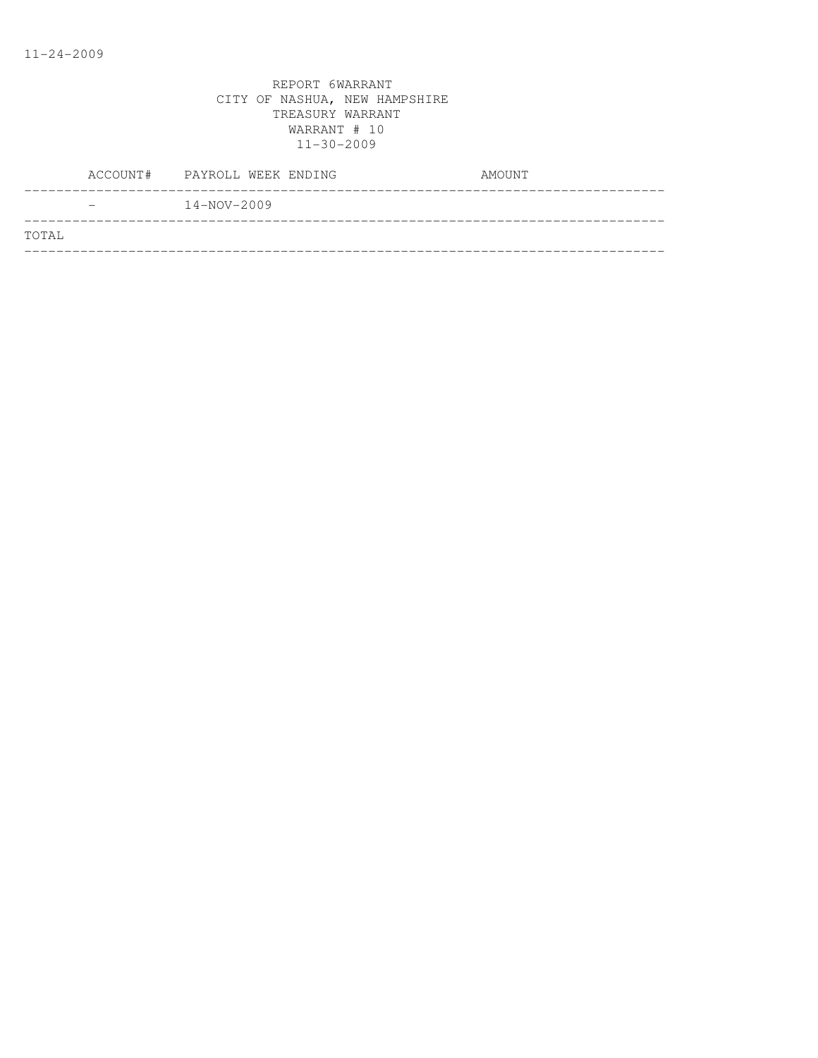11-24-2009

REPORT 6WARRANT
CITY OF NASHUA, NEW HAMPSHIRE
TREASURY WARRANT
WARRANT # 10
11-30-2009

| ACCOUNT# | PAYROLL WEEK ENDING | AMOUNT |
|---|---|---|
| - | 14-NOV-2009 | |
| TOTAL | | |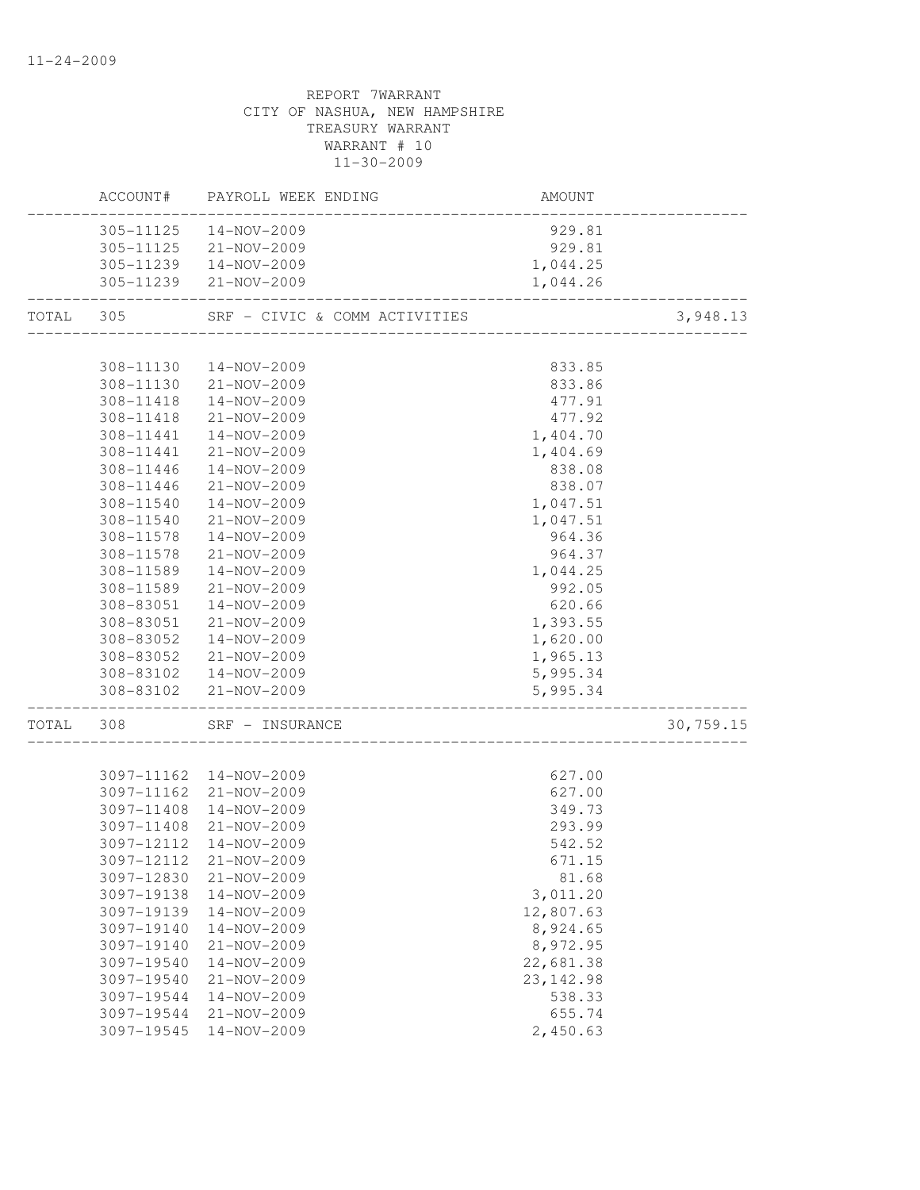REPORT 7WARRANT
CITY OF NASHUA, NEW HAMPSHIRE
TREASURY WARRANT
WARRANT # 10
11-30-2009

| | ACCOUNT# | PAYROLL WEEK ENDING | AMOUNT | |
|---|---|---|---|---|
| | 305-11125 | 14-NOV-2009 | 929.81 | |
| | 305-11125 | 21-NOV-2009 | 929.81 | |
| | 305-11239 | 14-NOV-2009 | 1,044.25 | |
| | 305-11239 | 21-NOV-2009 | 1,044.26 | |
| TOTAL | 305 | SRF - CIVIC & COMM ACTIVITIES | | 3,948.13 |
| | 308-11130 | 14-NOV-2009 | 833.85 | |
| | 308-11130 | 21-NOV-2009 | 833.86 | |
| | 308-11418 | 14-NOV-2009 | 477.91 | |
| | 308-11418 | 21-NOV-2009 | 477.92 | |
| | 308-11441 | 14-NOV-2009 | 1,404.70 | |
| | 308-11441 | 21-NOV-2009 | 1,404.69 | |
| | 308-11446 | 14-NOV-2009 | 838.08 | |
| | 308-11446 | 21-NOV-2009 | 838.07 | |
| | 308-11540 | 14-NOV-2009 | 1,047.51 | |
| | 308-11540 | 21-NOV-2009 | 1,047.51 | |
| | 308-11578 | 14-NOV-2009 | 964.36 | |
| | 308-11578 | 21-NOV-2009 | 964.37 | |
| | 308-11589 | 14-NOV-2009 | 1,044.25 | |
| | 308-11589 | 21-NOV-2009 | 992.05 | |
| | 308-83051 | 14-NOV-2009 | 620.66 | |
| | 308-83051 | 21-NOV-2009 | 1,393.55 | |
| | 308-83052 | 14-NOV-2009 | 1,620.00 | |
| | 308-83052 | 21-NOV-2009 | 1,965.13 | |
| | 308-83102 | 14-NOV-2009 | 5,995.34 | |
| | 308-83102 | 21-NOV-2009 | 5,995.34 | |
| TOTAL | 308 | SRF - INSURANCE | | 30,759.15 |
| | 3097-11162 | 14-NOV-2009 | 627.00 | |
| | 3097-11162 | 21-NOV-2009 | 627.00 | |
| | 3097-11408 | 14-NOV-2009 | 349.73 | |
| | 3097-11408 | 21-NOV-2009 | 293.99 | |
| | 3097-12112 | 14-NOV-2009 | 542.52 | |
| | 3097-12112 | 21-NOV-2009 | 671.15 | |
| | 3097-12830 | 21-NOV-2009 | 81.68 | |
| | 3097-19138 | 14-NOV-2009 | 3,011.20 | |
| | 3097-19139 | 14-NOV-2009 | 12,807.63 | |
| | 3097-19140 | 14-NOV-2009 | 8,924.65 | |
| | 3097-19140 | 21-NOV-2009 | 8,972.95 | |
| | 3097-19540 | 14-NOV-2009 | 22,681.38 | |
| | 3097-19540 | 21-NOV-2009 | 23,142.98 | |
| | 3097-19544 | 14-NOV-2009 | 538.33 | |
| | 3097-19544 | 21-NOV-2009 | 655.74 | |
| | 3097-19545 | 14-NOV-2009 | 2,450.63 | |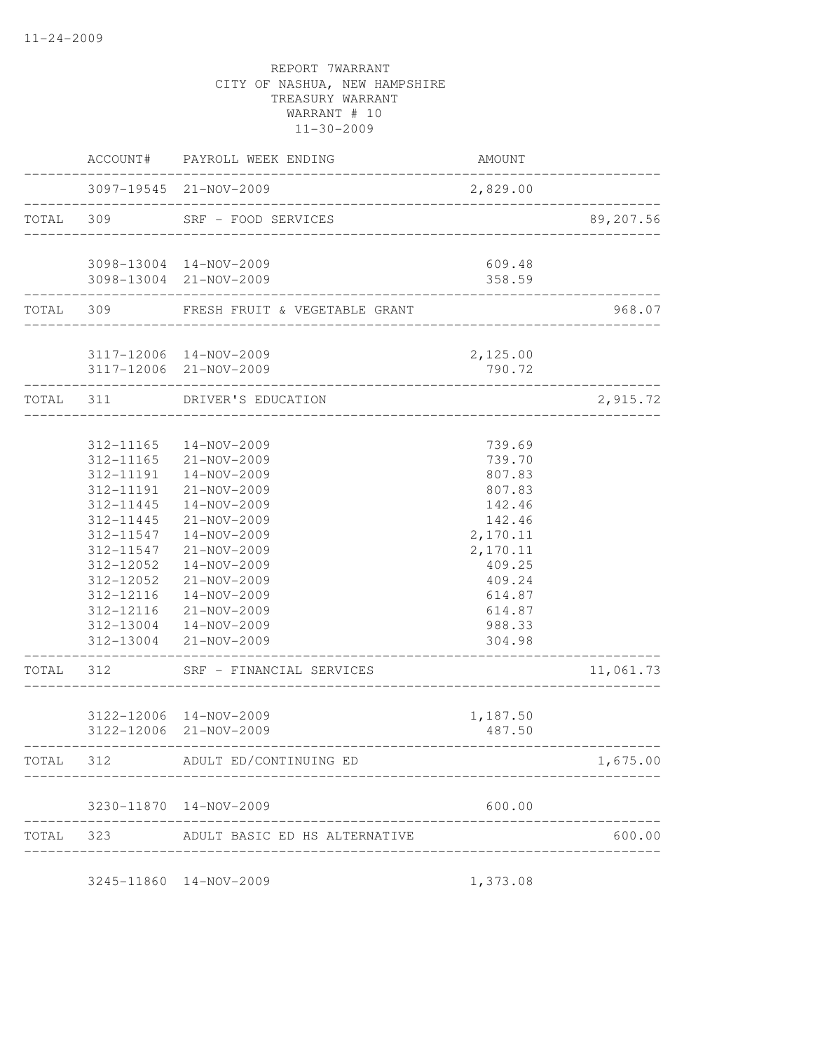11-24-2009

REPORT 7WARRANT
CITY OF NASHUA, NEW HAMPSHIRE
TREASURY WARRANT
WARRANT # 10
11-30-2009

| | ACCOUNT# | PAYROLL WEEK ENDING | AMOUNT | |
|---|---|---|---|---|
| | 3097-19545 | 21-NOV-2009 | 2,829.00 | |
| TOTAL | 309 | SRF - FOOD SERVICES | | 89,207.56 |
| | 3098-13004 | 14-NOV-2009 | 609.48 | |
| | 3098-13004 | 21-NOV-2009 | 358.59 | |
| TOTAL | 309 | FRESH FRUIT & VEGETABLE GRANT | | 968.07 |
| | 3117-12006 | 14-NOV-2009 | 2,125.00 | |
| | 3117-12006 | 21-NOV-2009 | 790.72 | |
| TOTAL | 311 | DRIVER'S EDUCATION | | 2,915.72 |
| | 312-11165 | 14-NOV-2009 | 739.69 | |
| | 312-11165 | 21-NOV-2009 | 739.70 | |
| | 312-11191 | 14-NOV-2009 | 807.83 | |
| | 312-11191 | 21-NOV-2009 | 807.83 | |
| | 312-11445 | 14-NOV-2009 | 142.46 | |
| | 312-11445 | 21-NOV-2009 | 142.46 | |
| | 312-11547 | 14-NOV-2009 | 2,170.11 | |
| | 312-11547 | 21-NOV-2009 | 2,170.11 | |
| | 312-12052 | 14-NOV-2009 | 409.25 | |
| | 312-12052 | 21-NOV-2009 | 409.24 | |
| | 312-12116 | 14-NOV-2009 | 614.87 | |
| | 312-12116 | 21-NOV-2009 | 614.87 | |
| | 312-13004 | 14-NOV-2009 | 988.33 | |
| | 312-13004 | 21-NOV-2009 | 304.98 | |
| TOTAL | 312 | SRF - FINANCIAL SERVICES | | 11,061.73 |
| | 3122-12006 | 14-NOV-2009 | 1,187.50 | |
| | 3122-12006 | 21-NOV-2009 | 487.50 | |
| TOTAL | 312 | ADULT ED/CONTINUING ED | | 1,675.00 |
| | 3230-11870 | 14-NOV-2009 | 600.00 | |
| TOTAL | 323 | ADULT BASIC ED HS ALTERNATIVE | | 600.00 |
| | 3245-11860 | 14-NOV-2009 | 1,373.08 | |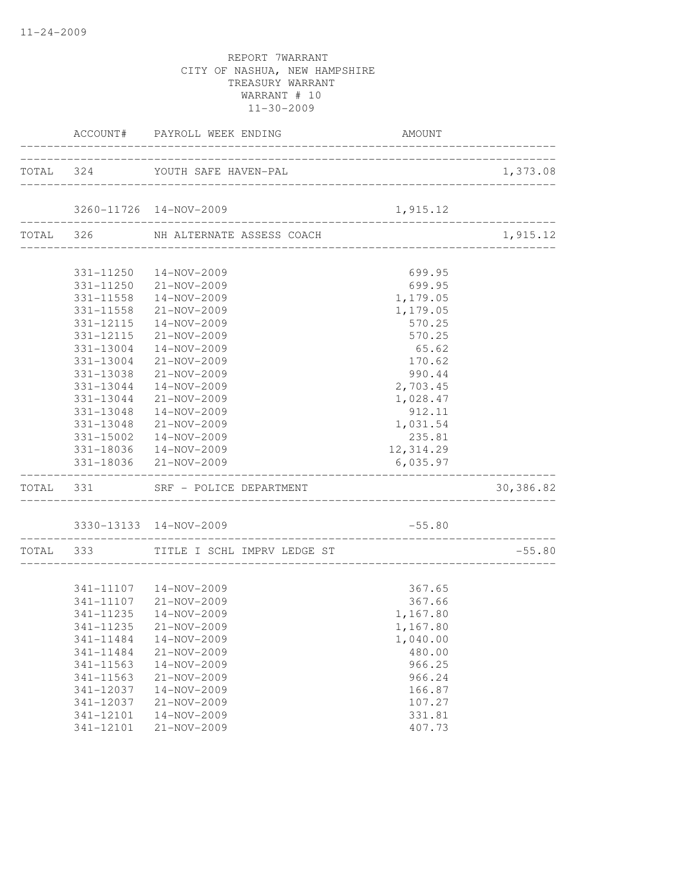REPORT 7WARRANT
CITY OF NASHUA, NEW HAMPSHIRE
TREASURY WARRANT
WARRANT # 10
11-30-2009

| | ACCOUNT# | PAYROLL WEEK ENDING | AMOUNT | |
|---|---|---|---|---|
| TOTAL | 324 | YOUTH SAFE HAVEN-PAL | | 1,373.08 |
| | 3260-11726 | 14-NOV-2009 | 1,915.12 | |
| TOTAL | 326 | NH ALTERNATE ASSESS COACH | | 1,915.12 |
| | 331-11250 | 14-NOV-2009 | 699.95 | |
| | 331-11250 | 21-NOV-2009 | 699.95 | |
| | 331-11558 | 14-NOV-2009 | 1,179.05 | |
| | 331-11558 | 21-NOV-2009 | 1,179.05 | |
| | 331-12115 | 14-NOV-2009 | 570.25 | |
| | 331-12115 | 21-NOV-2009 | 570.25 | |
| | 331-13004 | 14-NOV-2009 | 65.62 | |
| | 331-13004 | 21-NOV-2009 | 170.62 | |
| | 331-13038 | 21-NOV-2009 | 990.44 | |
| | 331-13044 | 14-NOV-2009 | 2,703.45 | |
| | 331-13044 | 21-NOV-2009 | 1,028.47 | |
| | 331-13048 | 14-NOV-2009 | 912.11 | |
| | 331-13048 | 21-NOV-2009 | 1,031.54 | |
| | 331-15002 | 14-NOV-2009 | 235.81 | |
| | 331-18036 | 14-NOV-2009 | 12,314.29 | |
| | 331-18036 | 21-NOV-2009 | 6,035.97 | |
| TOTAL | 331 | SRF - POLICE DEPARTMENT | | 30,386.82 |
| | 3330-13133 | 14-NOV-2009 | -55.80 | |
| TOTAL | 333 | TITLE I SCHL IMPRV LEDGE ST | | -55.80 |
| | 341-11107 | 14-NOV-2009 | 367.65 | |
| | 341-11107 | 21-NOV-2009 | 367.66 | |
| | 341-11235 | 14-NOV-2009 | 1,167.80 | |
| | 341-11235 | 21-NOV-2009 | 1,167.80 | |
| | 341-11484 | 14-NOV-2009 | 1,040.00 | |
| | 341-11484 | 21-NOV-2009 | 480.00 | |
| | 341-11563 | 14-NOV-2009 | 966.25 | |
| | 341-11563 | 21-NOV-2009 | 966.24 | |
| | 341-12037 | 14-NOV-2009 | 166.87 | |
| | 341-12037 | 21-NOV-2009 | 107.27 | |
| | 341-12101 | 14-NOV-2009 | 331.81 | |
| | 341-12101 | 21-NOV-2009 | 407.73 | |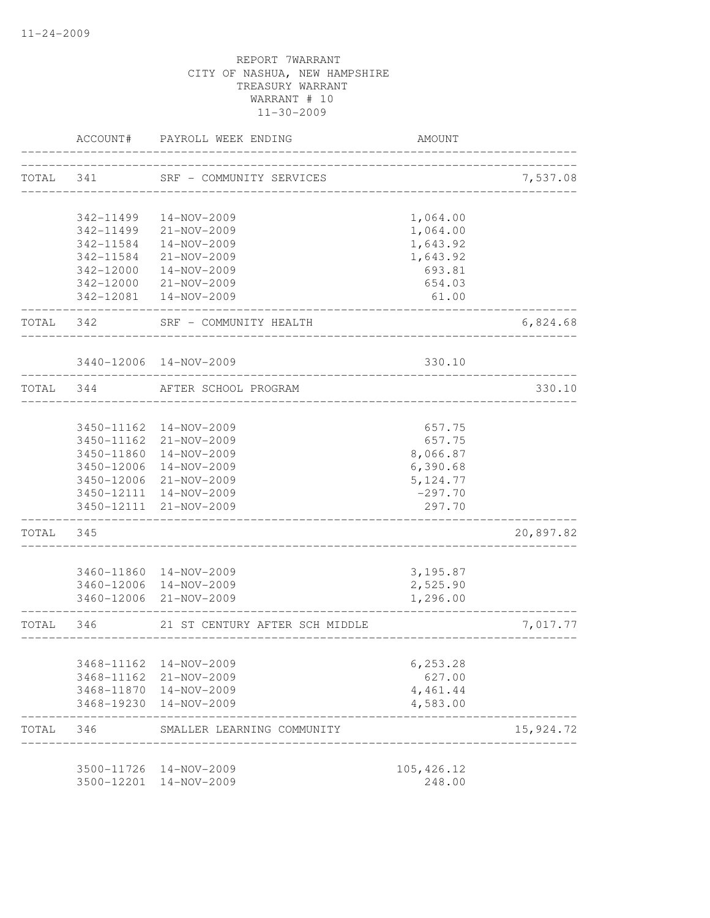REPORT 7WARRANT
CITY OF NASHUA, NEW HAMPSHIRE
TREASURY WARRANT
WARRANT # 10
11-30-2009

| | ACCOUNT# | PAYROLL WEEK ENDING | AMOUNT | |
|---|---|---|---|---|
| TOTAL | 341 | SRF - COMMUNITY SERVICES | | 7,537.08 |
| | 342-11499 | 14-NOV-2009 | 1,064.00 | |
| | 342-11499 | 21-NOV-2009 | 1,064.00 | |
| | 342-11584 | 14-NOV-2009 | 1,643.92 | |
| | 342-11584 | 21-NOV-2009 | 1,643.92 | |
| | 342-12000 | 14-NOV-2009 | 693.81 | |
| | 342-12000 | 21-NOV-2009 | 654.03 | |
| | 342-12081 | 14-NOV-2009 | 61.00 | |
| TOTAL | 342 | SRF - COMMUNITY HEALTH | | 6,824.68 |
| | 3440-12006 | 14-NOV-2009 | 330.10 | |
| TOTAL | 344 | AFTER SCHOOL PROGRAM | | 330.10 |
| | 3450-11162 | 14-NOV-2009 | 657.75 | |
| | 3450-11162 | 21-NOV-2009 | 657.75 | |
| | 3450-11860 | 14-NOV-2009 | 8,066.87 | |
| | 3450-12006 | 14-NOV-2009 | 6,390.68 | |
| | 3450-12006 | 21-NOV-2009 | 5,124.77 | |
| | 3450-12111 | 14-NOV-2009 | -297.70 | |
| | 3450-12111 | 21-NOV-2009 | 297.70 | |
| TOTAL | 345 | | | 20,897.82 |
| | 3460-11860 | 14-NOV-2009 | 3,195.87 | |
| | 3460-12006 | 14-NOV-2009 | 2,525.90 | |
| | 3460-12006 | 21-NOV-2009 | 1,296.00 | |
| TOTAL | 346 | 21 ST CENTURY AFTER SCH MIDDLE | | 7,017.77 |
| | 3468-11162 | 14-NOV-2009 | 6,253.28 | |
| | 3468-11162 | 21-NOV-2009 | 627.00 | |
| | 3468-11870 | 14-NOV-2009 | 4,461.44 | |
| | 3468-19230 | 14-NOV-2009 | 4,583.00 | |
| TOTAL | 346 | SMALLER LEARNING COMMUNITY | | 15,924.72 |
| | 3500-11726 | 14-NOV-2009 | 105,426.12 | |
| | 3500-12201 | 14-NOV-2009 | 248.00 | |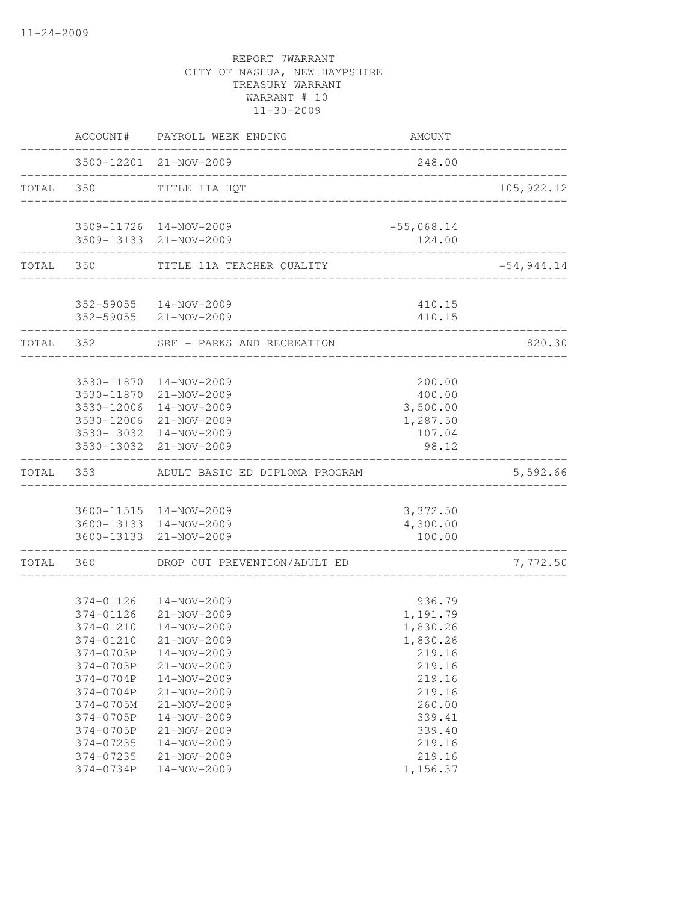REPORT 7WARRANT
CITY OF NASHUA, NEW HAMPSHIRE
TREASURY WARRANT
WARRANT # 10
11-30-2009

| | ACCOUNT# | PAYROLL WEEK ENDING | AMOUNT | |
|---|---|---|---|---|
| | 3500-12201 | 21-NOV-2009 | 248.00 | |
| TOTAL | 350 | TITLE IIA HQT | | 105,922.12 |
| | 3509-11726 | 14-NOV-2009 | -55,068.14 | |
| | 3509-13133 | 21-NOV-2009 | 124.00 | |
| TOTAL | 350 | TITLE 11A TEACHER QUALITY | | -54,944.14 |
| | 352-59055 | 14-NOV-2009 | 410.15 | |
| | 352-59055 | 21-NOV-2009 | 410.15 | |
| TOTAL | 352 | SRF - PARKS AND RECREATION | | 820.30 |
| | 3530-11870 | 14-NOV-2009 | 200.00 | |
| | 3530-11870 | 21-NOV-2009 | 400.00 | |
| | 3530-12006 | 14-NOV-2009 | 3,500.00 | |
| | 3530-12006 | 21-NOV-2009 | 1,287.50 | |
| | 3530-13032 | 14-NOV-2009 | 107.04 | |
| | 3530-13032 | 21-NOV-2009 | 98.12 | |
| TOTAL | 353 | ADULT BASIC ED DIPLOMA PROGRAM | | 5,592.66 |
| | 3600-11515 | 14-NOV-2009 | 3,372.50 | |
| | 3600-13133 | 14-NOV-2009 | 4,300.00 | |
| | 3600-13133 | 21-NOV-2009 | 100.00 | |
| TOTAL | 360 | DROP OUT PREVENTION/ADULT ED | | 7,772.50 |
| | 374-01126 | 14-NOV-2009 | 936.79 | |
| | 374-01126 | 21-NOV-2009 | 1,191.79 | |
| | 374-01210 | 14-NOV-2009 | 1,830.26 | |
| | 374-01210 | 21-NOV-2009 | 1,830.26 | |
| | 374-0703P | 14-NOV-2009 | 219.16 | |
| | 374-0703P | 21-NOV-2009 | 219.16 | |
| | 374-0704P | 14-NOV-2009 | 219.16 | |
| | 374-0704P | 21-NOV-2009 | 219.16 | |
| | 374-0705M | 21-NOV-2009 | 260.00 | |
| | 374-0705P | 14-NOV-2009 | 339.41 | |
| | 374-0705P | 21-NOV-2009 | 339.40 | |
| | 374-07235 | 14-NOV-2009 | 219.16 | |
| | 374-07235 | 21-NOV-2009 | 219.16 | |
| | 374-0734P | 14-NOV-2009 | 1,156.37 | |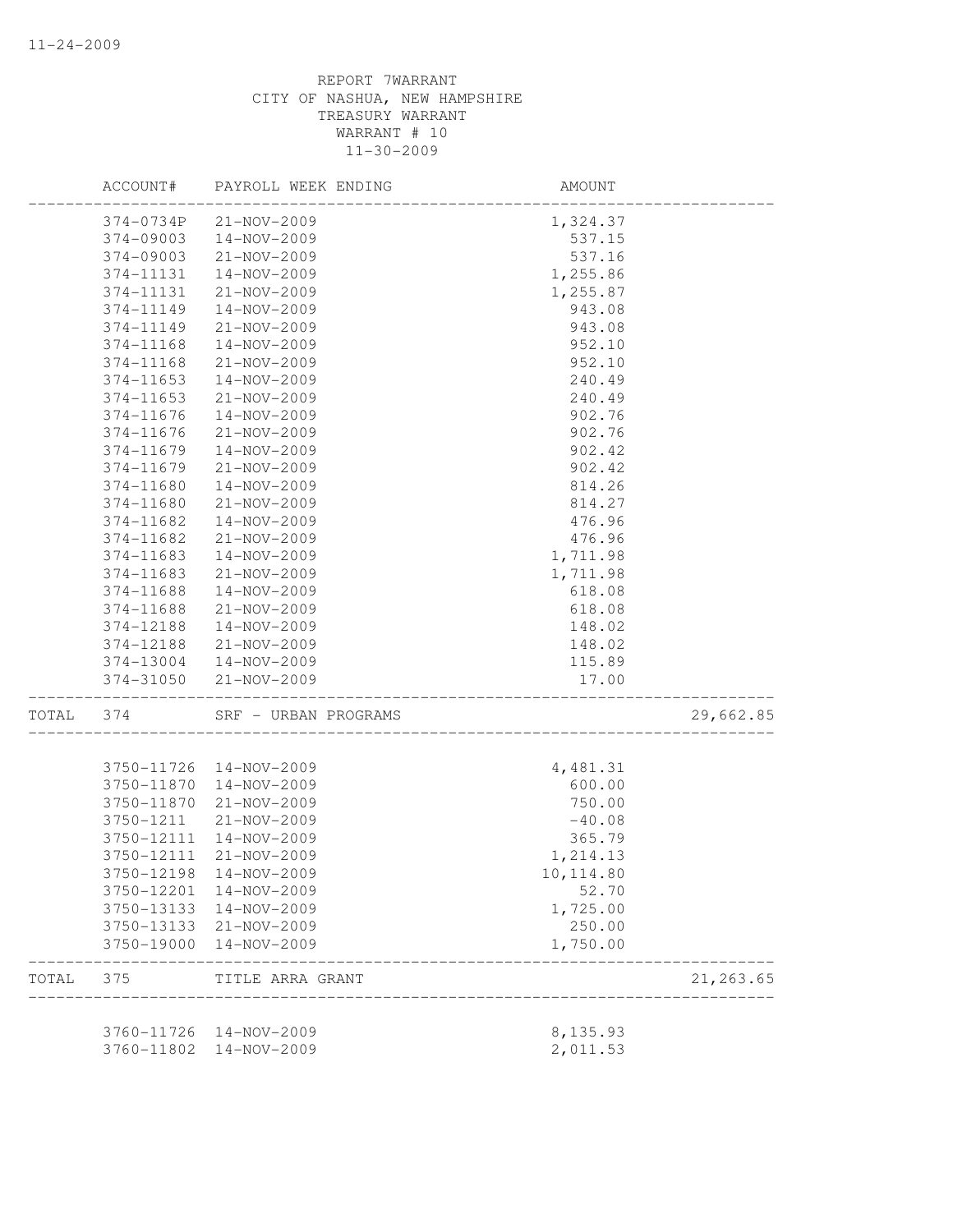REPORT 7WARRANT
CITY OF NASHUA, NEW HAMPSHIRE
TREASURY WARRANT
WARRANT # 10
11-30-2009

| ACCOUNT# | PAYROLL WEEK ENDING | AMOUNT | |
|---|---|---|---|
| 374-0734P | 21-NOV-2009 | 1,324.37 | |
| 374-09003 | 14-NOV-2009 | 537.15 | |
| 374-09003 | 21-NOV-2009 | 537.16 | |
| 374-11131 | 14-NOV-2009 | 1,255.86 | |
| 374-11131 | 21-NOV-2009 | 1,255.87 | |
| 374-11149 | 14-NOV-2009 | 943.08 | |
| 374-11149 | 21-NOV-2009 | 943.08 | |
| 374-11168 | 14-NOV-2009 | 952.10 | |
| 374-11168 | 21-NOV-2009 | 952.10 | |
| 374-11653 | 14-NOV-2009 | 240.49 | |
| 374-11653 | 21-NOV-2009 | 240.49 | |
| 374-11676 | 14-NOV-2009 | 902.76 | |
| 374-11676 | 21-NOV-2009 | 902.76 | |
| 374-11679 | 14-NOV-2009 | 902.42 | |
| 374-11679 | 21-NOV-2009 | 902.42 | |
| 374-11680 | 14-NOV-2009 | 814.26 | |
| 374-11680 | 21-NOV-2009 | 814.27 | |
| 374-11682 | 14-NOV-2009 | 476.96 | |
| 374-11682 | 21-NOV-2009 | 476.96 | |
| 374-11683 | 14-NOV-2009 | 1,711.98 | |
| 374-11683 | 21-NOV-2009 | 1,711.98 | |
| 374-11688 | 14-NOV-2009 | 618.08 | |
| 374-11688 | 21-NOV-2009 | 618.08 | |
| 374-12188 | 14-NOV-2009 | 148.02 | |
| 374-12188 | 21-NOV-2009 | 148.02 | |
| 374-13004 | 14-NOV-2009 | 115.89 | |
| 374-31050 | 21-NOV-2009 | 17.00 | |
| TOTAL 374 | SRF - URBAN PROGRAMS | | 29,662.85 |
| 3750-11726 | 14-NOV-2009 | 4,481.31 | |
| 3750-11870 | 14-NOV-2009 | 600.00 | |
| 3750-11870 | 21-NOV-2009 | 750.00 | |
| 3750-1211 | 21-NOV-2009 | -40.08 | |
| 3750-12111 | 14-NOV-2009 | 365.79 | |
| 3750-12111 | 21-NOV-2009 | 1,214.13 | |
| 3750-12198 | 14-NOV-2009 | 10,114.80 | |
| 3750-12201 | 14-NOV-2009 | 52.70 | |
| 3750-13133 | 14-NOV-2009 | 1,725.00 | |
| 3750-13133 | 21-NOV-2009 | 250.00 | |
| 3750-19000 | 14-NOV-2009 | 1,750.00 | |
| TOTAL 375 | TITLE ARRA GRANT | | 21,263.65 |
| 3760-11726 | 14-NOV-2009 | 8,135.93 | |
| 3760-11802 | 14-NOV-2009 | 2,011.53 | |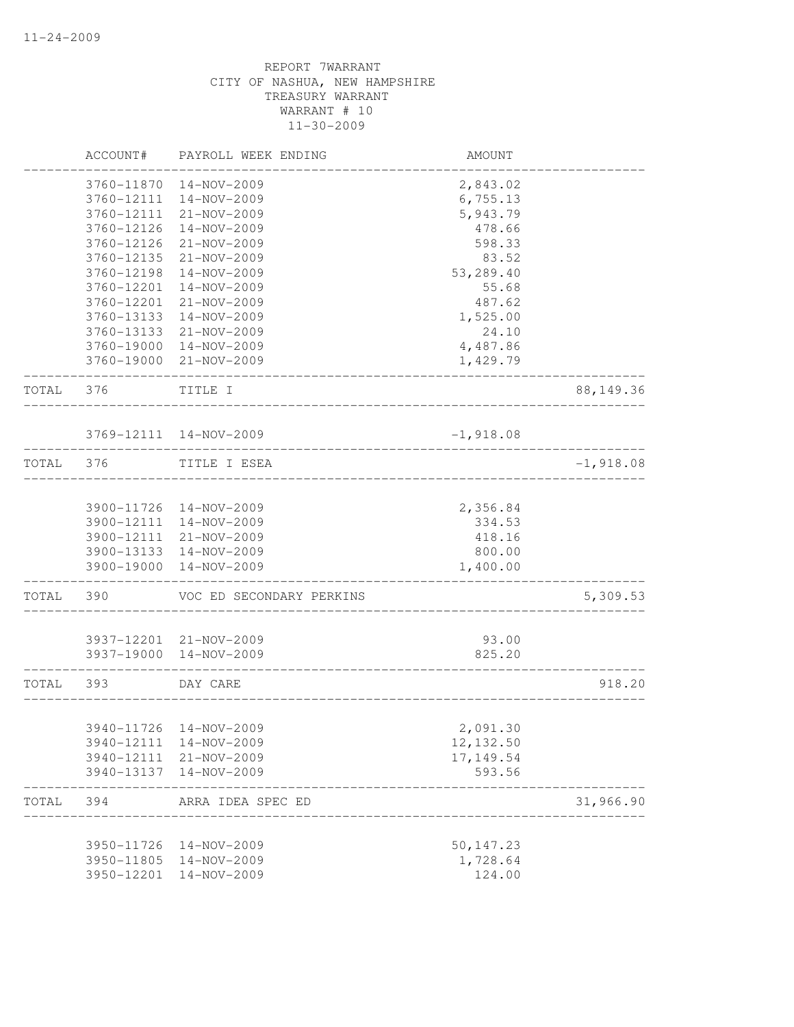11-24-2009

REPORT 7WARRANT
CITY OF NASHUA, NEW HAMPSHIRE
TREASURY WARRANT
WARRANT # 10
11-30-2009

| | ACCOUNT# | PAYROLL WEEK ENDING | AMOUNT | |
|---|---|---|---|---|
| | 3760-11870 | 14-NOV-2009 | 2,843.02 | |
| | 3760-12111 | 14-NOV-2009 | 6,755.13 | |
| | 3760-12111 | 21-NOV-2009 | 5,943.79 | |
| | 3760-12126 | 14-NOV-2009 | 478.66 | |
| | 3760-12126 | 21-NOV-2009 | 598.33 | |
| | 3760-12135 | 21-NOV-2009 | 83.52 | |
| | 3760-12198 | 14-NOV-2009 | 53,289.40 | |
| | 3760-12201 | 14-NOV-2009 | 55.68 | |
| | 3760-12201 | 21-NOV-2009 | 487.62 | |
| | 3760-13133 | 14-NOV-2009 | 1,525.00 | |
| | 3760-13133 | 21-NOV-2009 | 24.10 | |
| | 3760-19000 | 14-NOV-2009 | 4,487.86 | |
| | 3760-19000 | 21-NOV-2009 | 1,429.79 | |
| TOTAL | 376 | TITLE I | | 88,149.36 |
| | 3769-12111 | 14-NOV-2009 | -1,918.08 | |
| TOTAL | 376 | TITLE I ESEA | | -1,918.08 |
| | 3900-11726 | 14-NOV-2009 | 2,356.84 | |
| | 3900-12111 | 14-NOV-2009 | 334.53 | |
| | 3900-12111 | 21-NOV-2009 | 418.16 | |
| | 3900-13133 | 14-NOV-2009 | 800.00 | |
| | 3900-19000 | 14-NOV-2009 | 1,400.00 | |
| TOTAL | 390 | VOC ED SECONDARY PERKINS | | 5,309.53 |
| | 3937-12201 | 21-NOV-2009 | 93.00 | |
| | 3937-19000 | 14-NOV-2009 | 825.20 | |
| TOTAL | 393 | DAY CARE | | 918.20 |
| | 3940-11726 | 14-NOV-2009 | 2,091.30 | |
| | 3940-12111 | 14-NOV-2009 | 12,132.50 | |
| | 3940-12111 | 21-NOV-2009 | 17,149.54 | |
| | 3940-13137 | 14-NOV-2009 | 593.56 | |
| TOTAL | 394 | ARRA IDEA SPEC ED | | 31,966.90 |
| | 3950-11726 | 14-NOV-2009 | 50,147.23 | |
| | 3950-11805 | 14-NOV-2009 | 1,728.64 | |
| | 3950-12201 | 14-NOV-2009 | 124.00 | |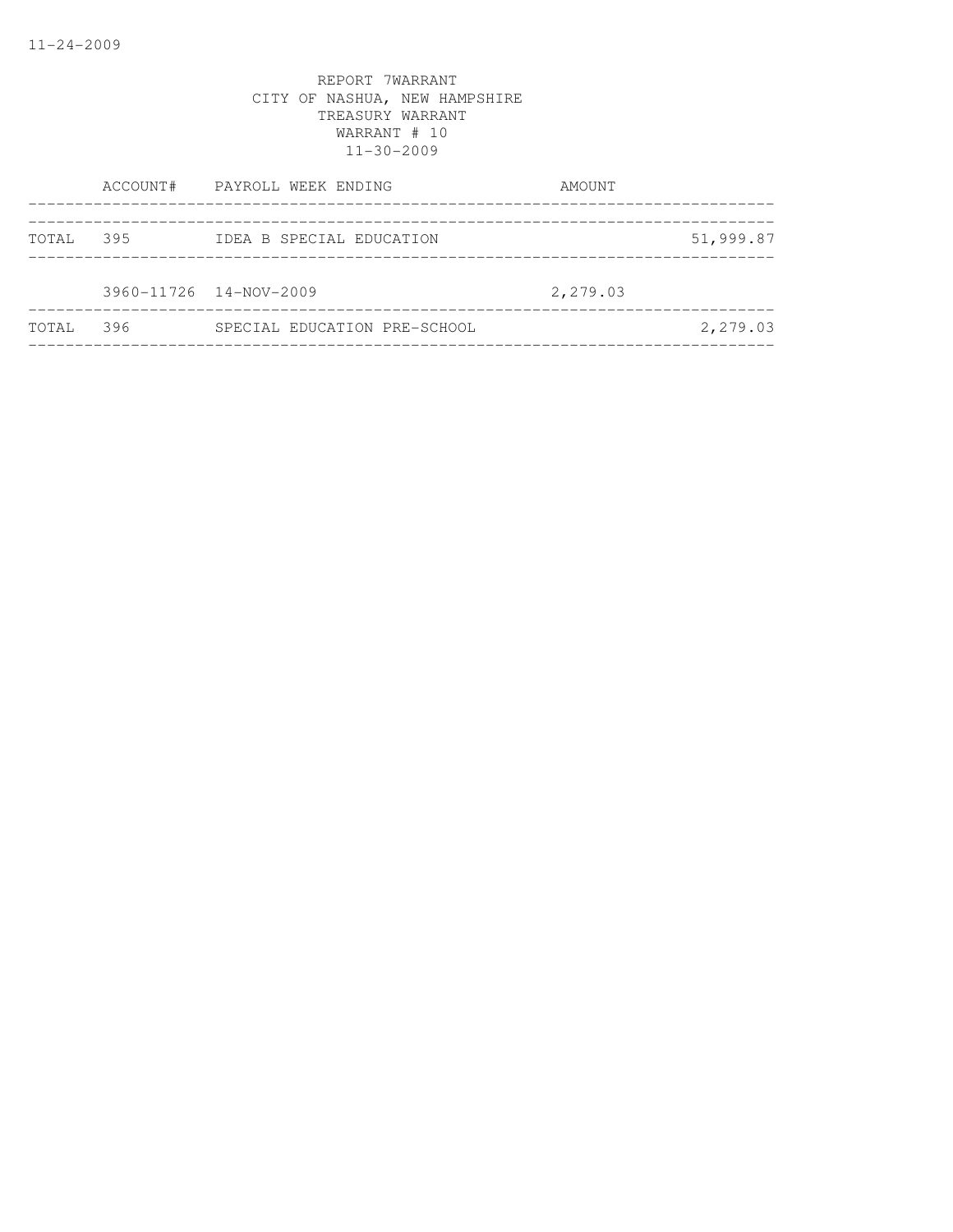REPORT 7WARRANT
CITY OF NASHUA, NEW HAMPSHIRE
TREASURY WARRANT
WARRANT # 10
11-30-2009

| | ACCOUNT# | PAYROLL WEEK ENDING | AMOUNT | |
|---|---|---|---|---|
| TOTAL | 395 | IDEA B SPECIAL EDUCATION | | 51,999.87 |
| | 3960-11726 | 14-NOV-2009 | 2,279.03 | |
| TOTAL | 396 | SPECIAL EDUCATION PRE-SCHOOL | | 2,279.03 |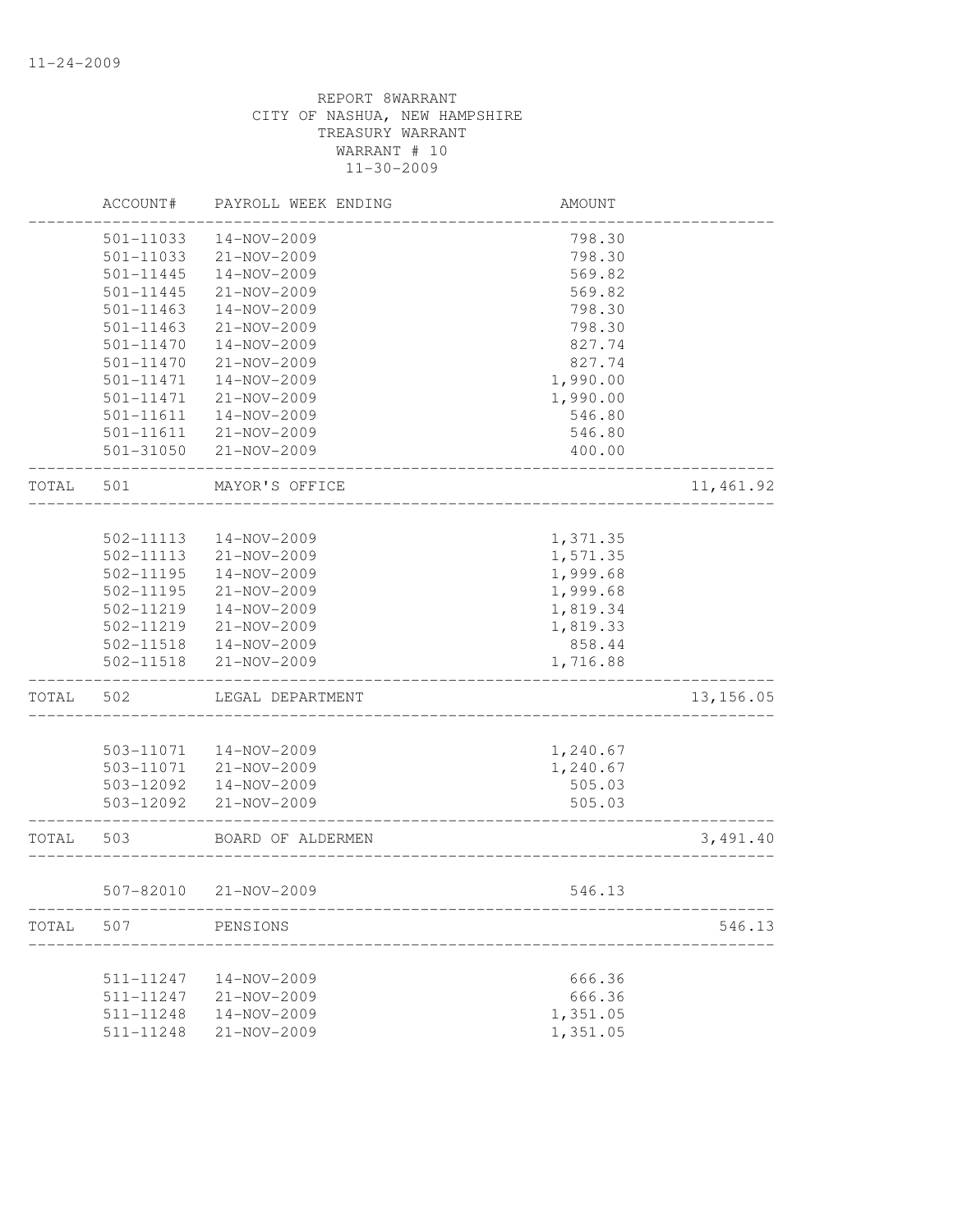REPORT 8WARRANT
CITY OF NASHUA, NEW HAMPSHIRE
TREASURY WARRANT
WARRANT # 10
11-30-2009

| | ACCOUNT# | PAYROLL WEEK ENDING | AMOUNT | |
|---|---|---|---|---|
| | 501-11033 | 14-NOV-2009 | 798.30 | |
| | 501-11033 | 21-NOV-2009 | 798.30 | |
| | 501-11445 | 14-NOV-2009 | 569.82 | |
| | 501-11445 | 21-NOV-2009 | 569.82 | |
| | 501-11463 | 14-NOV-2009 | 798.30 | |
| | 501-11463 | 21-NOV-2009 | 798.30 | |
| | 501-11470 | 14-NOV-2009 | 827.74 | |
| | 501-11470 | 21-NOV-2009 | 827.74 | |
| | 501-11471 | 14-NOV-2009 | 1,990.00 | |
| | 501-11471 | 21-NOV-2009 | 1,990.00 | |
| | 501-11611 | 14-NOV-2009 | 546.80 | |
| | 501-11611 | 21-NOV-2009 | 546.80 | |
| | 501-31050 | 21-NOV-2009 | 400.00 | |
| TOTAL | 501 | MAYOR'S OFFICE | | 11,461.92 |
| | 502-11113 | 14-NOV-2009 | 1,371.35 | |
| | 502-11113 | 21-NOV-2009 | 1,571.35 | |
| | 502-11195 | 14-NOV-2009 | 1,999.68 | |
| | 502-11195 | 21-NOV-2009 | 1,999.68 | |
| | 502-11219 | 14-NOV-2009 | 1,819.34 | |
| | 502-11219 | 21-NOV-2009 | 1,819.33 | |
| | 502-11518 | 14-NOV-2009 | 858.44 | |
| | 502-11518 | 21-NOV-2009 | 1,716.88 | |
| TOTAL | 502 | LEGAL DEPARTMENT | | 13,156.05 |
| | 503-11071 | 14-NOV-2009 | 1,240.67 | |
| | 503-11071 | 21-NOV-2009 | 1,240.67 | |
| | 503-12092 | 14-NOV-2009 | 505.03 | |
| | 503-12092 | 21-NOV-2009 | 505.03 | |
| TOTAL | 503 | BOARD OF ALDERMEN | | 3,491.40 |
| | 507-82010 | 21-NOV-2009 | 546.13 | |
| TOTAL | 507 | PENSIONS | | 546.13 |
| | 511-11247 | 14-NOV-2009 | 666.36 | |
| | 511-11247 | 21-NOV-2009 | 666.36 | |
| | 511-11248 | 14-NOV-2009 | 1,351.05 | |
| | 511-11248 | 21-NOV-2009 | 1,351.05 | |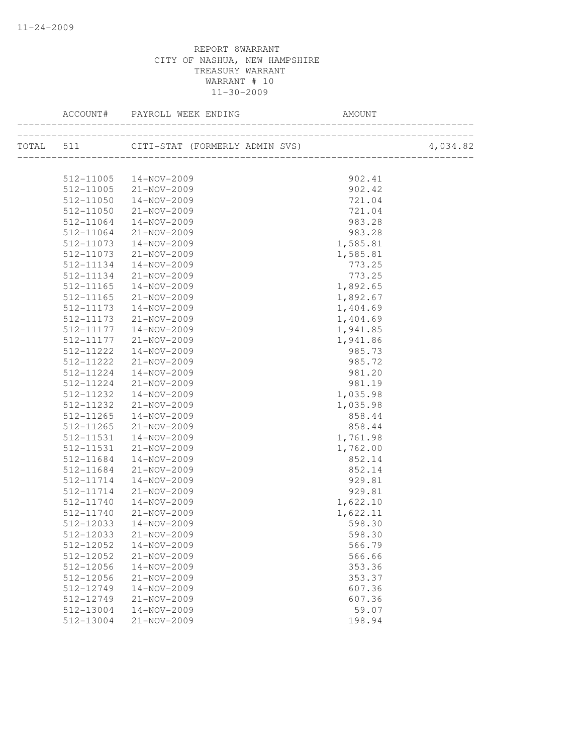11-24-2009

REPORT 8WARRANT
CITY OF NASHUA, NEW HAMPSHIRE
TREASURY WARRANT
WARRANT # 10
11-30-2009

| ACCOUNT# | PAYROLL WEEK ENDING | AMOUNT | |
|---|---|---|---|
| TOTAL 511 | CITI-STAT (FORMERLY ADMIN SVS) | | 4,034.82 |
| 512-11005 | 14-NOV-2009 | 902.41 | |
| 512-11005 | 21-NOV-2009 | 902.42 | |
| 512-11050 | 14-NOV-2009 | 721.04 | |
| 512-11050 | 21-NOV-2009 | 721.04 | |
| 512-11064 | 14-NOV-2009 | 983.28 | |
| 512-11064 | 21-NOV-2009 | 983.28 | |
| 512-11073 | 14-NOV-2009 | 1,585.81 | |
| 512-11073 | 21-NOV-2009 | 1,585.81 | |
| 512-11134 | 14-NOV-2009 | 773.25 | |
| 512-11134 | 21-NOV-2009 | 773.25 | |
| 512-11165 | 14-NOV-2009 | 1,892.65 | |
| 512-11165 | 21-NOV-2009 | 1,892.67 | |
| 512-11173 | 14-NOV-2009 | 1,404.69 | |
| 512-11173 | 21-NOV-2009 | 1,404.69 | |
| 512-11177 | 14-NOV-2009 | 1,941.85 | |
| 512-11177 | 21-NOV-2009 | 1,941.86 | |
| 512-11222 | 14-NOV-2009 | 985.73 | |
| 512-11222 | 21-NOV-2009 | 985.72 | |
| 512-11224 | 14-NOV-2009 | 981.20 | |
| 512-11224 | 21-NOV-2009 | 981.19 | |
| 512-11232 | 14-NOV-2009 | 1,035.98 | |
| 512-11232 | 21-NOV-2009 | 1,035.98 | |
| 512-11265 | 14-NOV-2009 | 858.44 | |
| 512-11265 | 21-NOV-2009 | 858.44 | |
| 512-11531 | 14-NOV-2009 | 1,761.98 | |
| 512-11531 | 21-NOV-2009 | 1,762.00 | |
| 512-11684 | 14-NOV-2009 | 852.14 | |
| 512-11684 | 21-NOV-2009 | 852.14 | |
| 512-11714 | 14-NOV-2009 | 929.81 | |
| 512-11714 | 21-NOV-2009 | 929.81 | |
| 512-11740 | 14-NOV-2009 | 1,622.10 | |
| 512-11740 | 21-NOV-2009 | 1,622.11 | |
| 512-12033 | 14-NOV-2009 | 598.30 | |
| 512-12033 | 21-NOV-2009 | 598.30 | |
| 512-12052 | 14-NOV-2009 | 566.79 | |
| 512-12052 | 21-NOV-2009 | 566.66 | |
| 512-12056 | 14-NOV-2009 | 353.36 | |
| 512-12056 | 21-NOV-2009 | 353.37 | |
| 512-12749 | 14-NOV-2009 | 607.36 | |
| 512-12749 | 21-NOV-2009 | 607.36 | |
| 512-13004 | 14-NOV-2009 | 59.07 | |
| 512-13004 | 21-NOV-2009 | 198.94 | |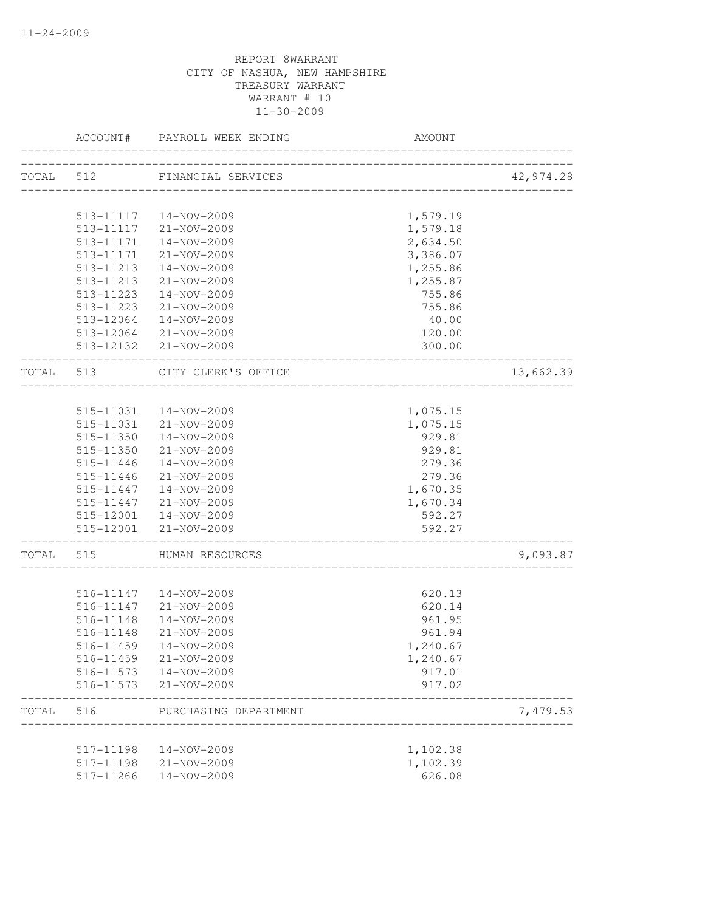11-24-2009

REPORT 8WARRANT
CITY OF NASHUA, NEW HAMPSHIRE
TREASURY WARRANT
WARRANT # 10
11-30-2009

| ACCOUNT# | PAYROLL WEEK ENDING | AMOUNT | |
|---|---|---|---|
| TOTAL 512 | FINANCIAL SERVICES | | 42,974.28 |
| 513-11117 | 14-NOV-2009 | 1,579.19 | |
| 513-11117 | 21-NOV-2009 | 1,579.18 | |
| 513-11171 | 14-NOV-2009 | 2,634.50 | |
| 513-11171 | 21-NOV-2009 | 3,386.07 | |
| 513-11213 | 14-NOV-2009 | 1,255.86 | |
| 513-11213 | 21-NOV-2009 | 1,255.87 | |
| 513-11223 | 14-NOV-2009 | 755.86 | |
| 513-11223 | 21-NOV-2009 | 755.86 | |
| 513-12064 | 14-NOV-2009 | 40.00 | |
| 513-12064 | 21-NOV-2009 | 120.00 | |
| 513-12132 | 21-NOV-2009 | 300.00 | |
| TOTAL 513 | CITY CLERK'S OFFICE | | 13,662.39 |
| 515-11031 | 14-NOV-2009 | 1,075.15 | |
| 515-11031 | 21-NOV-2009 | 1,075.15 | |
| 515-11350 | 14-NOV-2009 | 929.81 | |
| 515-11350 | 21-NOV-2009 | 929.81 | |
| 515-11446 | 14-NOV-2009 | 279.36 | |
| 515-11446 | 21-NOV-2009 | 279.36 | |
| 515-11447 | 14-NOV-2009 | 1,670.35 | |
| 515-11447 | 21-NOV-2009 | 1,670.34 | |
| 515-12001 | 14-NOV-2009 | 592.27 | |
| 515-12001 | 21-NOV-2009 | 592.27 | |
| TOTAL 515 | HUMAN RESOURCES | | 9,093.87 |
| 516-11147 | 14-NOV-2009 | 620.13 | |
| 516-11147 | 21-NOV-2009 | 620.14 | |
| 516-11148 | 14-NOV-2009 | 961.95 | |
| 516-11148 | 21-NOV-2009 | 961.94 | |
| 516-11459 | 14-NOV-2009 | 1,240.67 | |
| 516-11459 | 21-NOV-2009 | 1,240.67 | |
| 516-11573 | 14-NOV-2009 | 917.01 | |
| 516-11573 | 21-NOV-2009 | 917.02 | |
| TOTAL 516 | PURCHASING DEPARTMENT | | 7,479.53 |
| 517-11198 | 14-NOV-2009 | 1,102.38 | |
| 517-11198 | 21-NOV-2009 | 1,102.39 | |
| 517-11266 | 14-NOV-2009 | 626.08 | |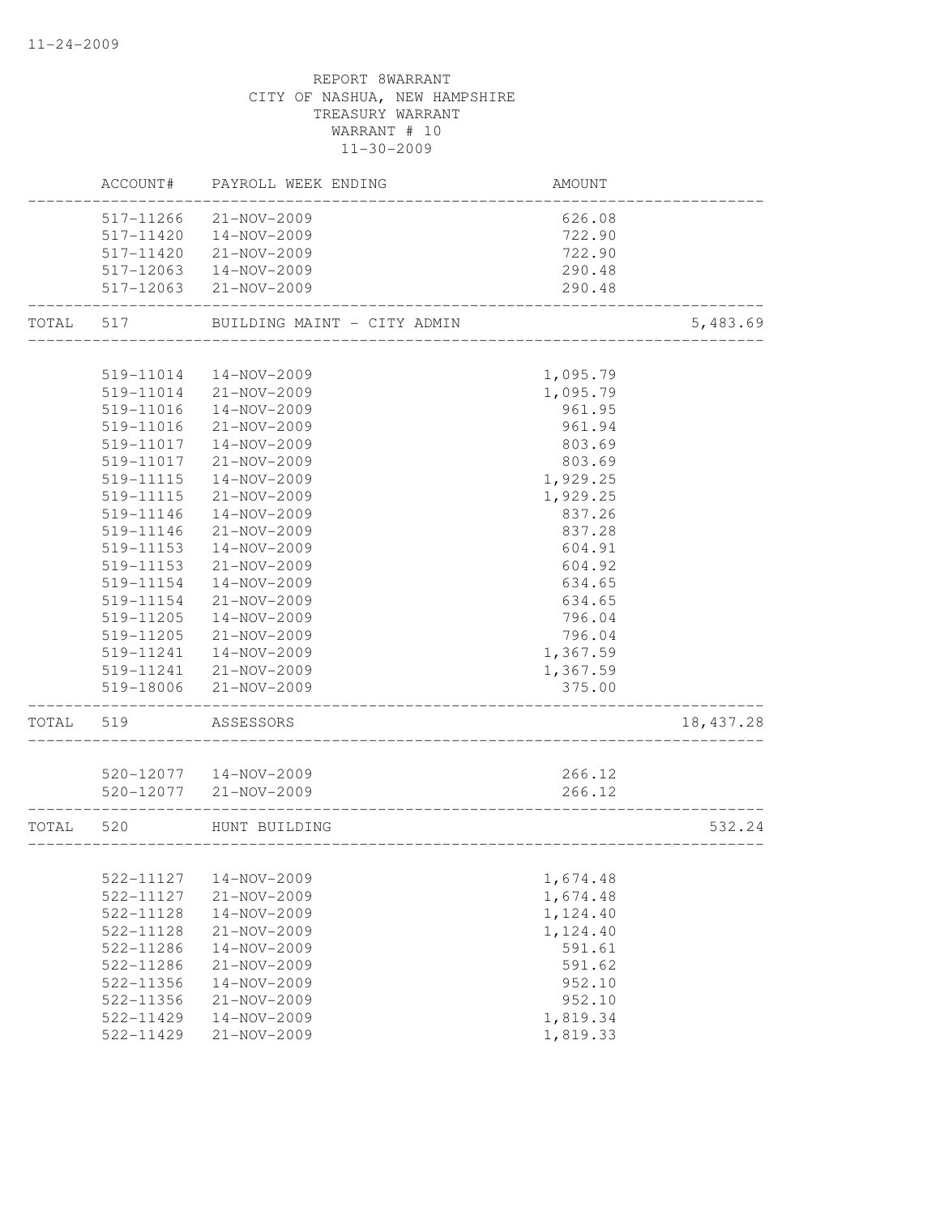REPORT 8WARRANT
CITY OF NASHUA, NEW HAMPSHIRE
TREASURY WARRANT
WARRANT # 10
11-30-2009

| | ACCOUNT# | PAYROLL WEEK ENDING | AMOUNT | |
|---|---|---|---|---|
| | 517-11266 | 21-NOV-2009 | 626.08 | |
| | 517-11420 | 14-NOV-2009 | 722.90 | |
| | 517-11420 | 21-NOV-2009 | 722.90 | |
| | 517-12063 | 14-NOV-2009 | 290.48 | |
| | 517-12063 | 21-NOV-2009 | 290.48 | |
| TOTAL | 517 | BUILDING MAINT - CITY ADMIN | | 5,483.69 |
| | 519-11014 | 14-NOV-2009 | 1,095.79 | |
| | 519-11014 | 21-NOV-2009 | 1,095.79 | |
| | 519-11016 | 14-NOV-2009 | 961.95 | |
| | 519-11016 | 21-NOV-2009 | 961.94 | |
| | 519-11017 | 14-NOV-2009 | 803.69 | |
| | 519-11017 | 21-NOV-2009 | 803.69 | |
| | 519-11115 | 14-NOV-2009 | 1,929.25 | |
| | 519-11115 | 21-NOV-2009 | 1,929.25 | |
| | 519-11146 | 14-NOV-2009 | 837.26 | |
| | 519-11146 | 21-NOV-2009 | 837.28 | |
| | 519-11153 | 14-NOV-2009 | 604.91 | |
| | 519-11153 | 21-NOV-2009 | 604.92 | |
| | 519-11154 | 14-NOV-2009 | 634.65 | |
| | 519-11154 | 21-NOV-2009 | 634.65 | |
| | 519-11205 | 14-NOV-2009 | 796.04 | |
| | 519-11205 | 21-NOV-2009 | 796.04 | |
| | 519-11241 | 14-NOV-2009 | 1,367.59 | |
| | 519-11241 | 21-NOV-2009 | 1,367.59 | |
| | 519-18006 | 21-NOV-2009 | 375.00 | |
| TOTAL | 519 | ASSESSORS | | 18,437.28 |
| | 520-12077 | 14-NOV-2009 | 266.12 | |
| | 520-12077 | 21-NOV-2009 | 266.12 | |
| TOTAL | 520 | HUNT BUILDING | | 532.24 |
| | 522-11127 | 14-NOV-2009 | 1,674.48 | |
| | 522-11127 | 21-NOV-2009 | 1,674.48 | |
| | 522-11128 | 14-NOV-2009 | 1,124.40 | |
| | 522-11128 | 21-NOV-2009 | 1,124.40 | |
| | 522-11286 | 14-NOV-2009 | 591.61 | |
| | 522-11286 | 21-NOV-2009 | 591.62 | |
| | 522-11356 | 14-NOV-2009 | 952.10 | |
| | 522-11356 | 21-NOV-2009 | 952.10 | |
| | 522-11429 | 14-NOV-2009 | 1,819.34 | |
| | 522-11429 | 21-NOV-2009 | 1,819.33 | |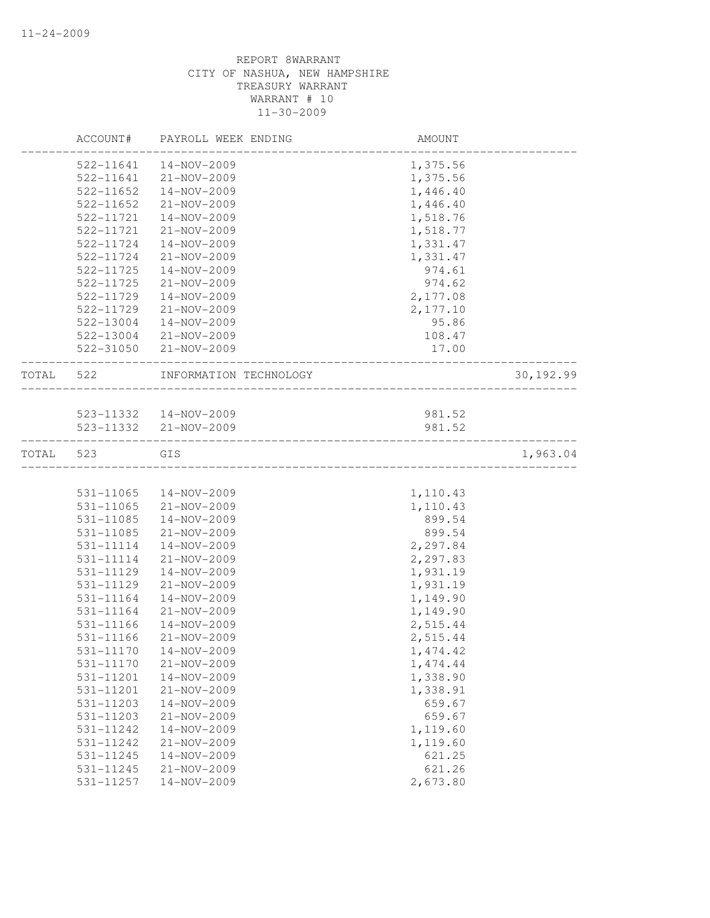11-24-2009

REPORT 8WARRANT
CITY OF NASHUA, NEW HAMPSHIRE
TREASURY WARRANT
WARRANT # 10
11-30-2009

| | ACCOUNT# | PAYROLL WEEK ENDING | AMOUNT | |
|---|---|---|---|---|
| | 522-11641 | 14-NOV-2009 | 1,375.56 | |
| | 522-11641 | 21-NOV-2009 | 1,375.56 | |
| | 522-11652 | 14-NOV-2009 | 1,446.40 | |
| | 522-11652 | 21-NOV-2009 | 1,446.40 | |
| | 522-11721 | 14-NOV-2009 | 1,518.76 | |
| | 522-11721 | 21-NOV-2009 | 1,518.77 | |
| | 522-11724 | 14-NOV-2009 | 1,331.47 | |
| | 522-11724 | 21-NOV-2009 | 1,331.47 | |
| | 522-11725 | 14-NOV-2009 | 974.61 | |
| | 522-11725 | 21-NOV-2009 | 974.62 | |
| | 522-11729 | 14-NOV-2009 | 2,177.08 | |
| | 522-11729 | 21-NOV-2009 | 2,177.10 | |
| | 522-13004 | 14-NOV-2009 | 95.86 | |
| | 522-13004 | 21-NOV-2009 | 108.47 | |
| | 522-31050 | 21-NOV-2009 | 17.00 | |
| TOTAL | 522 | INFORMATION TECHNOLOGY | | 30,192.99 |
| | 523-11332 | 14-NOV-2009 | 981.52 | |
| | 523-11332 | 21-NOV-2009 | 981.52 | |
| TOTAL | 523 | GIS | | 1,963.04 |
| | 531-11065 | 14-NOV-2009 | 1,110.43 | |
| | 531-11065 | 21-NOV-2009 | 1,110.43 | |
| | 531-11085 | 14-NOV-2009 | 899.54 | |
| | 531-11085 | 21-NOV-2009 | 899.54 | |
| | 531-11114 | 14-NOV-2009 | 2,297.84 | |
| | 531-11114 | 21-NOV-2009 | 2,297.83 | |
| | 531-11129 | 14-NOV-2009 | 1,931.19 | |
| | 531-11129 | 21-NOV-2009 | 1,931.19 | |
| | 531-11164 | 14-NOV-2009 | 1,149.90 | |
| | 531-11164 | 21-NOV-2009 | 1,149.90 | |
| | 531-11166 | 14-NOV-2009 | 2,515.44 | |
| | 531-11166 | 21-NOV-2009 | 2,515.44 | |
| | 531-11170 | 14-NOV-2009 | 1,474.42 | |
| | 531-11170 | 21-NOV-2009 | 1,474.44 | |
| | 531-11201 | 14-NOV-2009 | 1,338.90 | |
| | 531-11201 | 21-NOV-2009 | 1,338.91 | |
| | 531-11203 | 14-NOV-2009 | 659.67 | |
| | 531-11203 | 21-NOV-2009 | 659.67 | |
| | 531-11242 | 14-NOV-2009 | 1,119.60 | |
| | 531-11242 | 21-NOV-2009 | 1,119.60 | |
| | 531-11245 | 14-NOV-2009 | 621.25 | |
| | 531-11245 | 21-NOV-2009 | 621.26 | |
| | 531-11257 | 14-NOV-2009 | 2,673.80 | |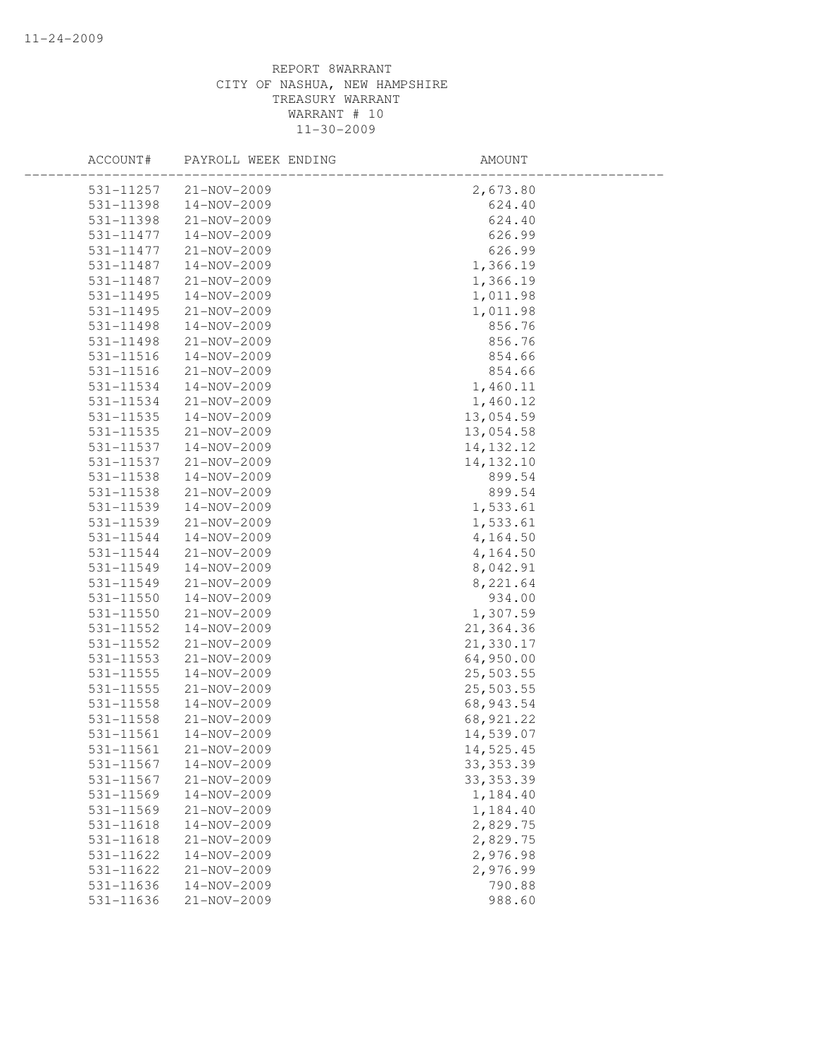REPORT 8WARRANT
CITY OF NASHUA, NEW HAMPSHIRE
TREASURY WARRANT
WARRANT # 10
11-30-2009

| ACCOUNT# | PAYROLL WEEK ENDING | AMOUNT |
|---|---|---|
| 531-11257 | 21-NOV-2009 | 2,673.80 |
| 531-11398 | 14-NOV-2009 | 624.40 |
| 531-11398 | 21-NOV-2009 | 624.40 |
| 531-11477 | 14-NOV-2009 | 626.99 |
| 531-11477 | 21-NOV-2009 | 626.99 |
| 531-11487 | 14-NOV-2009 | 1,366.19 |
| 531-11487 | 21-NOV-2009 | 1,366.19 |
| 531-11495 | 14-NOV-2009 | 1,011.98 |
| 531-11495 | 21-NOV-2009 | 1,011.98 |
| 531-11498 | 14-NOV-2009 | 856.76 |
| 531-11498 | 21-NOV-2009 | 856.76 |
| 531-11516 | 14-NOV-2009 | 854.66 |
| 531-11516 | 21-NOV-2009 | 854.66 |
| 531-11534 | 14-NOV-2009 | 1,460.11 |
| 531-11534 | 21-NOV-2009 | 1,460.12 |
| 531-11535 | 14-NOV-2009 | 13,054.59 |
| 531-11535 | 21-NOV-2009 | 13,054.58 |
| 531-11537 | 14-NOV-2009 | 14,132.12 |
| 531-11537 | 21-NOV-2009 | 14,132.10 |
| 531-11538 | 14-NOV-2009 | 899.54 |
| 531-11538 | 21-NOV-2009 | 899.54 |
| 531-11539 | 14-NOV-2009 | 1,533.61 |
| 531-11539 | 21-NOV-2009 | 1,533.61 |
| 531-11544 | 14-NOV-2009 | 4,164.50 |
| 531-11544 | 21-NOV-2009 | 4,164.50 |
| 531-11549 | 14-NOV-2009 | 8,042.91 |
| 531-11549 | 21-NOV-2009 | 8,221.64 |
| 531-11550 | 14-NOV-2009 | 934.00 |
| 531-11550 | 21-NOV-2009 | 1,307.59 |
| 531-11552 | 14-NOV-2009 | 21,364.36 |
| 531-11552 | 21-NOV-2009 | 21,330.17 |
| 531-11553 | 21-NOV-2009 | 64,950.00 |
| 531-11555 | 14-NOV-2009 | 25,503.55 |
| 531-11555 | 21-NOV-2009 | 25,503.55 |
| 531-11558 | 14-NOV-2009 | 68,943.54 |
| 531-11558 | 21-NOV-2009 | 68,921.22 |
| 531-11561 | 14-NOV-2009 | 14,539.07 |
| 531-11561 | 21-NOV-2009 | 14,525.45 |
| 531-11567 | 14-NOV-2009 | 33,353.39 |
| 531-11567 | 21-NOV-2009 | 33,353.39 |
| 531-11569 | 14-NOV-2009 | 1,184.40 |
| 531-11569 | 21-NOV-2009 | 1,184.40 |
| 531-11618 | 14-NOV-2009 | 2,829.75 |
| 531-11618 | 21-NOV-2009 | 2,829.75 |
| 531-11622 | 14-NOV-2009 | 2,976.98 |
| 531-11622 | 21-NOV-2009 | 2,976.99 |
| 531-11636 | 14-NOV-2009 | 790.88 |
| 531-11636 | 21-NOV-2009 | 988.60 |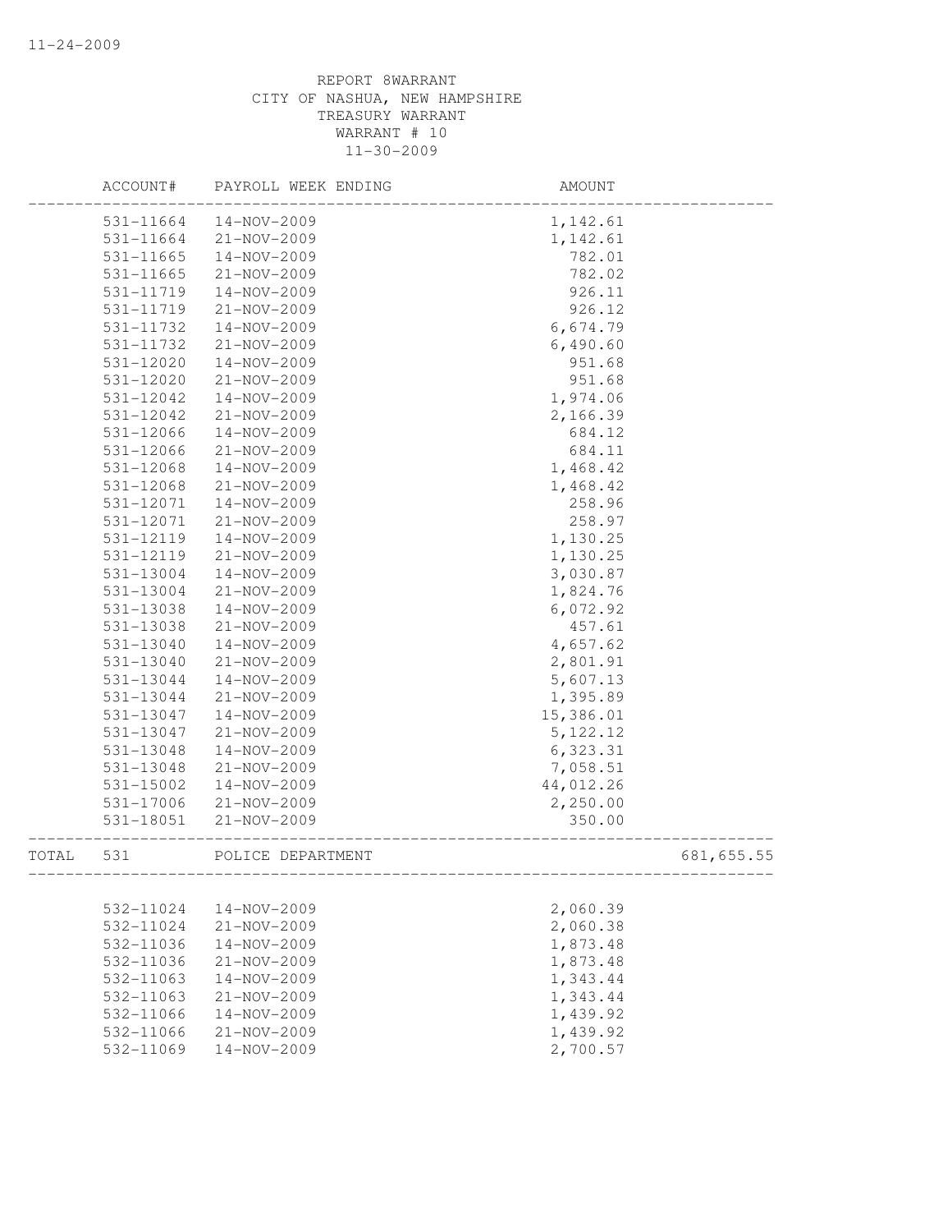11-24-2009

REPORT 8WARRANT
CITY OF NASHUA, NEW HAMPSHIRE
TREASURY WARRANT
WARRANT # 10
11-30-2009

| | ACCOUNT# | PAYROLL WEEK ENDING | AMOUNT | |
|---|---|---|---|---|
| | 531-11664 | 14-NOV-2009 | 1,142.61 | |
| | 531-11664 | 21-NOV-2009 | 1,142.61 | |
| | 531-11665 | 14-NOV-2009 | 782.01 | |
| | 531-11665 | 21-NOV-2009 | 782.02 | |
| | 531-11719 | 14-NOV-2009 | 926.11 | |
| | 531-11719 | 21-NOV-2009 | 926.12 | |
| | 531-11732 | 14-NOV-2009 | 6,674.79 | |
| | 531-11732 | 21-NOV-2009 | 6,490.60 | |
| | 531-12020 | 14-NOV-2009 | 951.68 | |
| | 531-12020 | 21-NOV-2009 | 951.68 | |
| | 531-12042 | 14-NOV-2009 | 1,974.06 | |
| | 531-12042 | 21-NOV-2009 | 2,166.39 | |
| | 531-12066 | 14-NOV-2009 | 684.12 | |
| | 531-12066 | 21-NOV-2009 | 684.11 | |
| | 531-12068 | 14-NOV-2009 | 1,468.42 | |
| | 531-12068 | 21-NOV-2009 | 1,468.42 | |
| | 531-12071 | 14-NOV-2009 | 258.96 | |
| | 531-12071 | 21-NOV-2009 | 258.97 | |
| | 531-12119 | 14-NOV-2009 | 1,130.25 | |
| | 531-12119 | 21-NOV-2009 | 1,130.25 | |
| | 531-13004 | 14-NOV-2009 | 3,030.87 | |
| | 531-13004 | 21-NOV-2009 | 1,824.76 | |
| | 531-13038 | 14-NOV-2009 | 6,072.92 | |
| | 531-13038 | 21-NOV-2009 | 457.61 | |
| | 531-13040 | 14-NOV-2009 | 4,657.62 | |
| | 531-13040 | 21-NOV-2009 | 2,801.91 | |
| | 531-13044 | 14-NOV-2009 | 5,607.13 | |
| | 531-13044 | 21-NOV-2009 | 1,395.89 | |
| | 531-13047 | 14-NOV-2009 | 15,386.01 | |
| | 531-13047 | 21-NOV-2009 | 5,122.12 | |
| | 531-13048 | 14-NOV-2009 | 6,323.31 | |
| | 531-13048 | 21-NOV-2009 | 7,058.51 | |
| | 531-15002 | 14-NOV-2009 | 44,012.26 | |
| | 531-17006 | 21-NOV-2009 | 2,250.00 | |
| | 531-18051 | 21-NOV-2009 | 350.00 | |
| TOTAL | 531 | POLICE DEPARTMENT | | 681,655.55 |
| | 532-11024 | 14-NOV-2009 | 2,060.39 | |
| | 532-11024 | 21-NOV-2009 | 2,060.38 | |
| | 532-11036 | 14-NOV-2009 | 1,873.48 | |
| | 532-11036 | 21-NOV-2009 | 1,873.48 | |
| | 532-11063 | 14-NOV-2009 | 1,343.44 | |
| | 532-11063 | 21-NOV-2009 | 1,343.44 | |
| | 532-11066 | 14-NOV-2009 | 1,439.92 | |
| | 532-11066 | 21-NOV-2009 | 1,439.92 | |
| | 532-11069 | 14-NOV-2009 | 2,700.57 | |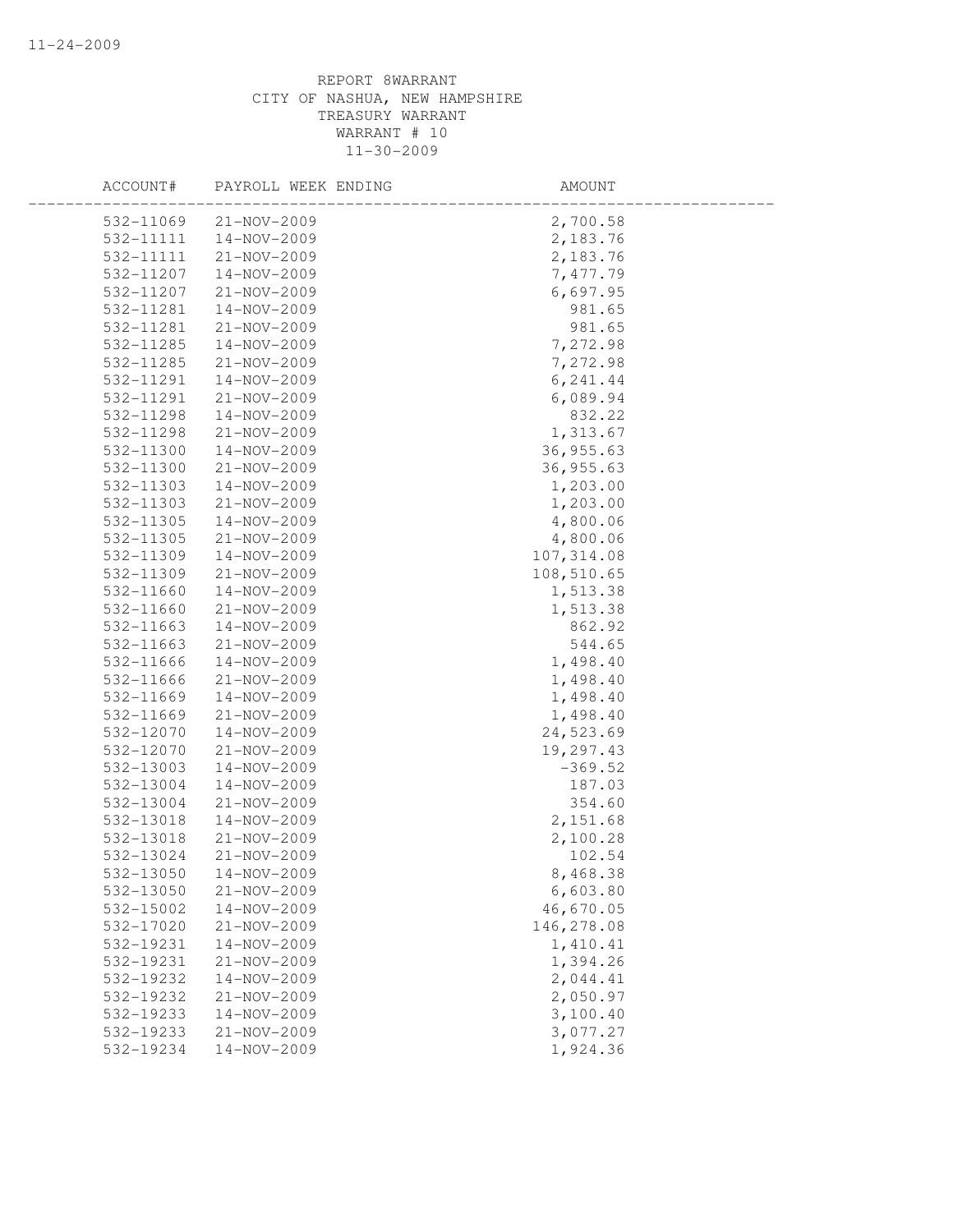REPORT 8WARRANT
CITY OF NASHUA, NEW HAMPSHIRE
TREASURY WARRANT
WARRANT # 10
11-30-2009

| ACCOUNT# | PAYROLL WEEK ENDING | AMOUNT |
|---|---|---|
| 532-11069 | 21-NOV-2009 | 2,700.58 |
| 532-11111 | 14-NOV-2009 | 2,183.76 |
| 532-11111 | 21-NOV-2009 | 2,183.76 |
| 532-11207 | 14-NOV-2009 | 7,477.79 |
| 532-11207 | 21-NOV-2009 | 6,697.95 |
| 532-11281 | 14-NOV-2009 | 981.65 |
| 532-11281 | 21-NOV-2009 | 981.65 |
| 532-11285 | 14-NOV-2009 | 7,272.98 |
| 532-11285 | 21-NOV-2009 | 7,272.98 |
| 532-11291 | 14-NOV-2009 | 6,241.44 |
| 532-11291 | 21-NOV-2009 | 6,089.94 |
| 532-11298 | 14-NOV-2009 | 832.22 |
| 532-11298 | 21-NOV-2009 | 1,313.67 |
| 532-11300 | 14-NOV-2009 | 36,955.63 |
| 532-11300 | 21-NOV-2009 | 36,955.63 |
| 532-11303 | 14-NOV-2009 | 1,203.00 |
| 532-11303 | 21-NOV-2009 | 1,203.00 |
| 532-11305 | 14-NOV-2009 | 4,800.06 |
| 532-11305 | 21-NOV-2009 | 4,800.06 |
| 532-11309 | 14-NOV-2009 | 107,314.08 |
| 532-11309 | 21-NOV-2009 | 108,510.65 |
| 532-11660 | 14-NOV-2009 | 1,513.38 |
| 532-11660 | 21-NOV-2009 | 1,513.38 |
| 532-11663 | 14-NOV-2009 | 862.92 |
| 532-11663 | 21-NOV-2009 | 544.65 |
| 532-11666 | 14-NOV-2009 | 1,498.40 |
| 532-11666 | 21-NOV-2009 | 1,498.40 |
| 532-11669 | 14-NOV-2009 | 1,498.40 |
| 532-11669 | 21-NOV-2009 | 1,498.40 |
| 532-12070 | 14-NOV-2009 | 24,523.69 |
| 532-12070 | 21-NOV-2009 | 19,297.43 |
| 532-13003 | 14-NOV-2009 | -369.52 |
| 532-13004 | 14-NOV-2009 | 187.03 |
| 532-13004 | 21-NOV-2009 | 354.60 |
| 532-13018 | 14-NOV-2009 | 2,151.68 |
| 532-13018 | 21-NOV-2009 | 2,100.28 |
| 532-13024 | 21-NOV-2009 | 102.54 |
| 532-13050 | 14-NOV-2009 | 8,468.38 |
| 532-13050 | 21-NOV-2009 | 6,603.80 |
| 532-15002 | 14-NOV-2009 | 46,670.05 |
| 532-17020 | 21-NOV-2009 | 146,278.08 |
| 532-19231 | 14-NOV-2009 | 1,410.41 |
| 532-19231 | 21-NOV-2009 | 1,394.26 |
| 532-19232 | 14-NOV-2009 | 2,044.41 |
| 532-19232 | 21-NOV-2009 | 2,050.97 |
| 532-19233 | 14-NOV-2009 | 3,100.40 |
| 532-19233 | 21-NOV-2009 | 3,077.27 |
| 532-19234 | 14-NOV-2009 | 1,924.36 |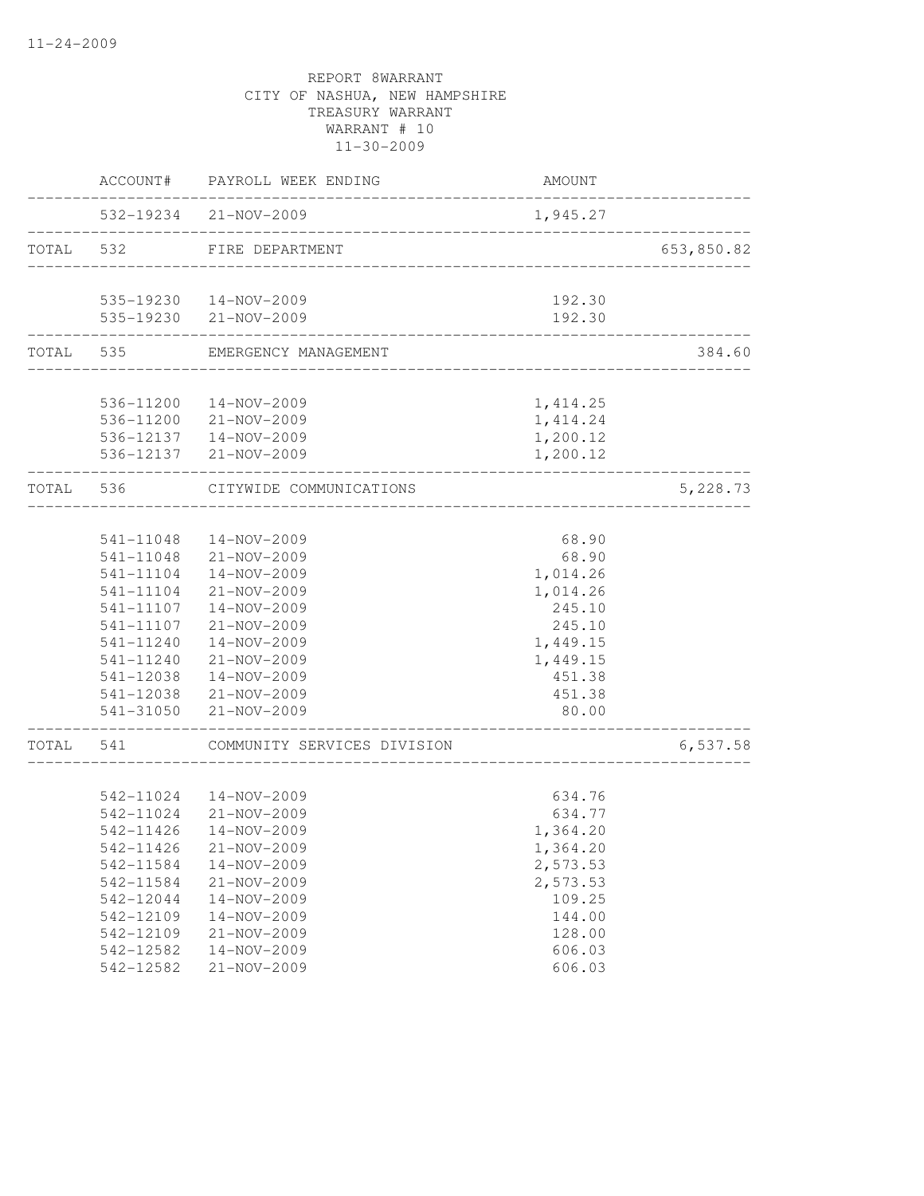REPORT 8WARRANT
CITY OF NASHUA, NEW HAMPSHIRE
TREASURY WARRANT
WARRANT # 10
11-30-2009

| | ACCOUNT# | PAYROLL WEEK ENDING | AMOUNT | |
|---|---|---|---|---|
| | 532-19234 | 21-NOV-2009 | 1,945.27 | |
| TOTAL | 532 | FIRE DEPARTMENT | | 653,850.82 |
| | 535-19230 | 14-NOV-2009 | 192.30 | |
| | 535-19230 | 21-NOV-2009 | 192.30 | |
| TOTAL | 535 | EMERGENCY MANAGEMENT | | 384.60 |
| | 536-11200 | 14-NOV-2009 | 1,414.25 | |
| | 536-11200 | 21-NOV-2009 | 1,414.24 | |
| | 536-12137 | 14-NOV-2009 | 1,200.12 | |
| | 536-12137 | 21-NOV-2009 | 1,200.12 | |
| TOTAL | 536 | CITYWIDE COMMUNICATIONS | | 5,228.73 |
| | 541-11048 | 14-NOV-2009 | 68.90 | |
| | 541-11048 | 21-NOV-2009 | 68.90 | |
| | 541-11104 | 14-NOV-2009 | 1,014.26 | |
| | 541-11104 | 21-NOV-2009 | 1,014.26 | |
| | 541-11107 | 14-NOV-2009 | 245.10 | |
| | 541-11107 | 21-NOV-2009 | 245.10 | |
| | 541-11240 | 14-NOV-2009 | 1,449.15 | |
| | 541-11240 | 21-NOV-2009 | 1,449.15 | |
| | 541-12038 | 14-NOV-2009 | 451.38 | |
| | 541-12038 | 21-NOV-2009 | 451.38 | |
| | 541-31050 | 21-NOV-2009 | 80.00 | |
| TOTAL | 541 | COMMUNITY SERVICES DIVISION | | 6,537.58 |
| | 542-11024 | 14-NOV-2009 | 634.76 | |
| | 542-11024 | 21-NOV-2009 | 634.77 | |
| | 542-11426 | 14-NOV-2009 | 1,364.20 | |
| | 542-11426 | 21-NOV-2009 | 1,364.20 | |
| | 542-11584 | 14-NOV-2009 | 2,573.53 | |
| | 542-11584 | 21-NOV-2009 | 2,573.53 | |
| | 542-12044 | 14-NOV-2009 | 109.25 | |
| | 542-12109 | 14-NOV-2009 | 144.00 | |
| | 542-12109 | 21-NOV-2009 | 128.00 | |
| | 542-12582 | 14-NOV-2009 | 606.03 | |
| | 542-12582 | 21-NOV-2009 | 606.03 | |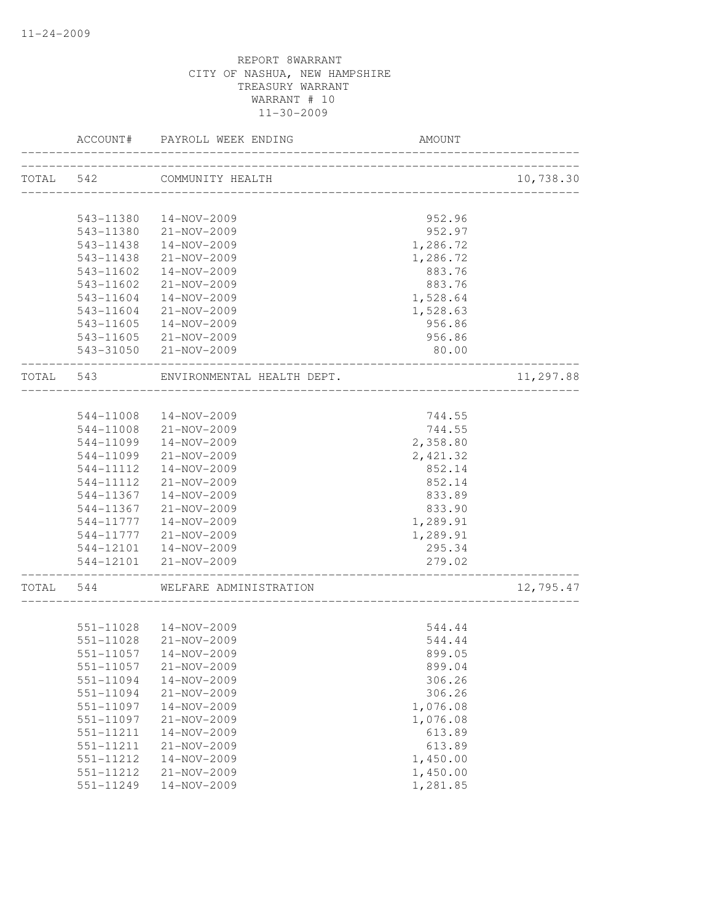11-24-2009

REPORT 8WARRANT
CITY OF NASHUA, NEW HAMPSHIRE
TREASURY WARRANT
WARRANT # 10
11-30-2009

| | ACCOUNT# | PAYROLL WEEK ENDING | AMOUNT | |
|---|---|---|---|---|
| TOTAL | 542 | COMMUNITY HEALTH | | 10,738.30 |
| | 543-11380 | 14-NOV-2009 | 952.96 | |
| | 543-11380 | 21-NOV-2009 | 952.97 | |
| | 543-11438 | 14-NOV-2009 | 1,286.72 | |
| | 543-11438 | 21-NOV-2009 | 1,286.72 | |
| | 543-11602 | 14-NOV-2009 | 883.76 | |
| | 543-11602 | 21-NOV-2009 | 883.76 | |
| | 543-11604 | 14-NOV-2009 | 1,528.64 | |
| | 543-11604 | 21-NOV-2009 | 1,528.63 | |
| | 543-11605 | 14-NOV-2009 | 956.86 | |
| | 543-11605 | 21-NOV-2009 | 956.86 | |
| | 543-31050 | 21-NOV-2009 | 80.00 | |
| TOTAL | 543 | ENVIRONMENTAL HEALTH DEPT. | | 11,297.88 |
| | 544-11008 | 14-NOV-2009 | 744.55 | |
| | 544-11008 | 21-NOV-2009 | 744.55 | |
| | 544-11099 | 14-NOV-2009 | 2,358.80 | |
| | 544-11099 | 21-NOV-2009 | 2,421.32 | |
| | 544-11112 | 14-NOV-2009 | 852.14 | |
| | 544-11112 | 21-NOV-2009 | 852.14 | |
| | 544-11367 | 14-NOV-2009 | 833.89 | |
| | 544-11367 | 21-NOV-2009 | 833.90 | |
| | 544-11777 | 14-NOV-2009 | 1,289.91 | |
| | 544-11777 | 21-NOV-2009 | 1,289.91 | |
| | 544-12101 | 14-NOV-2009 | 295.34 | |
| | 544-12101 | 21-NOV-2009 | 279.02 | |
| TOTAL | 544 | WELFARE ADMINISTRATION | | 12,795.47 |
| | 551-11028 | 14-NOV-2009 | 544.44 | |
| | 551-11028 | 21-NOV-2009 | 544.44 | |
| | 551-11057 | 14-NOV-2009 | 899.05 | |
| | 551-11057 | 21-NOV-2009 | 899.04 | |
| | 551-11094 | 14-NOV-2009 | 306.26 | |
| | 551-11094 | 21-NOV-2009 | 306.26 | |
| | 551-11097 | 14-NOV-2009 | 1,076.08 | |
| | 551-11097 | 21-NOV-2009 | 1,076.08 | |
| | 551-11211 | 14-NOV-2009 | 613.89 | |
| | 551-11211 | 21-NOV-2009 | 613.89 | |
| | 551-11212 | 14-NOV-2009 | 1,450.00 | |
| | 551-11212 | 21-NOV-2009 | 1,450.00 | |
| | 551-11249 | 14-NOV-2009 | 1,281.85 | |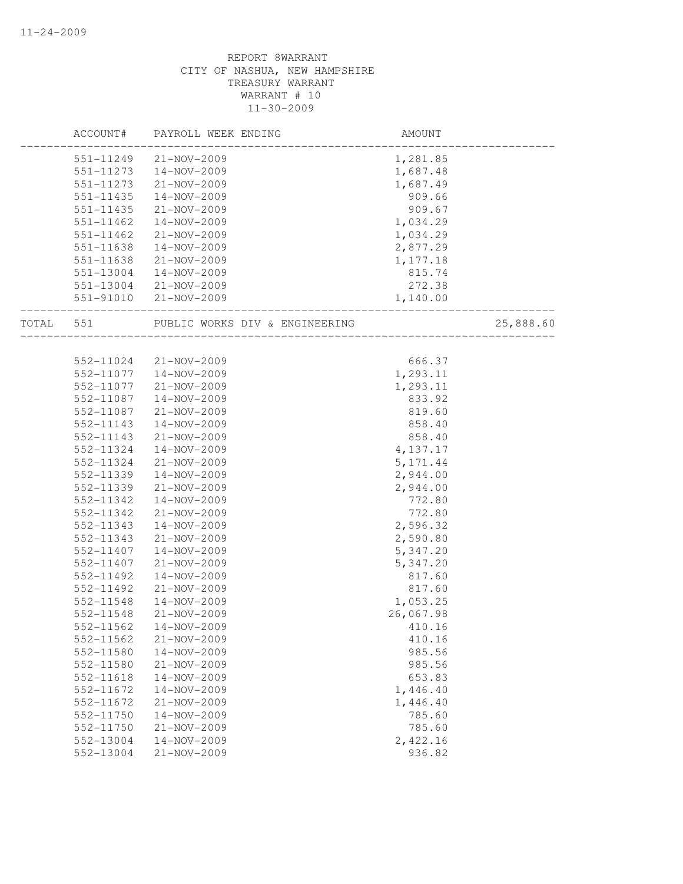REPORT 8WARRANT
CITY OF NASHUA, NEW HAMPSHIRE
TREASURY WARRANT
WARRANT # 10
11-30-2009

| ACCOUNT# | PAYROLL WEEK ENDING | AMOUNT | |
|---|---|---|---|
| 551-11249 | 21-NOV-2009 | 1,281.85 | |
| 551-11273 | 14-NOV-2009 | 1,687.48 | |
| 551-11273 | 21-NOV-2009 | 1,687.49 | |
| 551-11435 | 14-NOV-2009 | 909.66 | |
| 551-11435 | 21-NOV-2009 | 909.67 | |
| 551-11462 | 14-NOV-2009 | 1,034.29 | |
| 551-11462 | 21-NOV-2009 | 1,034.29 | |
| 551-11638 | 14-NOV-2009 | 2,877.29 | |
| 551-11638 | 21-NOV-2009 | 1,177.18 | |
| 551-13004 | 14-NOV-2009 | 815.74 | |
| 551-13004 | 21-NOV-2009 | 272.38 | |
| 551-91010 | 21-NOV-2009 | 1,140.00 | |
| TOTAL 551 | PUBLIC WORKS DIV & ENGINEERING | | 25,888.60 |
| 552-11024 | 21-NOV-2009 | 666.37 | |
| 552-11077 | 14-NOV-2009 | 1,293.11 | |
| 552-11077 | 21-NOV-2009 | 1,293.11 | |
| 552-11087 | 14-NOV-2009 | 833.92 | |
| 552-11087 | 21-NOV-2009 | 819.60 | |
| 552-11143 | 14-NOV-2009 | 858.40 | |
| 552-11143 | 21-NOV-2009 | 858.40 | |
| 552-11324 | 14-NOV-2009 | 4,137.17 | |
| 552-11324 | 21-NOV-2009 | 5,171.44 | |
| 552-11339 | 14-NOV-2009 | 2,944.00 | |
| 552-11339 | 21-NOV-2009 | 2,944.00 | |
| 552-11342 | 14-NOV-2009 | 772.80 | |
| 552-11342 | 21-NOV-2009 | 772.80 | |
| 552-11343 | 14-NOV-2009 | 2,596.32 | |
| 552-11343 | 21-NOV-2009 | 2,590.80 | |
| 552-11407 | 14-NOV-2009 | 5,347.20 | |
| 552-11407 | 21-NOV-2009 | 5,347.20 | |
| 552-11492 | 14-NOV-2009 | 817.60 | |
| 552-11492 | 21-NOV-2009 | 817.60 | |
| 552-11548 | 14-NOV-2009 | 1,053.25 | |
| 552-11548 | 21-NOV-2009 | 26,067.98 | |
| 552-11562 | 14-NOV-2009 | 410.16 | |
| 552-11562 | 21-NOV-2009 | 410.16 | |
| 552-11580 | 14-NOV-2009 | 985.56 | |
| 552-11580 | 21-NOV-2009 | 985.56 | |
| 552-11618 | 14-NOV-2009 | 653.83 | |
| 552-11672 | 14-NOV-2009 | 1,446.40 | |
| 552-11672 | 21-NOV-2009 | 1,446.40 | |
| 552-11750 | 14-NOV-2009 | 785.60 | |
| 552-11750 | 21-NOV-2009 | 785.60 | |
| 552-13004 | 14-NOV-2009 | 2,422.16 | |
| 552-13004 | 21-NOV-2009 | 936.82 | |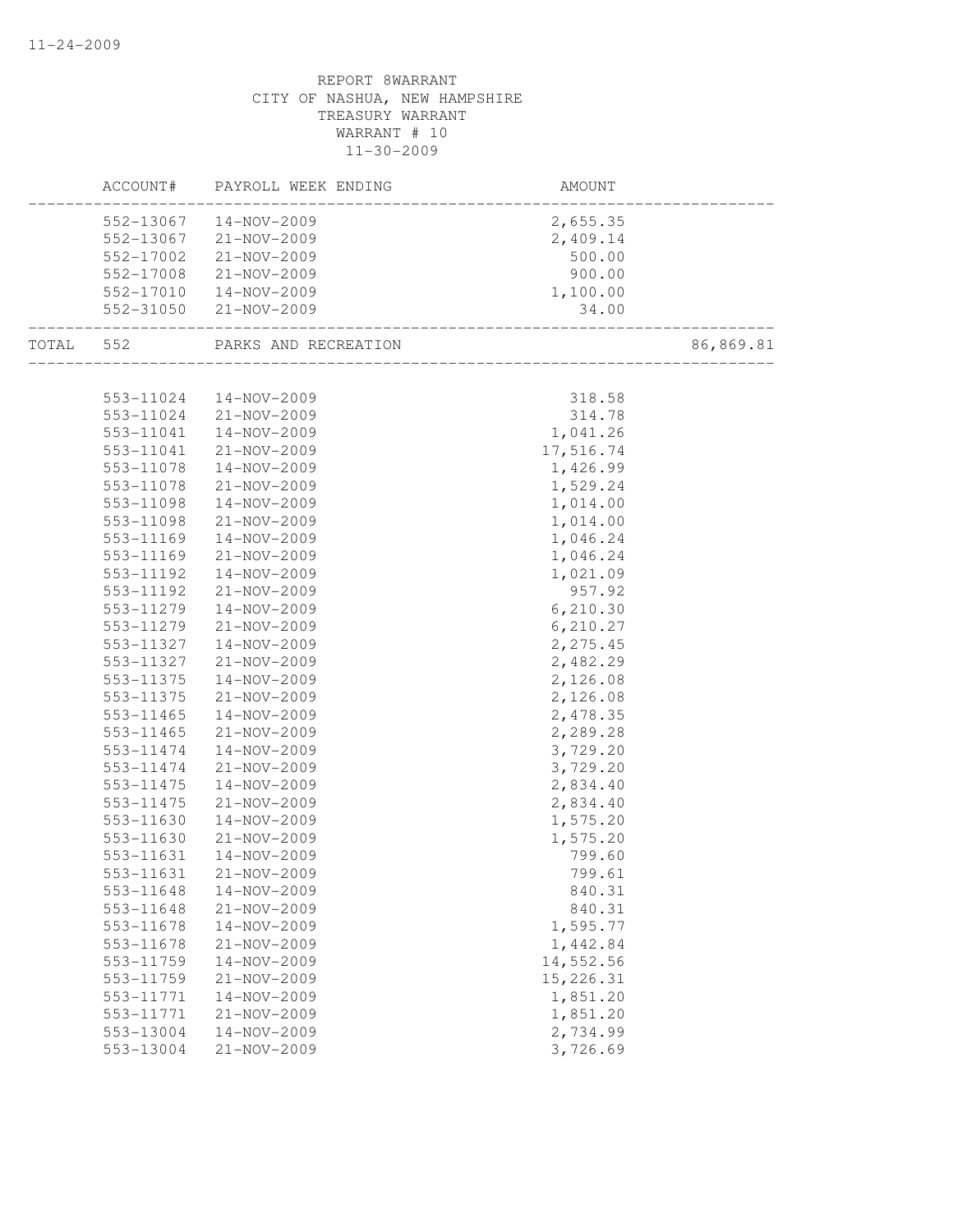REPORT 8WARRANT
CITY OF NASHUA, NEW HAMPSHIRE
TREASURY WARRANT
WARRANT # 10
11-30-2009

| | ACCOUNT# | PAYROLL WEEK ENDING | AMOUNT | |
|---|---|---|---|---|
| | 552-13067 | 14-NOV-2009 | 2,655.35 | |
| | 552-13067 | 21-NOV-2009 | 2,409.14 | |
| | 552-17002 | 21-NOV-2009 | 500.00 | |
| | 552-17008 | 21-NOV-2009 | 900.00 | |
| | 552-17010 | 14-NOV-2009 | 1,100.00 | |
| | 552-31050 | 21-NOV-2009 | 34.00 | |
| TOTAL | 552 | PARKS AND RECREATION | | 86,869.81 |
| | 553-11024 | 14-NOV-2009 | 318.58 | |
| | 553-11024 | 21-NOV-2009 | 314.78 | |
| | 553-11041 | 14-NOV-2009 | 1,041.26 | |
| | 553-11041 | 21-NOV-2009 | 17,516.74 | |
| | 553-11078 | 14-NOV-2009 | 1,426.99 | |
| | 553-11078 | 21-NOV-2009 | 1,529.24 | |
| | 553-11098 | 14-NOV-2009 | 1,014.00 | |
| | 553-11098 | 21-NOV-2009 | 1,014.00 | |
| | 553-11169 | 14-NOV-2009 | 1,046.24 | |
| | 553-11169 | 21-NOV-2009 | 1,046.24 | |
| | 553-11192 | 14-NOV-2009 | 1,021.09 | |
| | 553-11192 | 21-NOV-2009 | 957.92 | |
| | 553-11279 | 14-NOV-2009 | 6,210.30 | |
| | 553-11279 | 21-NOV-2009 | 6,210.27 | |
| | 553-11327 | 14-NOV-2009 | 2,275.45 | |
| | 553-11327 | 21-NOV-2009 | 2,482.29 | |
| | 553-11375 | 14-NOV-2009 | 2,126.08 | |
| | 553-11375 | 21-NOV-2009 | 2,126.08 | |
| | 553-11465 | 14-NOV-2009 | 2,478.35 | |
| | 553-11465 | 21-NOV-2009 | 2,289.28 | |
| | 553-11474 | 14-NOV-2009 | 3,729.20 | |
| | 553-11474 | 21-NOV-2009 | 3,729.20 | |
| | 553-11475 | 14-NOV-2009 | 2,834.40 | |
| | 553-11475 | 21-NOV-2009 | 2,834.40 | |
| | 553-11630 | 14-NOV-2009 | 1,575.20 | |
| | 553-11630 | 21-NOV-2009 | 1,575.20 | |
| | 553-11631 | 14-NOV-2009 | 799.60 | |
| | 553-11631 | 21-NOV-2009 | 799.61 | |
| | 553-11648 | 14-NOV-2009 | 840.31 | |
| | 553-11648 | 21-NOV-2009 | 840.31 | |
| | 553-11678 | 14-NOV-2009 | 1,595.77 | |
| | 553-11678 | 21-NOV-2009 | 1,442.84 | |
| | 553-11759 | 14-NOV-2009 | 14,552.56 | |
| | 553-11759 | 21-NOV-2009 | 15,226.31 | |
| | 553-11771 | 14-NOV-2009 | 1,851.20 | |
| | 553-11771 | 21-NOV-2009 | 1,851.20 | |
| | 553-13004 | 14-NOV-2009 | 2,734.99 | |
| | 553-13004 | 21-NOV-2009 | 3,726.69 | |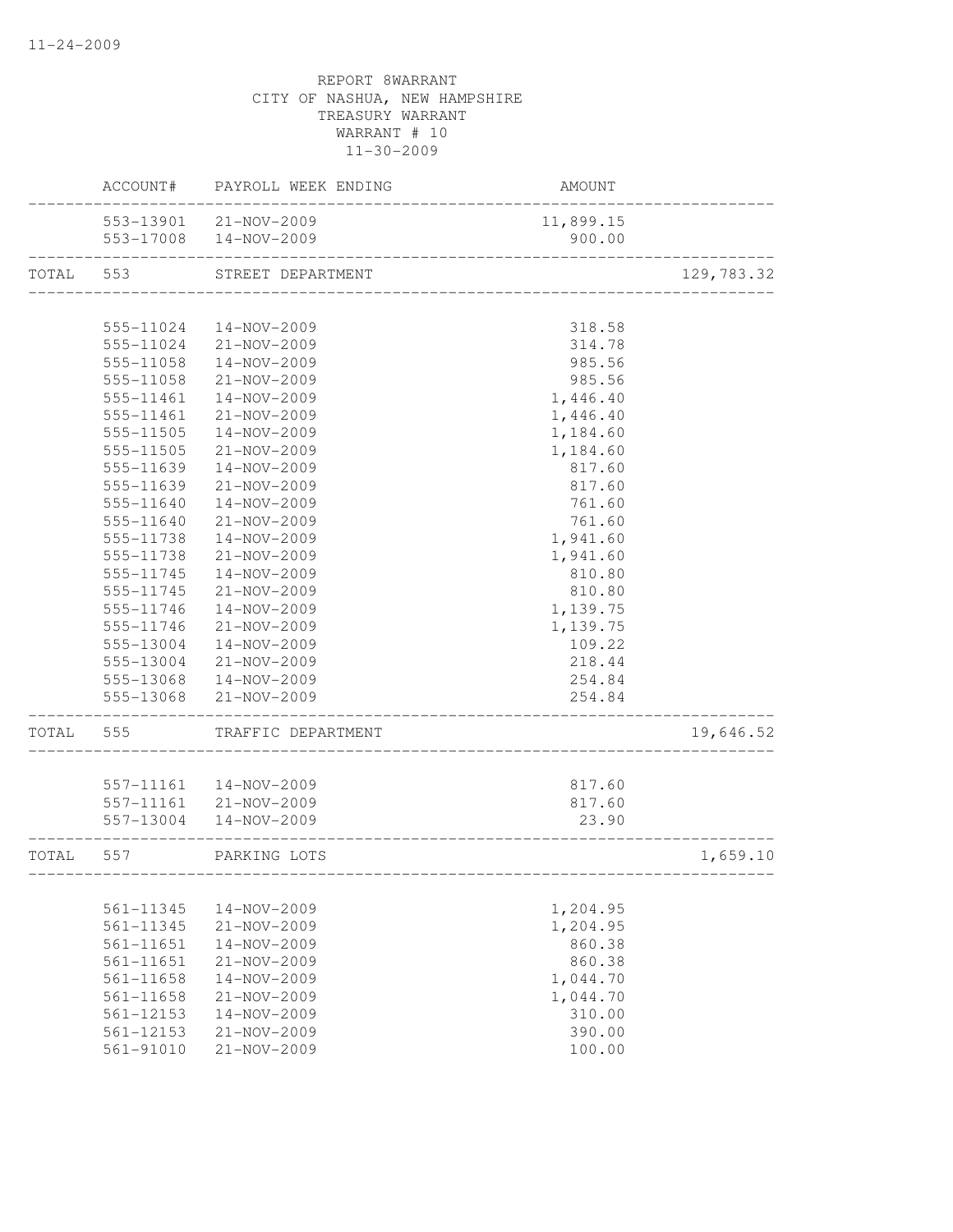REPORT 8WARRANT
CITY OF NASHUA, NEW HAMPSHIRE
TREASURY WARRANT
WARRANT # 10
11-30-2009

| | ACCOUNT# | PAYROLL WEEK ENDING | AMOUNT | |
|---|---|---|---|---|
| | 553-13901 | 21-NOV-2009 | 11,899.15 | |
| | 553-17008 | 14-NOV-2009 | 900.00 | |
| TOTAL | 553 | STREET DEPARTMENT | | 129,783.32 |
| | 555-11024 | 14-NOV-2009 | 318.58 | |
| | 555-11024 | 21-NOV-2009 | 314.78 | |
| | 555-11058 | 14-NOV-2009 | 985.56 | |
| | 555-11058 | 21-NOV-2009 | 985.56 | |
| | 555-11461 | 14-NOV-2009 | 1,446.40 | |
| | 555-11461 | 21-NOV-2009 | 1,446.40 | |
| | 555-11505 | 14-NOV-2009 | 1,184.60 | |
| | 555-11505 | 21-NOV-2009 | 1,184.60 | |
| | 555-11639 | 14-NOV-2009 | 817.60 | |
| | 555-11639 | 21-NOV-2009 | 817.60 | |
| | 555-11640 | 14-NOV-2009 | 761.60 | |
| | 555-11640 | 21-NOV-2009 | 761.60 | |
| | 555-11738 | 14-NOV-2009 | 1,941.60 | |
| | 555-11738 | 21-NOV-2009 | 1,941.60 | |
| | 555-11745 | 14-NOV-2009 | 810.80 | |
| | 555-11745 | 21-NOV-2009 | 810.80 | |
| | 555-11746 | 14-NOV-2009 | 1,139.75 | |
| | 555-11746 | 21-NOV-2009 | 1,139.75 | |
| | 555-13004 | 14-NOV-2009 | 109.22 | |
| | 555-13004 | 21-NOV-2009 | 218.44 | |
| | 555-13068 | 14-NOV-2009 | 254.84 | |
| | 555-13068 | 21-NOV-2009 | 254.84 | |
| TOTAL | 555 | TRAFFIC DEPARTMENT | | 19,646.52 |
| | 557-11161 | 14-NOV-2009 | 817.60 | |
| | 557-11161 | 21-NOV-2009 | 817.60 | |
| | 557-13004 | 14-NOV-2009 | 23.90 | |
| TOTAL | 557 | PARKING LOTS | | 1,659.10 |
| | 561-11345 | 14-NOV-2009 | 1,204.95 | |
| | 561-11345 | 21-NOV-2009 | 1,204.95 | |
| | 561-11651 | 14-NOV-2009 | 860.38 | |
| | 561-11651 | 21-NOV-2009 | 860.38 | |
| | 561-11658 | 14-NOV-2009 | 1,044.70 | |
| | 561-11658 | 21-NOV-2009 | 1,044.70 | |
| | 561-12153 | 14-NOV-2009 | 310.00 | |
| | 561-12153 | 21-NOV-2009 | 390.00 | |
| | 561-91010 | 21-NOV-2009 | 100.00 | |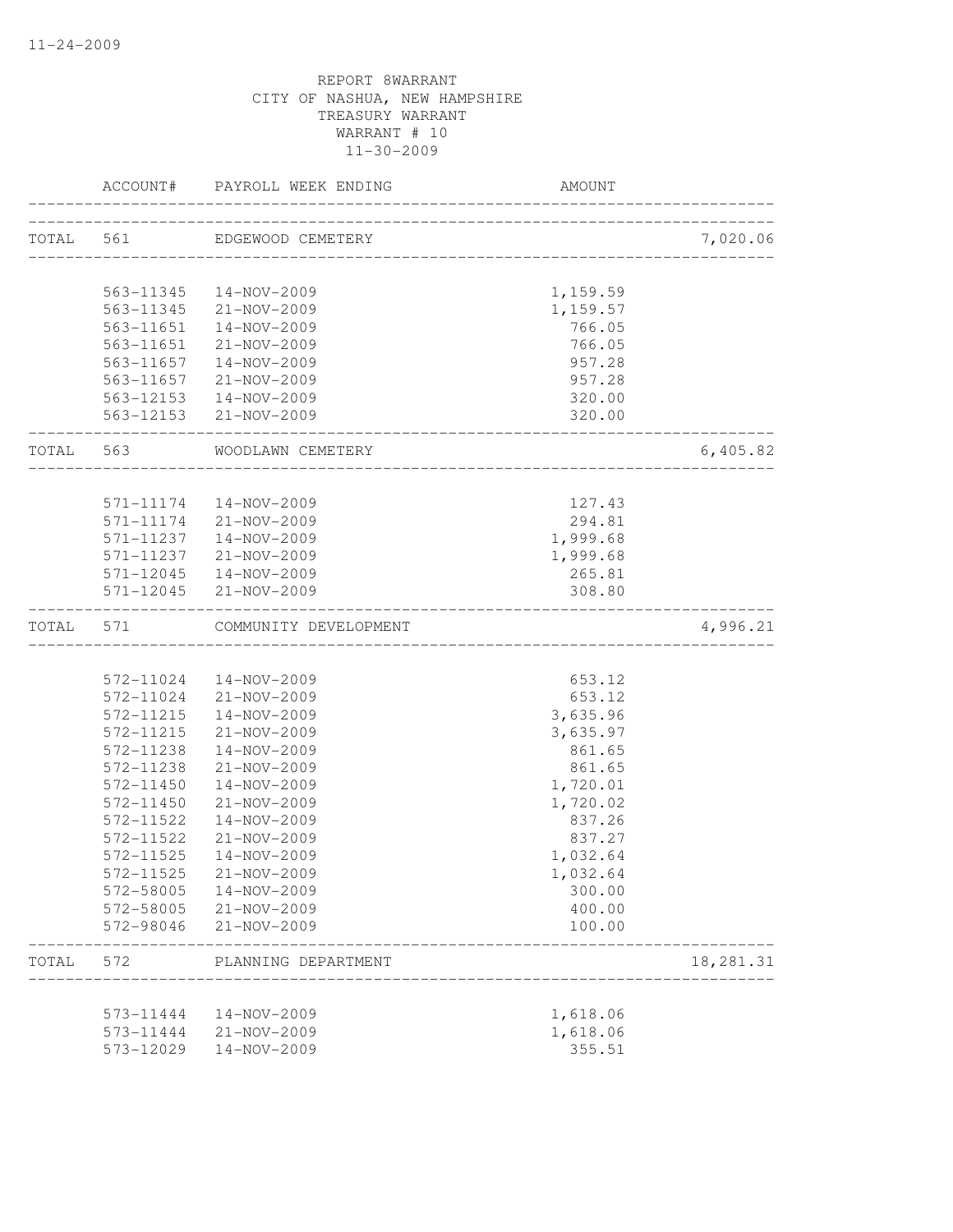REPORT 8WARRANT
CITY OF NASHUA, NEW HAMPSHIRE
TREASURY WARRANT
WARRANT # 10
11-30-2009

| | ACCOUNT# | PAYROLL WEEK ENDING | AMOUNT | |
|---|---|---|---|---|
| TOTAL | 561 | EDGEWOOD CEMETERY | | 7,020.06 |
| | 563-11345 | 14-NOV-2009 | 1,159.59 | |
| | 563-11345 | 21-NOV-2009 | 1,159.57 | |
| | 563-11651 | 14-NOV-2009 | 766.05 | |
| | 563-11651 | 21-NOV-2009 | 766.05 | |
| | 563-11657 | 14-NOV-2009 | 957.28 | |
| | 563-11657 | 21-NOV-2009 | 957.28 | |
| | 563-12153 | 14-NOV-2009 | 320.00 | |
| | 563-12153 | 21-NOV-2009 | 320.00 | |
| TOTAL | 563 | WOODLAWN CEMETERY | | 6,405.82 |
| | 571-11174 | 14-NOV-2009 | 127.43 | |
| | 571-11174 | 21-NOV-2009 | 294.81 | |
| | 571-11237 | 14-NOV-2009 | 1,999.68 | |
| | 571-11237 | 21-NOV-2009 | 1,999.68 | |
| | 571-12045 | 14-NOV-2009 | 265.81 | |
| | 571-12045 | 21-NOV-2009 | 308.80 | |
| TOTAL | 571 | COMMUNITY DEVELOPMENT | | 4,996.21 |
| | 572-11024 | 14-NOV-2009 | 653.12 | |
| | 572-11024 | 21-NOV-2009 | 653.12 | |
| | 572-11215 | 14-NOV-2009 | 3,635.96 | |
| | 572-11215 | 21-NOV-2009 | 3,635.97 | |
| | 572-11238 | 14-NOV-2009 | 861.65 | |
| | 572-11238 | 21-NOV-2009 | 861.65 | |
| | 572-11450 | 14-NOV-2009 | 1,720.01 | |
| | 572-11450 | 21-NOV-2009 | 1,720.02 | |
| | 572-11522 | 14-NOV-2009 | 837.26 | |
| | 572-11522 | 21-NOV-2009 | 837.27 | |
| | 572-11525 | 14-NOV-2009 | 1,032.64 | |
| | 572-11525 | 21-NOV-2009 | 1,032.64 | |
| | 572-58005 | 14-NOV-2009 | 300.00 | |
| | 572-58005 | 21-NOV-2009 | 400.00 | |
| | 572-98046 | 21-NOV-2009 | 100.00 | |
| TOTAL | 572 | PLANNING DEPARTMENT | | 18,281.31 |
| | 573-11444 | 14-NOV-2009 | 1,618.06 | |
| | 573-11444 | 21-NOV-2009 | 1,618.06 | |
| | 573-12029 | 14-NOV-2009 | 355.51 | |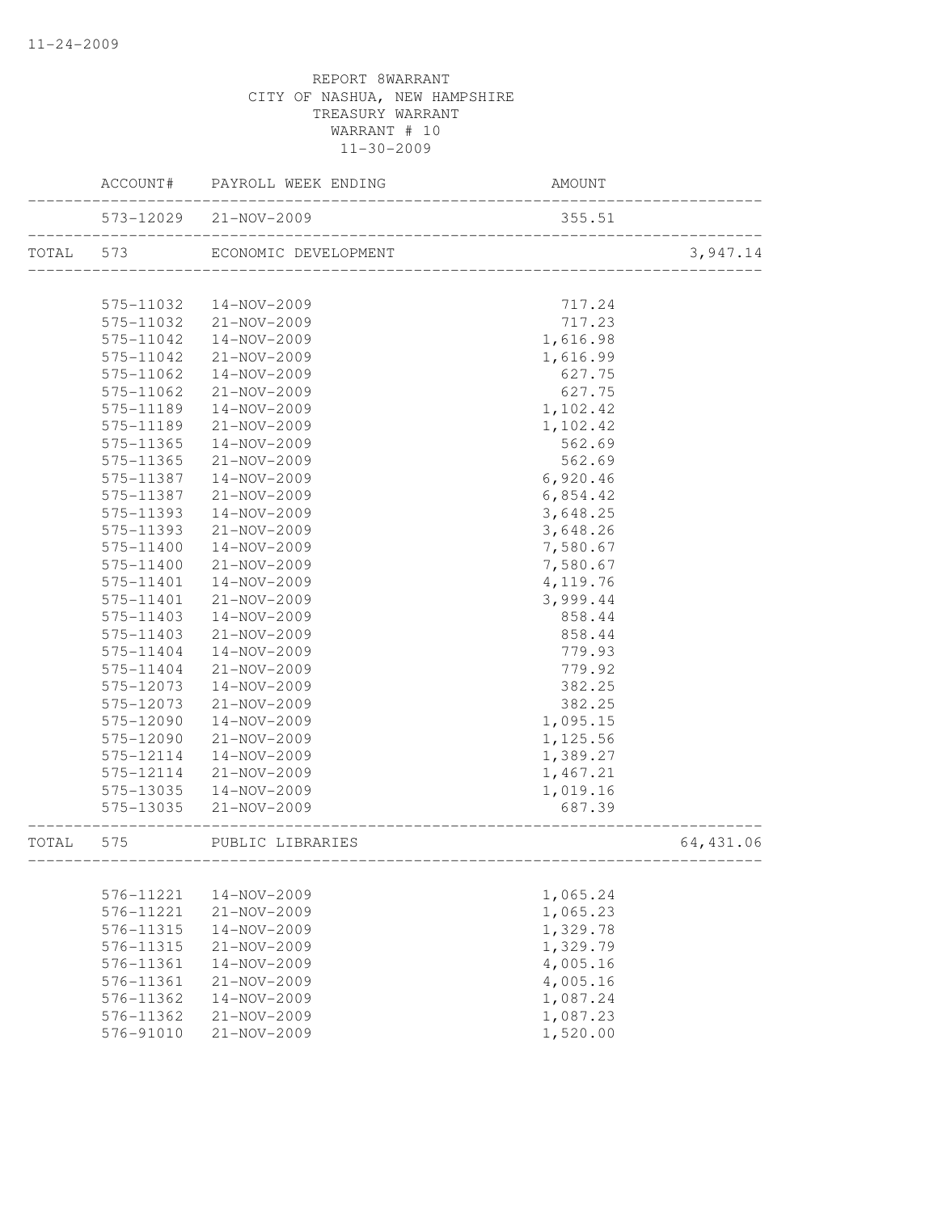REPORT 8WARRANT
CITY OF NASHUA, NEW HAMPSHIRE
TREASURY WARRANT
WARRANT # 10
11-30-2009

| | ACCOUNT# | PAYROLL WEEK ENDING | AMOUNT | |
|---|---|---|---|---|
| | 573-12029 | 21-NOV-2009 | 355.51 | |
| TOTAL | 573 | ECONOMIC DEVELOPMENT | | 3,947.14 |
| | 575-11032 | 14-NOV-2009 | 717.24 | |
| | 575-11032 | 21-NOV-2009 | 717.23 | |
| | 575-11042 | 14-NOV-2009 | 1,616.98 | |
| | 575-11042 | 21-NOV-2009 | 1,616.99 | |
| | 575-11062 | 14-NOV-2009 | 627.75 | |
| | 575-11062 | 21-NOV-2009 | 627.75 | |
| | 575-11189 | 14-NOV-2009 | 1,102.42 | |
| | 575-11189 | 21-NOV-2009 | 1,102.42 | |
| | 575-11365 | 14-NOV-2009 | 562.69 | |
| | 575-11365 | 21-NOV-2009 | 562.69 | |
| | 575-11387 | 14-NOV-2009 | 6,920.46 | |
| | 575-11387 | 21-NOV-2009 | 6,854.42 | |
| | 575-11393 | 14-NOV-2009 | 3,648.25 | |
| | 575-11393 | 21-NOV-2009 | 3,648.26 | |
| | 575-11400 | 14-NOV-2009 | 7,580.67 | |
| | 575-11400 | 21-NOV-2009 | 7,580.67 | |
| | 575-11401 | 14-NOV-2009 | 4,119.76 | |
| | 575-11401 | 21-NOV-2009 | 3,999.44 | |
| | 575-11403 | 14-NOV-2009 | 858.44 | |
| | 575-11403 | 21-NOV-2009 | 858.44 | |
| | 575-11404 | 14-NOV-2009 | 779.93 | |
| | 575-11404 | 21-NOV-2009 | 779.92 | |
| | 575-12073 | 14-NOV-2009 | 382.25 | |
| | 575-12073 | 21-NOV-2009 | 382.25 | |
| | 575-12090 | 14-NOV-2009 | 1,095.15 | |
| | 575-12090 | 21-NOV-2009 | 1,125.56 | |
| | 575-12114 | 14-NOV-2009 | 1,389.27 | |
| | 575-12114 | 21-NOV-2009 | 1,467.21 | |
| | 575-13035 | 14-NOV-2009 | 1,019.16 | |
| | 575-13035 | 21-NOV-2009 | 687.39 | |
| TOTAL | 575 | PUBLIC LIBRARIES | | 64,431.06 |
| | 576-11221 | 14-NOV-2009 | 1,065.24 | |
| | 576-11221 | 21-NOV-2009 | 1,065.23 | |
| | 576-11315 | 14-NOV-2009 | 1,329.78 | |
| | 576-11315 | 21-NOV-2009 | 1,329.79 | |
| | 576-11361 | 14-NOV-2009 | 4,005.16 | |
| | 576-11361 | 21-NOV-2009 | 4,005.16 | |
| | 576-11362 | 14-NOV-2009 | 1,087.24 | |
| | 576-11362 | 21-NOV-2009 | 1,087.23 | |
| | 576-91010 | 21-NOV-2009 | 1,520.00 | |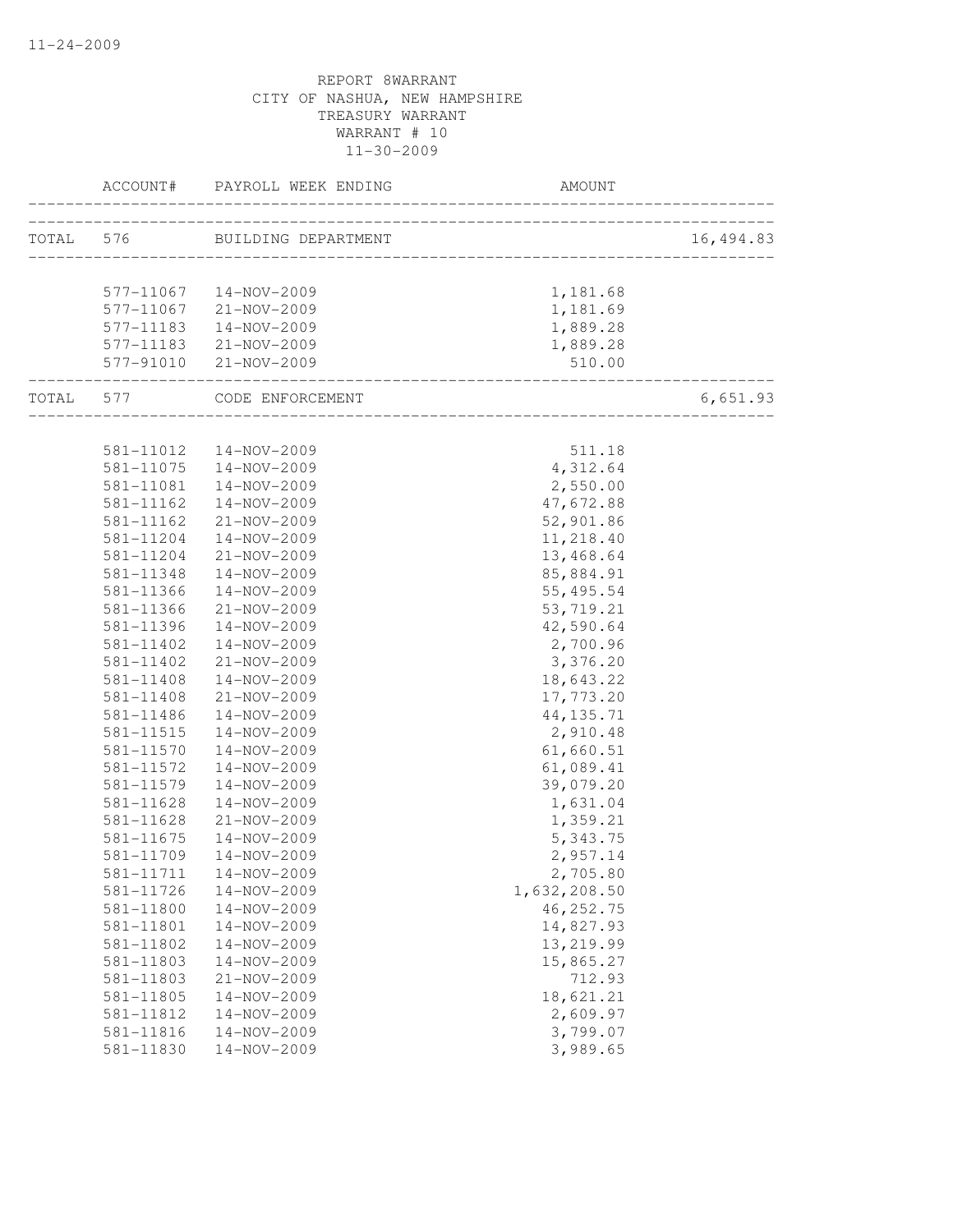11-24-2009

REPORT 8WARRANT
CITY OF NASHUA, NEW HAMPSHIRE
TREASURY WARRANT
WARRANT # 10
11-30-2009

| ACCOUNT# | PAYROLL WEEK ENDING | AMOUNT | |
|---|---|---|---|
| TOTAL 576 | BUILDING DEPARTMENT | | 16,494.83 |
| 577-11067 | 14-NOV-2009 | 1,181.68 | |
| 577-11067 | 21-NOV-2009 | 1,181.69 | |
| 577-11183 | 14-NOV-2009 | 1,889.28 | |
| 577-11183 | 21-NOV-2009 | 1,889.28 | |
| 577-91010 | 21-NOV-2009 | 510.00 | |
| TOTAL 577 | CODE ENFORCEMENT | | 6,651.93 |
| 581-11012 | 14-NOV-2009 | 511.18 | |
| 581-11075 | 14-NOV-2009 | 4,312.64 | |
| 581-11081 | 14-NOV-2009 | 2,550.00 | |
| 581-11162 | 14-NOV-2009 | 47,672.88 | |
| 581-11162 | 21-NOV-2009 | 52,901.86 | |
| 581-11204 | 14-NOV-2009 | 11,218.40 | |
| 581-11204 | 21-NOV-2009 | 13,468.64 | |
| 581-11348 | 14-NOV-2009 | 85,884.91 | |
| 581-11366 | 14-NOV-2009 | 55,495.54 | |
| 581-11366 | 21-NOV-2009 | 53,719.21 | |
| 581-11396 | 14-NOV-2009 | 42,590.64 | |
| 581-11402 | 14-NOV-2009 | 2,700.96 | |
| 581-11402 | 21-NOV-2009 | 3,376.20 | |
| 581-11408 | 14-NOV-2009 | 18,643.22 | |
| 581-11408 | 21-NOV-2009 | 17,773.20 | |
| 581-11486 | 14-NOV-2009 | 44,135.71 | |
| 581-11515 | 14-NOV-2009 | 2,910.48 | |
| 581-11570 | 14-NOV-2009 | 61,660.51 | |
| 581-11572 | 14-NOV-2009 | 61,089.41 | |
| 581-11579 | 14-NOV-2009 | 39,079.20 | |
| 581-11628 | 14-NOV-2009 | 1,631.04 | |
| 581-11628 | 21-NOV-2009 | 1,359.21 | |
| 581-11675 | 14-NOV-2009 | 5,343.75 | |
| 581-11709 | 14-NOV-2009 | 2,957.14 | |
| 581-11711 | 14-NOV-2009 | 2,705.80 | |
| 581-11726 | 14-NOV-2009 | 1,632,208.50 | |
| 581-11800 | 14-NOV-2009 | 46,252.75 | |
| 581-11801 | 14-NOV-2009 | 14,827.93 | |
| 581-11802 | 14-NOV-2009 | 13,219.99 | |
| 581-11803 | 14-NOV-2009 | 15,865.27 | |
| 581-11803 | 21-NOV-2009 | 712.93 | |
| 581-11805 | 14-NOV-2009 | 18,621.21 | |
| 581-11812 | 14-NOV-2009 | 2,609.97 | |
| 581-11816 | 14-NOV-2009 | 3,799.07 | |
| 581-11830 | 14-NOV-2009 | 3,989.65 | |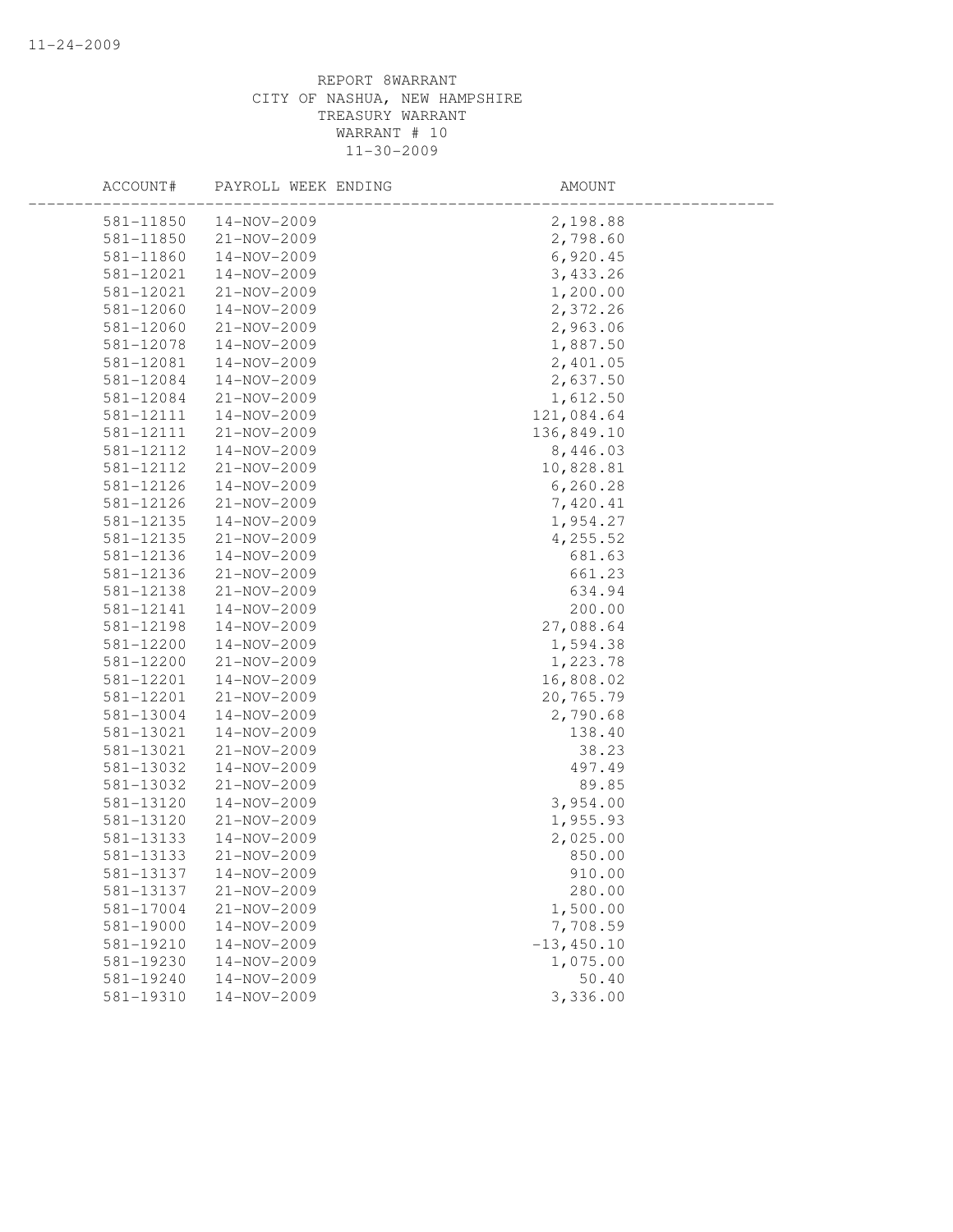REPORT 8WARRANT
CITY OF NASHUA, NEW HAMPSHIRE
TREASURY WARRANT
WARRANT # 10
11-30-2009

| ACCOUNT# | PAYROLL WEEK ENDING | AMOUNT |
|---|---|---|
| 581-11850 | 14-NOV-2009 | 2,198.88 |
| 581-11850 | 21-NOV-2009 | 2,798.60 |
| 581-11860 | 14-NOV-2009 | 6,920.45 |
| 581-12021 | 14-NOV-2009 | 3,433.26 |
| 581-12021 | 21-NOV-2009 | 1,200.00 |
| 581-12060 | 14-NOV-2009 | 2,372.26 |
| 581-12060 | 21-NOV-2009 | 2,963.06 |
| 581-12078 | 14-NOV-2009 | 1,887.50 |
| 581-12081 | 14-NOV-2009 | 2,401.05 |
| 581-12084 | 14-NOV-2009 | 2,637.50 |
| 581-12084 | 21-NOV-2009 | 1,612.50 |
| 581-12111 | 14-NOV-2009 | 121,084.64 |
| 581-12111 | 21-NOV-2009 | 136,849.10 |
| 581-12112 | 14-NOV-2009 | 8,446.03 |
| 581-12112 | 21-NOV-2009 | 10,828.81 |
| 581-12126 | 14-NOV-2009 | 6,260.28 |
| 581-12126 | 21-NOV-2009 | 7,420.41 |
| 581-12135 | 14-NOV-2009 | 1,954.27 |
| 581-12135 | 21-NOV-2009 | 4,255.52 |
| 581-12136 | 14-NOV-2009 | 681.63 |
| 581-12136 | 21-NOV-2009 | 661.23 |
| 581-12138 | 21-NOV-2009 | 634.94 |
| 581-12141 | 14-NOV-2009 | 200.00 |
| 581-12198 | 14-NOV-2009 | 27,088.64 |
| 581-12200 | 14-NOV-2009 | 1,594.38 |
| 581-12200 | 21-NOV-2009 | 1,223.78 |
| 581-12201 | 14-NOV-2009 | 16,808.02 |
| 581-12201 | 21-NOV-2009 | 20,765.79 |
| 581-13004 | 14-NOV-2009 | 2,790.68 |
| 581-13021 | 14-NOV-2009 | 138.40 |
| 581-13021 | 21-NOV-2009 | 38.23 |
| 581-13032 | 14-NOV-2009 | 497.49 |
| 581-13032 | 21-NOV-2009 | 89.85 |
| 581-13120 | 14-NOV-2009 | 3,954.00 |
| 581-13120 | 21-NOV-2009 | 1,955.93 |
| 581-13133 | 14-NOV-2009 | 2,025.00 |
| 581-13133 | 21-NOV-2009 | 850.00 |
| 581-13137 | 14-NOV-2009 | 910.00 |
| 581-13137 | 21-NOV-2009 | 280.00 |
| 581-17004 | 21-NOV-2009 | 1,500.00 |
| 581-19000 | 14-NOV-2009 | 7,708.59 |
| 581-19210 | 14-NOV-2009 | -13,450.10 |
| 581-19230 | 14-NOV-2009 | 1,075.00 |
| 581-19240 | 14-NOV-2009 | 50.40 |
| 581-19310 | 14-NOV-2009 | 3,336.00 |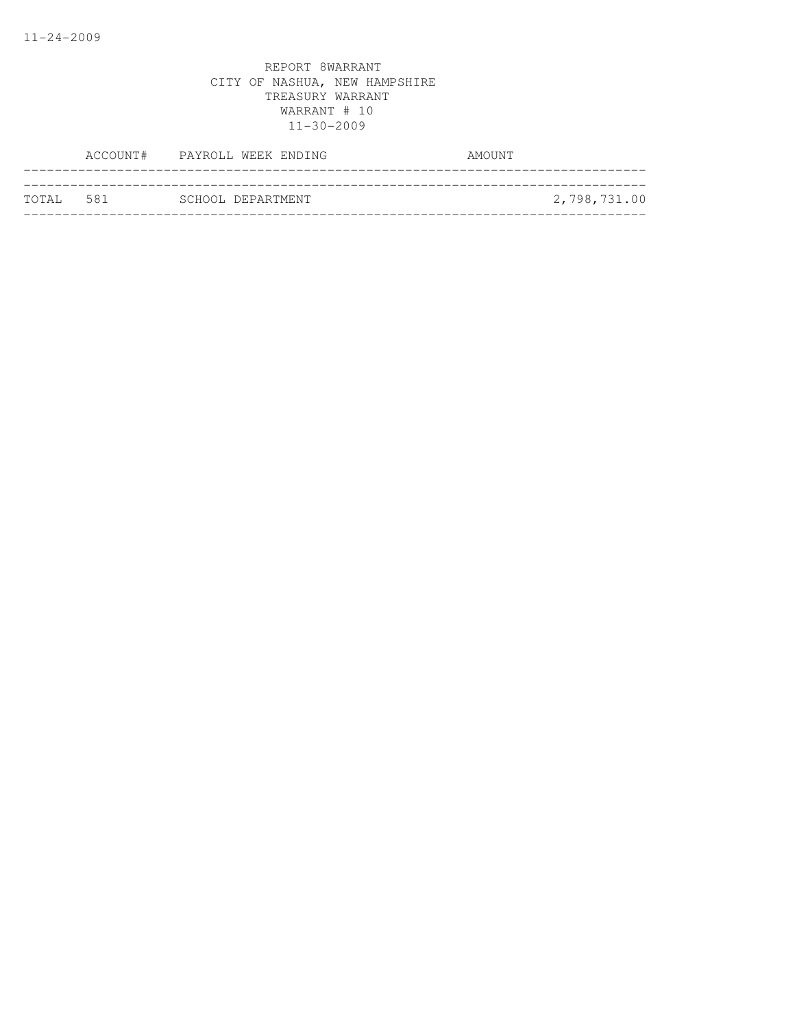11-24-2009

REPORT 8WARRANT
CITY OF NASHUA, NEW HAMPSHIRE
TREASURY WARRANT
WARRANT # 10
11-30-2009

| | ACCOUNT# | PAYROLL WEEK ENDING | AMOUNT |
|---|---|---|---|
| TOTAL | 581 | SCHOOL DEPARTMENT | 2,798,731.00 |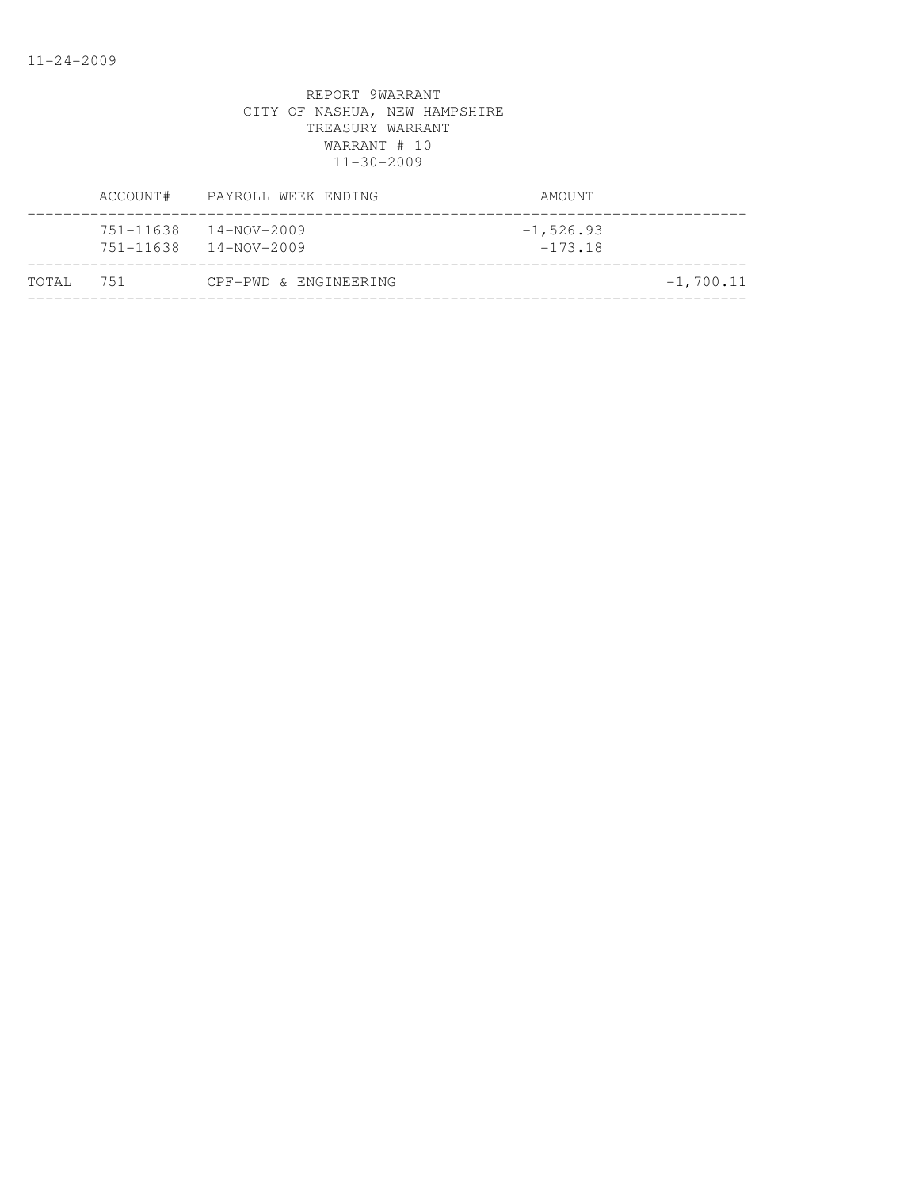REPORT 9WARRANT
CITY OF NASHUA, NEW HAMPSHIRE
TREASURY WARRANT
WARRANT # 10
11-30-2009

| | ACCOUNT# | PAYROLL WEEK ENDING | AMOUNT | |
|---|---|---|---|---|
| | 751-11638 | 14-NOV-2009 | -1,526.93 | |
| | 751-11638 | 14-NOV-2009 | -173.18 | |
| TOTAL | 751 | CPF-PWD & ENGINEERING | | -1,700.11 |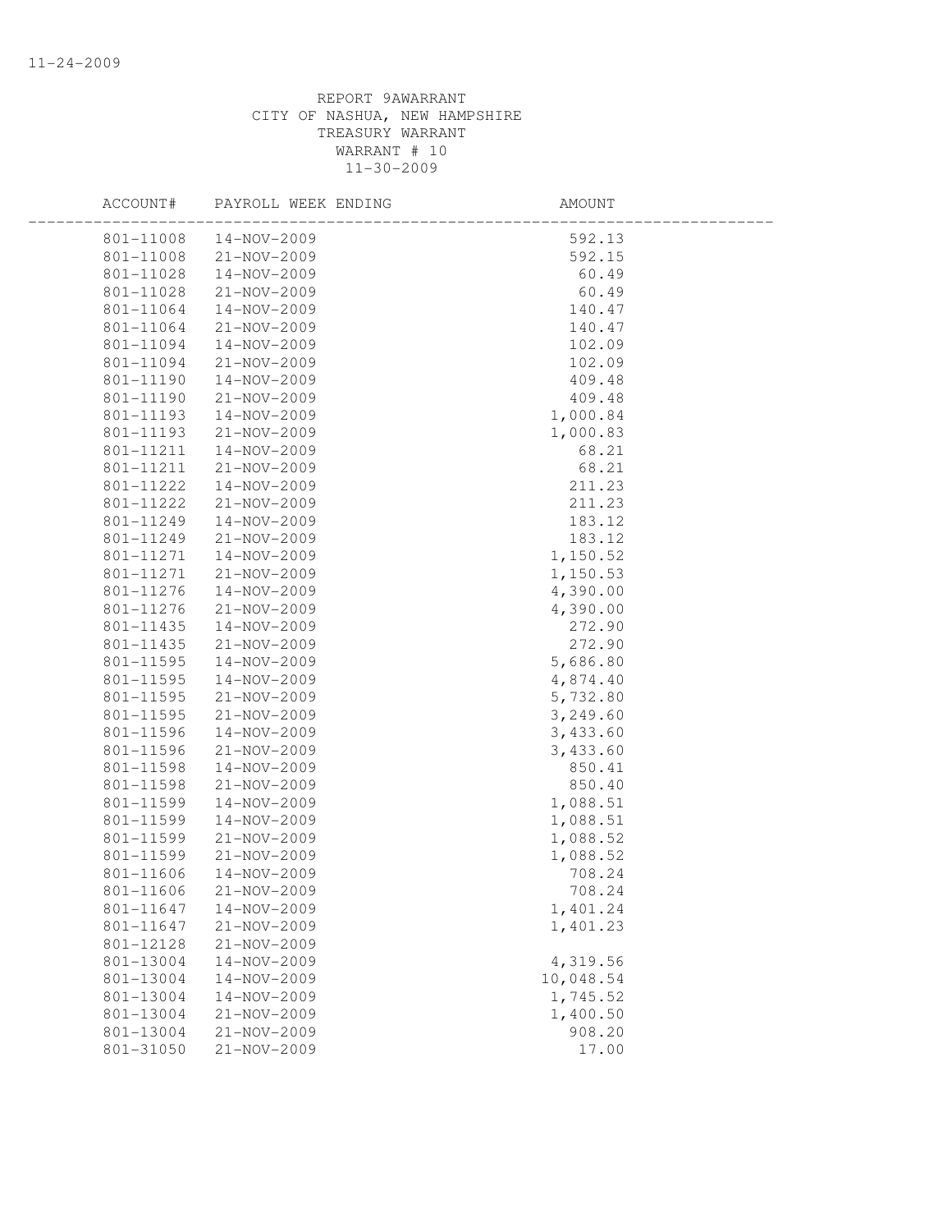REPORT 9AWARRANT
CITY OF NASHUA, NEW HAMPSHIRE
TREASURY WARRANT
WARRANT # 10
11-30-2009

| ACCOUNT# | PAYROLL WEEK ENDING | AMOUNT |
|---|---|---|
| 801-11008 | 14-NOV-2009 | 592.13 |
| 801-11008 | 21-NOV-2009 | 592.15 |
| 801-11028 | 14-NOV-2009 | 60.49 |
| 801-11028 | 21-NOV-2009 | 60.49 |
| 801-11064 | 14-NOV-2009 | 140.47 |
| 801-11064 | 21-NOV-2009 | 140.47 |
| 801-11094 | 14-NOV-2009 | 102.09 |
| 801-11094 | 21-NOV-2009 | 102.09 |
| 801-11190 | 14-NOV-2009 | 409.48 |
| 801-11190 | 21-NOV-2009 | 409.48 |
| 801-11193 | 14-NOV-2009 | 1,000.84 |
| 801-11193 | 21-NOV-2009 | 1,000.83 |
| 801-11211 | 14-NOV-2009 | 68.21 |
| 801-11211 | 21-NOV-2009 | 68.21 |
| 801-11222 | 14-NOV-2009 | 211.23 |
| 801-11222 | 21-NOV-2009 | 211.23 |
| 801-11249 | 14-NOV-2009 | 183.12 |
| 801-11249 | 21-NOV-2009 | 183.12 |
| 801-11271 | 14-NOV-2009 | 1,150.52 |
| 801-11271 | 21-NOV-2009 | 1,150.53 |
| 801-11276 | 14-NOV-2009 | 4,390.00 |
| 801-11276 | 21-NOV-2009 | 4,390.00 |
| 801-11435 | 14-NOV-2009 | 272.90 |
| 801-11435 | 21-NOV-2009 | 272.90 |
| 801-11595 | 14-NOV-2009 | 5,686.80 |
| 801-11595 | 14-NOV-2009 | 4,874.40 |
| 801-11595 | 21-NOV-2009 | 5,732.80 |
| 801-11595 | 21-NOV-2009 | 3,249.60 |
| 801-11596 | 14-NOV-2009 | 3,433.60 |
| 801-11596 | 21-NOV-2009 | 3,433.60 |
| 801-11598 | 14-NOV-2009 | 850.41 |
| 801-11598 | 21-NOV-2009 | 850.40 |
| 801-11599 | 14-NOV-2009 | 1,088.51 |
| 801-11599 | 14-NOV-2009 | 1,088.51 |
| 801-11599 | 21-NOV-2009 | 1,088.52 |
| 801-11599 | 21-NOV-2009 | 1,088.52 |
| 801-11606 | 14-NOV-2009 | 708.24 |
| 801-11606 | 21-NOV-2009 | 708.24 |
| 801-11647 | 14-NOV-2009 | 1,401.24 |
| 801-11647 | 21-NOV-2009 | 1,401.23 |
| 801-12128 | 21-NOV-2009 | |
| 801-13004 | 14-NOV-2009 | 4,319.56 |
| 801-13004 | 14-NOV-2009 | 10,048.54 |
| 801-13004 | 14-NOV-2009 | 1,745.52 |
| 801-13004 | 21-NOV-2009 | 1,400.50 |
| 801-13004 | 21-NOV-2009 | 908.20 |
| 801-31050 | 21-NOV-2009 | 17.00 |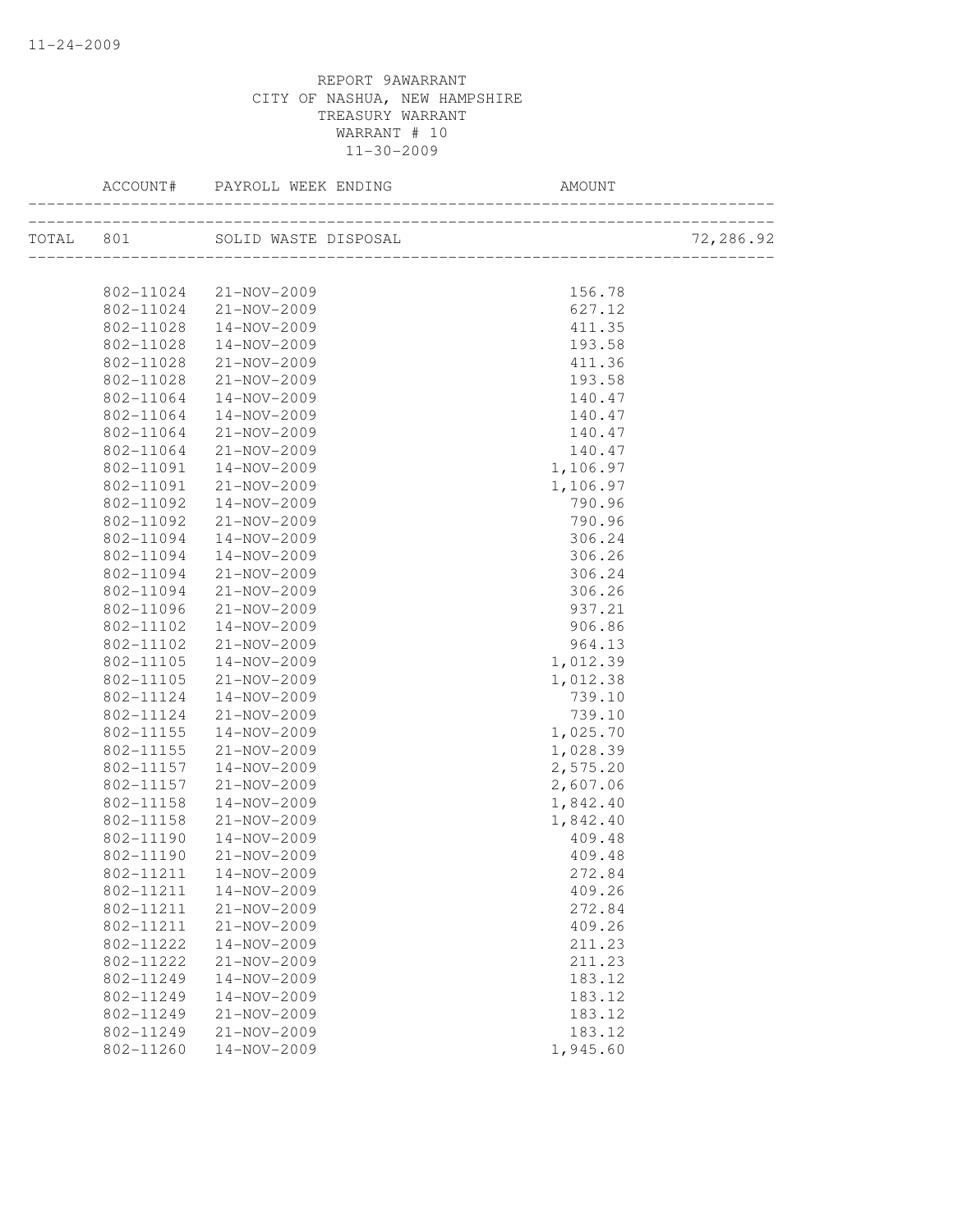REPORT 9AWARRANT
CITY OF NASHUA, NEW HAMPSHIRE
TREASURY WARRANT
WARRANT # 10
11-30-2009

| | ACCOUNT# | PAYROLL WEEK ENDING | AMOUNT | |
|---|---|---|---|---|
| TOTAL | 801 | SOLID WASTE DISPOSAL | | 72,286.92 |
| | 802-11024 | 21-NOV-2009 | 156.78 | |
| | 802-11024 | 21-NOV-2009 | 627.12 | |
| | 802-11028 | 14-NOV-2009 | 411.35 | |
| | 802-11028 | 14-NOV-2009 | 193.58 | |
| | 802-11028 | 21-NOV-2009 | 411.36 | |
| | 802-11028 | 21-NOV-2009 | 193.58 | |
| | 802-11064 | 14-NOV-2009 | 140.47 | |
| | 802-11064 | 14-NOV-2009 | 140.47 | |
| | 802-11064 | 21-NOV-2009 | 140.47 | |
| | 802-11064 | 21-NOV-2009 | 140.47 | |
| | 802-11091 | 14-NOV-2009 | 1,106.97 | |
| | 802-11091 | 21-NOV-2009 | 1,106.97 | |
| | 802-11092 | 14-NOV-2009 | 790.96 | |
| | 802-11092 | 21-NOV-2009 | 790.96 | |
| | 802-11094 | 14-NOV-2009 | 306.24 | |
| | 802-11094 | 14-NOV-2009 | 306.26 | |
| | 802-11094 | 21-NOV-2009 | 306.24 | |
| | 802-11094 | 21-NOV-2009 | 306.26 | |
| | 802-11096 | 21-NOV-2009 | 937.21 | |
| | 802-11102 | 14-NOV-2009 | 906.86 | |
| | 802-11102 | 21-NOV-2009 | 964.13 | |
| | 802-11105 | 14-NOV-2009 | 1,012.39 | |
| | 802-11105 | 21-NOV-2009 | 1,012.38 | |
| | 802-11124 | 14-NOV-2009 | 739.10 | |
| | 802-11124 | 21-NOV-2009 | 739.10 | |
| | 802-11155 | 14-NOV-2009 | 1,025.70 | |
| | 802-11155 | 21-NOV-2009 | 1,028.39 | |
| | 802-11157 | 14-NOV-2009 | 2,575.20 | |
| | 802-11157 | 21-NOV-2009 | 2,607.06 | |
| | 802-11158 | 14-NOV-2009 | 1,842.40 | |
| | 802-11158 | 21-NOV-2009 | 1,842.40 | |
| | 802-11190 | 14-NOV-2009 | 409.48 | |
| | 802-11190 | 21-NOV-2009 | 409.48 | |
| | 802-11211 | 14-NOV-2009 | 272.84 | |
| | 802-11211 | 14-NOV-2009 | 409.26 | |
| | 802-11211 | 21-NOV-2009 | 272.84 | |
| | 802-11211 | 21-NOV-2009 | 409.26 | |
| | 802-11222 | 14-NOV-2009 | 211.23 | |
| | 802-11222 | 21-NOV-2009 | 211.23 | |
| | 802-11249 | 14-NOV-2009 | 183.12 | |
| | 802-11249 | 14-NOV-2009 | 183.12 | |
| | 802-11249 | 21-NOV-2009 | 183.12 | |
| | 802-11249 | 21-NOV-2009 | 183.12 | |
| | 802-11260 | 14-NOV-2009 | 1,945.60 | |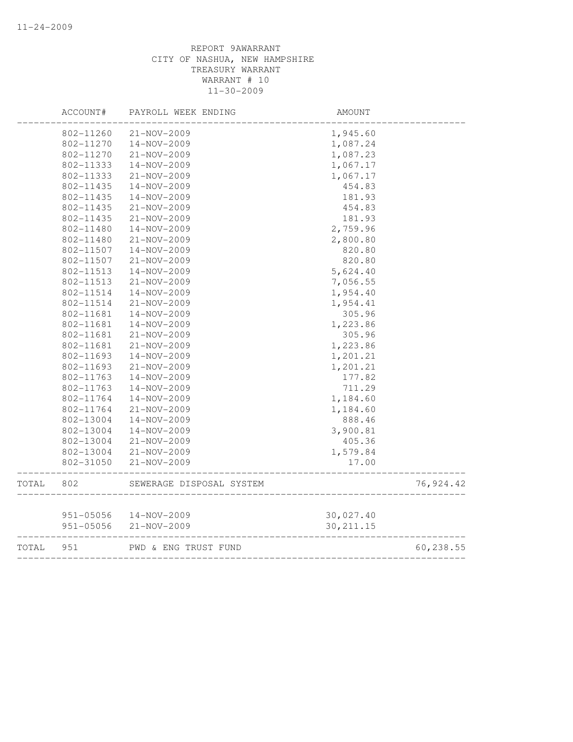REPORT 9AWARRANT
CITY OF NASHUA, NEW HAMPSHIRE
TREASURY WARRANT
WARRANT # 10
11-30-2009

| | ACCOUNT# | PAYROLL WEEK ENDING | AMOUNT | |
|---|---|---|---|---|
| | 802-11260 | 21-NOV-2009 | 1,945.60 | |
| | 802-11270 | 14-NOV-2009 | 1,087.24 | |
| | 802-11270 | 21-NOV-2009 | 1,087.23 | |
| | 802-11333 | 14-NOV-2009 | 1,067.17 | |
| | 802-11333 | 21-NOV-2009 | 1,067.17 | |
| | 802-11435 | 14-NOV-2009 | 454.83 | |
| | 802-11435 | 14-NOV-2009 | 181.93 | |
| | 802-11435 | 21-NOV-2009 | 454.83 | |
| | 802-11435 | 21-NOV-2009 | 181.93 | |
| | 802-11480 | 14-NOV-2009 | 2,759.96 | |
| | 802-11480 | 21-NOV-2009 | 2,800.80 | |
| | 802-11507 | 14-NOV-2009 | 820.80 | |
| | 802-11507 | 21-NOV-2009 | 820.80 | |
| | 802-11513 | 14-NOV-2009 | 5,624.40 | |
| | 802-11513 | 21-NOV-2009 | 7,056.55 | |
| | 802-11514 | 14-NOV-2009 | 1,954.40 | |
| | 802-11514 | 21-NOV-2009 | 1,954.41 | |
| | 802-11681 | 14-NOV-2009 | 305.96 | |
| | 802-11681 | 14-NOV-2009 | 1,223.86 | |
| | 802-11681 | 21-NOV-2009 | 305.96 | |
| | 802-11681 | 21-NOV-2009 | 1,223.86 | |
| | 802-11693 | 14-NOV-2009 | 1,201.21 | |
| | 802-11693 | 21-NOV-2009 | 1,201.21 | |
| | 802-11763 | 14-NOV-2009 | 177.82 | |
| | 802-11763 | 14-NOV-2009 | 711.29 | |
| | 802-11764 | 14-NOV-2009 | 1,184.60 | |
| | 802-11764 | 21-NOV-2009 | 1,184.60 | |
| | 802-13004 | 14-NOV-2009 | 888.46 | |
| | 802-13004 | 14-NOV-2009 | 3,900.81 | |
| | 802-13004 | 21-NOV-2009 | 405.36 | |
| | 802-13004 | 21-NOV-2009 | 1,579.84 | |
| | 802-31050 | 21-NOV-2009 | 17.00 | |
| TOTAL | 802 | SEWERAGE DISPOSAL SYSTEM | | 76,924.42 |
| | 951-05056 | 14-NOV-2009 | 30,027.40 | |
| | 951-05056 | 21-NOV-2009 | 30,211.15 | |
| TOTAL | 951 | PWD & ENG TRUST FUND | | 60,238.55 |